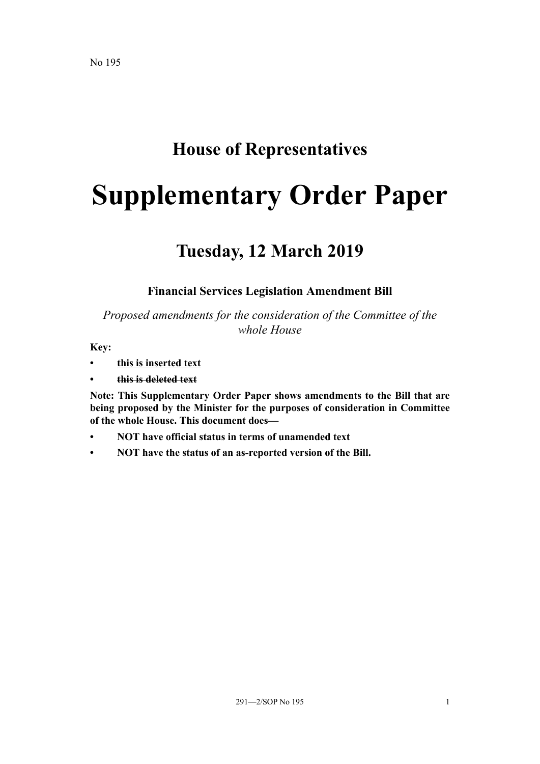No 195

# House of Representatives

# Supplementary Order Paper

## Tuesday, 12 March 2019

### Financial Services Legislation Amendment Bill

*Proposed amendments for the consideration of the Committee of the whole House*

**Key:**

- **<u>this is inserted text</u>**
- **~~this is deleted text~~**

**Note: This Supplementary Order Paper shows amendments to the Bill that are being proposed by the Minister for the purposes of consideration in Committee of the whole House. This document does—**

- **NOT have official status in terms of unamended text**
- **NOT have the status of an as-reported version of the Bill.**

291—2/SOP No 195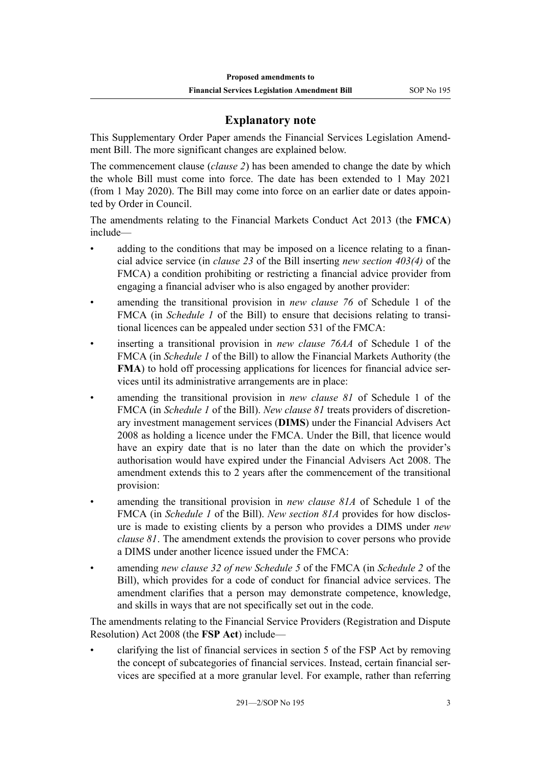## Explanatory note

This Supplementary Order Paper amends the Financial Services Legislation Amendment Bill. The more significant changes are explained below.

The commencement clause (*clause 2*) has been amended to change the date by which the whole Bill must come into force. The date has been extended to 1 May 2021 (from 1 May 2020). The Bill may come into force on an earlier date or dates appointed by Order in Council.

The amendments relating to the Financial Markets Conduct Act 2013 (the **FMCA**) include—

- adding to the conditions that may be imposed on a licence relating to a financial advice service (in *clause 23* of the Bill inserting *new section 403(4)* of the FMCA) a condition prohibiting or restricting a financial advice provider from engaging a financial adviser who is also engaged by another provider:
- amending the transitional provision in *new clause 76* of Schedule 1 of the FMCA (in *Schedule 1* of the Bill) to ensure that decisions relating to transitional licences can be appealed under section 531 of the FMCA:
- inserting a transitional provision in *new clause 76AA* of Schedule 1 of the FMCA (in *Schedule 1* of the Bill) to allow the Financial Markets Authority (the **FMA**) to hold off processing applications for licences for financial advice services until its administrative arrangements are in place:
- amending the transitional provision in *new clause 81* of Schedule 1 of the FMCA (in *Schedule 1* of the Bill). *New clause 81* treats providers of discretionary investment management services (**DIMS**) under the Financial Advisers Act 2008 as holding a licence under the FMCA. Under the Bill, that licence would have an expiry date that is no later than the date on which the provider's authorisation would have expired under the Financial Advisers Act 2008. The amendment extends this to 2 years after the commencement of the transitional provision:
- amending the transitional provision in *new clause 81A* of Schedule 1 of the FMCA (in *Schedule 1* of the Bill). *New section 81A* provides for how disclosure is made to existing clients by a person who provides a DIMS under *new clause 81*. The amendment extends the provision to cover persons who provide a DIMS under another licence issued under the FMCA:
- amending *new clause 32 of new Schedule 5* of the FMCA (in *Schedule 2* of the Bill), which provides for a code of conduct for financial advice services. The amendment clarifies that a person may demonstrate competence, knowledge, and skills in ways that are not specifically set out in the code.

The amendments relating to the Financial Service Providers (Registration and Dispute Resolution) Act 2008 (the **FSP Act**) include—

- clarifying the list of financial services in section 5 of the FSP Act by removing the concept of subcategories of financial services. Instead, certain financial services are specified at a more granular level. For example, rather than referring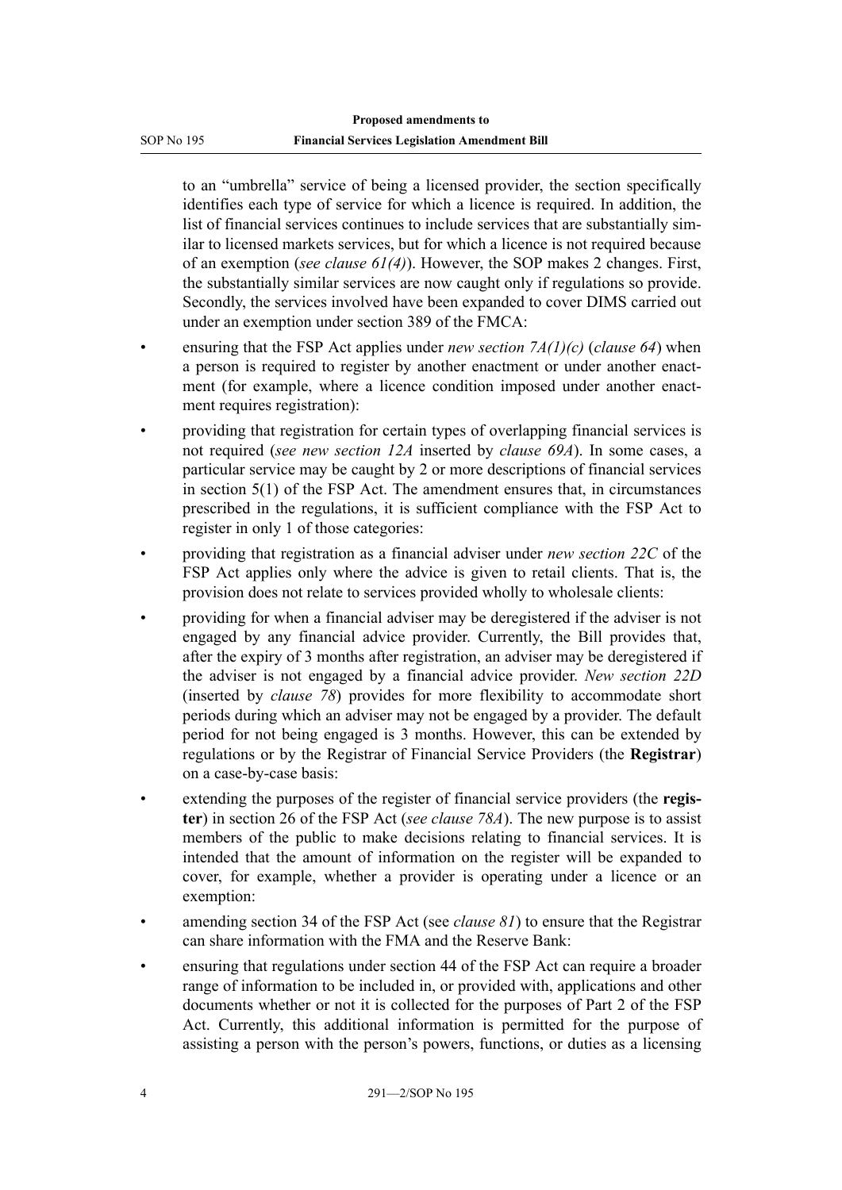to an "umbrella" service of being a licensed provider, the section specifically identifies each type of service for which a licence is required. In addition, the list of financial services continues to include services that are substantially similar to licensed markets services, but for which a licence is not required because of an exemption (*see clause 61(4)*). However, the SOP makes 2 changes. First, the substantially similar services are now caught only if regulations so provide. Secondly, the services involved have been expanded to cover DIMS carried out under an exemption under section 389 of the FMCA:

- ensuring that the FSP Act applies under *new section 7A(1)(c)* (*clause 64*) when a person is required to register by another enactment or under another enactment (for example, where a licence condition imposed under another enactment requires registration):
- providing that registration for certain types of overlapping financial services is not required (*see new section 12A* inserted by *clause 69A*). In some cases, a particular service may be caught by 2 or more descriptions of financial services in section 5(1) of the FSP Act. The amendment ensures that, in circumstances prescribed in the regulations, it is sufficient compliance with the FSP Act to register in only 1 of those categories:
- providing that registration as a financial adviser under *new section 22C* of the FSP Act applies only where the advice is given to retail clients. That is, the provision does not relate to services provided wholly to wholesale clients:
- providing for when a financial adviser may be deregistered if the adviser is not engaged by any financial advice provider. Currently, the Bill provides that, after the expiry of 3 months after registration, an adviser may be deregistered if the adviser is not engaged by a financial advice provider. *New section 22D* (inserted by *clause 78*) provides for more flexibility to accommodate short periods during which an adviser may not be engaged by a provider. The default period for not being engaged is 3 months. However, this can be extended by regulations or by the Registrar of Financial Service Providers (the **Registrar**) on a case-by-case basis:
- extending the purposes of the register of financial service providers (the **register**) in section 26 of the FSP Act (*see clause 78A*). The new purpose is to assist members of the public to make decisions relating to financial services. It is intended that the amount of information on the register will be expanded to cover, for example, whether a provider is operating under a licence or an exemption:
- amending section 34 of the FSP Act (see *clause 81*) to ensure that the Registrar can share information with the FMA and the Reserve Bank:
- ensuring that regulations under section 44 of the FSP Act can require a broader range of information to be included in, or provided with, applications and other documents whether or not it is collected for the purposes of Part 2 of the FSP Act. Currently, this additional information is permitted for the purpose of assisting a person with the person's powers, functions, or duties as a licensing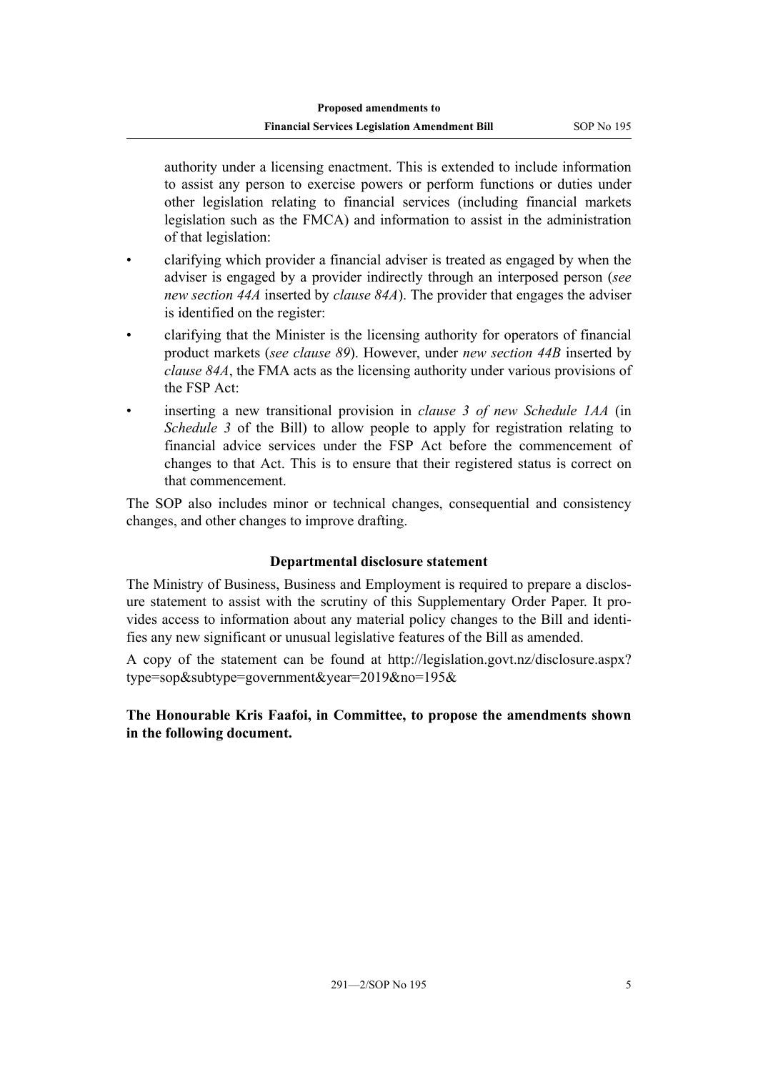authority under a licensing enactment. This is extended to include information to assist any person to exercise powers or perform functions or duties under other legislation relating to financial services (including financial markets legislation such as the FMCA) and information to assist in the administration of that legislation:

- clarifying which provider a financial adviser is treated as engaged by when the adviser is engaged by a provider indirectly through an interposed person (*see new section 44A* inserted by *clause 84A*). The provider that engages the adviser is identified on the register:
- clarifying that the Minister is the licensing authority for operators of financial product markets (*see clause 89*). However, under *new section 44B* inserted by *clause 84A*, the FMA acts as the licensing authority under various provisions of the FSP Act:
- inserting a new transitional provision in *clause 3 of new Schedule 1AA* (in *Schedule 3* of the Bill) to allow people to apply for registration relating to financial advice services under the FSP Act before the commencement of changes to that Act. This is to ensure that their registered status is correct on that commencement.

The SOP also includes minor or technical changes, consequential and consistency changes, and other changes to improve drafting.

### Departmental disclosure statement

The Ministry of Business, Business and Employment is required to prepare a disclosure statement to assist with the scrutiny of this Supplementary Order Paper. It provides access to information about any material policy changes to the Bill and identifies any new significant or unusual legislative features of the Bill as amended.

A copy of the statement can be found at http://legislation.govt.nz/disclosure.aspx?type=sop&subtype=government&year=2019&no=195&

**The Honourable Kris Faafoi, in Committee, to propose the amendments shown in the following document.**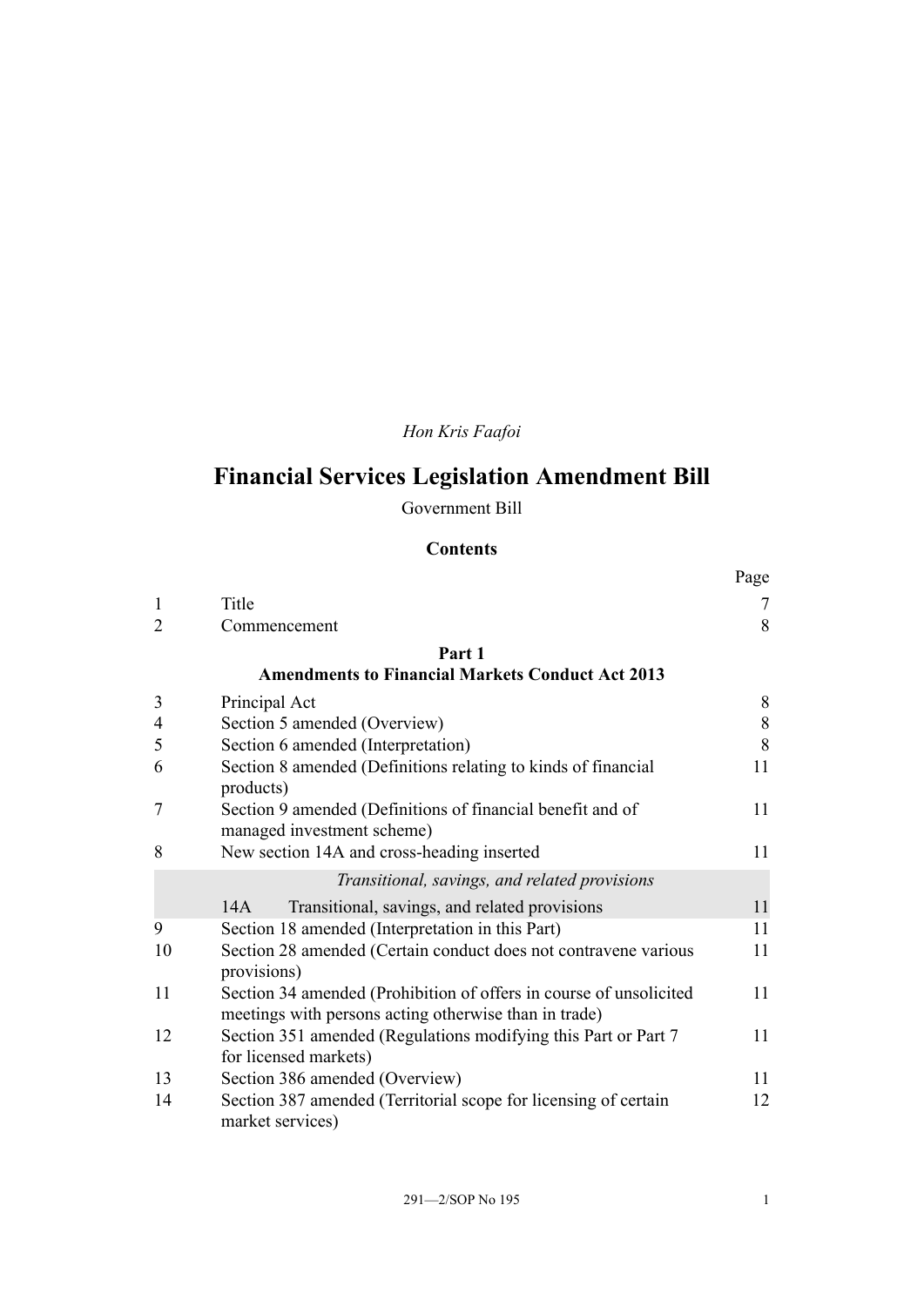*Hon Kris Faafoi*

# Financial Services Legislation Amendment Bill

Government Bill

## Contents

| | | Page |
|---|---|---|
| 1 | Title | 7 |
| 2 | Commencement | 8 |
| | **Part 1** **Amendments to Financial Markets Conduct Act 2013** | |
| 3 | Principal Act | 8 |
| 4 | Section 5 amended (Overview) | 8 |
| 5 | Section 6 amended (Interpretation) | 8 |
| 6 | Section 8 amended (Definitions relating to kinds of financial products) | 11 |
| 7 | Section 9 amended (Definitions of financial benefit and of managed investment scheme) | 11 |
| 8 | New section 14A and cross-heading inserted | 11 |
| | *Transitional, savings, and related provisions* | |
| | 14A Transitional, savings, and related provisions | 11 |
| 9 | Section 18 amended (Interpretation in this Part) | 11 |
| 10 | Section 28 amended (Certain conduct does not contravene various provisions) | 11 |
| 11 | Section 34 amended (Prohibition of offers in course of unsolicited meetings with persons acting otherwise than in trade) | 11 |
| 12 | Section 351 amended (Regulations modifying this Part or Part 7 for licensed markets) | 11 |
| 13 | Section 386 amended (Overview) | 11 |
| 14 | Section 387 amended (Territorial scope for licensing of certain market services) | 12 |

291—2/SOP No 195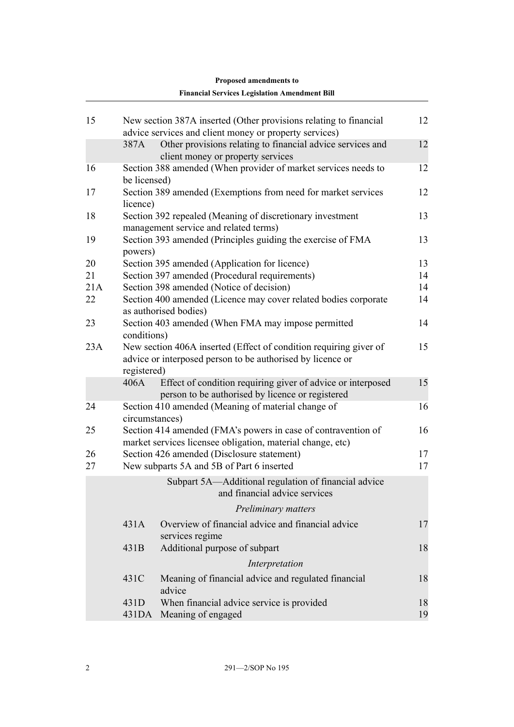| | | |
|---|---|---|
| 15 | New section 387A inserted (Other provisions relating to financial advice services and client money or property services) | 12 |
| | 387A Other provisions relating to financial advice services and client money or property services | 12 |
| 16 | Section 388 amended (When provider of market services needs to be licensed) | 12 |
| 17 | Section 389 amended (Exemptions from need for market services licence) | 12 |
| 18 | Section 392 repealed (Meaning of discretionary investment management service and related terms) | 13 |
| 19 | Section 393 amended (Principles guiding the exercise of FMA powers) | 13 |
| 20 | Section 395 amended (Application for licence) | 13 |
| 21 | Section 397 amended (Procedural requirements) | 14 |
| 21A | Section 398 amended (Notice of decision) | 14 |
| 22 | Section 400 amended (Licence may cover related bodies corporate as authorised bodies) | 14 |
| 23 | Section 403 amended (When FMA may impose permitted conditions) | 14 |
| 23A | New section 406A inserted (Effect of condition requiring giver of advice or interposed person to be authorised by licence or registered) | 15 |
| | 406A Effect of condition requiring giver of advice or interposed person to be authorised by licence or registered | 15 |
| 24 | Section 410 amended (Meaning of material change of circumstances) | 16 |
| 25 | Section 414 amended (FMA's powers in case of contravention of market services licensee obligation, material change, etc) | 16 |
| 26 | Section 426 amended (Disclosure statement) | 17 |
| 27 | New subparts 5A and 5B of Part 6 inserted | 17 |
| | **Subpart 5A—Additional regulation of financial advice and financial advice services** | |
| | *Preliminary matters* | |
| | 431A Overview of financial advice and financial advice services regime | 17 |
| | 431B Additional purpose of subpart | 18 |
| | *Interpretation* | |
| | 431C Meaning of financial advice and regulated financial advice | 18 |
| | 431D When financial advice service is provided | 18 |
| | 431DA Meaning of engaged | 19 |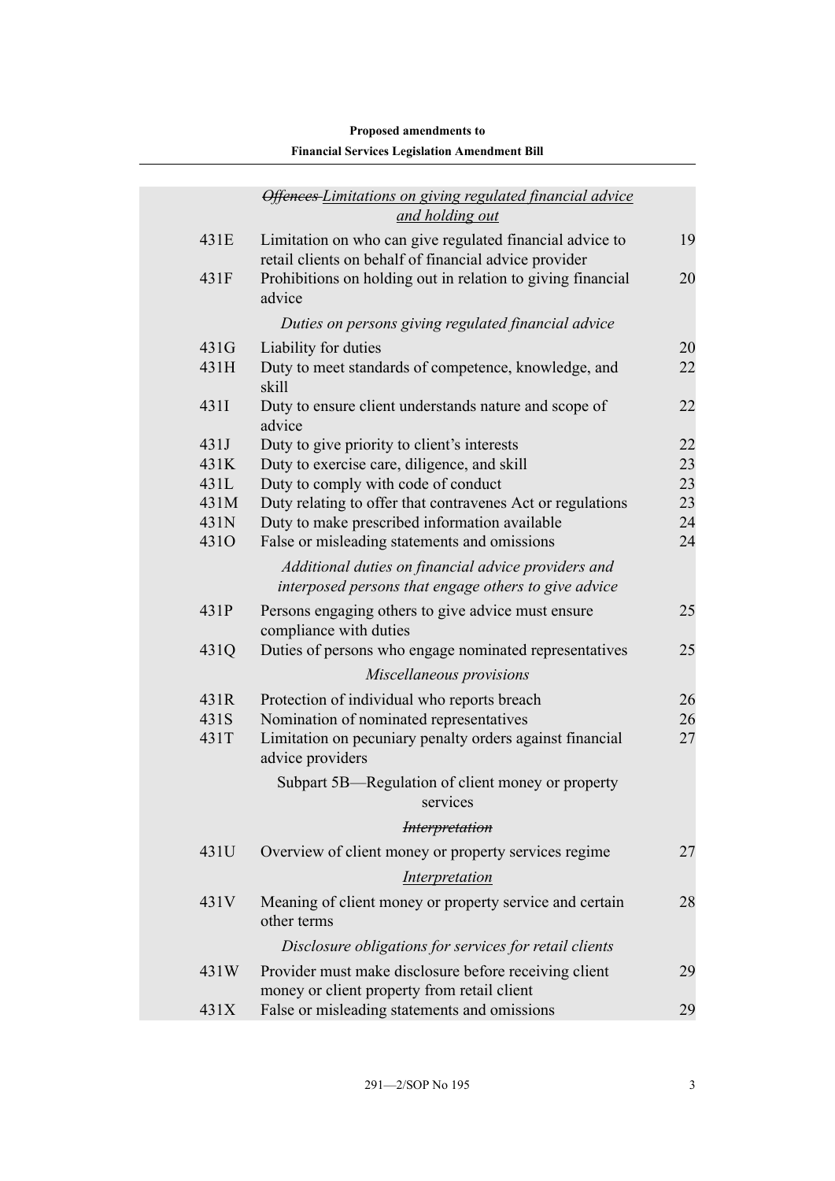*~~Offences~~ <u>Limitations on giving regulated financial advice and holding out</u>*

| | | |
|---|---|---|
| 431E | Limitation on who can give regulated financial advice to retail clients on behalf of financial advice provider | 19 |
| 431F | Prohibitions on holding out in relation to giving financial advice | 20 |

*Duties on persons giving regulated financial advice*

| | | |
|---|---|---|
| 431G | Liability for duties | 20 |
| 431H | Duty to meet standards of competence, knowledge, and skill | 22 |
| 431I | Duty to ensure client understands nature and scope of advice | 22 |
| 431J | Duty to give priority to client's interests | 22 |
| 431K | Duty to exercise care, diligence, and skill | 23 |
| 431L | Duty to comply with code of conduct | 23 |
| 431M | Duty relating to offer that contravenes Act or regulations | 23 |
| 431N | Duty to make prescribed information available | 24 |
| 431O | False or misleading statements and omissions | 24 |

*Additional duties on financial advice providers and interposed persons that engage others to give advice*

| | | |
|---|---|---|
| 431P | Persons engaging others to give advice must ensure compliance with duties | 25 |
| 431Q | Duties of persons who engage nominated representatives | 25 |

*Miscellaneous provisions*

| | | |
|---|---|---|
| 431R | Protection of individual who reports breach | 26 |
| 431S | Nomination of nominated representatives | 26 |
| 431T | Limitation on pecuniary penalty orders against financial advice providers | 27 |

Subpart 5B—Regulation of client money or property services

*~~Interpretation~~*

| | | |
|---|---|---|
| 431U | Overview of client money or property services regime | 27 |

*<u>Interpretation</u>*

| | | |
|---|---|---|
| 431V | Meaning of client money or property service and certain other terms | 28 |

*Disclosure obligations for services for retail clients*

| | | |
|---|---|---|
| 431W | Provider must make disclosure before receiving client money or client property from retail client | 29 |
| 431X | False or misleading statements and omissions | 29 |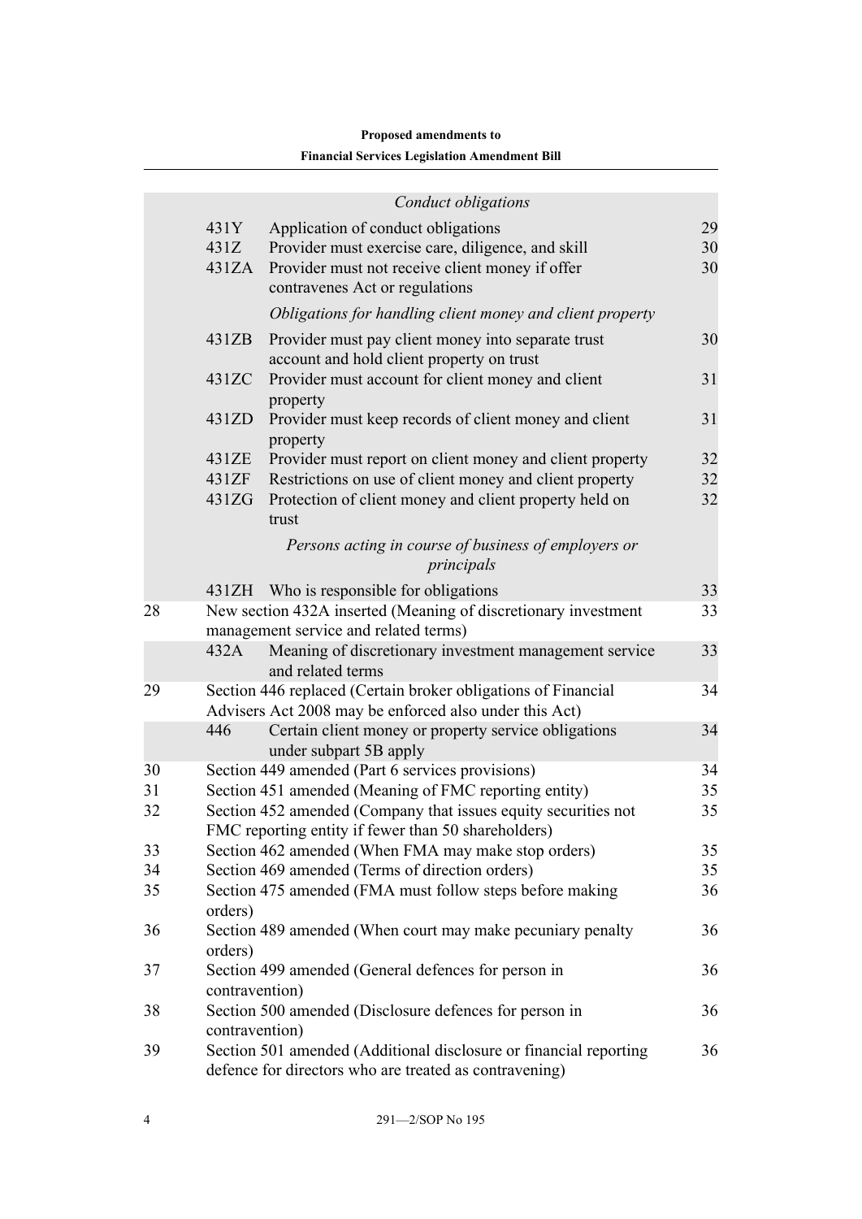*Conduct obligations*

| | | | |
|---|---|---|---|
| | 431Y | Application of conduct obligations | 29 |
| | 431Z | Provider must exercise care, diligence, and skill | 30 |
| | 431ZA | Provider must not receive client money if offer contravenes Act or regulations | 30 |
| | | *Obligations for handling client money and client property* | |
| | 431ZB | Provider must pay client money into separate trust account and hold client property on trust | 30 |
| | 431ZC | Provider must account for client money and client property | 31 |
| | 431ZD | Provider must keep records of client money and client property | 31 |
| | 431ZE | Provider must report on client money and client property | 32 |
| | 431ZF | Restrictions on use of client money and client property | 32 |
| | 431ZG | Protection of client money and client property held on trust | 32 |
| | | *Persons acting in course of business of employers or principals* | |
| | 431ZH | Who is responsible for obligations | 33 |
| 28 | New section 432A inserted (Meaning of discretionary investment management service and related terms) | | 33 |
| | 432A | Meaning of discretionary investment management service and related terms | 33 |
| 29 | Section 446 replaced (Certain broker obligations of Financial Advisers Act 2008 may be enforced also under this Act) | | 34 |
| | 446 | Certain client money or property service obligations under subpart 5B apply | 34 |
| 30 | Section 449 amended (Part 6 services provisions) | | 34 |
| 31 | Section 451 amended (Meaning of FMC reporting entity) | | 35 |
| 32 | Section 452 amended (Company that issues equity securities not FMC reporting entity if fewer than 50 shareholders) | | 35 |
| 33 | Section 462 amended (When FMA may make stop orders) | | 35 |
| 34 | Section 469 amended (Terms of direction orders) | | 35 |
| 35 | Section 475 amended (FMA must follow steps before making orders) | | 36 |
| 36 | Section 489 amended (When court may make pecuniary penalty orders) | | 36 |
| 37 | Section 499 amended (General defences for person in contravention) | | 36 |
| 38 | Section 500 amended (Disclosure defences for person in contravention) | | 36 |
| 39 | Section 501 amended (Additional disclosure or financial reporting defence for directors who are treated as contravening) | | 36 |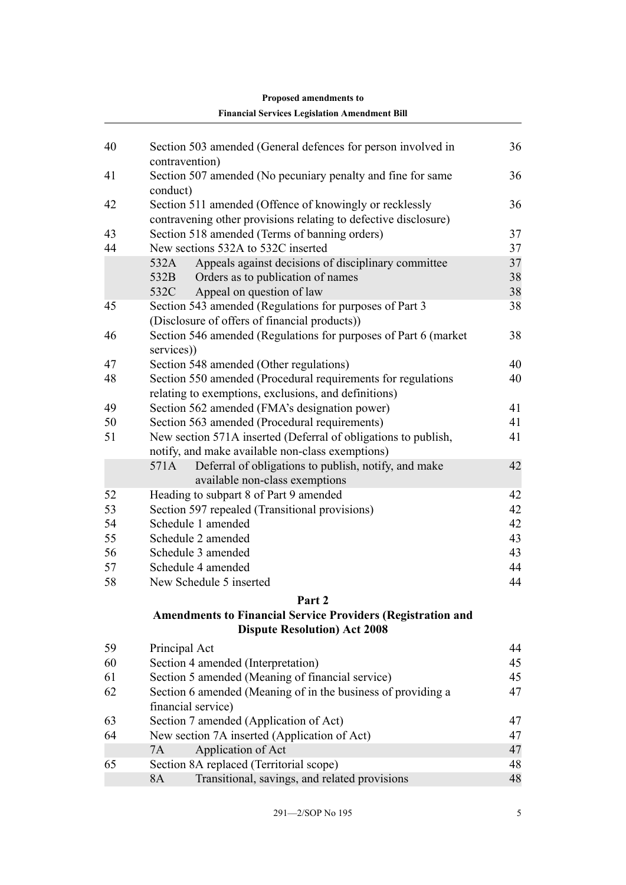| | | |
|---|---|---|
| 40 | Section 503 amended (General defences for person involved in contravention) | 36 |
| 41 | Section 507 amended (No pecuniary penalty and fine for same conduct) | 36 |
| 42 | Section 511 amended (Offence of knowingly or recklessly contravening other provisions relating to defective disclosure) | 36 |
| 43 | Section 518 amended (Terms of banning orders) | 37 |
| 44 | New sections 532A to 532C inserted | 37 |
| | 532A Appeals against decisions of disciplinary committee | 37 |
| | 532B Orders as to publication of names | 38 |
| | 532C Appeal on question of law | 38 |
| 45 | Section 543 amended (Regulations for purposes of Part 3 (Disclosure of offers of financial products)) | 38 |
| 46 | Section 546 amended (Regulations for purposes of Part 6 (market services)) | 38 |
| 47 | Section 548 amended (Other regulations) | 40 |
| 48 | Section 550 amended (Procedural requirements for regulations relating to exemptions, exclusions, and definitions) | 40 |
| 49 | Section 562 amended (FMA's designation power) | 41 |
| 50 | Section 563 amended (Procedural requirements) | 41 |
| 51 | New section 571A inserted (Deferral of obligations to publish, notify, and make available non-class exemptions) | 41 |
| | 571A Deferral of obligations to publish, notify, and make available non-class exemptions | 42 |
| 52 | Heading to subpart 8 of Part 9 amended | 42 |
| 53 | Section 597 repealed (Transitional provisions) | 42 |
| 54 | Schedule 1 amended | 42 |
| 55 | Schedule 2 amended | 43 |
| 56 | Schedule 3 amended | 43 |
| 57 | Schedule 4 amended | 44 |
| 58 | New Schedule 5 inserted | 44 |

**Part 2**

**Amendments to Financial Service Providers (Registration and Dispute Resolution) Act 2008**

| | | |
|---|---|---|
| 59 | Principal Act | 44 |
| 60 | Section 4 amended (Interpretation) | 45 |
| 61 | Section 5 amended (Meaning of financial service) | 45 |
| 62 | Section 6 amended (Meaning of in the business of providing a financial service) | 47 |
| 63 | Section 7 amended (Application of Act) | 47 |
| 64 | New section 7A inserted (Application of Act) | 47 |
| | 7A Application of Act | 47 |
| 65 | Section 8A replaced (Territorial scope) | 48 |
| | 8A Transitional, savings, and related provisions | 48 |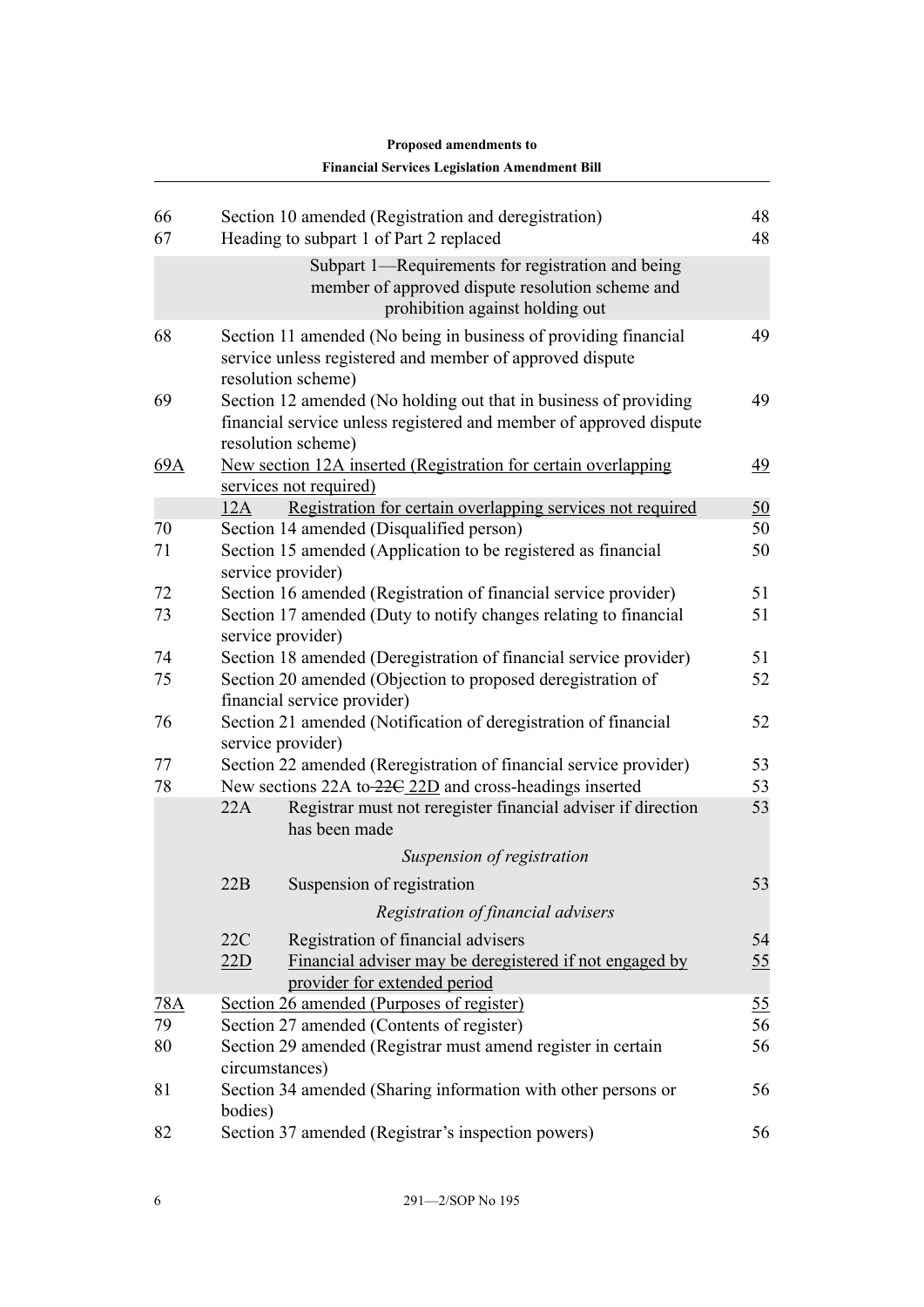| | | |
|---|---|---|
| 66 | Section 10 amended (Registration and deregistration) | 48 |
| 67 | Heading to subpart 1 of Part 2 replaced | 48 |
| | Subpart 1—Requirements for registration and being member of approved dispute resolution scheme and prohibition against holding out | |
| 68 | Section 11 amended (No being in business of providing financial service unless registered and member of approved dispute resolution scheme) | 49 |
| 69 | Section 12 amended (No holding out that in business of providing financial service unless registered and member of approved dispute resolution scheme) | 49 |
| <u>69A</u> | <u>New section 12A inserted (Registration for certain overlapping services not required)</u> | <u>49</u> |
| | <u>12A</u> <u>Registration for certain overlapping services not required</u> | <u>50</u> |
| 70 | Section 14 amended (Disqualified person) | 50 |
| 71 | Section 15 amended (Application to be registered as financial service provider) | 50 |
| 72 | Section 16 amended (Registration of financial service provider) | 51 |
| 73 | Section 17 amended (Duty to notify changes relating to financial service provider) | 51 |
| 74 | Section 18 amended (Deregistration of financial service provider) | 51 |
| 75 | Section 20 amended (Objection to proposed deregistration of financial service provider) | 52 |
| 76 | Section 21 amended (Notification of deregistration of financial service provider) | 52 |
| 77 | Section 22 amended (Reregistration of financial service provider) | 53 |
| 78 | New sections 22A to ~~22C~~ <u>22D</u> and cross-headings inserted | 53 |
| | 22A Registrar must not reregister financial adviser if direction has been made | 53 |
| | *Suspension of registration* | |
| | 22B Suspension of registration | 53 |
| | *Registration of financial advisers* | |
| | 22C Registration of financial advisers | 54 |
| | <u>22D</u> <u>Financial adviser may be deregistered if not engaged by provider for extended period</u> | <u>55</u> |
| <u>78A</u> | <u>Section 26 amended (Purposes of register)</u> | <u>55</u> |
| 79 | Section 27 amended (Contents of register) | 56 |
| 80 | Section 29 amended (Registrar must amend register in certain circumstances) | 56 |
| 81 | Section 34 amended (Sharing information with other persons or bodies) | 56 |
| 82 | Section 37 amended (Registrar's inspection powers) | 56 |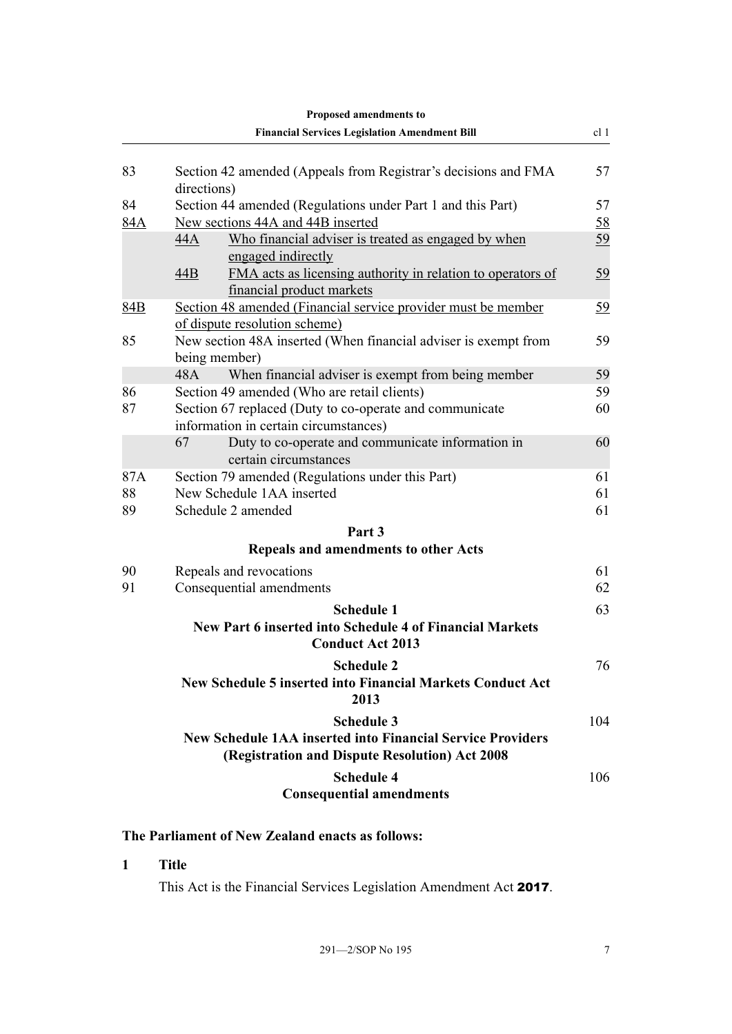| | | |
|---|---|---|
| 83 | Section 42 amended (Appeals from Registrar's decisions and FMA directions) | 57 |
| 84 | Section 44 amended (Regulations under Part 1 and this Part) | 57 |
| 84A | New sections 44A and 44B inserted | 58 |
| 44A | Who financial adviser is treated as engaged by when engaged indirectly | 59 |
| 44B | FMA acts as licensing authority in relation to operators of financial product markets | 59 |
| 84B | Section 48 amended (Financial service provider must be member of dispute resolution scheme) | 59 |
| 85 | New section 48A inserted (When financial adviser is exempt from being member) | 59 |
| 48A | When financial adviser is exempt from being member | 59 |
| 86 | Section 49 amended (Who are retail clients) | 59 |
| 87 | Section 67 replaced (Duty to co-operate and communicate information in certain circumstances) | 60 |
| 67 | Duty to co-operate and communicate information in certain circumstances | 60 |
| 87A | Section 79 amended (Regulations under this Part) | 61 |
| 88 | New Schedule 1AA inserted | 61 |
| 89 | Schedule 2 amended | 61 |

**Part 3**
**Repeals and amendments to other Acts**

| | | |
|---|---|---|
| 90 | Repeals and revocations | 61 |
| 91 | Consequential amendments | 62 |

**Schedule 1** — 63
**New Part 6 inserted into Schedule 4 of Financial Markets Conduct Act 2013**

**Schedule 2** — 76
**New Schedule 5 inserted into Financial Markets Conduct Act 2013**

**Schedule 3** — 104
**New Schedule 1AA inserted into Financial Service Providers (Registration and Dispute Resolution) Act 2008**

**Schedule 4** — 106
**Consequential amendments**

**The Parliament of New Zealand enacts as follows:**

**1 Title**

This Act is the Financial Services Legislation Amendment Act **2017**.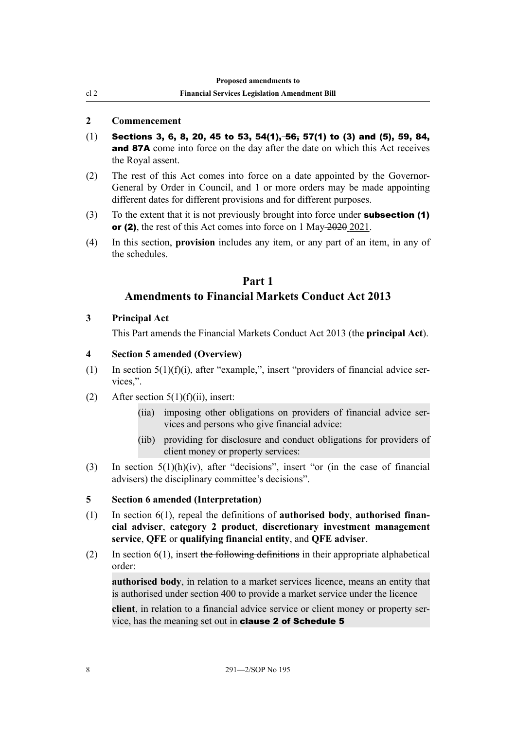## 2 Commencement

(1) **Sections 3, 6, 8, 20, 45 to 53, 54(1), ~~56,~~ 57(1) to (3) and (5), 59, 84, and 87A** come into force on the day after the date on which this Act receives the Royal assent.

(2) The rest of this Act comes into force on a date appointed by the Governor-General by Order in Council, and 1 or more orders may be made appointing different dates for different provisions and for different purposes.

(3) To the extent that it is not previously brought into force under **subsection (1) or (2)**, the rest of this Act comes into force on 1 May ~~2020~~ 2021.

(4) In this section, **provision** includes any item, or any part of an item, in any of the schedules.

# Part 1
# Amendments to Financial Markets Conduct Act 2013

## 3 Principal Act

This Part amends the Financial Markets Conduct Act 2013 (the **principal Act**).

## 4 Section 5 amended (Overview)

(1) In section 5(1)(f)(i), after "example,", insert "providers of financial advice services,".

(2) After section 5(1)(f)(ii), insert:

> (iia) imposing other obligations on providers of financial advice services and persons who give financial advice:
>
> (iib) providing for disclosure and conduct obligations for providers of client money or property services:

(3) In section 5(1)(h)(iv), after "decisions", insert "or (in the case of financial advisers) the disciplinary committee's decisions".

## 5 Section 6 amended (Interpretation)

(1) In section 6(1), repeal the definitions of **authorised body**, **authorised financial adviser**, **category 2 product**, **discretionary investment management service**, **QFE** or **qualifying financial entity**, and **QFE adviser**.

(2) In section 6(1), insert ~~the following definitions~~ in their appropriate alphabetical order:

> **authorised body**, in relation to a market services licence, means an entity that is authorised under section 400 to provide a market service under the licence
>
> **client**, in relation to a financial advice service or client money or property service, has the meaning set out in **clause 2 of Schedule 5**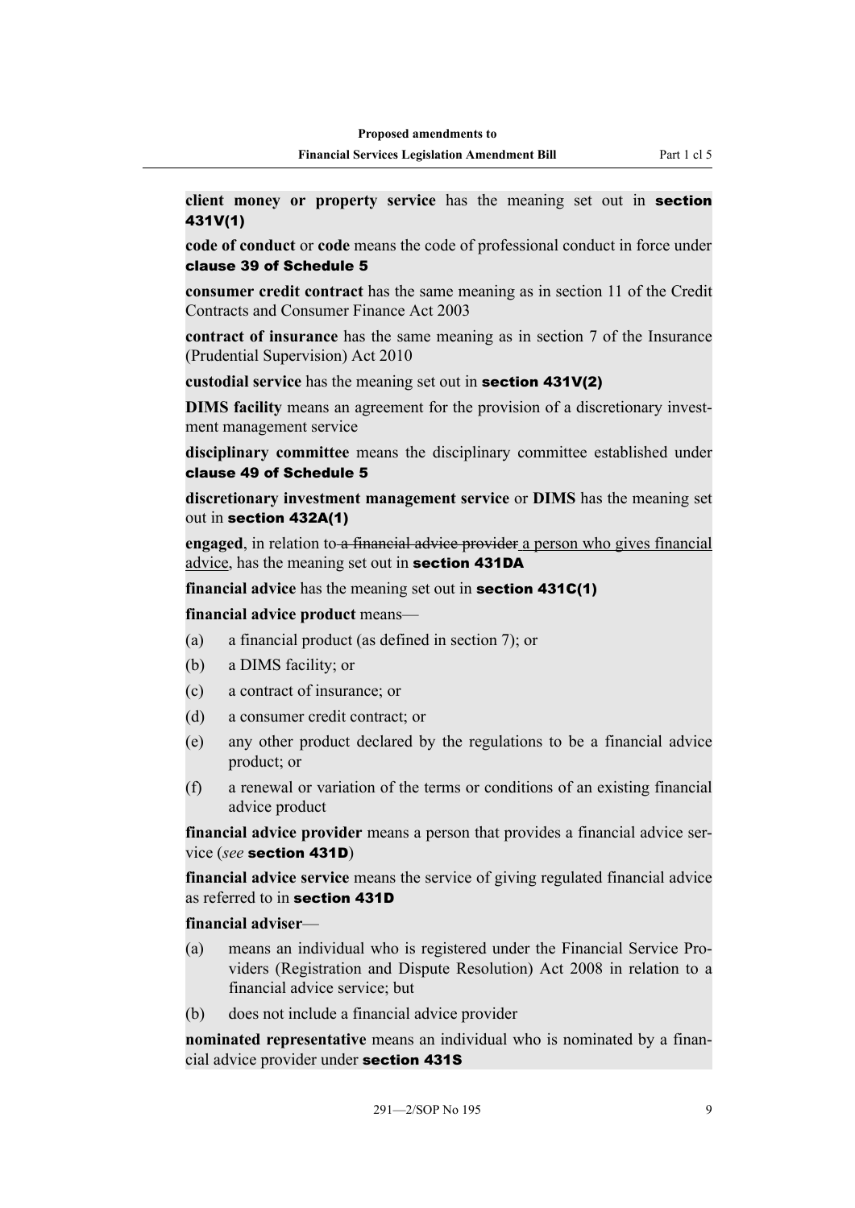**client money or property service** has the meaning set out in **section 431V(1)**

**code of conduct** or **code** means the code of professional conduct in force under **clause 39 of Schedule 5**

**consumer credit contract** has the same meaning as in section 11 of the Credit Contracts and Consumer Finance Act 2003

**contract of insurance** has the same meaning as in section 7 of the Insurance (Prudential Supervision) Act 2010

**custodial service** has the meaning set out in **section 431V(2)**

**DIMS facility** means an agreement for the provision of a discretionary investment management service

**disciplinary committee** means the disciplinary committee established under **clause 49 of Schedule 5**

**discretionary investment management service** or **DIMS** has the meaning set out in **section 432A(1)**

**engaged**, in relation to ~~a financial advice provider~~ a person who gives financial advice, has the meaning set out in **section 431DA**

**financial advice** has the meaning set out in **section 431C(1)**

**financial advice product** means—

(a) a financial product (as defined in section 7); or

(b) a DIMS facility; or

(c) a contract of insurance; or

(d) a consumer credit contract; or

(e) any other product declared by the regulations to be a financial advice product; or

(f) a renewal or variation of the terms or conditions of an existing financial advice product

**financial advice provider** means a person that provides a financial advice service (*see* **section 431D**)

**financial advice service** means the service of giving regulated financial advice as referred to in **section 431D**

**financial adviser**—

(a) means an individual who is registered under the Financial Service Providers (Registration and Dispute Resolution) Act 2008 in relation to a financial advice service; but

(b) does not include a financial advice provider

**nominated representative** means an individual who is nominated by a financial advice provider under **section 431S**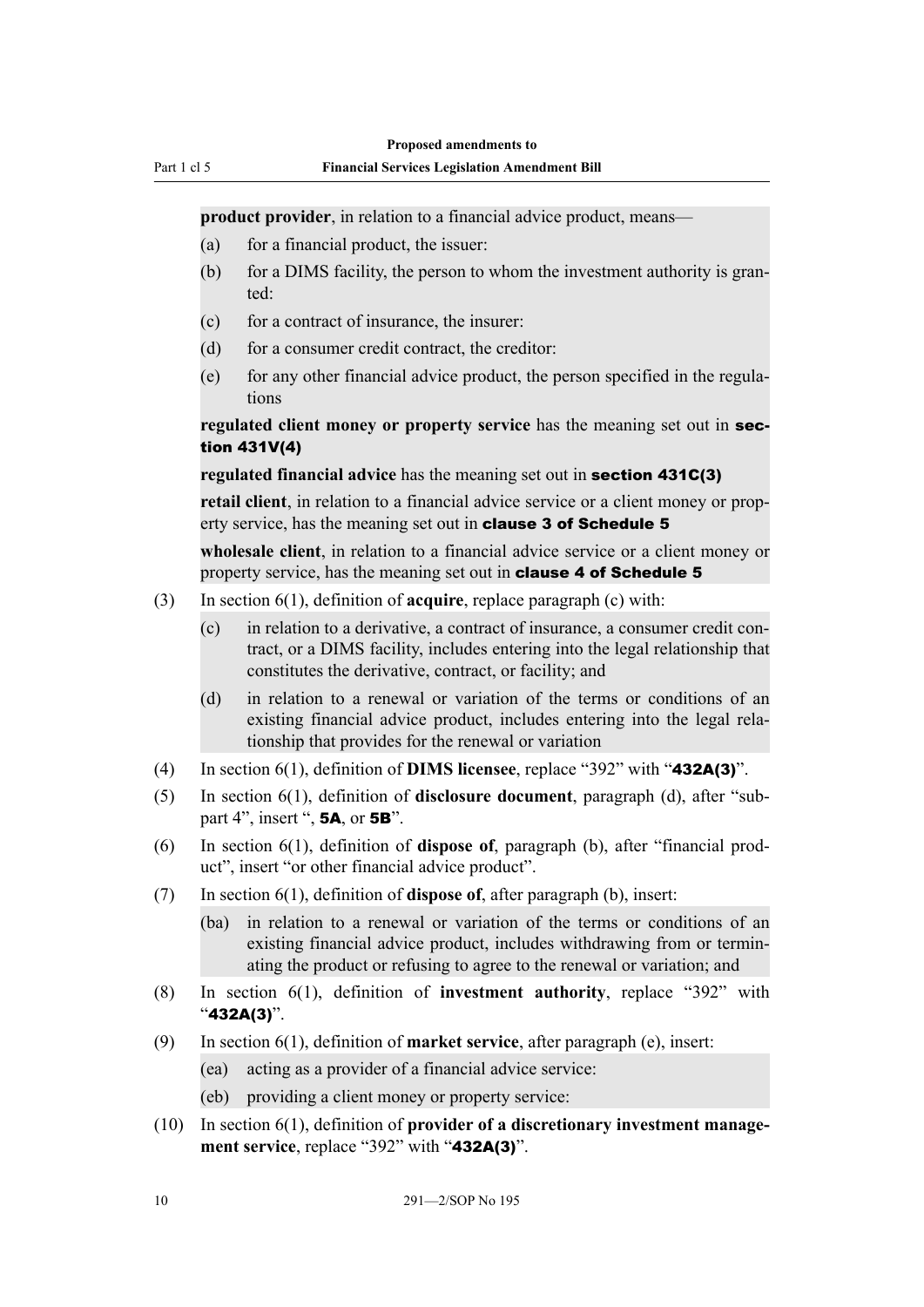**product provider**, in relation to a financial advice product, means—

- (a) for a financial product, the issuer:
- (b) for a DIMS facility, the person to whom the investment authority is granted:
- (c) for a contract of insurance, the insurer:
- (d) for a consumer credit contract, the creditor:
- (e) for any other financial advice product, the person specified in the regulations

**regulated client money or property service** has the meaning set out in **section 431V(4)**

**regulated financial advice** has the meaning set out in **section 431C(3)**

**retail client**, in relation to a financial advice service or a client money or property service, has the meaning set out in **clause 3 of Schedule 5**

**wholesale client**, in relation to a financial advice service or a client money or property service, has the meaning set out in **clause 4 of Schedule 5**

(3) In section 6(1), definition of **acquire**, replace paragraph (c) with:

- (c) in relation to a derivative, a contract of insurance, a consumer credit contract, or a DIMS facility, includes entering into the legal relationship that constitutes the derivative, contract, or facility; and
- (d) in relation to a renewal or variation of the terms or conditions of an existing financial advice product, includes entering into the legal relationship that provides for the renewal or variation

(4) In section 6(1), definition of **DIMS licensee**, replace "392" with "**432A(3)**".

(5) In section 6(1), definition of **disclosure document**, paragraph (d), after "subpart 4", insert ", **5A**, or **5B**".

(6) In section 6(1), definition of **dispose of**, paragraph (b), after "financial product", insert "or other financial advice product".

(7) In section 6(1), definition of **dispose of**, after paragraph (b), insert:

- (ba) in relation to a renewal or variation of the terms or conditions of an existing financial advice product, includes withdrawing from or terminating the product or refusing to agree to the renewal or variation; and

(8) In section 6(1), definition of **investment authority**, replace "392" with "**432A(3)**".

(9) In section 6(1), definition of **market service**, after paragraph (e), insert:

- (ea) acting as a provider of a financial advice service:
- (eb) providing a client money or property service:

(10) In section 6(1), definition of **provider of a discretionary investment management service**, replace "392" with "**432A(3)**".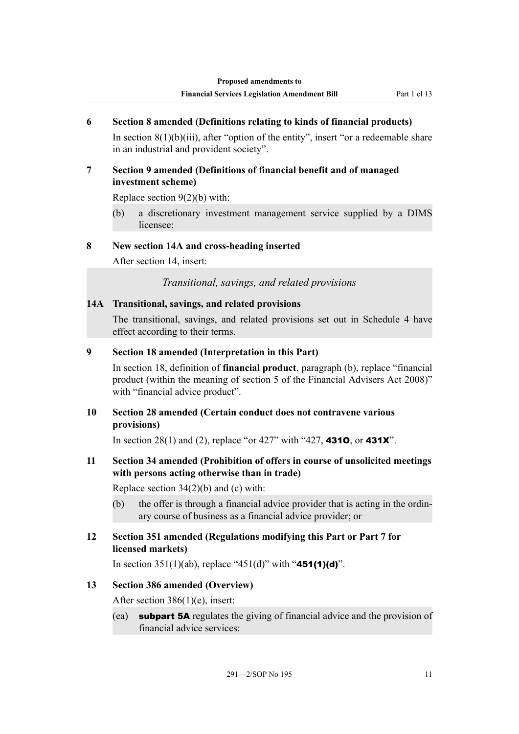### 6 Section 8 amended (Definitions relating to kinds of financial products)

In section 8(1)(b)(iii), after "option of the entity", insert "or a redeemable share in an industrial and provident society".

### 7 Section 9 amended (Definitions of financial benefit and of managed investment scheme)

Replace section 9(2)(b) with:

(b) a discretionary investment management service supplied by a DIMS licensee:

### 8 New section 14A and cross-heading inserted

After section 14, insert:

*Transitional, savings, and related provisions*

### 14A Transitional, savings, and related provisions

The transitional, savings, and related provisions set out in Schedule 4 have effect according to their terms.

### 9 Section 18 amended (Interpretation in this Part)

In section 18, definition of **financial product**, paragraph (b), replace "financial product (within the meaning of section 5 of the Financial Advisers Act 2008)" with "financial advice product".

### 10 Section 28 amended (Certain conduct does not contravene various provisions)

In section 28(1) and (2), replace "or 427" with "427, **431O**, or **431X**".

### 11 Section 34 amended (Prohibition of offers in course of unsolicited meetings with persons acting otherwise than in trade)

Replace section 34(2)(b) and (c) with:

(b) the offer is through a financial advice provider that is acting in the ordinary course of business as a financial advice provider; or

### 12 Section 351 amended (Regulations modifying this Part or Part 7 for licensed markets)

In section 351(1)(ab), replace "451(d)" with "**451(1)(d)**".

### 13 Section 386 amended (Overview)

After section 386(1)(e), insert:

(ea) **subpart 5A** regulates the giving of financial advice and the provision of financial advice services: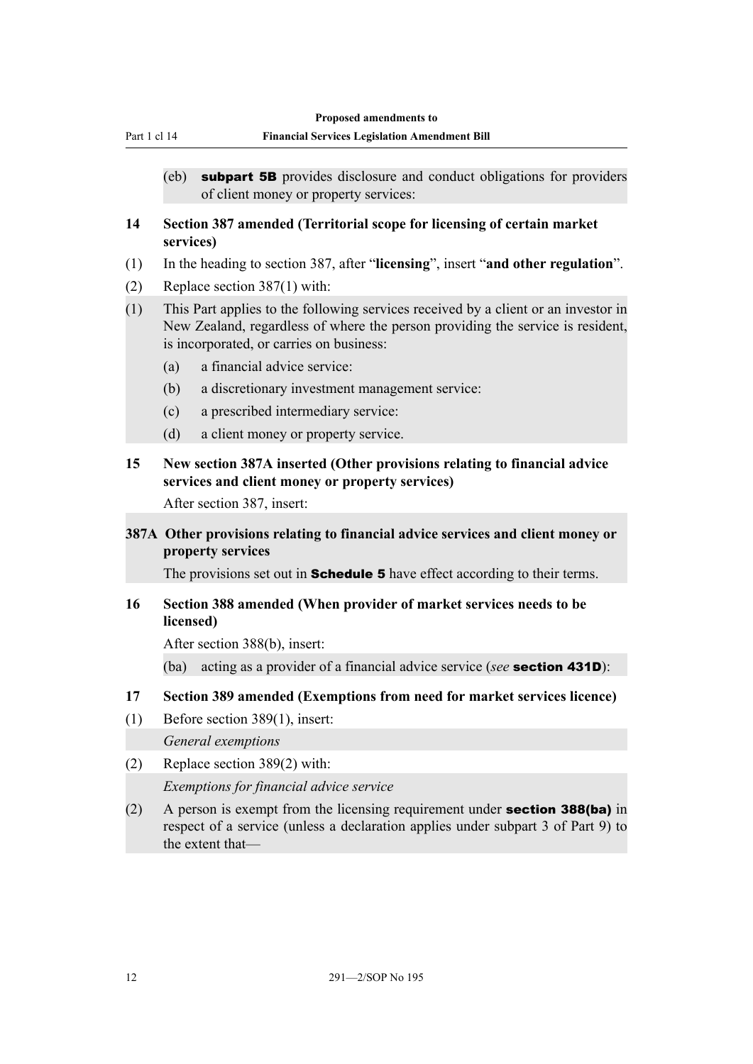(eb) **subpart 5B** provides disclosure and conduct obligations for providers of client money or property services:

**14 Section 387 amended (Territorial scope for licensing of certain market services)**

(1) In the heading to section 387, after "**licensing**", insert "**and other regulation**".

(2) Replace section 387(1) with:

(1) This Part applies to the following services received by a client or an investor in New Zealand, regardless of where the person providing the service is resident, is incorporated, or carries on business:

(a) a financial advice service:

(b) a discretionary investment management service:

(c) a prescribed intermediary service:

(d) a client money or property service.

**15 New section 387A inserted (Other provisions relating to financial advice services and client money or property services)**

After section 387, insert:

**387A Other provisions relating to financial advice services and client money or property services**

The provisions set out in **Schedule 5** have effect according to their terms.

**16 Section 388 amended (When provider of market services needs to be licensed)**

After section 388(b), insert:

(ba) acting as a provider of a financial advice service (*see* **section 431D**):

**17 Section 389 amended (Exemptions from need for market services licence)**

(1) Before section 389(1), insert:

*General exemptions*

(2) Replace section 389(2) with:

*Exemptions for financial advice service*

(2) A person is exempt from the licensing requirement under **section 388(ba)** in respect of a service (unless a declaration applies under subpart 3 of Part 9) to the extent that—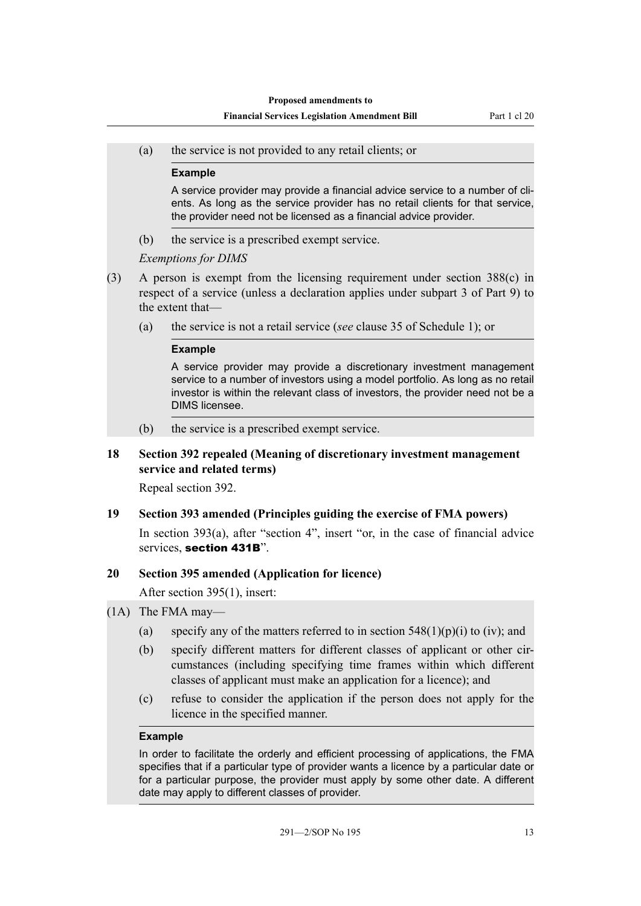(a) the service is not provided to any retail clients; or

**Example**

A service provider may provide a financial advice service to a number of clients. As long as the service provider has no retail clients for that service, the provider need not be licensed as a financial advice provider.

(b) the service is a prescribed exempt service.

*Exemptions for DIMS*

(3) A person is exempt from the licensing requirement under section 388(c) in respect of a service (unless a declaration applies under subpart 3 of Part 9) to the extent that—

(a) the service is not a retail service (*see* clause 35 of Schedule 1); or

**Example**

A service provider may provide a discretionary investment management service to a number of investors using a model portfolio. As long as no retail investor is within the relevant class of investors, the provider need not be a DIMS licensee.

(b) the service is a prescribed exempt service.

**18 Section 392 repealed (Meaning of discretionary investment management service and related terms)**

Repeal section 392.

**19 Section 393 amended (Principles guiding the exercise of FMA powers)**

In section 393(a), after "section 4", insert "or, in the case of financial advice services, **section 431B**".

**20 Section 395 amended (Application for licence)**

After section 395(1), insert:

(1A) The FMA may—

(a) specify any of the matters referred to in section 548(1)(p)(i) to (iv); and

(b) specify different matters for different classes of applicant or other circumstances (including specifying time frames within which different classes of applicant must make an application for a licence); and

(c) refuse to consider the application if the person does not apply for the licence in the specified manner.

**Example**

In order to facilitate the orderly and efficient processing of applications, the FMA specifies that if a particular type of provider wants a licence by a particular date or for a particular purpose, the provider must apply by some other date. A different date may apply to different classes of provider.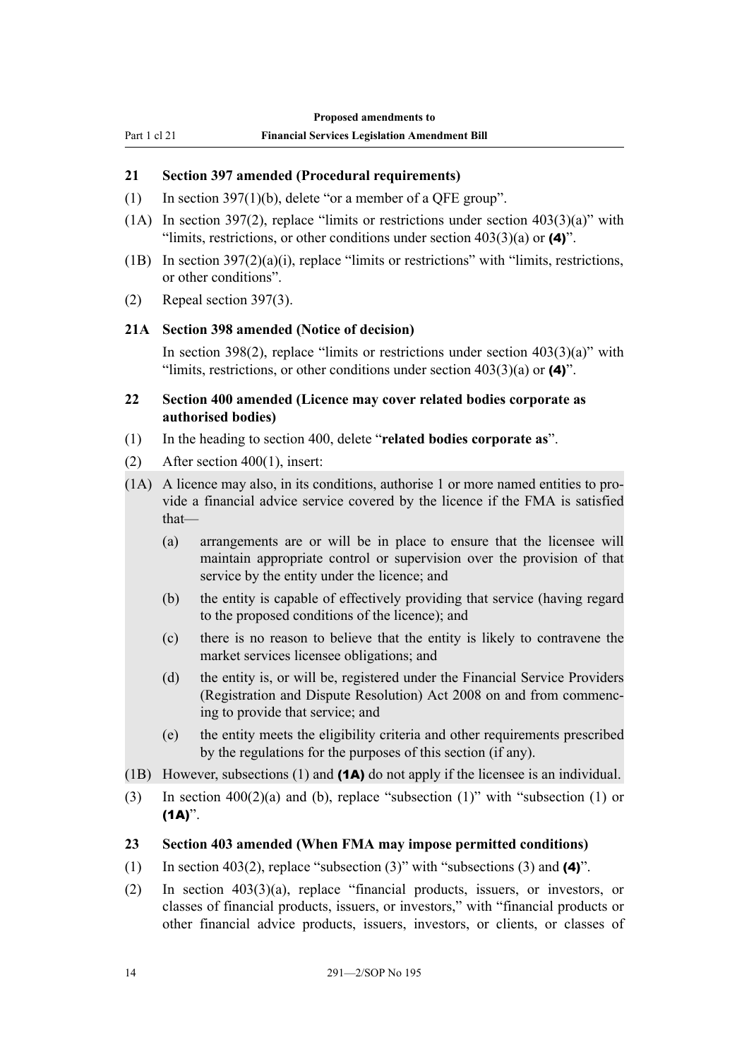### 21 Section 397 amended (Procedural requirements)

(1) In section 397(1)(b), delete "or a member of a QFE group".

(1A) In section 397(2), replace "limits or restrictions under section 403(3)(a)" with "limits, restrictions, or other conditions under section 403(3)(a) or **(4)**".

(1B) In section 397(2)(a)(i), replace "limits or restrictions" with "limits, restrictions, or other conditions".

(2) Repeal section 397(3).

### 21A Section 398 amended (Notice of decision)

In section 398(2), replace "limits or restrictions under section 403(3)(a)" with "limits, restrictions, or other conditions under section 403(3)(a) or **(4)**".

### 22 Section 400 amended (Licence may cover related bodies corporate as authorised bodies)

(1) In the heading to section 400, delete "**related bodies corporate as**".

(2) After section 400(1), insert:

(1A) A licence may also, in its conditions, authorise 1 or more named entities to provide a financial advice service covered by the licence if the FMA is satisfied that—

- (a) arrangements are or will be in place to ensure that the licensee will maintain appropriate control or supervision over the provision of that service by the entity under the licence; and
- (b) the entity is capable of effectively providing that service (having regard to the proposed conditions of the licence); and
- (c) there is no reason to believe that the entity is likely to contravene the market services licensee obligations; and
- (d) the entity is, or will be, registered under the Financial Service Providers (Registration and Dispute Resolution) Act 2008 on and from commencing to provide that service; and
- (e) the entity meets the eligibility criteria and other requirements prescribed by the regulations for the purposes of this section (if any).

(1B) However, subsections (1) and **(1A)** do not apply if the licensee is an individual.

(3) In section 400(2)(a) and (b), replace "subsection (1)" with "subsection (1) or **(1A)**".

### 23 Section 403 amended (When FMA may impose permitted conditions)

(1) In section 403(2), replace "subsection (3)" with "subsections (3) and **(4)**".

(2) In section 403(3)(a), replace "financial products, issuers, or investors, or classes of financial products, issuers, or investors," with "financial products or other financial advice products, issuers, investors, or clients, or classes of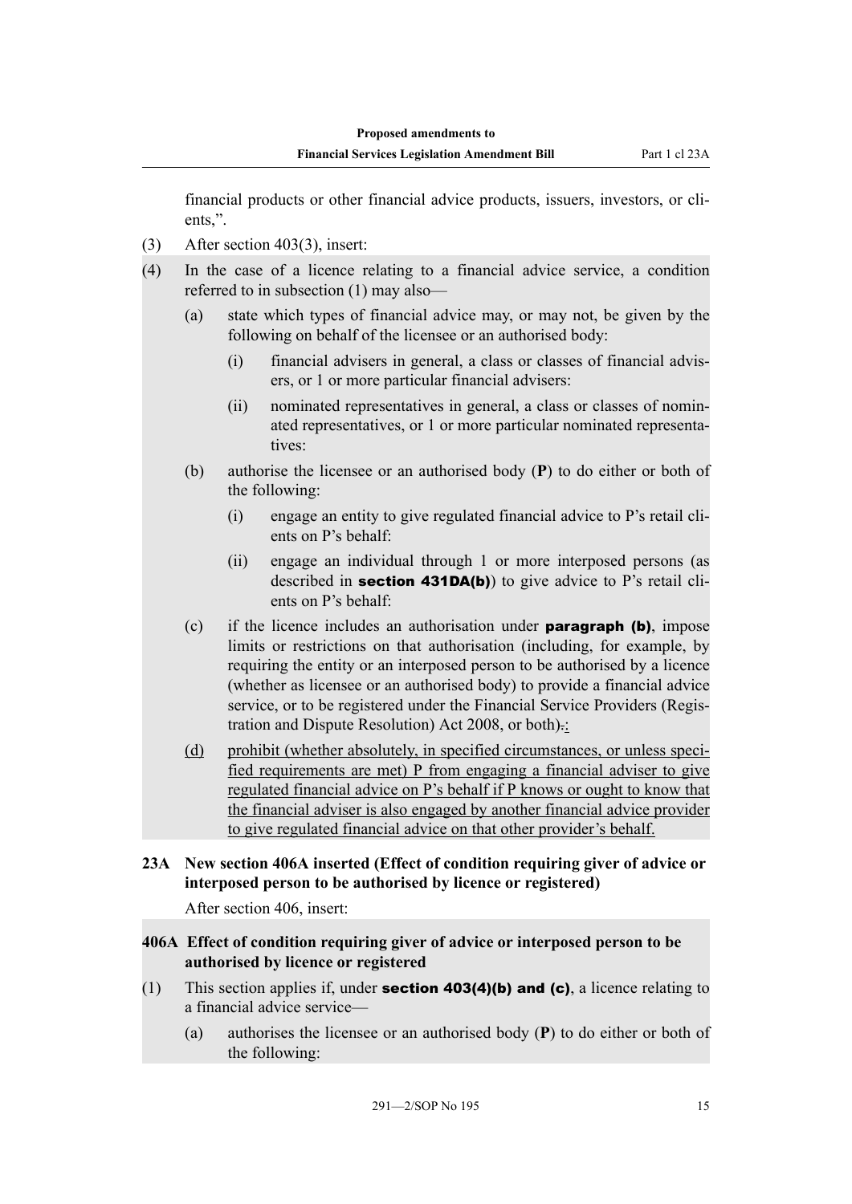financial products or other financial advice products, issuers, investors, or clients,".

(3) After section 403(3), insert:

(4) In the case of a licence relating to a financial advice service, a condition referred to in subsection (1) may also—

(a) state which types of financial advice may, or may not, be given by the following on behalf of the licensee or an authorised body:

(i) financial advisers in general, a class or classes of financial advisers, or 1 or more particular financial advisers:

(ii) nominated representatives in general, a class or classes of nominated representatives, or 1 or more particular nominated representatives:

(b) authorise the licensee or an authorised body (**P**) to do either or both of the following:

(i) engage an entity to give regulated financial advice to P's retail clients on P's behalf:

(ii) engage an individual through 1 or more interposed persons (as described in **section 431DA(b)**) to give advice to P's retail clients on P's behalf:

(c) if the licence includes an authorisation under **paragraph (b)**, impose limits or restrictions on that authorisation (including, for example, by requiring the entity or an interposed person to be authorised by a licence (whether as licensee or an authorised body) to provide a financial advice service, or to be registered under the Financial Service Providers (Registration and Dispute Resolution) Act 2008, or both)~~.~~:

(d) prohibit (whether absolutely, in specified circumstances, or unless specified requirements are met) P from engaging a financial adviser to give regulated financial advice on P's behalf if P knows or ought to know that the financial adviser is also engaged by another financial advice provider to give regulated financial advice on that other provider's behalf.

## 23A New section 406A inserted (Effect of condition requiring giver of advice or interposed person to be authorised by licence or registered)

After section 406, insert:

### 406A Effect of condition requiring giver of advice or interposed person to be authorised by licence or registered

(1) This section applies if, under **section 403(4)(b) and (c)**, a licence relating to a financial advice service—

(a) authorises the licensee or an authorised body (**P**) to do either or both of the following: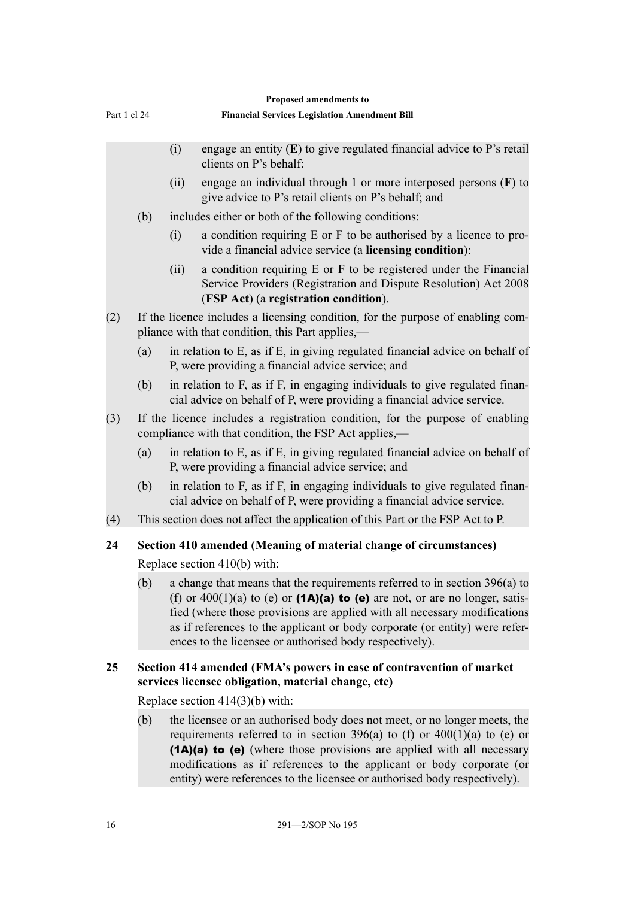(i) engage an entity (**E**) to give regulated financial advice to P's retail clients on P's behalf:

(ii) engage an individual through 1 or more interposed persons (**F**) to give advice to P's retail clients on P's behalf; and

(b) includes either or both of the following conditions:

(i) a condition requiring E or F to be authorised by a licence to provide a financial advice service (a **licensing condition**):

(ii) a condition requiring E or F to be registered under the Financial Service Providers (Registration and Dispute Resolution) Act 2008 (**FSP Act**) (a **registration condition**).

(2) If the licence includes a licensing condition, for the purpose of enabling compliance with that condition, this Part applies,—

(a) in relation to E, as if E, in giving regulated financial advice on behalf of P, were providing a financial advice service; and

(b) in relation to F, as if F, in engaging individuals to give regulated financial advice on behalf of P, were providing a financial advice service.

(3) If the licence includes a registration condition, for the purpose of enabling compliance with that condition, the FSP Act applies,—

(a) in relation to E, as if E, in giving regulated financial advice on behalf of P, were providing a financial advice service; and

(b) in relation to F, as if F, in engaging individuals to give regulated financial advice on behalf of P, were providing a financial advice service.

(4) This section does not affect the application of this Part or the FSP Act to P.

### 24 Section 410 amended (Meaning of material change of circumstances)

Replace section 410(b) with:

(b) a change that means that the requirements referred to in section 396(a) to (f) or 400(1)(a) to (e) or **(1A)(a) to (e)** are not, or are no longer, satisfied (where those provisions are applied with all necessary modifications as if references to the applicant or body corporate (or entity) were references to the licensee or authorised body respectively).

### 25 Section 414 amended (FMA's powers in case of contravention of market services licensee obligation, material change, etc)

Replace section 414(3)(b) with:

(b) the licensee or an authorised body does not meet, or no longer meets, the requirements referred to in section 396(a) to (f) or 400(1)(a) to (e) or **(1A)(a) to (e)** (where those provisions are applied with all necessary modifications as if references to the applicant or body corporate (or entity) were references to the licensee or authorised body respectively).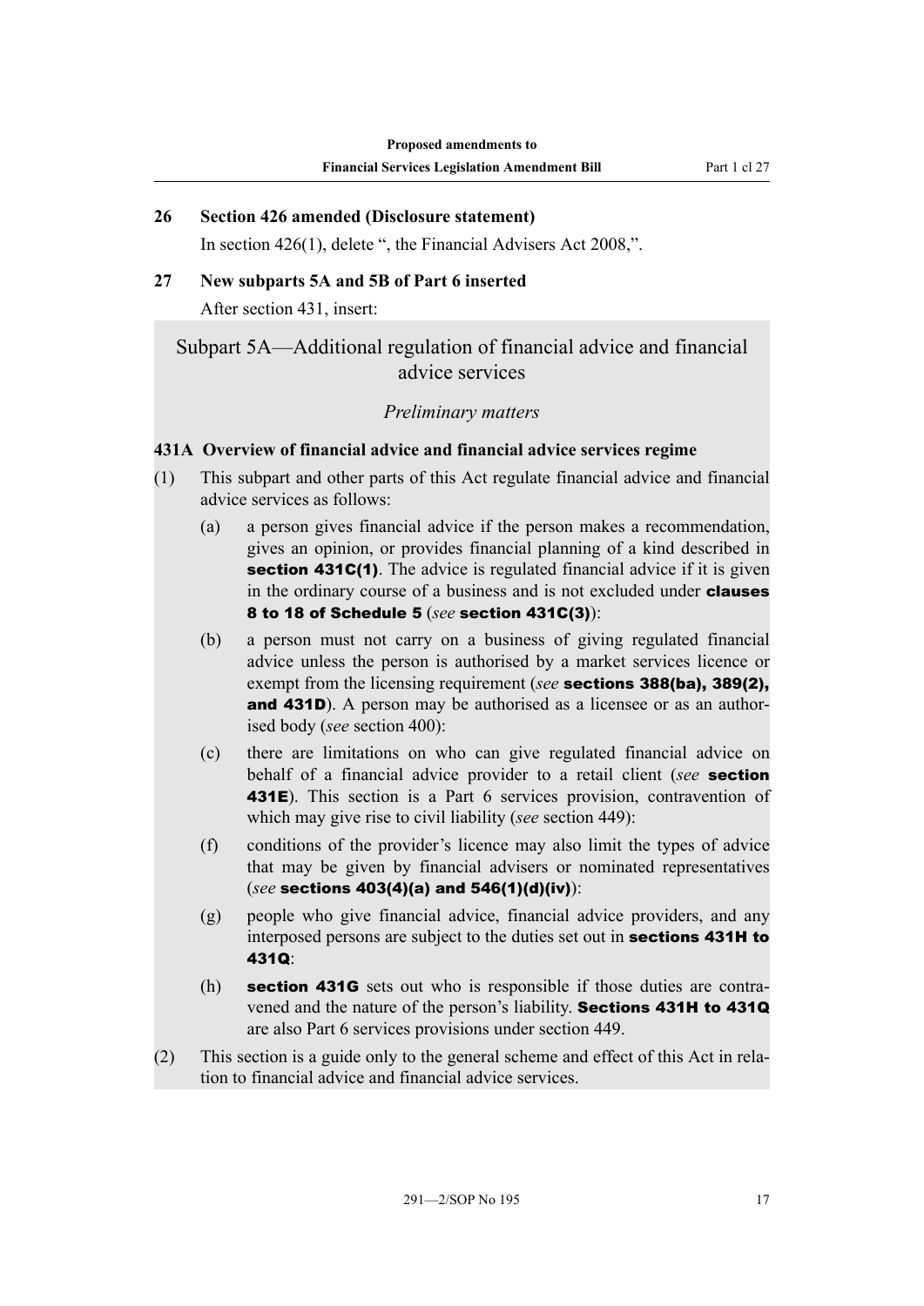**26 Section 426 amended (Disclosure statement)**

In section 426(1), delete ", the Financial Advisers Act 2008,".

**27 New subparts 5A and 5B of Part 6 inserted**

After section 431, insert:

## Subpart 5A—Additional regulation of financial advice and financial advice services

### *Preliminary matters*

**431A Overview of financial advice and financial advice services regime**

(1) This subpart and other parts of this Act regulate financial advice and financial advice services as follows:

(a) a person gives financial advice if the person makes a recommendation, gives an opinion, or provides financial planning of a kind described in **section 431C(1)**. The advice is regulated financial advice if it is given in the ordinary course of a business and is not excluded under **clauses 8 to 18 of Schedule 5** (*see* **section 431C(3)**):

(b) a person must not carry on a business of giving regulated financial advice unless the person is authorised by a market services licence or exempt from the licensing requirement (*see* **sections 388(ba), 389(2), and 431D**). A person may be authorised as a licensee or as an authorised body (*see* section 400):

(c) there are limitations on who can give regulated financial advice on behalf of a financial advice provider to a retail client (*see* **section 431E**). This section is a Part 6 services provision, contravention of which may give rise to civil liability (*see* section 449):

(f) conditions of the provider's licence may also limit the types of advice that may be given by financial advisers or nominated representatives (*see* **sections 403(4)(a) and 546(1)(d)(iv)**):

(g) people who give financial advice, financial advice providers, and any interposed persons are subject to the duties set out in **sections 431H to 431Q**:

(h) **section 431G** sets out who is responsible if those duties are contravened and the nature of the person's liability. **Sections 431H to 431Q** are also Part 6 services provisions under section 449.

(2) This section is a guide only to the general scheme and effect of this Act in relation to financial advice and financial advice services.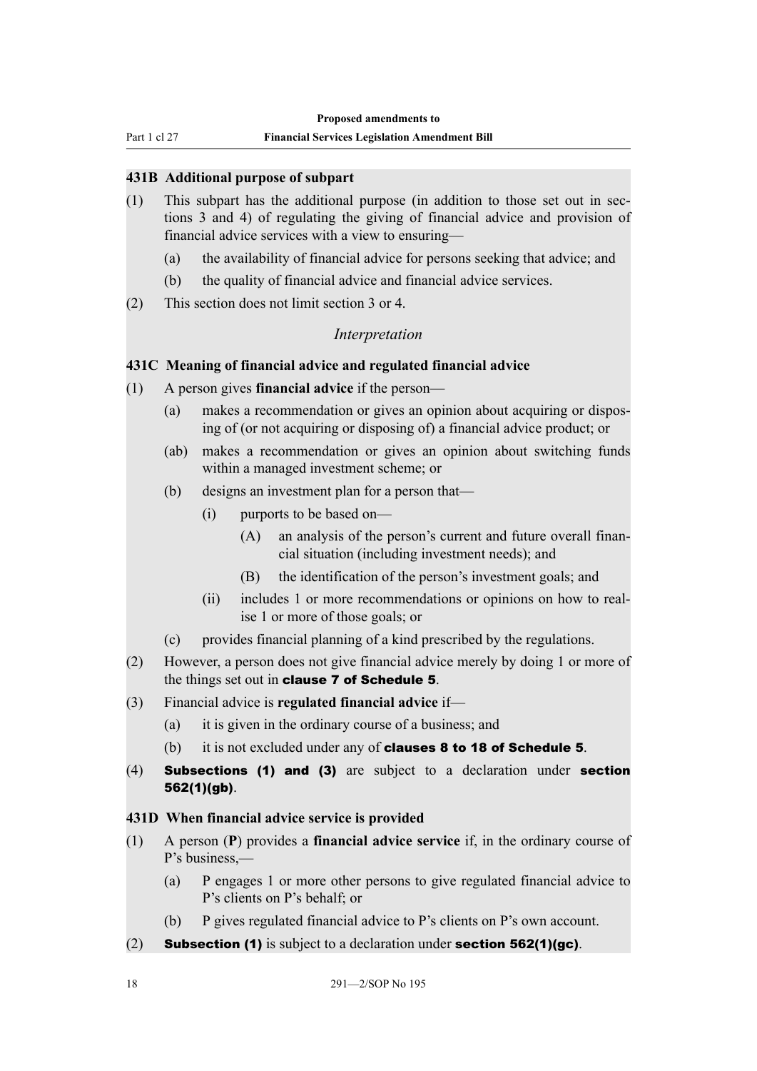### 431B Additional purpose of subpart

(1) This subpart has the additional purpose (in addition to those set out in sections 3 and 4) of regulating the giving of financial advice and provision of financial advice services with a view to ensuring—

(a) the availability of financial advice for persons seeking that advice; and

(b) the quality of financial advice and financial advice services.

(2) This section does not limit section 3 or 4.

*Interpretation*

### 431C Meaning of financial advice and regulated financial advice

(1) A person gives **financial advice** if the person—

(a) makes a recommendation or gives an opinion about acquiring or disposing of (or not acquiring or disposing of) a financial advice product; or

(ab) makes a recommendation or gives an opinion about switching funds within a managed investment scheme; or

(b) designs an investment plan for a person that—

(i) purports to be based on—

(A) an analysis of the person's current and future overall financial situation (including investment needs); and

(B) the identification of the person's investment goals; and

(ii) includes 1 or more recommendations or opinions on how to realise 1 or more of those goals; or

(c) provides financial planning of a kind prescribed by the regulations.

(2) However, a person does not give financial advice merely by doing 1 or more of the things set out in **clause 7 of Schedule 5**.

(3) Financial advice is **regulated financial advice** if—

(a) it is given in the ordinary course of a business; and

(b) it is not excluded under any of **clauses 8 to 18 of Schedule 5**.

(4) **Subsections (1) and (3)** are subject to a declaration under **section 562(1)(gb)**.

### 431D When financial advice service is provided

(1) A person (**P**) provides a **financial advice service** if, in the ordinary course of P's business,—

(a) P engages 1 or more other persons to give regulated financial advice to P's clients on P's behalf; or

(b) P gives regulated financial advice to P's clients on P's own account.

(2) **Subsection (1)** is subject to a declaration under **section 562(1)(gc)**.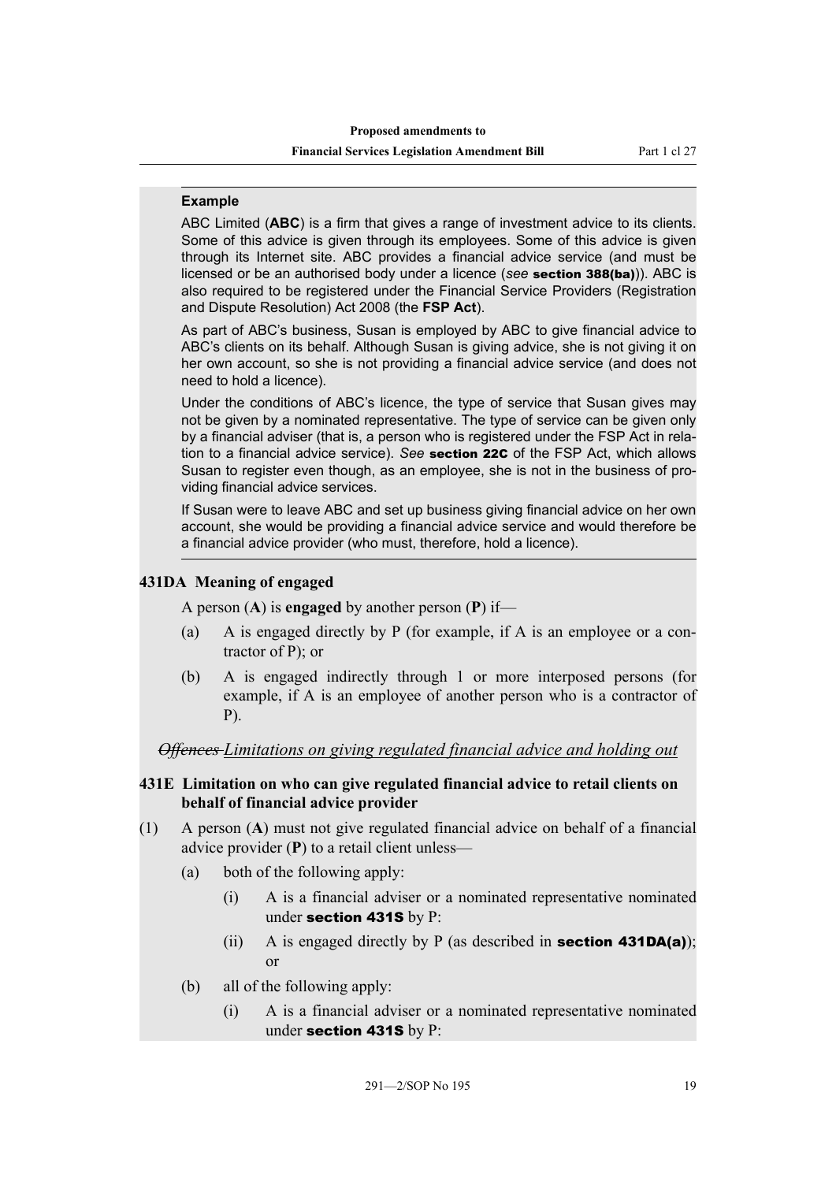**Example**

ABC Limited (**ABC**) is a firm that gives a range of investment advice to its clients. Some of this advice is given through its employees. Some of this advice is given through its Internet site. ABC provides a financial advice service (and must be licensed or be an authorised body under a licence (*see* **section 388(ba)**)). ABC is also required to be registered under the Financial Service Providers (Registration and Dispute Resolution) Act 2008 (the **FSP Act**).

As part of ABC's business, Susan is employed by ABC to give financial advice to ABC's clients on its behalf. Although Susan is giving advice, she is not giving it on her own account, so she is not providing a financial advice service (and does not need to hold a licence).

Under the conditions of ABC's licence, the type of service that Susan gives may not be given by a nominated representative. The type of service can be given only by a financial adviser (that is, a person who is registered under the FSP Act in relation to a financial advice service). *See* **section 22C** of the FSP Act, which allows Susan to register even though, as an employee, she is not in the business of providing financial advice services.

If Susan were to leave ABC and set up business giving financial advice on her own account, she would be providing a financial advice service and would therefore be a financial advice provider (who must, therefore, hold a licence).

### 431DA Meaning of engaged

A person (**A**) is **engaged** by another person (**P**) if—

(a) A is engaged directly by P (for example, if A is an employee or a contractor of P); or

(b) A is engaged indirectly through 1 or more interposed persons (for example, if A is an employee of another person who is a contractor of P).

*~~Offences~~ Limitations on giving regulated financial advice and holding out*

### 431E Limitation on who can give regulated financial advice to retail clients on behalf of financial advice provider

(1) A person (**A**) must not give regulated financial advice on behalf of a financial advice provider (**P**) to a retail client unless—

(a) both of the following apply:

(i) A is a financial adviser or a nominated representative nominated under **section 431S** by P:

(ii) A is engaged directly by P (as described in **section 431DA(a)**); or

(b) all of the following apply:

(i) A is a financial adviser or a nominated representative nominated under **section 431S** by P: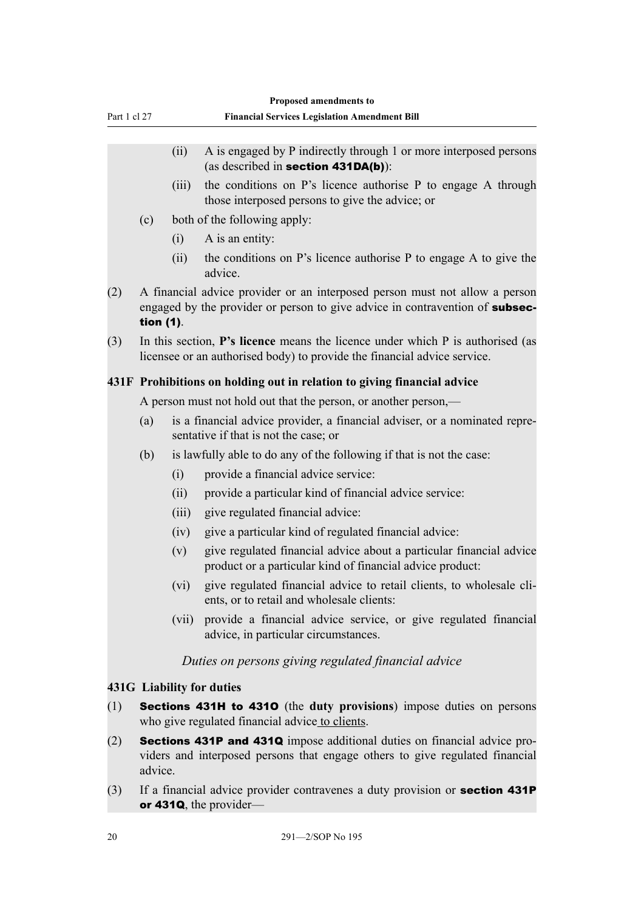(ii) A is engaged by P indirectly through 1 or more interposed persons (as described in **section 431DA(b)**):

(iii) the conditions on P's licence authorise P to engage A through those interposed persons to give the advice; or

(c) both of the following apply:

(i) A is an entity:

(ii) the conditions on P's licence authorise P to engage A to give the advice.

(2) A financial advice provider or an interposed person must not allow a person engaged by the provider or person to give advice in contravention of **subsection (1)**.

(3) In this section, **P's licence** means the licence under which P is authorised (as licensee or an authorised body) to provide the financial advice service.

### 431F Prohibitions on holding out in relation to giving financial advice

A person must not hold out that the person, or another person,—

(a) is a financial advice provider, a financial adviser, or a nominated representative if that is not the case; or

(b) is lawfully able to do any of the following if that is not the case:

(i) provide a financial advice service:

(ii) provide a particular kind of financial advice service:

(iii) give regulated financial advice:

(iv) give a particular kind of regulated financial advice:

(v) give regulated financial advice about a particular financial advice product or a particular kind of financial advice product:

(vi) give regulated financial advice to retail clients, to wholesale clients, or to retail and wholesale clients:

(vii) provide a financial advice service, or give regulated financial advice, in particular circumstances.

*Duties on persons giving regulated financial advice*

### 431G Liability for duties

(1) **Sections 431H to 431O** (the **duty provisions**) impose duties on persons who give regulated financial advice to clients.

(2) **Sections 431P and 431Q** impose additional duties on financial advice providers and interposed persons that engage others to give regulated financial advice.

(3) If a financial advice provider contravenes a duty provision or **section 431P or 431Q**, the provider—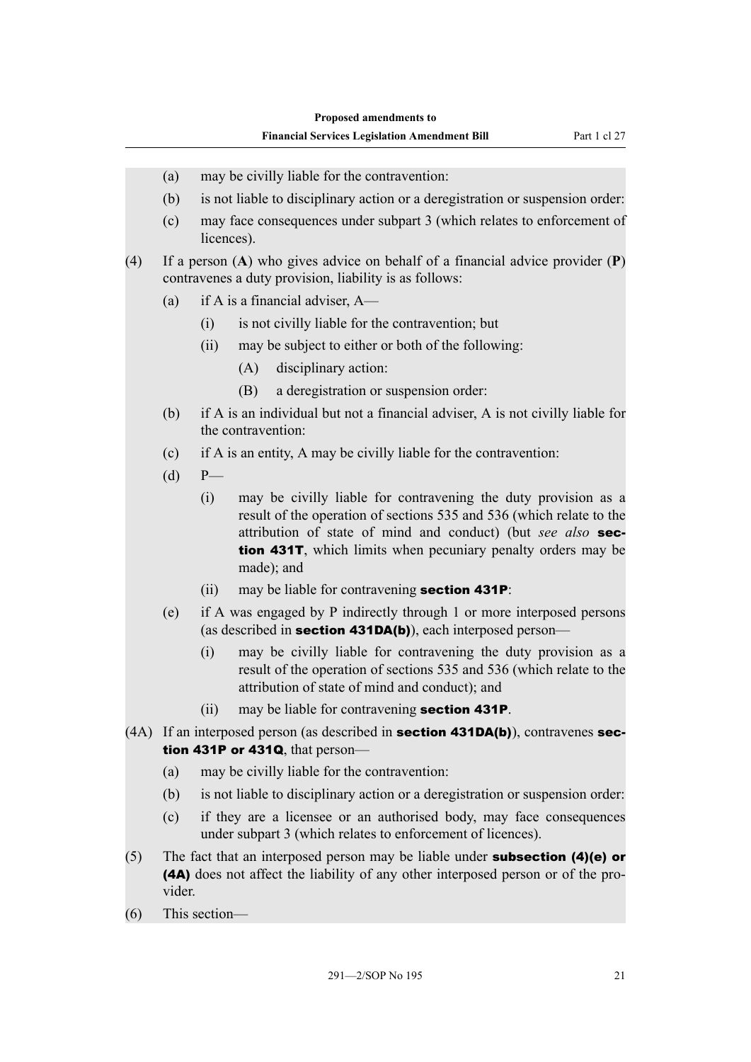(a) may be civilly liable for the contravention:

(b) is not liable to disciplinary action or a deregistration or suspension order:

(c) may face consequences under subpart 3 (which relates to enforcement of licences).

(4) If a person (**A**) who gives advice on behalf of a financial advice provider (**P**) contravenes a duty provision, liability is as follows:

(a) if A is a financial adviser, A—

(i) is not civilly liable for the contravention; but

(ii) may be subject to either or both of the following:

(A) disciplinary action:

(B) a deregistration or suspension order:

(b) if A is an individual but not a financial adviser, A is not civilly liable for the contravention:

(c) if A is an entity, A may be civilly liable for the contravention:

(d) P—

(i) may be civilly liable for contravening the duty provision as a result of the operation of sections 535 and 536 (which relate to the attribution of state of mind and conduct) (but *see also* **section 431T**, which limits when pecuniary penalty orders may be made); and

(ii) may be liable for contravening **section 431P**:

(e) if A was engaged by P indirectly through 1 or more interposed persons (as described in **section 431DA(b)**), each interposed person—

(i) may be civilly liable for contravening the duty provision as a result of the operation of sections 535 and 536 (which relate to the attribution of state of mind and conduct); and

(ii) may be liable for contravening **section 431P**.

(4A) If an interposed person (as described in **section 431DA(b)**), contravenes **section 431P or 431Q**, that person—

(a) may be civilly liable for the contravention:

(b) is not liable to disciplinary action or a deregistration or suspension order:

(c) if they are a licensee or an authorised body, may face consequences under subpart 3 (which relates to enforcement of licences).

(5) The fact that an interposed person may be liable under **subsection (4)(e) or (4A)** does not affect the liability of any other interposed person or of the provider.

(6) This section—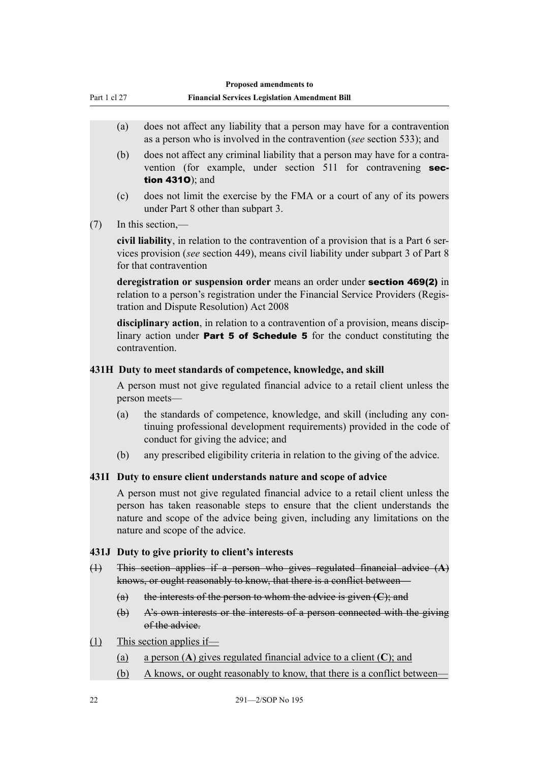(a) does not affect any liability that a person may have for a contravention as a person who is involved in the contravention (*see* section 533); and

(b) does not affect any criminal liability that a person may have for a contravention (for example, under section 511 for contravening **section 431O**); and

(c) does not limit the exercise by the FMA or a court of any of its powers under Part 8 other than subpart 3.

(7) In this section,—

**civil liability**, in relation to the contravention of a provision that is a Part 6 services provision (*see* section 449), means civil liability under subpart 3 of Part 8 for that contravention

**deregistration or suspension order** means an order under **section 469(2)** in relation to a person's registration under the Financial Service Providers (Registration and Dispute Resolution) Act 2008

**disciplinary action**, in relation to a contravention of a provision, means disciplinary action under **Part 5 of Schedule 5** for the conduct constituting the contravention.

### 431H Duty to meet standards of competence, knowledge, and skill

A person must not give regulated financial advice to a retail client unless the person meets—

(a) the standards of competence, knowledge, and skill (including any continuing professional development requirements) provided in the code of conduct for giving the advice; and

(b) any prescribed eligibility criteria in relation to the giving of the advice.

### 431I Duty to ensure client understands nature and scope of advice

A person must not give regulated financial advice to a retail client unless the person has taken reasonable steps to ensure that the client understands the nature and scope of the advice being given, including any limitations on the nature and scope of the advice.

### 431J Duty to give priority to client's interests

~~(1) This section applies if a person who gives regulated financial advice (**A**) knows, or ought reasonably to know, that there is a conflict between—~~

~~(a) the interests of the person to whom the advice is given (**C**); and~~

~~(b) A's own interests or the interests of a person connected with the giving of the advice.~~

(1) This section applies if—

(a) a person (**A**) gives regulated financial advice to a client (**C**); and

(b) A knows, or ought reasonably to know, that there is a conflict between—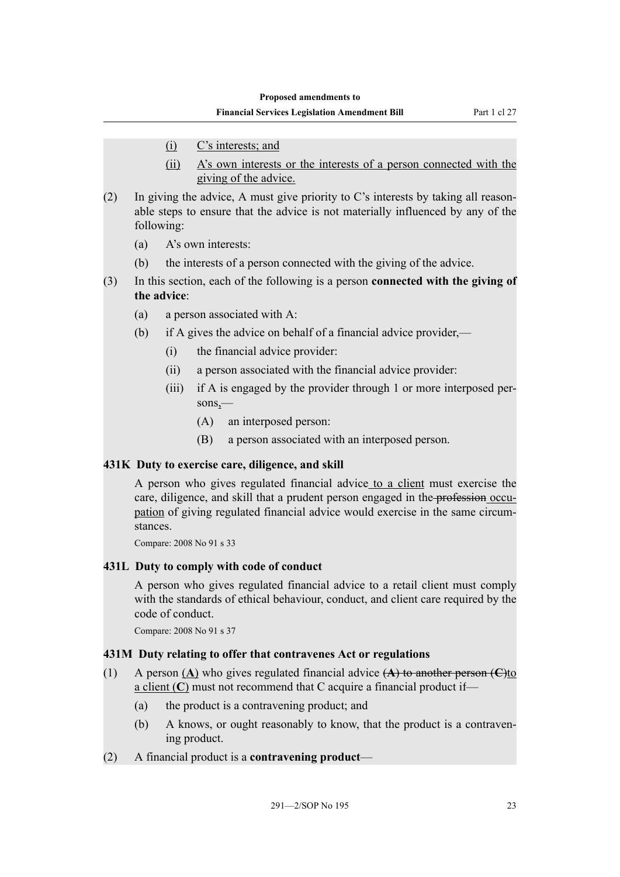(i) C's interests; and

(ii) A's own interests or the interests of a person connected with the giving of the advice.

(2) In giving the advice, A must give priority to C's interests by taking all reasonable steps to ensure that the advice is not materially influenced by any of the following:

(a) A's own interests:

(b) the interests of a person connected with the giving of the advice.

(3) In this section, each of the following is a person **connected with the giving of the advice**:

(a) a person associated with A:

(b) if A gives the advice on behalf of a financial advice provider,—

(i) the financial advice provider:

(ii) a person associated with the financial advice provider:

(iii) if A is engaged by the provider through 1 or more interposed persons,—

(A) an interposed person:

(B) a person associated with an interposed person.

**431K Duty to exercise care, diligence, and skill**

A person who gives regulated financial advice to a client must exercise the care, diligence, and skill that a prudent person engaged in the ~~profession~~ occupation of giving regulated financial advice would exercise in the same circumstances.

Compare: 2008 No 91 s 33

**431L Duty to comply with code of conduct**

A person who gives regulated financial advice to a retail client must comply with the standards of ethical behaviour, conduct, and client care required by the code of conduct.

Compare: 2008 No 91 s 37

**431M Duty relating to offer that contravenes Act or regulations**

(1) A person (**A**) who gives regulated financial advice ~~(**A**) to another person (**C**)~~ to a client (**C**) must not recommend that C acquire a financial product if—

(a) the product is a contravening product; and

(b) A knows, or ought reasonably to know, that the product is a contravening product.

(2) A financial product is a **contravening product**—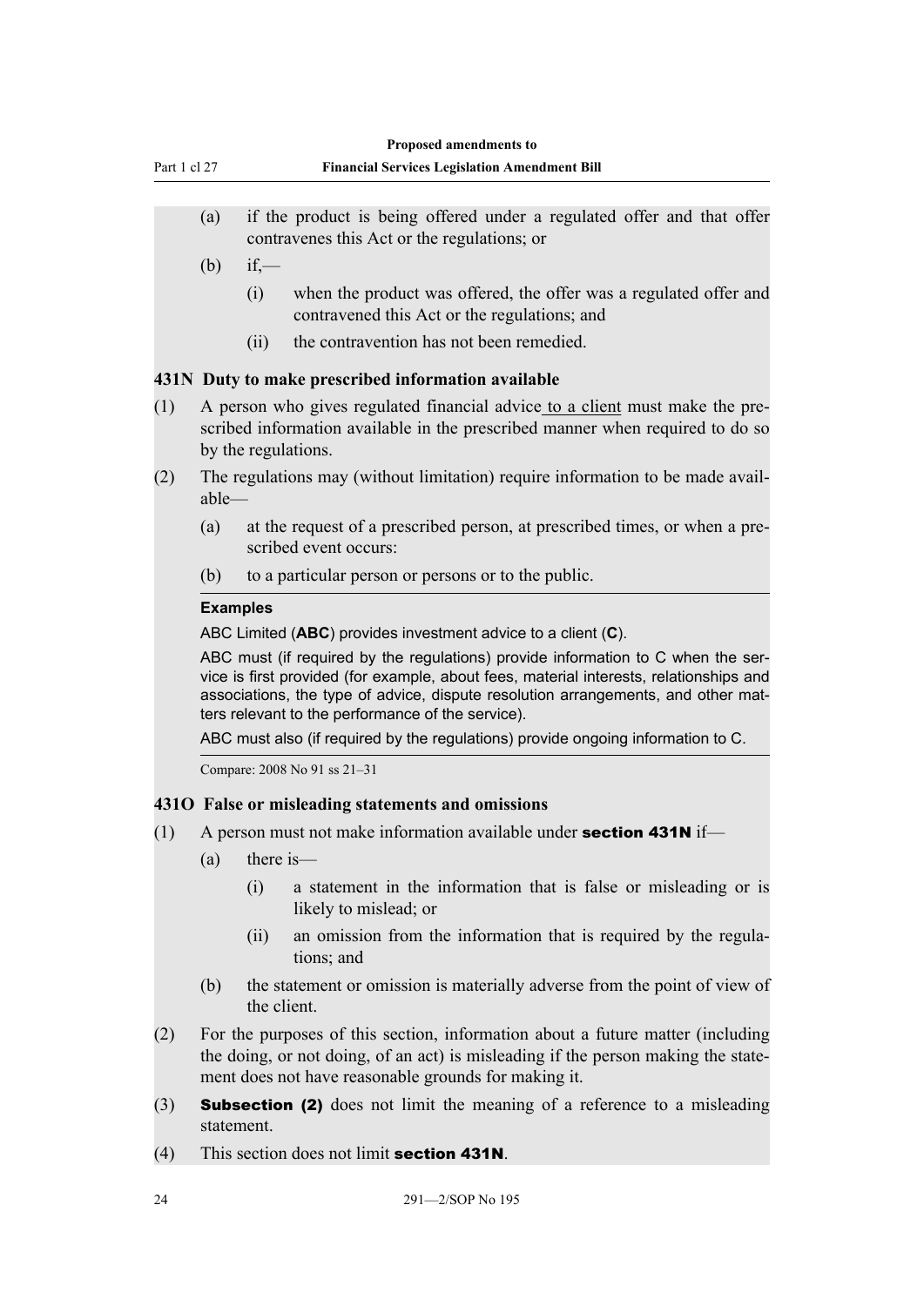(a) if the product is being offered under a regulated offer and that offer contravenes this Act or the regulations; or

(b) if,—

(i) when the product was offered, the offer was a regulated offer and contravened this Act or the regulations; and

(ii) the contravention has not been remedied.

### 431N Duty to make prescribed information available

(1) A person who gives regulated financial advice to a client must make the prescribed information available in the prescribed manner when required to do so by the regulations.

(2) The regulations may (without limitation) require information to be made available—

(a) at the request of a prescribed person, at prescribed times, or when a prescribed event occurs:

(b) to a particular person or persons or to the public.

**Examples**

ABC Limited (**ABC**) provides investment advice to a client (**C**).

ABC must (if required by the regulations) provide information to C when the service is first provided (for example, about fees, material interests, relationships and associations, the type of advice, dispute resolution arrangements, and other matters relevant to the performance of the service).

ABC must also (if required by the regulations) provide ongoing information to C.

Compare: 2008 No 91 ss 21–31

### 431O False or misleading statements and omissions

(1) A person must not make information available under **section 431N** if—

(a) there is—

(i) a statement in the information that is false or misleading or is likely to mislead; or

(ii) an omission from the information that is required by the regulations; and

(b) the statement or omission is materially adverse from the point of view of the client.

(2) For the purposes of this section, information about a future matter (including the doing, or not doing, of an act) is misleading if the person making the statement does not have reasonable grounds for making it.

(3) **Subsection (2)** does not limit the meaning of a reference to a misleading statement.

(4) This section does not limit **section 431N**.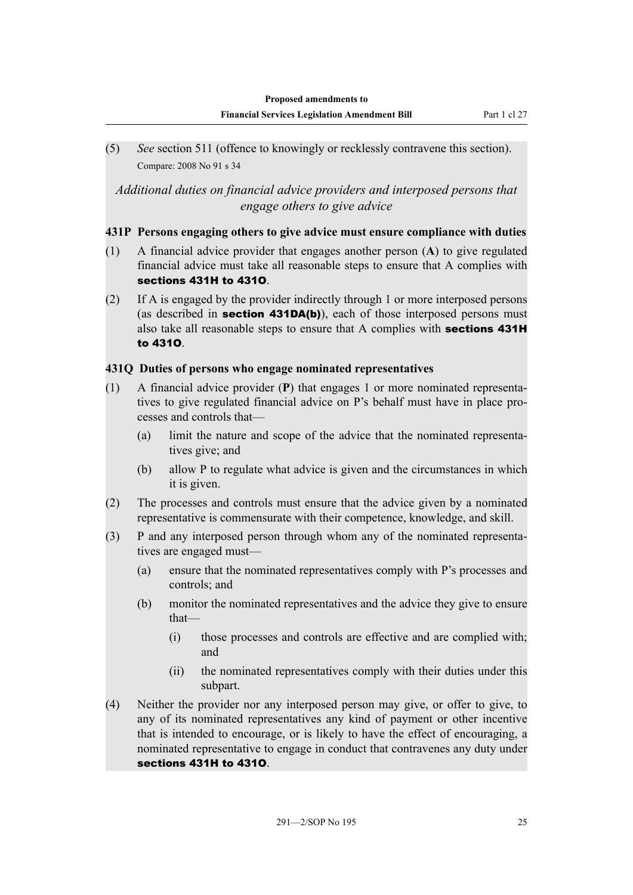(5) *See* section 511 (offence to knowingly or recklessly contravene this section).

Compare: 2008 No 91 s 34

*Additional duties on financial advice providers and interposed persons that engage others to give advice*

### 431P Persons engaging others to give advice must ensure compliance with duties

(1) A financial advice provider that engages another person (**A**) to give regulated financial advice must take all reasonable steps to ensure that A complies with **sections 431H to 431O**.

(2) If A is engaged by the provider indirectly through 1 or more interposed persons (as described in **section 431DA(b)**), each of those interposed persons must also take all reasonable steps to ensure that A complies with **sections 431H to 431O**.

### 431Q Duties of persons who engage nominated representatives

(1) A financial advice provider (**P**) that engages 1 or more nominated representatives to give regulated financial advice on P's behalf must have in place processes and controls that—

- (a) limit the nature and scope of the advice that the nominated representatives give; and
- (b) allow P to regulate what advice is given and the circumstances in which it is given.

(2) The processes and controls must ensure that the advice given by a nominated representative is commensurate with their competence, knowledge, and skill.

(3) P and any interposed person through whom any of the nominated representatives are engaged must—

- (a) ensure that the nominated representatives comply with P's processes and controls; and
- (b) monitor the nominated representatives and the advice they give to ensure that—
  - (i) those processes and controls are effective and are complied with; and
  - (ii) the nominated representatives comply with their duties under this subpart.

(4) Neither the provider nor any interposed person may give, or offer to give, to any of its nominated representatives any kind of payment or other incentive that is intended to encourage, or is likely to have the effect of encouraging, a nominated representative to engage in conduct that contravenes any duty under **sections 431H to 431O**.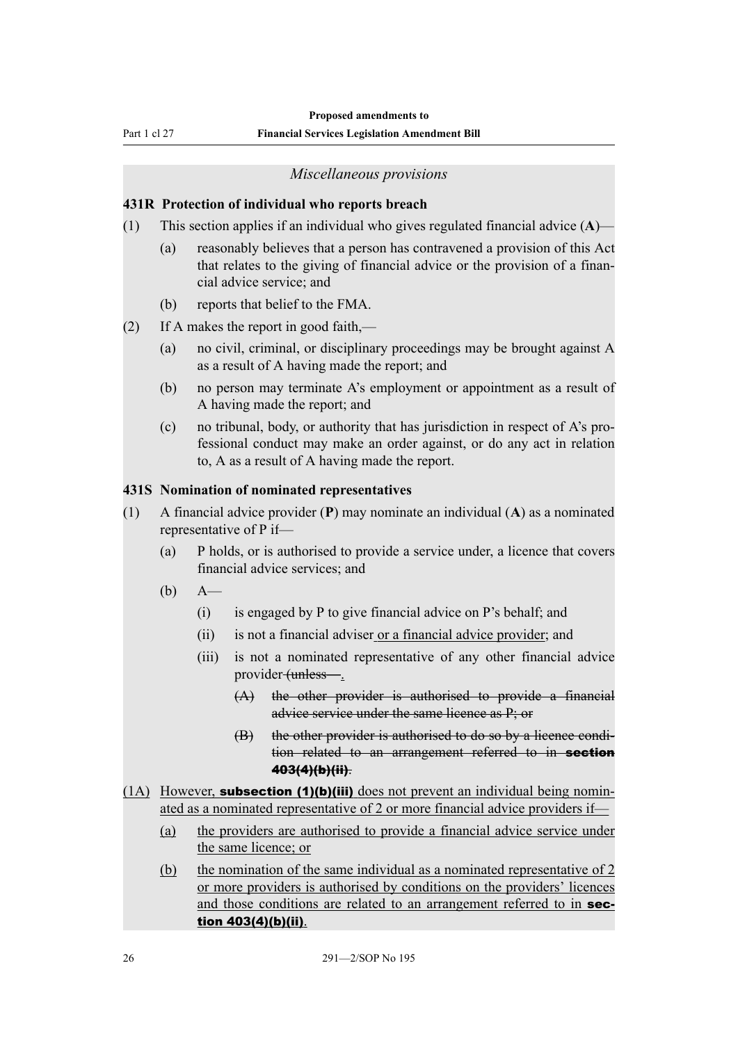*Miscellaneous provisions*

**431R Protection of individual who reports breach**

(1) This section applies if an individual who gives regulated financial advice (**A**)—

  (a) reasonably believes that a person has contravened a provision of this Act that relates to the giving of financial advice or the provision of a financial advice service; and

  (b) reports that belief to the FMA.

(2) If A makes the report in good faith,—

  (a) no civil, criminal, or disciplinary proceedings may be brought against A as a result of A having made the report; and

  (b) no person may terminate A's employment or appointment as a result of A having made the report; and

  (c) no tribunal, body, or authority that has jurisdiction in respect of A's professional conduct may make an order against, or do any act in relation to, A as a result of A having made the report.

**431S Nomination of nominated representatives**

(1) A financial advice provider (**P**) may nominate an individual (**A**) as a nominated representative of P if—

  (a) P holds, or is authorised to provide a service under, a licence that covers financial advice services; and

  (b) A—

    (i) is engaged by P to give financial advice on P's behalf; and

    (ii) is not a financial adviser or a financial advice provider; and

    (iii) is not a nominated representative of any other financial advice provider ~~(unless—~~.

      ~~(A) the other provider is authorised to provide a financial advice service under the same licence as P; or~~

      ~~(B) the other provider is authorised to do so by a licence condition related to an arrangement referred to in **section 403(4)(b)(ii)**).~~

(1A) However, **subsection (1)(b)(iii)** does not prevent an individual being nominated as a nominated representative of 2 or more financial advice providers if—

  (a) the providers are authorised to provide a financial advice service under the same licence; or

  (b) the nomination of the same individual as a nominated representative of 2 or more providers is authorised by conditions on the providers' licences and those conditions are related to an arrangement referred to in **section 403(4)(b)(ii)**.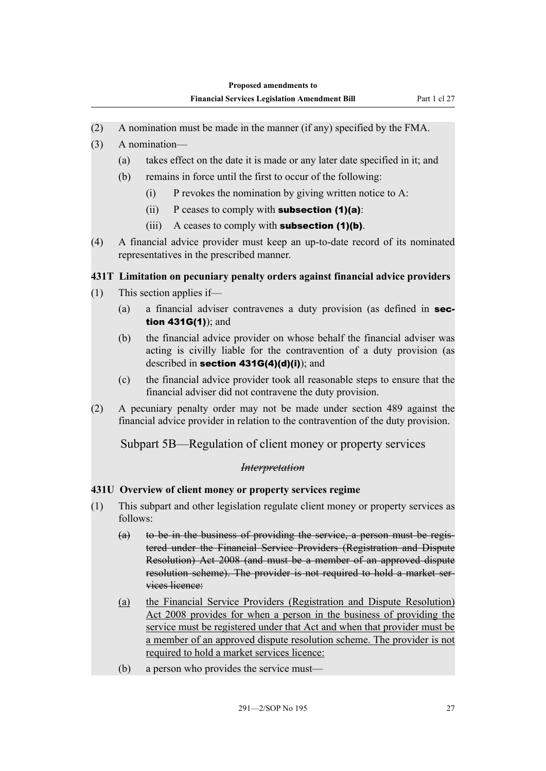(2) A nomination must be made in the manner (if any) specified by the FMA.

(3) A nomination—

(a) takes effect on the date it is made or any later date specified in it; and

(b) remains in force until the first to occur of the following:

(i) P revokes the nomination by giving written notice to A:

(ii) P ceases to comply with **subsection (1)(a)**:

(iii) A ceases to comply with **subsection (1)(b)**.

(4) A financial advice provider must keep an up-to-date record of its nominated representatives in the prescribed manner.

**431T Limitation on pecuniary penalty orders against financial advice providers**

(1) This section applies if—

(a) a financial adviser contravenes a duty provision (as defined in **section 431G(1)**); and

(b) the financial advice provider on whose behalf the financial adviser was acting is civilly liable for the contravention of a duty provision (as described in **section 431G(4)(d)(i)**); and

(c) the financial advice provider took all reasonable steps to ensure that the financial adviser did not contravene the duty provision.

(2) A pecuniary penalty order may not be made under section 489 against the financial advice provider in relation to the contravention of the duty provision.

## Subpart 5B—Regulation of client money or property services

~~*Interpretation*~~

**431U Overview of client money or property services regime**

(1) This subpart and other legislation regulate client money or property services as follows:

~~(a) to be in the business of providing the service, a person must be registered under the Financial Service Providers (Registration and Dispute Resolution) Act 2008 (and must be a member of an approved dispute resolution scheme). The provider is not required to hold a market services licence:~~

<u>(a) the Financial Service Providers (Registration and Dispute Resolution) Act 2008 provides for when a person in the business of providing the service must be registered under that Act and when that provider must be a member of an approved dispute resolution scheme. The provider is not required to hold a market services licence:</u>

(b) a person who provides the service must—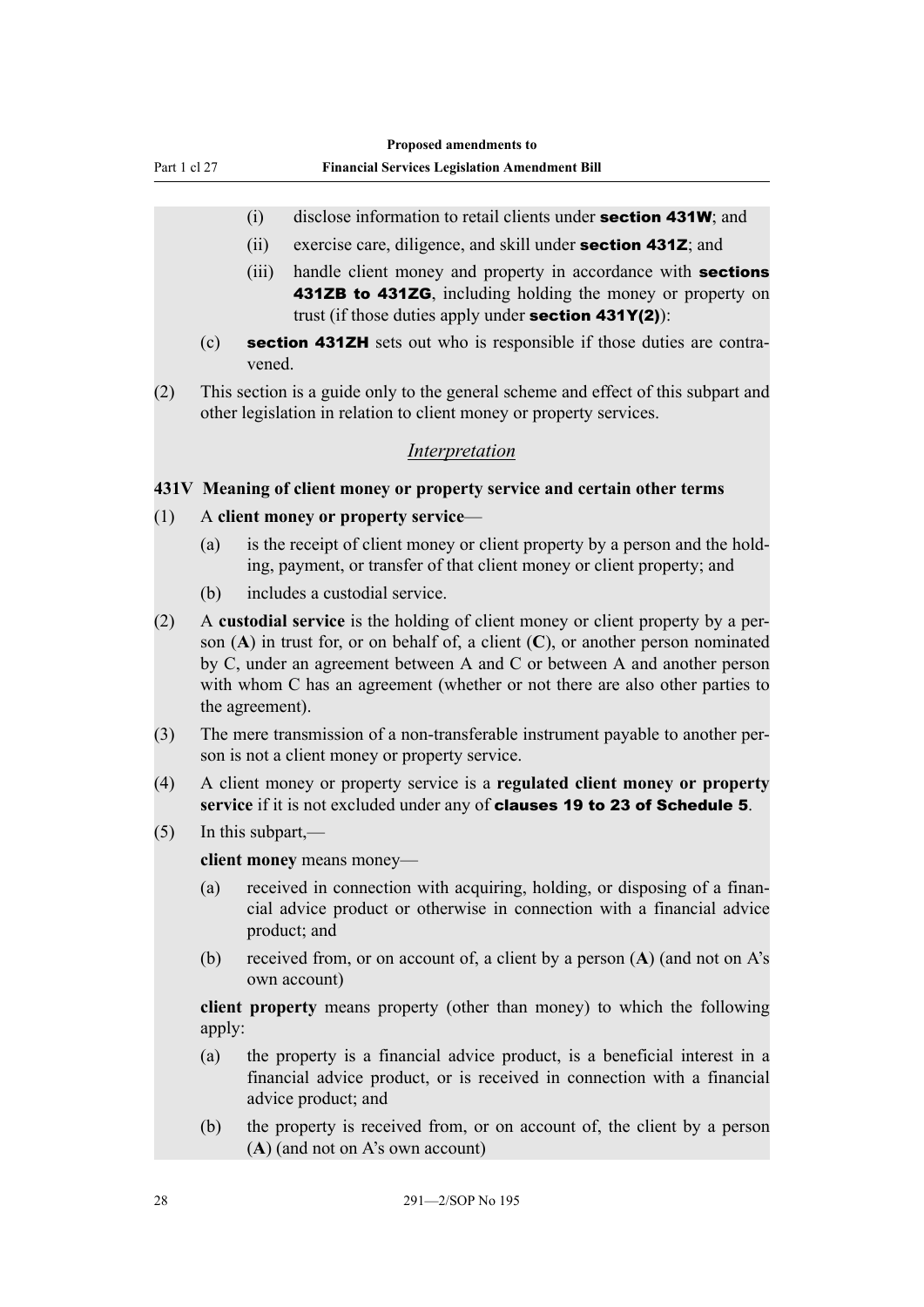(i) disclose information to retail clients under **section 431W**; and

(ii) exercise care, diligence, and skill under **section 431Z**; and

(iii) handle client money and property in accordance with **sections 431ZB to 431ZG**, including holding the money or property on trust (if those duties apply under **section 431Y(2)**):

(c) **section 431ZH** sets out who is responsible if those duties are contravened.

(2) This section is a guide only to the general scheme and effect of this subpart and other legislation in relation to client money or property services.

## *Interpretation*

### 431V Meaning of client money or property service and certain other terms

(1) A **client money or property service**—

(a) is the receipt of client money or client property by a person and the holding, payment, or transfer of that client money or client property; and

(b) includes a custodial service.

(2) A **custodial service** is the holding of client money or client property by a person (**A**) in trust for, or on behalf of, a client (**C**), or another person nominated by C, under an agreement between A and C or between A and another person with whom C has an agreement (whether or not there are also other parties to the agreement).

(3) The mere transmission of a non-transferable instrument payable to another person is not a client money or property service.

(4) A client money or property service is a **regulated client money or property service** if it is not excluded under any of **clauses 19 to 23 of Schedule 5**.

(5) In this subpart,—

**client money** means money—

(a) received in connection with acquiring, holding, or disposing of a financial advice product or otherwise in connection with a financial advice product; and

(b) received from, or on account of, a client by a person (**A**) (and not on A's own account)

**client property** means property (other than money) to which the following apply:

(a) the property is a financial advice product, is a beneficial interest in a financial advice product, or is received in connection with a financial advice product; and

(b) the property is received from, or on account of, the client by a person (**A**) (and not on A's own account)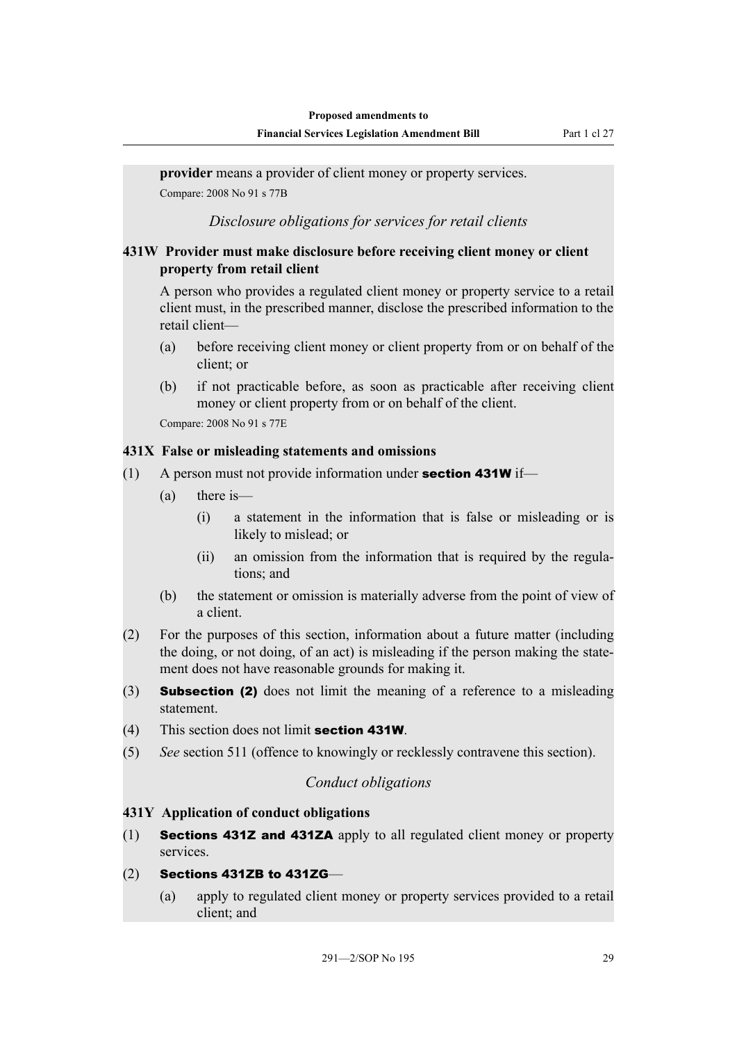**provider** means a provider of client money or property services.

Compare: 2008 No 91 s 77B

*Disclosure obligations for services for retail clients*

### 431W Provider must make disclosure before receiving client money or client property from retail client

A person who provides a regulated client money or property service to a retail client must, in the prescribed manner, disclose the prescribed information to the retail client—

(a) before receiving client money or client property from or on behalf of the client; or

(b) if not practicable before, as soon as practicable after receiving client money or client property from or on behalf of the client.

Compare: 2008 No 91 s 77E

### 431X False or misleading statements and omissions

(1) A person must not provide information under **section 431W** if—

(a) there is—

(i) a statement in the information that is false or misleading or is likely to mislead; or

(ii) an omission from the information that is required by the regulations; and

(b) the statement or omission is materially adverse from the point of view of a client.

(2) For the purposes of this section, information about a future matter (including the doing, or not doing, of an act) is misleading if the person making the statement does not have reasonable grounds for making it.

(3) **Subsection (2)** does not limit the meaning of a reference to a misleading statement.

(4) This section does not limit **section 431W**.

(5) *See* section 511 (offence to knowingly or recklessly contravene this section).

*Conduct obligations*

### 431Y Application of conduct obligations

(1) **Sections 431Z and 431ZA** apply to all regulated client money or property services.

(2) **Sections 431ZB to 431ZG**—

(a) apply to regulated client money or property services provided to a retail client; and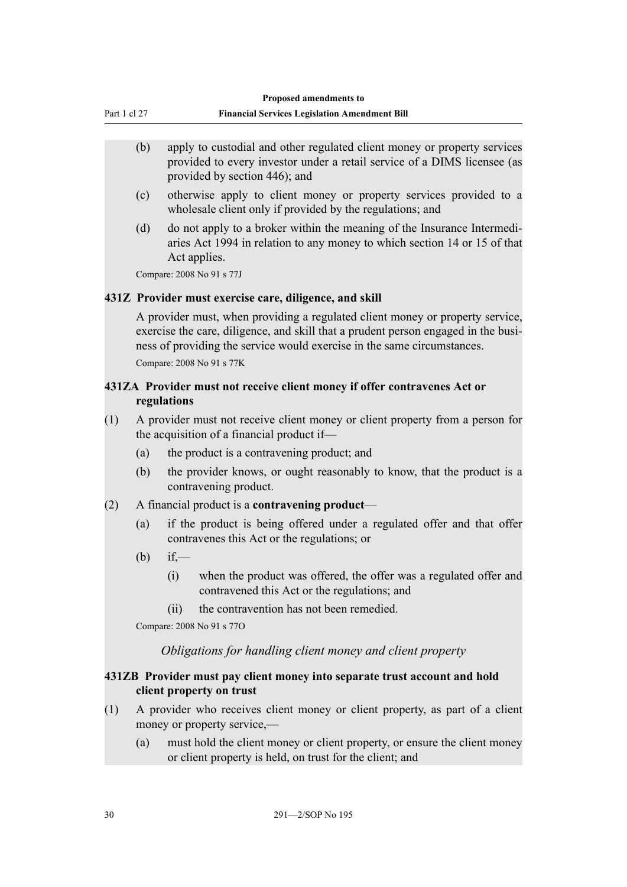(b) apply to custodial and other regulated client money or property services provided to every investor under a retail service of a DIMS licensee (as provided by section 446); and

(c) otherwise apply to client money or property services provided to a wholesale client only if provided by the regulations; and

(d) do not apply to a broker within the meaning of the Insurance Intermediaries Act 1994 in relation to any money to which section 14 or 15 of that Act applies.

Compare: 2008 No 91 s 77J

### 431Z Provider must exercise care, diligence, and skill

A provider must, when providing a regulated client money or property service, exercise the care, diligence, and skill that a prudent person engaged in the business of providing the service would exercise in the same circumstances.

Compare: 2008 No 91 s 77K

### 431ZA Provider must not receive client money if offer contravenes Act or regulations

(1) A provider must not receive client money or client property from a person for the acquisition of a financial product if—

(a) the product is a contravening product; and

(b) the provider knows, or ought reasonably to know, that the product is a contravening product.

(2) A financial product is a **contravening product**—

(a) if the product is being offered under a regulated offer and that offer contravenes this Act or the regulations; or

(b) if,—

(i) when the product was offered, the offer was a regulated offer and contravened this Act or the regulations; and

(ii) the contravention has not been remedied.

Compare: 2008 No 91 s 77O

*Obligations for handling client money and client property*

### 431ZB Provider must pay client money into separate trust account and hold client property on trust

(1) A provider who receives client money or client property, as part of a client money or property service,—

(a) must hold the client money or client property, or ensure the client money or client property is held, on trust for the client; and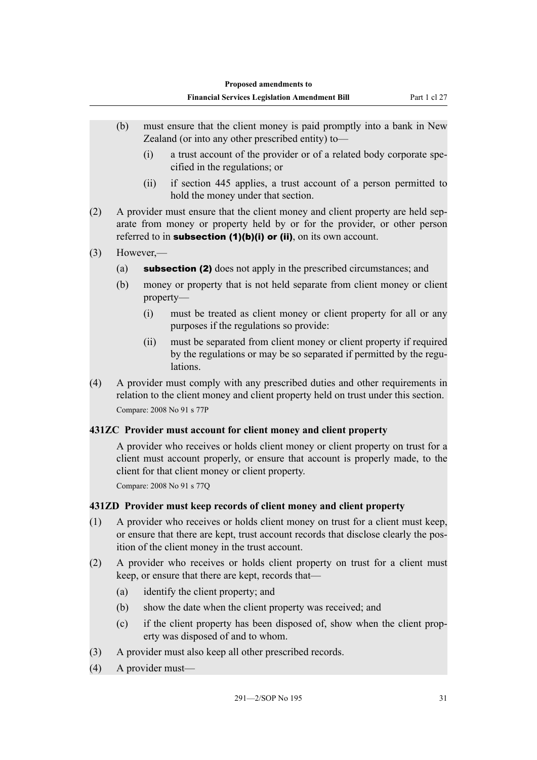(b) must ensure that the client money is paid promptly into a bank in New Zealand (or into any other prescribed entity) to—

  (i) a trust account of the provider or of a related body corporate specified in the regulations; or

  (ii) if section 445 applies, a trust account of a person permitted to hold the money under that section.

(2) A provider must ensure that the client money and client property are held separate from money or property held by or for the provider, or other person referred to in **subsection (1)(b)(i) or (ii)**, on its own account.

(3) However,—

  (a) **subsection (2)** does not apply in the prescribed circumstances; and

  (b) money or property that is not held separate from client money or client property—

    (i) must be treated as client money or client property for all or any purposes if the regulations so provide:

    (ii) must be separated from client money or client property if required by the regulations or may be so separated if permitted by the regulations.

(4) A provider must comply with any prescribed duties and other requirements in relation to the client money and client property held on trust under this section.

Compare: 2008 No 91 s 77P

### 431ZC Provider must account for client money and client property

A provider who receives or holds client money or client property on trust for a client must account properly, or ensure that account is properly made, to the client for that client money or client property.

Compare: 2008 No 91 s 77Q

### 431ZD Provider must keep records of client money and client property

(1) A provider who receives or holds client money on trust for a client must keep, or ensure that there are kept, trust account records that disclose clearly the position of the client money in the trust account.

(2) A provider who receives or holds client property on trust for a client must keep, or ensure that there are kept, records that—

  (a) identify the client property; and

  (b) show the date when the client property was received; and

  (c) if the client property has been disposed of, show when the client property was disposed of and to whom.

(3) A provider must also keep all other prescribed records.

(4) A provider must—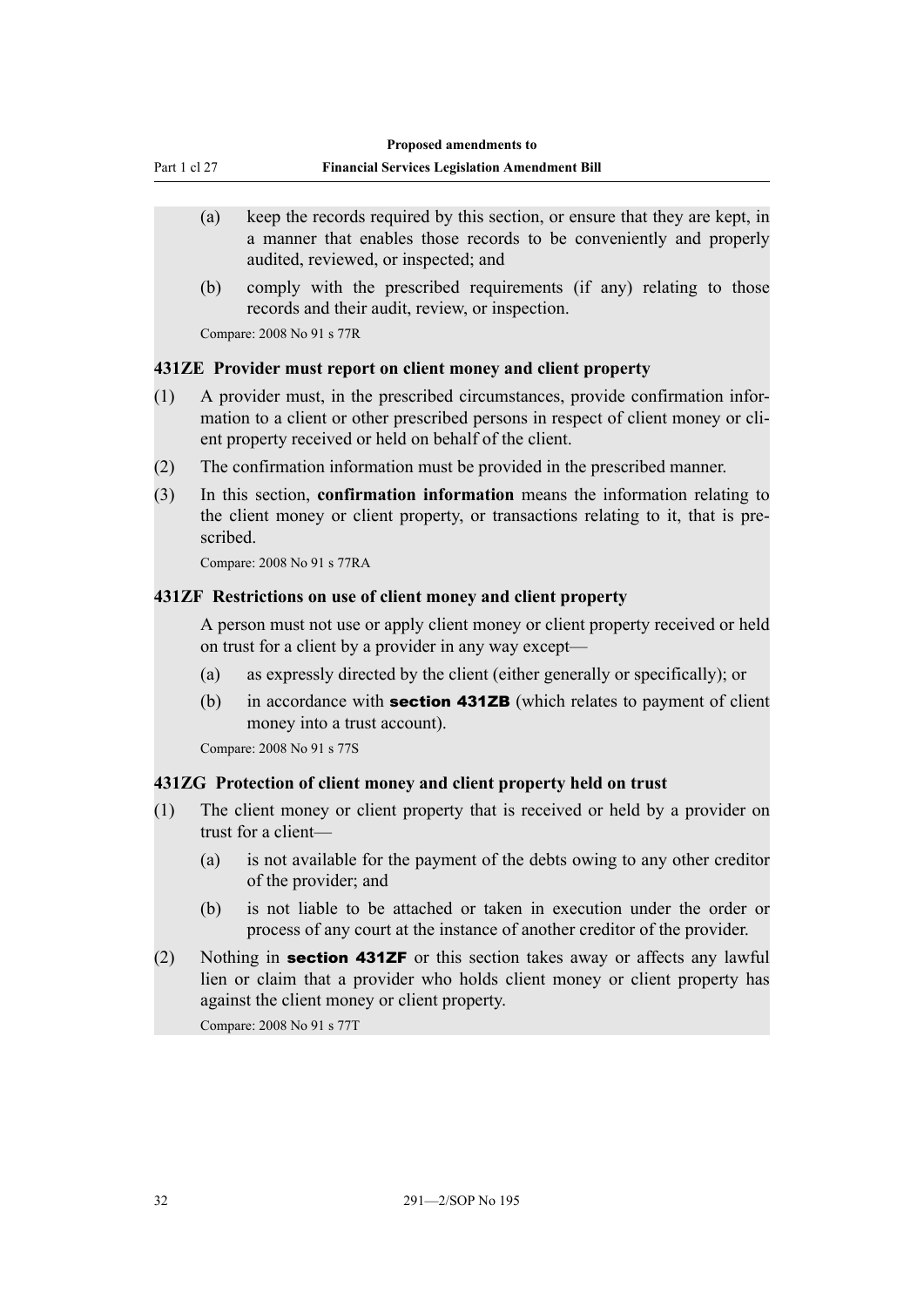(a) keep the records required by this section, or ensure that they are kept, in a manner that enables those records to be conveniently and properly audited, reviewed, or inspected; and

(b) comply with the prescribed requirements (if any) relating to those records and their audit, review, or inspection.

Compare: 2008 No 91 s 77R

### 431ZE Provider must report on client money and client property

(1) A provider must, in the prescribed circumstances, provide confirmation information to a client or other prescribed persons in respect of client money or client property received or held on behalf of the client.

(2) The confirmation information must be provided in the prescribed manner.

(3) In this section, **confirmation information** means the information relating to the client money or client property, or transactions relating to it, that is prescribed.

Compare: 2008 No 91 s 77RA

### 431ZF Restrictions on use of client money and client property

A person must not use or apply client money or client property received or held on trust for a client by a provider in any way except—

(a) as expressly directed by the client (either generally or specifically); or

(b) in accordance with **section 431ZB** (which relates to payment of client money into a trust account).

Compare: 2008 No 91 s 77S

### 431ZG Protection of client money and client property held on trust

(1) The client money or client property that is received or held by a provider on trust for a client—

(a) is not available for the payment of the debts owing to any other creditor of the provider; and

(b) is not liable to be attached or taken in execution under the order or process of any court at the instance of another creditor of the provider.

(2) Nothing in **section 431ZF** or this section takes away or affects any lawful lien or claim that a provider who holds client money or client property has against the client money or client property.

Compare: 2008 No 91 s 77T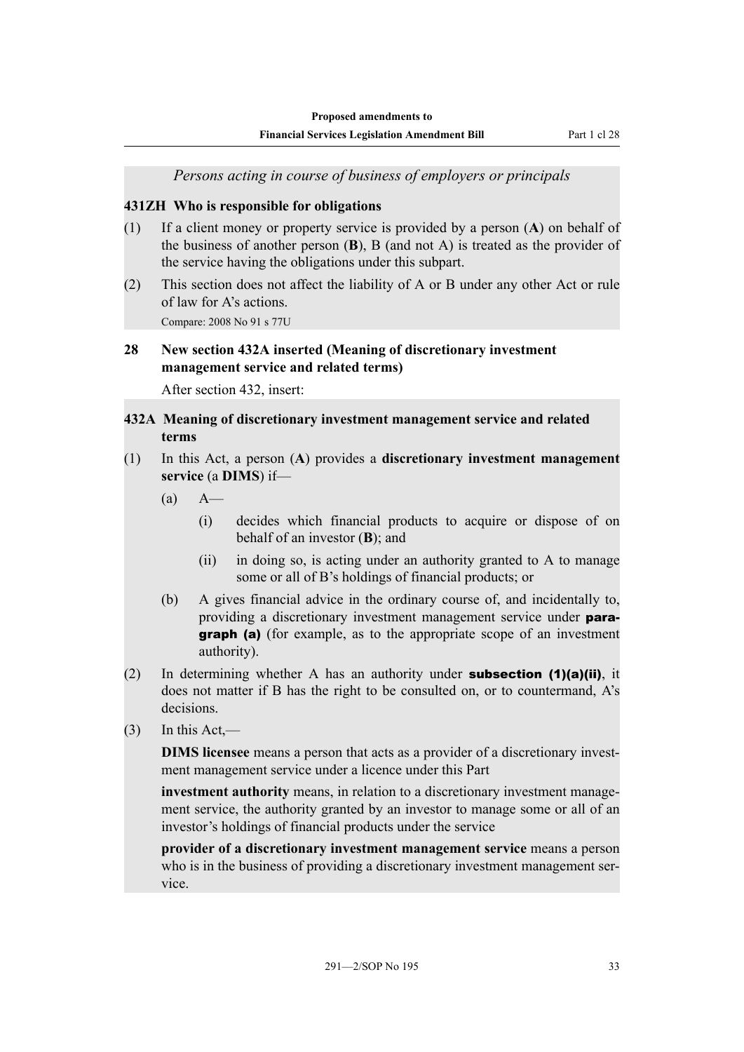*Persons acting in course of business of employers or principals*

### 431ZH Who is responsible for obligations

(1) If a client money or property service is provided by a person (**A**) on behalf of the business of another person (**B**), B (and not A) is treated as the provider of the service having the obligations under this subpart.

(2) This section does not affect the liability of A or B under any other Act or rule of law for A's actions.

Compare: 2008 No 91 s 77U

### 28 New section 432A inserted (Meaning of discretionary investment management service and related terms)

After section 432, insert:

### 432A Meaning of discretionary investment management service and related terms

(1) In this Act, a person (**A**) provides a **discretionary investment management service** (a **DIMS**) if—

(a) A—

(i) decides which financial products to acquire or dispose of on behalf of an investor (**B**); and

(ii) in doing so, is acting under an authority granted to A to manage some or all of B's holdings of financial products; or

(b) A gives financial advice in the ordinary course of, and incidentally to, providing a discretionary investment management service under **paragraph (a)** (for example, as to the appropriate scope of an investment authority).

(2) In determining whether A has an authority under **subsection (1)(a)(ii)**, it does not matter if B has the right to be consulted on, or to countermand, A's decisions.

(3) In this Act,—

**DIMS licensee** means a person that acts as a provider of a discretionary investment management service under a licence under this Part

**investment authority** means, in relation to a discretionary investment management service, the authority granted by an investor to manage some or all of an investor's holdings of financial products under the service

**provider of a discretionary investment management service** means a person who is in the business of providing a discretionary investment management service.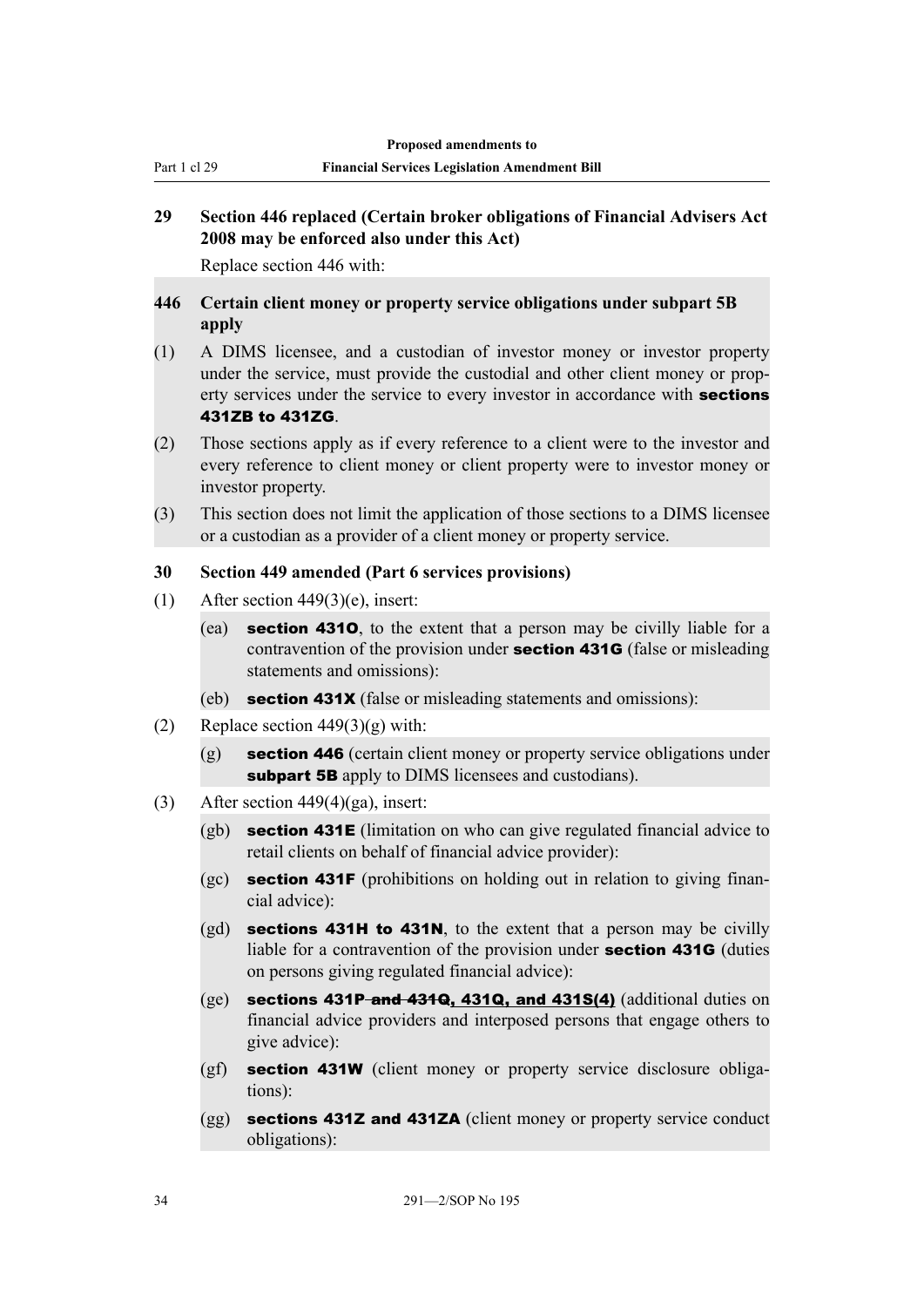**29 Section 446 replaced (Certain broker obligations of Financial Advisers Act 2008 may be enforced also under this Act)**

Replace section 446 with:

**446 Certain client money or property service obligations under subpart 5B apply**

(1) A DIMS licensee, and a custodian of investor money or investor property under the service, must provide the custodial and other client money or property services under the service to every investor in accordance with **sections 431ZB to 431ZG**.

(2) Those sections apply as if every reference to a client were to the investor and every reference to client money or client property were to investor money or investor property.

(3) This section does not limit the application of those sections to a DIMS licensee or a custodian as a provider of a client money or property service.

**30 Section 449 amended (Part 6 services provisions)**

(1) After section 449(3)(e), insert:

(ea) **section 431O**, to the extent that a person may be civilly liable for a contravention of the provision under **section 431G** (false or misleading statements and omissions):

(eb) **section 431X** (false or misleading statements and omissions):

(2) Replace section 449(3)(g) with:

(g) **section 446** (certain client money or property service obligations under **subpart 5B** apply to DIMS licensees and custodians).

(3) After section 449(4)(ga), insert:

(gb) **section 431E** (limitation on who can give regulated financial advice to retail clients on behalf of financial advice provider):

(gc) **section 431F** (prohibitions on holding out in relation to giving financial advice):

(gd) **sections 431H to 431N**, to the extent that a person may be civilly liable for a contravention of the provision under **section 431G** (duties on persons giving regulated financial advice):

(ge) **sections 431P ~~and 431Q~~, 431Q, and 431S(4)** (additional duties on financial advice providers and interposed persons that engage others to give advice):

(gf) **section 431W** (client money or property service disclosure obligations):

(gg) **sections 431Z and 431ZA** (client money or property service conduct obligations):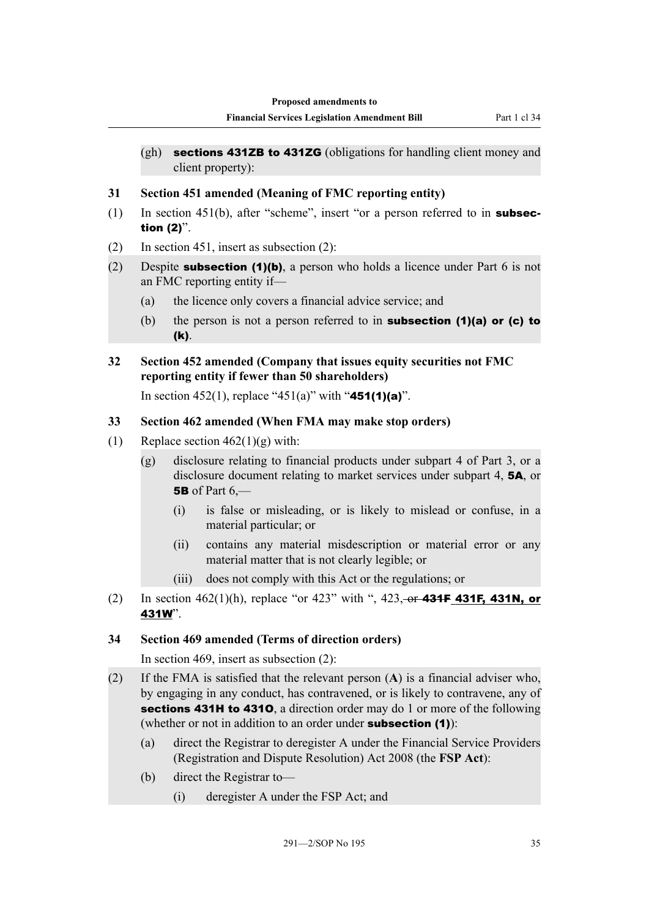(gh) **sections 431ZB to 431ZG** (obligations for handling client money and client property):

### 31 Section 451 amended (Meaning of FMC reporting entity)

(1) In section 451(b), after "scheme", insert "or a person referred to in **subsection (2)**".

(2) In section 451, insert as subsection (2):

(2) Despite **subsection (1)(b)**, a person who holds a licence under Part 6 is not an FMC reporting entity if—

(a) the licence only covers a financial advice service; and

(b) the person is not a person referred to in **subsection (1)(a) or (c) to (k)**.

### 32 Section 452 amended (Company that issues equity securities not FMC reporting entity if fewer than 50 shareholders)

In section 452(1), replace "451(a)" with "**451(1)(a)**".

### 33 Section 462 amended (When FMA may make stop orders)

(1) Replace section 462(1)(g) with:

(g) disclosure relating to financial products under subpart 4 of Part 3, or a disclosure document relating to market services under subpart 4, **5A**, or **5B** of Part 6,—

(i) is false or misleading, or is likely to mislead or confuse, in a material particular; or

(ii) contains any material misdescription or material error or any material matter that is not clearly legible; or

(iii) does not comply with this Act or the regulations; or

(2) In section 462(1)(h), replace "or 423" with ", 423, ~~or **431F**~~ <u>**431F, 431N, or 431W**</u>".

### 34 Section 469 amended (Terms of direction orders)

In section 469, insert as subsection (2):

(2) If the FMA is satisfied that the relevant person (**A**) is a financial adviser who, by engaging in any conduct, has contravened, or is likely to contravene, any of **sections 431H to 431O**, a direction order may do 1 or more of the following (whether or not in addition to an order under **subsection (1)**):

(a) direct the Registrar to deregister A under the Financial Service Providers (Registration and Dispute Resolution) Act 2008 (the **FSP Act**):

(b) direct the Registrar to—

(i) deregister A under the FSP Act; and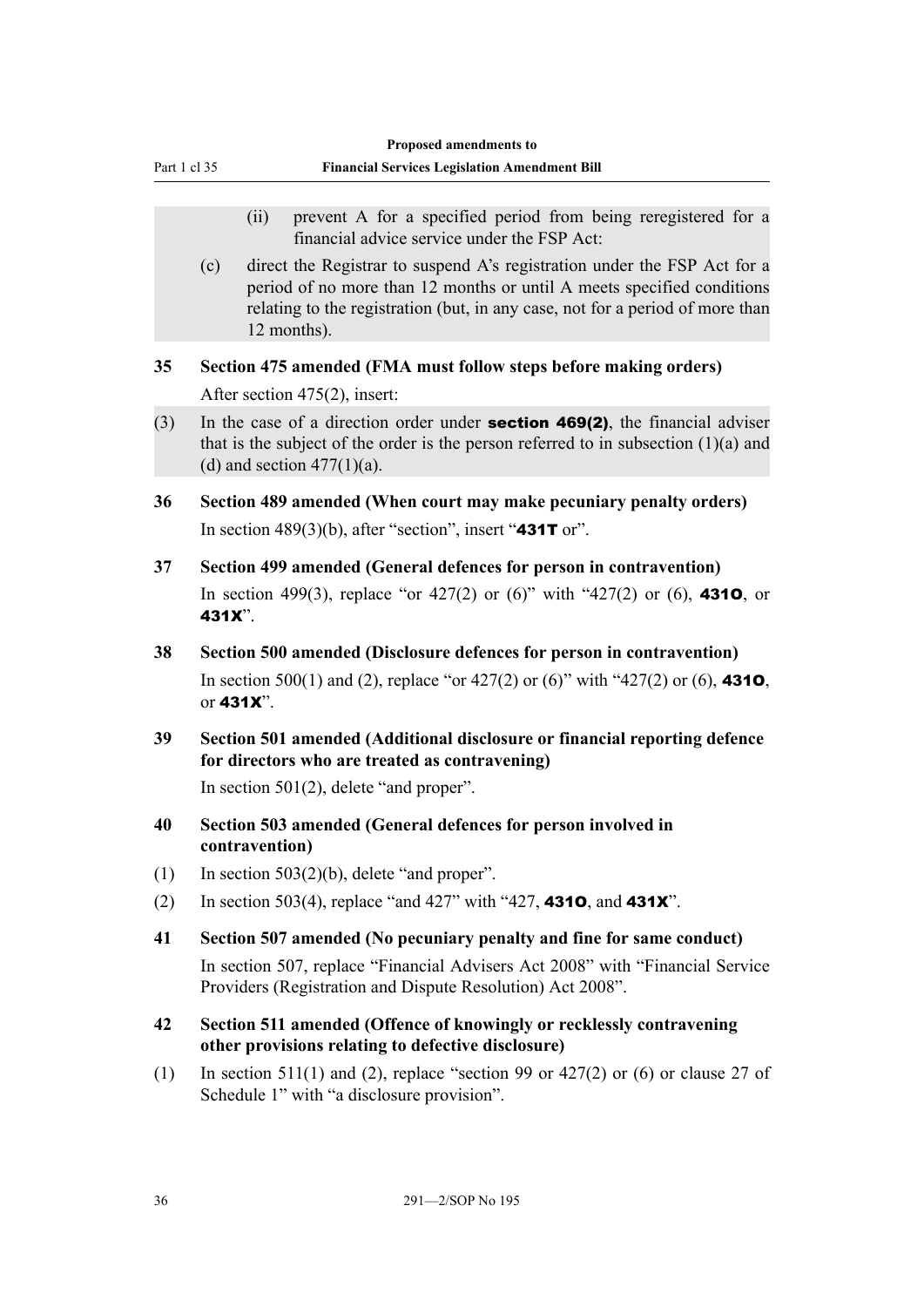(ii) prevent A for a specified period from being reregistered for a financial advice service under the FSP Act:

(c) direct the Registrar to suspend A's registration under the FSP Act for a period of no more than 12 months or until A meets specified conditions relating to the registration (but, in any case, not for a period of more than 12 months).

**35 Section 475 amended (FMA must follow steps before making orders)**

After section 475(2), insert:

(3) In the case of a direction order under **section 469(2)**, the financial adviser that is the subject of the order is the person referred to in subsection (1)(a) and (d) and section 477(1)(a).

**36 Section 489 amended (When court may make pecuniary penalty orders)**

In section 489(3)(b), after "section", insert "**431T** or".

**37 Section 499 amended (General defences for person in contravention)**

In section 499(3), replace "or 427(2) or (6)" with "427(2) or (6), **431O**, or **431X**".

**38 Section 500 amended (Disclosure defences for person in contravention)**

In section 500(1) and (2), replace "or 427(2) or (6)" with "427(2) or (6), **431O**, or **431X**".

**39 Section 501 amended (Additional disclosure or financial reporting defence for directors who are treated as contravening)**

In section 501(2), delete "and proper".

**40 Section 503 amended (General defences for person involved in contravention)**

(1) In section 503(2)(b), delete "and proper".

(2) In section 503(4), replace "and 427" with "427, **431O**, and **431X**".

**41 Section 507 amended (No pecuniary penalty and fine for same conduct)**

In section 507, replace "Financial Advisers Act 2008" with "Financial Service Providers (Registration and Dispute Resolution) Act 2008".

**42 Section 511 amended (Offence of knowingly or recklessly contravening other provisions relating to defective disclosure)**

(1) In section 511(1) and (2), replace "section 99 or 427(2) or (6) or clause 27 of Schedule 1" with "a disclosure provision".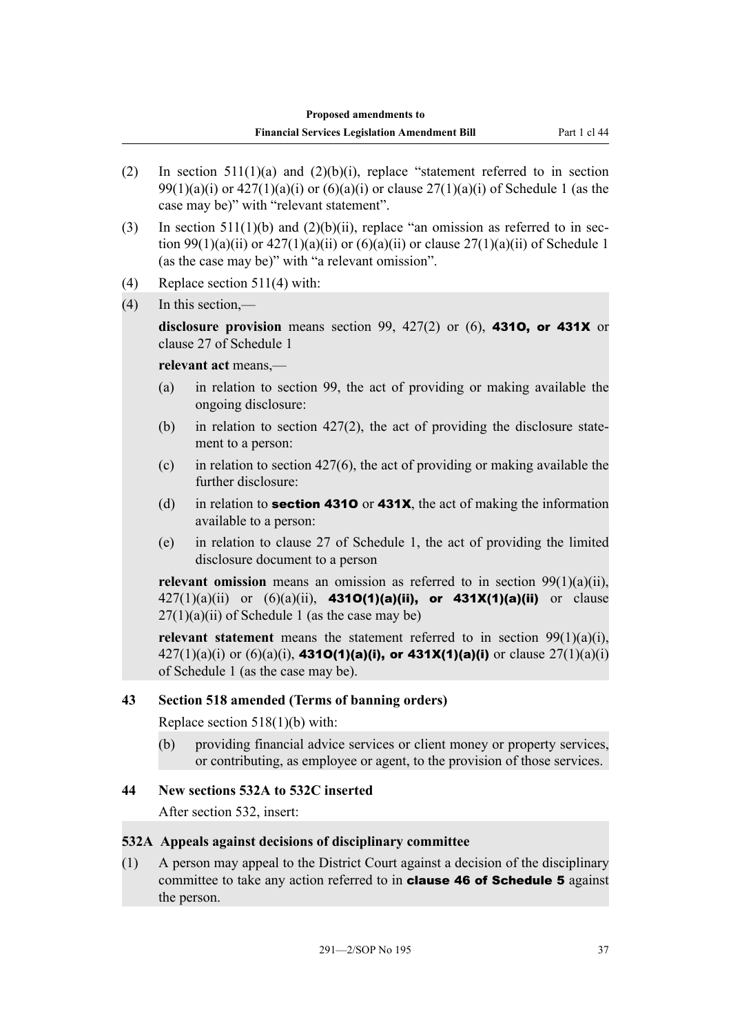(2) In section 511(1)(a) and (2)(b)(i), replace “statement referred to in section 99(1)(a)(i) or 427(1)(a)(i) or (6)(a)(i) or clause 27(1)(a)(i) of Schedule 1 (as the case may be)” with “relevant statement”.

(3) In section 511(1)(b) and (2)(b)(ii), replace “an omission as referred to in section 99(1)(a)(ii) or 427(1)(a)(ii) or (6)(a)(ii) or clause 27(1)(a)(ii) of Schedule 1 (as the case may be)” with “a relevant omission”.

(4) Replace section 511(4) with:

(4) In this section,—

**disclosure provision** means section 99, 427(2) or (6), **431O, or 431X** or clause 27 of Schedule 1

**relevant act** means,—

(a) in relation to section 99, the act of providing or making available the ongoing disclosure:

(b) in relation to section 427(2), the act of providing the disclosure statement to a person:

(c) in relation to section 427(6), the act of providing or making available the further disclosure:

(d) in relation to **section 431O** or **431X**, the act of making the information available to a person:

(e) in relation to clause 27 of Schedule 1, the act of providing the limited disclosure document to a person

**relevant omission** means an omission as referred to in section 99(1)(a)(ii), 427(1)(a)(ii) or (6)(a)(ii), **431O(1)(a)(ii), or 431X(1)(a)(ii)** or clause 27(1)(a)(ii) of Schedule 1 (as the case may be)

**relevant statement** means the statement referred to in section 99(1)(a)(i), 427(1)(a)(i) or (6)(a)(i), **431O(1)(a)(i), or 431X(1)(a)(i)** or clause 27(1)(a)(i) of Schedule 1 (as the case may be).

### 43 Section 518 amended (Terms of banning orders)

Replace section 518(1)(b) with:

(b) providing financial advice services or client money or property services, or contributing, as employee or agent, to the provision of those services.

### 44 New sections 532A to 532C inserted

After section 532, insert:

#### 532A Appeals against decisions of disciplinary committee

(1) A person may appeal to the District Court against a decision of the disciplinary committee to take any action referred to in **clause 46 of Schedule 5** against the person.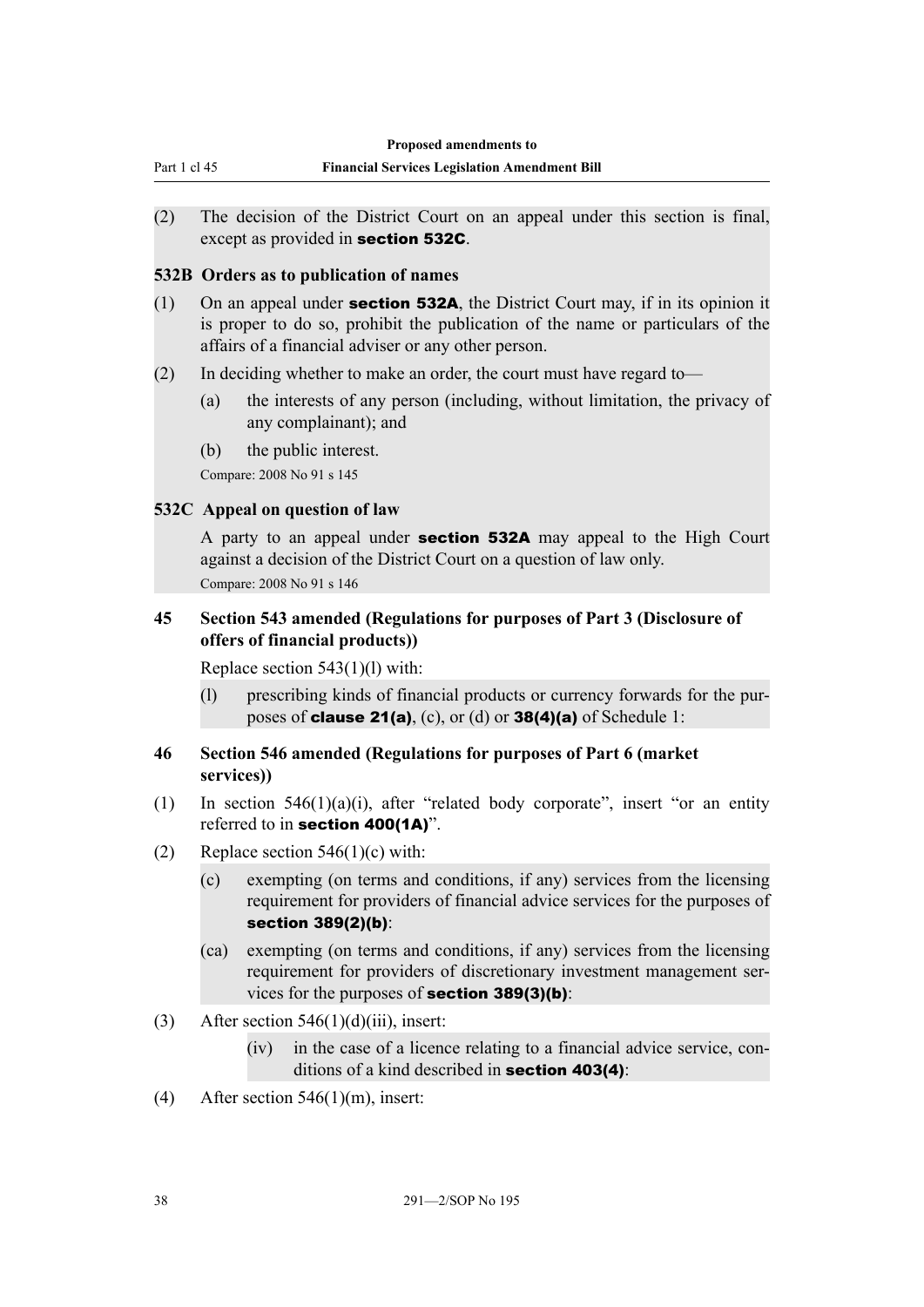(2) The decision of the District Court on an appeal under this section is final, except as provided in **section 532C**.

**532B Orders as to publication of names**

(1) On an appeal under **section 532A**, the District Court may, if in its opinion it is proper to do so, prohibit the publication of the name or particulars of the affairs of a financial adviser or any other person.

(2) In deciding whether to make an order, the court must have regard to—

- (a) the interests of any person (including, without limitation, the privacy of any complainant); and
- (b) the public interest.

Compare: 2008 No 91 s 145

**532C Appeal on question of law**

A party to an appeal under **section 532A** may appeal to the High Court against a decision of the District Court on a question of law only.

Compare: 2008 No 91 s 146

### 45 Section 543 amended (Regulations for purposes of Part 3 (Disclosure of offers of financial products))

Replace section 543(1)(l) with:

(l) prescribing kinds of financial products or currency forwards for the purposes of **clause 21(a)**, (c), or (d) or **38(4)(a)** of Schedule 1:

### 46 Section 546 amended (Regulations for purposes of Part 6 (market services))

(1) In section 546(1)(a)(i), after "related body corporate", insert "or an entity referred to in **section 400(1A)**".

(2) Replace section 546(1)(c) with:

- (c) exempting (on terms and conditions, if any) services from the licensing requirement for providers of financial advice services for the purposes of **section 389(2)(b)**:
- (ca) exempting (on terms and conditions, if any) services from the licensing requirement for providers of discretionary investment management services for the purposes of **section 389(3)(b)**:

(3) After section 546(1)(d)(iii), insert:

- (iv) in the case of a licence relating to a financial advice service, conditions of a kind described in **section 403(4)**:

(4) After section 546(1)(m), insert: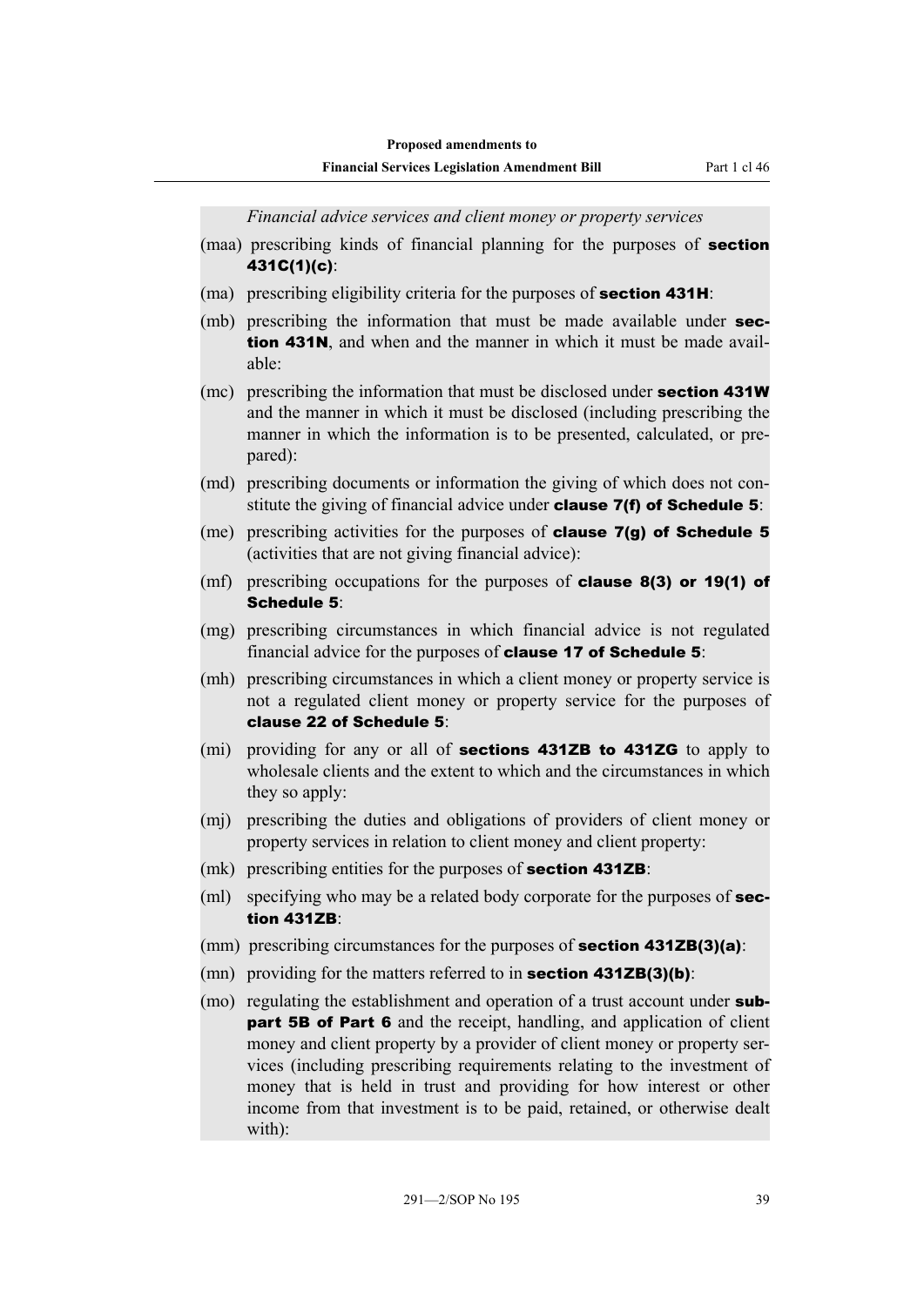*Financial advice services and client money or property services*

(maa) prescribing kinds of financial planning for the purposes of **section 431C(1)(c)**:

(ma) prescribing eligibility criteria for the purposes of **section 431H**:

(mb) prescribing the information that must be made available under **section 431N**, and when and the manner in which it must be made available:

(mc) prescribing the information that must be disclosed under **section 431W** and the manner in which it must be disclosed (including prescribing the manner in which the information is to be presented, calculated, or prepared):

(md) prescribing documents or information the giving of which does not constitute the giving of financial advice under **clause 7(f) of Schedule 5**:

(me) prescribing activities for the purposes of **clause 7(g) of Schedule 5** (activities that are not giving financial advice):

(mf) prescribing occupations for the purposes of **clause 8(3) or 19(1) of Schedule 5**:

(mg) prescribing circumstances in which financial advice is not regulated financial advice for the purposes of **clause 17 of Schedule 5**:

(mh) prescribing circumstances in which a client money or property service is not a regulated client money or property service for the purposes of **clause 22 of Schedule 5**:

(mi) providing for any or all of **sections 431ZB to 431ZG** to apply to wholesale clients and the extent to which and the circumstances in which they so apply:

(mj) prescribing the duties and obligations of providers of client money or property services in relation to client money and client property:

(mk) prescribing entities for the purposes of **section 431ZB**:

(ml) specifying who may be a related body corporate for the purposes of **section 431ZB**:

(mm) prescribing circumstances for the purposes of **section 431ZB(3)(a)**:

(mn) providing for the matters referred to in **section 431ZB(3)(b)**:

(mo) regulating the establishment and operation of a trust account under **subpart 5B of Part 6** and the receipt, handling, and application of client money and client property by a provider of client money or property services (including prescribing requirements relating to the investment of money that is held in trust and providing for how interest or other income from that investment is to be paid, retained, or otherwise dealt with):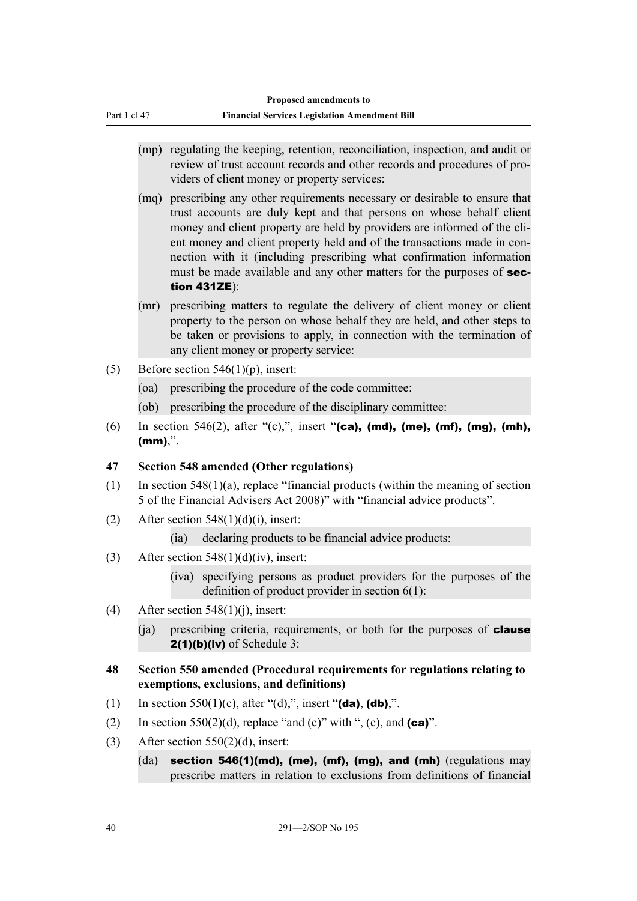(mp) regulating the keeping, retention, reconciliation, inspection, and audit or review of trust account records and other records and procedures of providers of client money or property services:

(mq) prescribing any other requirements necessary or desirable to ensure that trust accounts are duly kept and that persons on whose behalf client money and client property are held by providers are informed of the client money and client property held and of the transactions made in connection with it (including prescribing what confirmation information must be made available and any other matters for the purposes of **section 431ZE**):

(mr) prescribing matters to regulate the delivery of client money or client property to the person on whose behalf they are held, and other steps to be taken or provisions to apply, in connection with the termination of any client money or property service:

(5) Before section 546(1)(p), insert:

(oa) prescribing the procedure of the code committee:

(ob) prescribing the procedure of the disciplinary committee:

(6) In section 546(2), after "(c),", insert "**(ca), (md), (me), (mf), (mg), (mh), (mm)**,".

### 47 Section 548 amended (Other regulations)

(1) In section 548(1)(a), replace "financial products (within the meaning of section 5 of the Financial Advisers Act 2008)" with "financial advice products".

(2) After section 548(1)(d)(i), insert:

(ia) declaring products to be financial advice products:

(3) After section 548(1)(d)(iv), insert:

(iva) specifying persons as product providers for the purposes of the definition of product provider in section 6(1):

(4) After section 548(1)(j), insert:

(ja) prescribing criteria, requirements, or both for the purposes of **clause 2(1)(b)(iv)** of Schedule 3:

### 48 Section 550 amended (Procedural requirements for regulations relating to exemptions, exclusions, and definitions)

(1) In section 550(1)(c), after "(d),", insert "**(da)**, **(db)**,".

(2) In section 550(2)(d), replace "and (c)" with ", (c), and **(ca)**".

(3) After section 550(2)(d), insert:

(da) **section 546(1)(md), (me), (mf), (mg), and (mh)** (regulations may prescribe matters in relation to exclusions from definitions of financial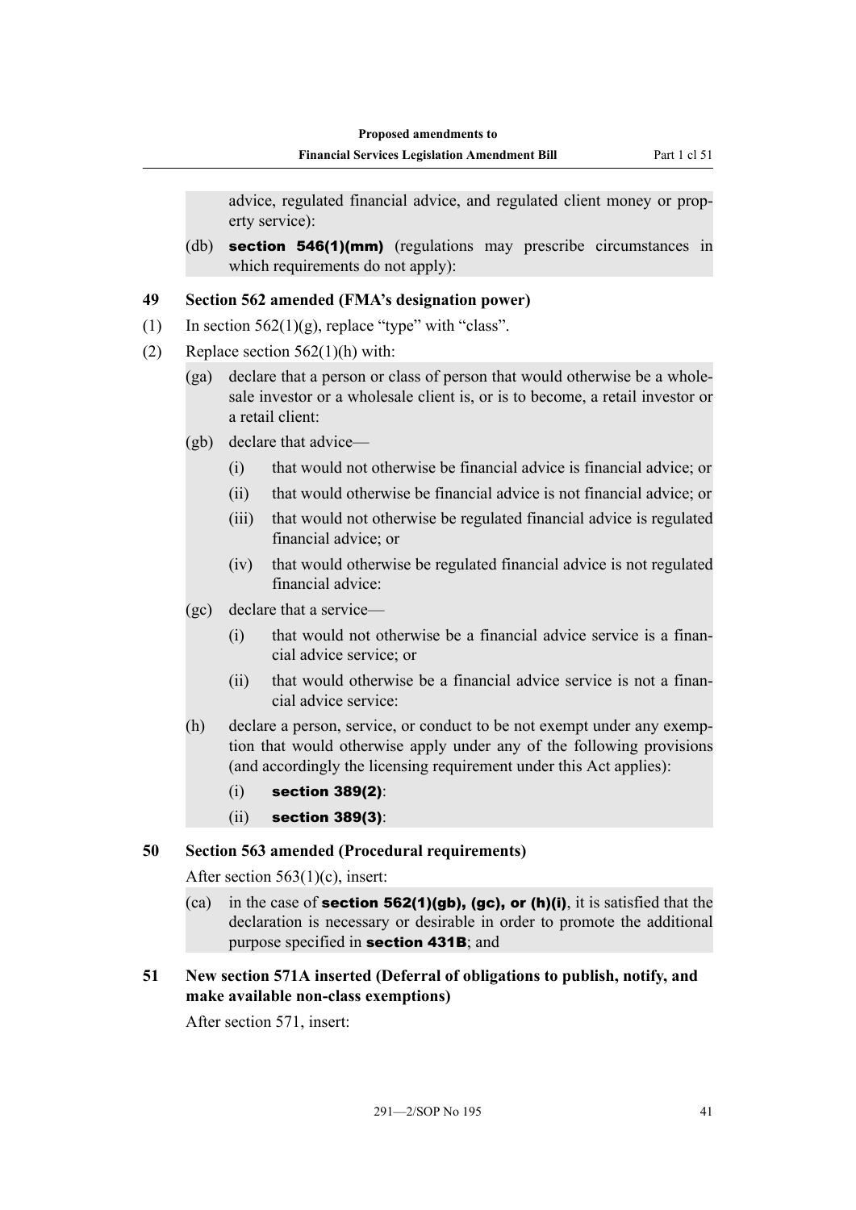advice, regulated financial advice, and regulated client money or property service):

(db) **section 546(1)(mm)** (regulations may prescribe circumstances in which requirements do not apply):

### 49 Section 562 amended (FMA's designation power)

(1) In section 562(1)(g), replace "type" with "class".

(2) Replace section 562(1)(h) with:

(ga) declare that a person or class of person that would otherwise be a wholesale investor or a wholesale client is, or is to become, a retail investor or a retail client:

(gb) declare that advice—

(i) that would not otherwise be financial advice is financial advice; or

(ii) that would otherwise be financial advice is not financial advice; or

(iii) that would not otherwise be regulated financial advice is regulated financial advice; or

(iv) that would otherwise be regulated financial advice is not regulated financial advice:

(gc) declare that a service—

(i) that would not otherwise be a financial advice service is a financial advice service; or

(ii) that would otherwise be a financial advice service is not a financial advice service:

(h) declare a person, service, or conduct to be not exempt under any exemption that would otherwise apply under any of the following provisions (and accordingly the licensing requirement under this Act applies):

(i) **section 389(2)**:

(ii) **section 389(3)**:

### 50 Section 563 amended (Procedural requirements)

After section 563(1)(c), insert:

(ca) in the case of **section 562(1)(gb), (gc), or (h)(i)**, it is satisfied that the declaration is necessary or desirable in order to promote the additional purpose specified in **section 431B**; and

### 51 New section 571A inserted (Deferral of obligations to publish, notify, and make available non-class exemptions)

After section 571, insert: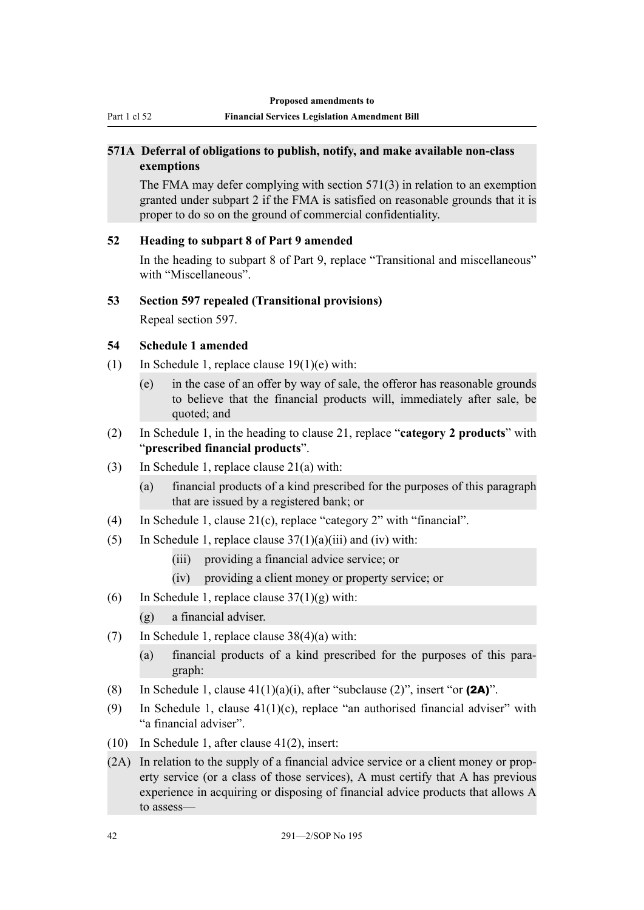**571A Deferral of obligations to publish, notify, and make available non-class exemptions**

The FMA may defer complying with section 571(3) in relation to an exemption granted under subpart 2 if the FMA is satisfied on reasonable grounds that it is proper to do so on the ground of commercial confidentiality.

**52 Heading to subpart 8 of Part 9 amended**

In the heading to subpart 8 of Part 9, replace "Transitional and miscellaneous" with "Miscellaneous".

**53 Section 597 repealed (Transitional provisions)**

Repeal section 597.

**54 Schedule 1 amended**

(1) In Schedule 1, replace clause 19(1)(e) with:

(e) in the case of an offer by way of sale, the offeror has reasonable grounds to believe that the financial products will, immediately after sale, be quoted; and

(2) In Schedule 1, in the heading to clause 21, replace "**category 2 products**" with "**prescribed financial products**".

(3) In Schedule 1, replace clause 21(a) with:

(a) financial products of a kind prescribed for the purposes of this paragraph that are issued by a registered bank; or

(4) In Schedule 1, clause 21(c), replace "category 2" with "financial".

(5) In Schedule 1, replace clause 37(1)(a)(iii) and (iv) with:

(iii) providing a financial advice service; or

(iv) providing a client money or property service; or

(6) In Schedule 1, replace clause 37(1)(g) with:

(g) a financial adviser.

(7) In Schedule 1, replace clause 38(4)(a) with:

(a) financial products of a kind prescribed for the purposes of this paragraph:

(8) In Schedule 1, clause 41(1)(a)(i), after "subclause (2)", insert "or **(2A)**".

(9) In Schedule 1, clause 41(1)(c), replace "an authorised financial adviser" with "a financial adviser".

(10) In Schedule 1, after clause 41(2), insert:

(2A) In relation to the supply of a financial advice service or a client money or property service (or a class of those services), A must certify that A has previous experience in acquiring or disposing of financial advice products that allows A to assess—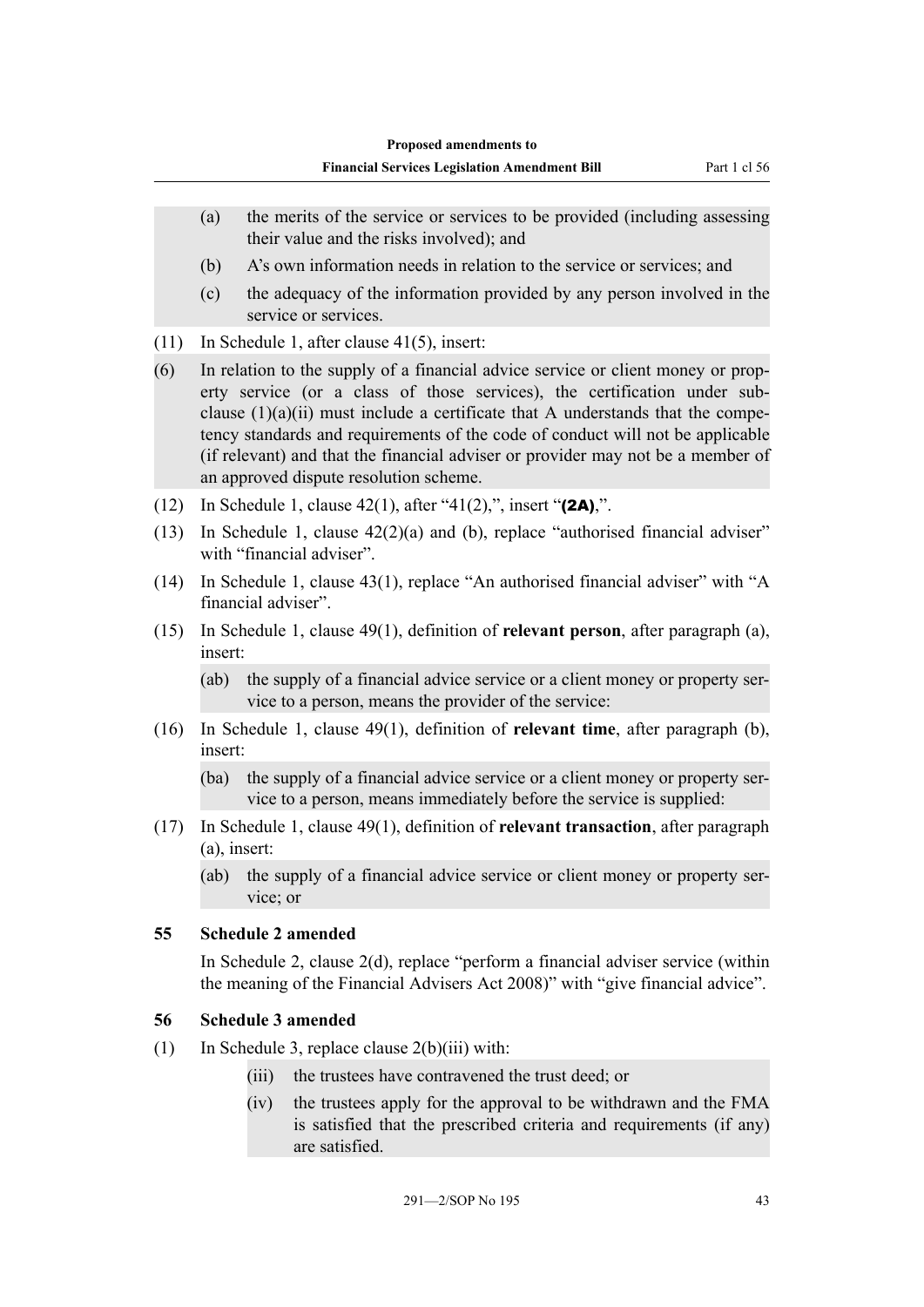(a) the merits of the service or services to be provided (including assessing their value and the risks involved); and

(b) A's own information needs in relation to the service or services; and

(c) the adequacy of the information provided by any person involved in the service or services.

(11) In Schedule 1, after clause 41(5), insert:

(6) In relation to the supply of a financial advice service or client money or property service (or a class of those services), the certification under subclause (1)(a)(ii) must include a certificate that A understands that the competency standards and requirements of the code of conduct will not be applicable (if relevant) and that the financial adviser or provider may not be a member of an approved dispute resolution scheme.

(12) In Schedule 1, clause 42(1), after "41(2),", insert "**(2A)**,".

(13) In Schedule 1, clause 42(2)(a) and (b), replace "authorised financial adviser" with "financial adviser".

(14) In Schedule 1, clause 43(1), replace "An authorised financial adviser" with "A financial adviser".

(15) In Schedule 1, clause 49(1), definition of **relevant person**, after paragraph (a), insert:

(ab) the supply of a financial advice service or a client money or property service to a person, means the provider of the service:

(16) In Schedule 1, clause 49(1), definition of **relevant time**, after paragraph (b), insert:

(ba) the supply of a financial advice service or a client money or property service to a person, means immediately before the service is supplied:

(17) In Schedule 1, clause 49(1), definition of **relevant transaction**, after paragraph (a), insert:

(ab) the supply of a financial advice service or client money or property service; or

### 55 Schedule 2 amended

In Schedule 2, clause 2(d), replace "perform a financial adviser service (within the meaning of the Financial Advisers Act 2008)" with "give financial advice".

### 56 Schedule 3 amended

(1) In Schedule 3, replace clause 2(b)(iii) with:

(iii) the trustees have contravened the trust deed; or

(iv) the trustees apply for the approval to be withdrawn and the FMA is satisfied that the prescribed criteria and requirements (if any) are satisfied.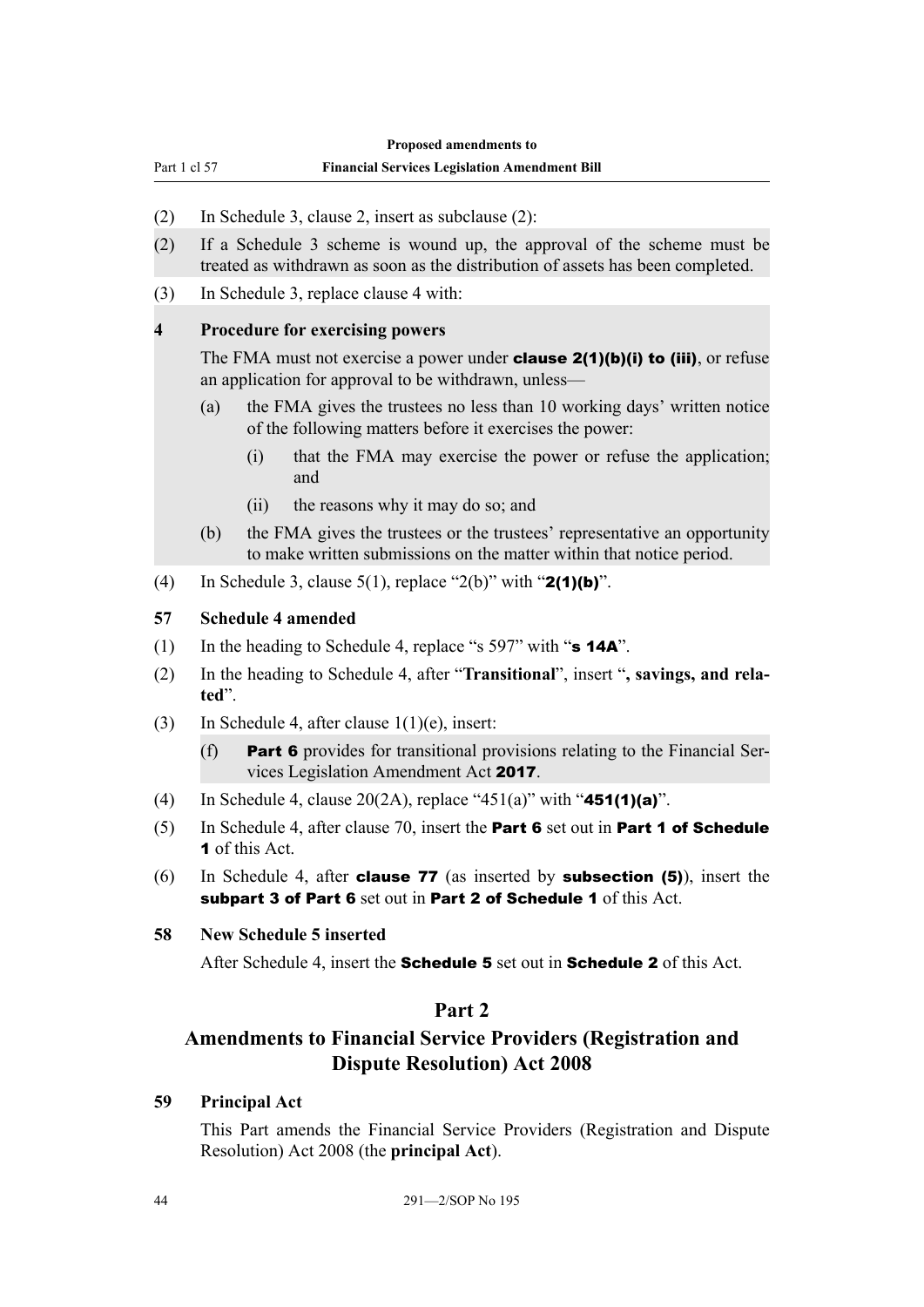(2) In Schedule 3, clause 2, insert as subclause (2):

(2) If a Schedule 3 scheme is wound up, the approval of the scheme must be treated as withdrawn as soon as the distribution of assets has been completed.

(3) In Schedule 3, replace clause 4 with:

**4 Procedure for exercising powers**

The FMA must not exercise a power under **clause 2(1)(b)(i) to (iii)**, or refuse an application for approval to be withdrawn, unless—

(a) the FMA gives the trustees no less than 10 working days' written notice of the following matters before it exercises the power:

(i) that the FMA may exercise the power or refuse the application; and

(ii) the reasons why it may do so; and

(b) the FMA gives the trustees or the trustees' representative an opportunity to make written submissions on the matter within that notice period.

(4) In Schedule 3, clause 5(1), replace "2(b)" with "**2(1)(b)**".

**57 Schedule 4 amended**

(1) In the heading to Schedule 4, replace "s 597" with "**s 14A**".

(2) In the heading to Schedule 4, after "**Transitional**", insert "**, savings, and related**".

(3) In Schedule 4, after clause 1(1)(e), insert:

(f) **Part 6** provides for transitional provisions relating to the Financial Services Legislation Amendment Act **2017**.

(4) In Schedule 4, clause 20(2A), replace "451(a)" with "**451(1)(a)**".

(5) In Schedule 4, after clause 70, insert the **Part 6** set out in **Part 1 of Schedule 1** of this Act.

(6) In Schedule 4, after **clause 77** (as inserted by **subsection (5)**), insert the **subpart 3 of Part 6** set out in **Part 2 of Schedule 1** of this Act.

**58 New Schedule 5 inserted**

After Schedule 4, insert the **Schedule 5** set out in **Schedule 2** of this Act.

## Part 2

## Amendments to Financial Service Providers (Registration and Dispute Resolution) Act 2008

**59 Principal Act**

This Part amends the Financial Service Providers (Registration and Dispute Resolution) Act 2008 (the **principal Act**).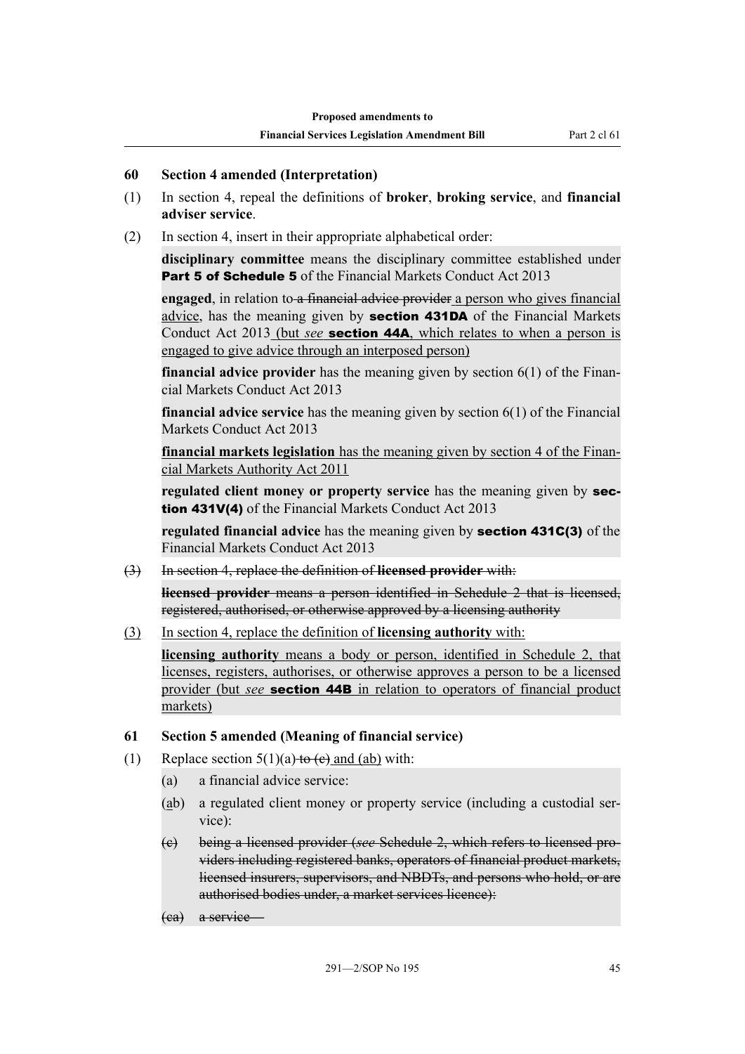### 60 Section 4 amended (Interpretation)

(1) In section 4, repeal the definitions of **broker**, **broking service**, and **financial adviser service**.

(2) In section 4, insert in their appropriate alphabetical order:

**disciplinary committee** means the disciplinary committee established under **Part 5 of Schedule 5** of the Financial Markets Conduct Act 2013

**engaged**, in relation to ~~a financial advice provider~~ a person who gives financial advice, has the meaning given by **section 431DA** of the Financial Markets Conduct Act 2013 (but *see* **section 44A**, which relates to when a person is engaged to give advice through an interposed person)

**financial advice provider** has the meaning given by section 6(1) of the Financial Markets Conduct Act 2013

**financial advice service** has the meaning given by section 6(1) of the Financial Markets Conduct Act 2013

**financial markets legislation** has the meaning given by section 4 of the Financial Markets Authority Act 2011

**regulated client money or property service** has the meaning given by **section 431V(4)** of the Financial Markets Conduct Act 2013

**regulated financial advice** has the meaning given by **section 431C(3)** of the Financial Markets Conduct Act 2013

~~(3) In section 4, replace the definition of **licensed provider** with:~~

~~**licensed provider** means a person identified in Schedule 2 that is licensed, registered, authorised, or otherwise approved by a licensing authority~~

(3) In section 4, replace the definition of **licensing authority** with:

**licensing authority** means a body or person, identified in Schedule 2, that licenses, registers, authorises, or otherwise approves a person to be a licensed provider (but *see* **section 44B** in relation to operators of financial product markets)

### 61 Section 5 amended (Meaning of financial service)

(1) Replace section 5(1)(a) ~~to (c)~~ and (ab) with:

(a) a financial advice service:

(ab) a regulated client money or property service (including a custodial service):

~~(c) being a licensed provider (*see* Schedule 2, which refers to licensed providers including registered banks, operators of financial product markets, licensed insurers, supervisors, and NBDTs, and persons who hold, or are authorised bodies under, a market services licence):~~

~~(ca) a service—~~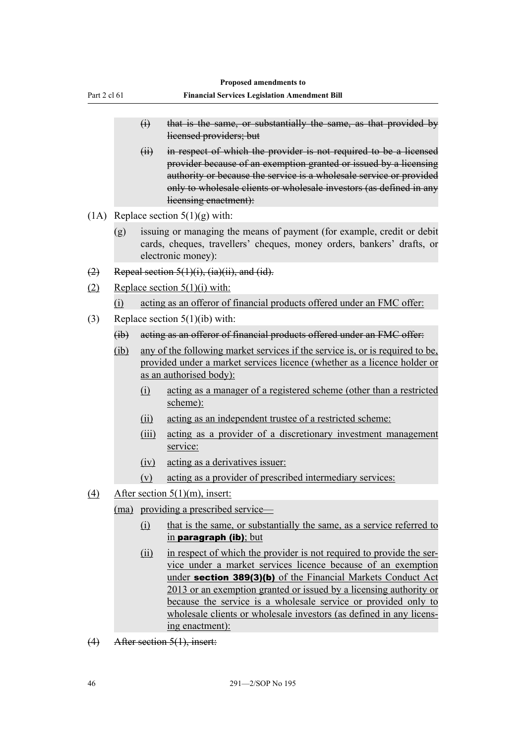(i) ~~that is the same, or substantially the same, as that provided by licensed providers; but~~

(ii) ~~in respect of which the provider is not required to be a licensed provider because of an exemption granted or issued by a licensing authority or because the service is a wholesale service or provided only to wholesale clients or wholesale investors (as defined in any licensing enactment):~~

(1A) Replace section 5(1)(g) with:

(g) issuing or managing the means of payment (for example, credit or debit cards, cheques, travellers' cheques, money orders, bankers' drafts, or electronic money):

~~(2) Repeal section 5(1)(i), (ia)(ii), and (id).~~

(2) Replace section 5(1)(i) with:

(i) acting as an offeror of financial products offered under an FMC offer:

(3) Replace section 5(1)(ib) with:

~~(ib) acting as an offeror of financial products offered under an FMC offer:~~

(ib) any of the following market services if the service is, or is required to be, provided under a market services licence (whether as a licence holder or as an authorised body):

(i) acting as a manager of a registered scheme (other than a restricted scheme):

(ii) acting as an independent trustee of a restricted scheme:

(iii) acting as a provider of a discretionary investment management service:

(iv) acting as a derivatives issuer:

(v) acting as a provider of prescribed intermediary services:

(4) After section 5(1)(m), insert:

(ma) providing a prescribed service—

(i) that is the same, or substantially the same, as a service referred to in **paragraph (ib)**; but

(ii) in respect of which the provider is not required to provide the service under a market services licence because of an exemption under **section 389(3)(b)** of the Financial Markets Conduct Act 2013 or an exemption granted or issued by a licensing authority or because the service is a wholesale service or provided only to wholesale clients or wholesale investors (as defined in any licensing enactment):

~~(4) After section 5(1), insert:~~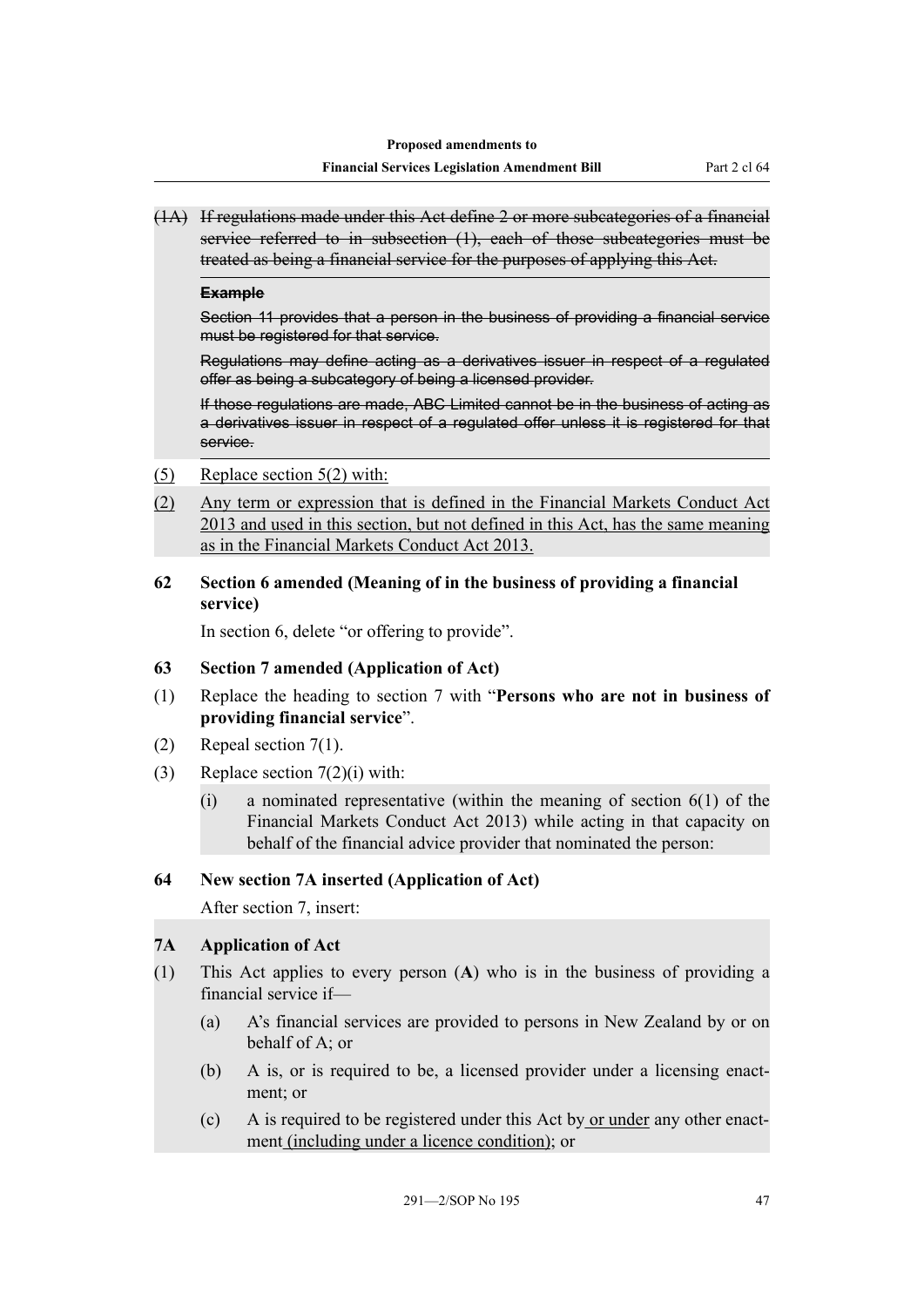~~(1A) If regulations made under this Act define 2 or more subcategories of a financial service referred to in subsection (1), each of those subcategories must be treated as being a financial service for the purposes of applying this Act.~~

~~**Example**~~

~~Section 11 provides that a person in the business of providing a financial service must be registered for that service.~~

~~Regulations may define acting as a derivatives issuer in respect of a regulated offer as being a subcategory of being a licensed provider.~~

~~If those regulations are made, ABC Limited cannot be in the business of acting as a derivatives issuer in respect of a regulated offer unless it is registered for that service.~~

<u>(5)</u> <u>Replace section 5(2) with:</u>

<u>(2)</u> <u>Any term or expression that is defined in the Financial Markets Conduct Act 2013 and used in this section, but not defined in this Act, has the same meaning as in the Financial Markets Conduct Act 2013.</u>

### 62 Section 6 amended (Meaning of in the business of providing a financial service)

In section 6, delete "or offering to provide".

### 63 Section 7 amended (Application of Act)

(1) Replace the heading to section 7 with "**Persons who are not in business of providing financial service**".

(2) Repeal section 7(1).

(3) Replace section 7(2)(i) with:

   (i) a nominated representative (within the meaning of section 6(1) of the Financial Markets Conduct Act 2013) while acting in that capacity on behalf of the financial advice provider that nominated the person:

### 64 New section 7A inserted (Application of Act)

After section 7, insert:

### 7A Application of Act

(1) This Act applies to every person (**A**) who is in the business of providing a financial service if—

   (a) A's financial services are provided to persons in New Zealand by or on behalf of A; or

   (b) A is, or is required to be, a licensed provider under a licensing enactment; or

   (c) A is required to be registered under this Act by<u> or under</u> any other enactment<u> (including under a licence condition)</u>; or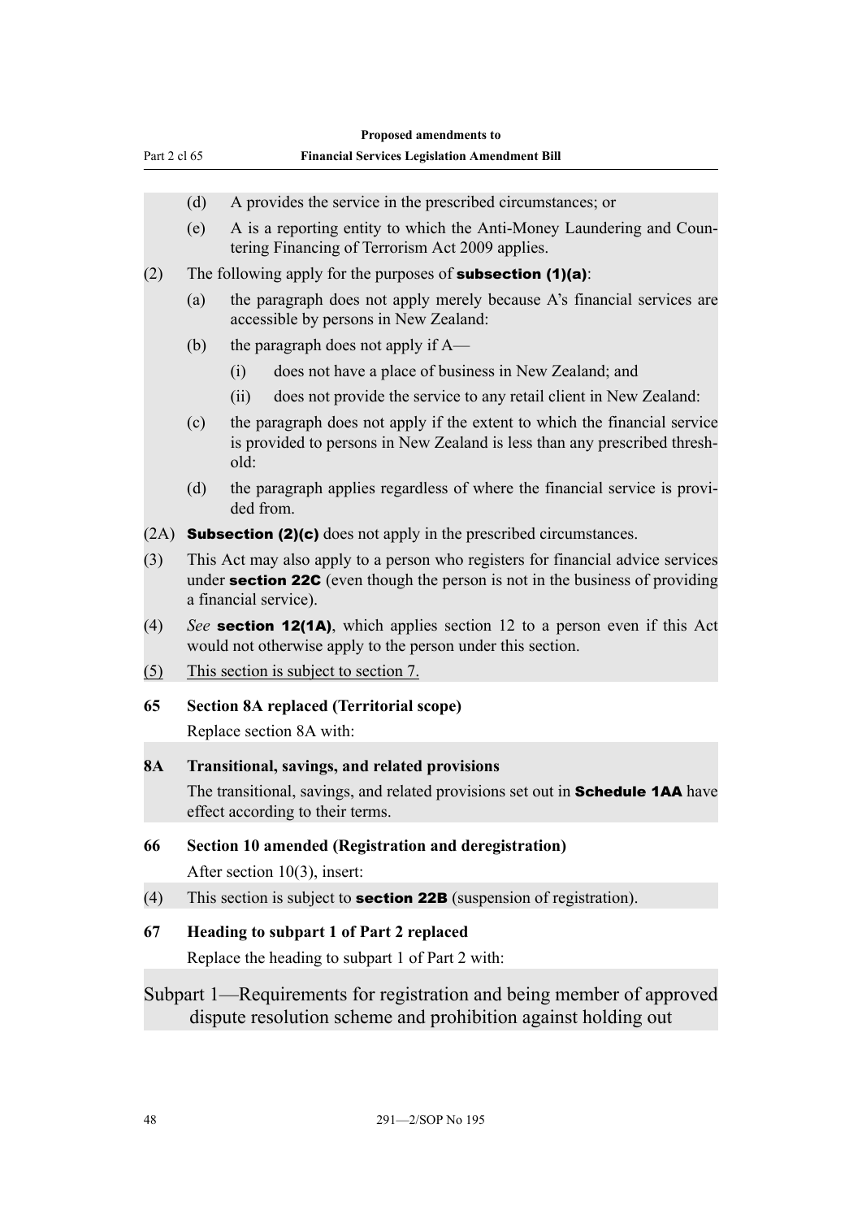(d) A provides the service in the prescribed circumstances; or

(e) A is a reporting entity to which the Anti-Money Laundering and Countering Financing of Terrorism Act 2009 applies.

(2) The following apply for the purposes of **subsection (1)(a)**:

(a) the paragraph does not apply merely because A's financial services are accessible by persons in New Zealand:

(b) the paragraph does not apply if A—

(i) does not have a place of business in New Zealand; and

(ii) does not provide the service to any retail client in New Zealand:

(c) the paragraph does not apply if the extent to which the financial service is provided to persons in New Zealand is less than any prescribed threshold:

(d) the paragraph applies regardless of where the financial service is provided from.

(2A) **Subsection (2)(c)** does not apply in the prescribed circumstances.

(3) This Act may also apply to a person who registers for financial advice services under **section 22C** (even though the person is not in the business of providing a financial service).

(4) *See* **section 12(1A)**, which applies section 12 to a person even if this Act would not otherwise apply to the person under this section.

<u>(5) This section is subject to section 7.</u>

**65 Section 8A replaced (Territorial scope)**

Replace section 8A with:

**8A Transitional, savings, and related provisions**

The transitional, savings, and related provisions set out in **Schedule 1AA** have effect according to their terms.

**66 Section 10 amended (Registration and deregistration)**

After section 10(3), insert:

(4) This section is subject to **section 22B** (suspension of registration).

**67 Heading to subpart 1 of Part 2 replaced**

Replace the heading to subpart 1 of Part 2 with:

## Subpart 1—Requirements for registration and being member of approved dispute resolution scheme and prohibition against holding out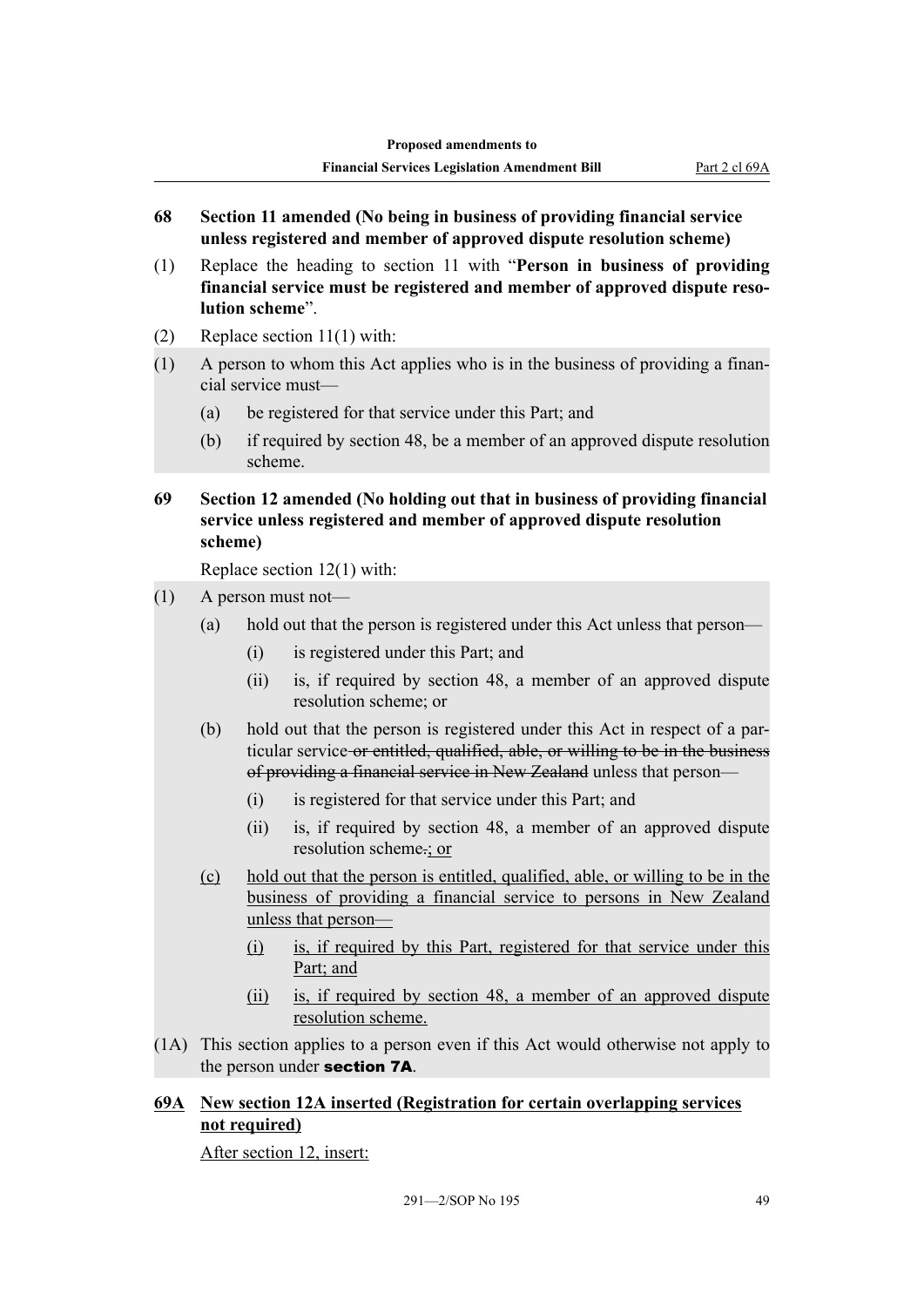**68 Section 11 amended (No being in business of providing financial service unless registered and member of approved dispute resolution scheme)**

(1) Replace the heading to section 11 with "**Person in business of providing financial service must be registered and member of approved dispute resolution scheme**".

(2) Replace section 11(1) with:

(1) A person to whom this Act applies who is in the business of providing a financial service must—

  (a) be registered for that service under this Part; and

  (b) if required by section 48, be a member of an approved dispute resolution scheme.

**69 Section 12 amended (No holding out that in business of providing financial service unless registered and member of approved dispute resolution scheme)**

Replace section 12(1) with:

(1) A person must not—

  (a) hold out that the person is registered under this Act unless that person—

    (i) is registered under this Part; and

    (ii) is, if required by section 48, a member of an approved dispute resolution scheme; or

  (b) hold out that the person is registered under this Act in respect of a particular service ~~or entitled, qualified, able, or willing to be in the business of providing a financial service in New Zealand~~ unless that person—

    (i) is registered for that service under this Part; and

    (ii) is, if required by section 48, a member of an approved dispute resolution scheme~~.~~<u>; or</u>

  <u>(c)</u> <u>hold out that the person is entitled, qualified, able, or willing to be in the business of providing a financial service to persons in New Zealand unless that person—</u>

    <u>(i)</u> <u>is, if required by this Part, registered for that service under this Part; and</u>

    <u>(ii)</u> <u>is, if required by section 48, a member of an approved dispute resolution scheme.</u>

(1A) This section applies to a person even if this Act would otherwise not apply to the person under **section 7A**.

**<u>69A</u> <u>New section 12A inserted (Registration for certain overlapping services not required)</u>**

<u>After section 12, insert:</u>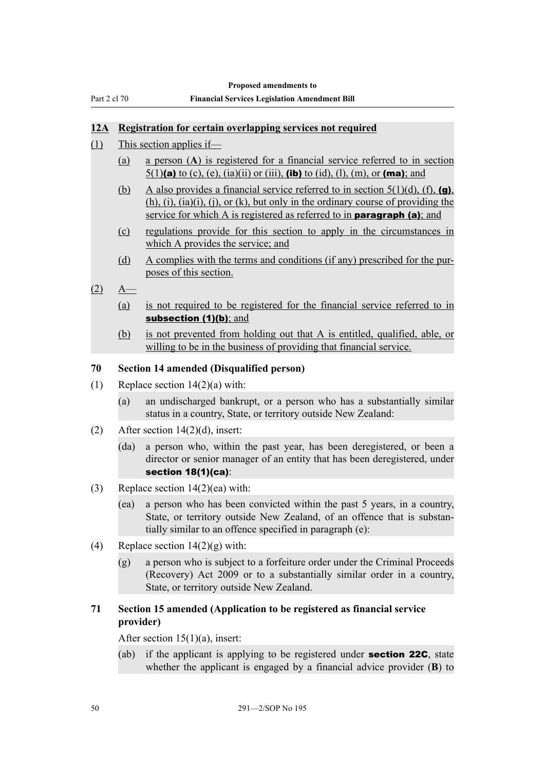**12A Registration for certain overlapping services not required**

(1) This section applies if—

(a) a person (**A**) is registered for a financial service referred to in section 5(1)**(a)** to (c), (e), (ia)(ii) or (iii), **(ib)** to (id), (l), (m), or **(ma)**; and

(b) A also provides a financial service referred to in section 5(1)(d), (f), **(g)**, (h), (i), (ia)(i), (j), or (k), but only in the ordinary course of providing the service for which A is registered as referred to in **paragraph (a)**; and

(c) regulations provide for this section to apply in the circumstances in which A provides the service; and

(d) A complies with the terms and conditions (if any) prescribed for the purposes of this section.

(2) A—

(a) is not required to be registered for the financial service referred to in **subsection (1)(b)**; and

(b) is not prevented from holding out that A is entitled, qualified, able, or willing to be in the business of providing that financial service.

**70 Section 14 amended (Disqualified person)**

(1) Replace section 14(2)(a) with:

(a) an undischarged bankrupt, or a person who has a substantially similar status in a country, State, or territory outside New Zealand:

(2) After section 14(2)(d), insert:

(da) a person who, within the past year, has been deregistered, or been a director or senior manager of an entity that has been deregistered, under **section 18(1)(ca)**:

(3) Replace section 14(2)(ea) with:

(ea) a person who has been convicted within the past 5 years, in a country, State, or territory outside New Zealand, of an offence that is substantially similar to an offence specified in paragraph (e):

(4) Replace section 14(2)(g) with:

(g) a person who is subject to a forfeiture order under the Criminal Proceeds (Recovery) Act 2009 or to a substantially similar order in a country, State, or territory outside New Zealand.

**71 Section 15 amended (Application to be registered as financial service provider)**

After section 15(1)(a), insert:

(ab) if the applicant is applying to be registered under **section 22C**, state whether the applicant is engaged by a financial advice provider (**B**) to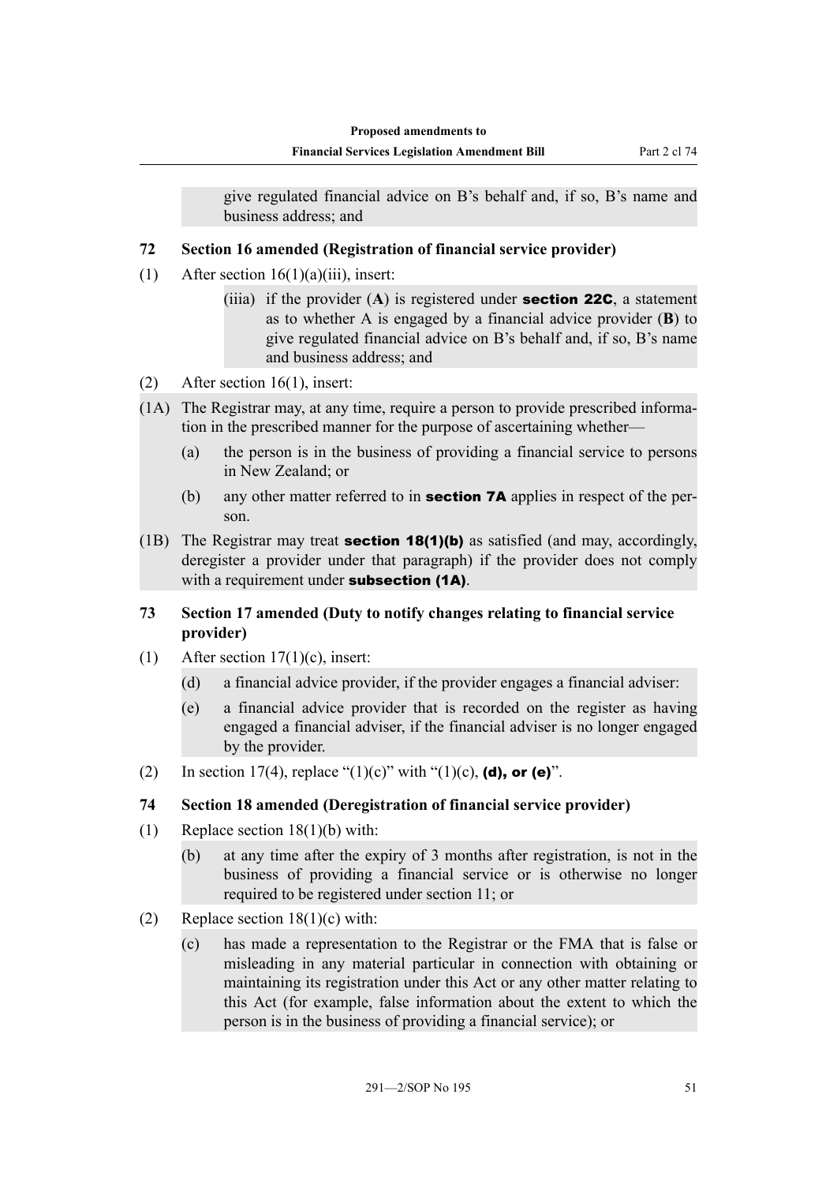give regulated financial advice on B's behalf and, if so, B's name and business address; and

### 72 Section 16 amended (Registration of financial service provider)

(1) After section 16(1)(a)(iii), insert:

(iiia) if the provider (**A**) is registered under **section 22C**, a statement as to whether A is engaged by a financial advice provider (**B**) to give regulated financial advice on B's behalf and, if so, B's name and business address; and

(2) After section 16(1), insert:

(1A) The Registrar may, at any time, require a person to provide prescribed information in the prescribed manner for the purpose of ascertaining whether—

(a) the person is in the business of providing a financial service to persons in New Zealand; or

(b) any other matter referred to in **section 7A** applies in respect of the person.

(1B) The Registrar may treat **section 18(1)(b)** as satisfied (and may, accordingly, deregister a provider under that paragraph) if the provider does not comply with a requirement under **subsection (1A)**.

### 73 Section 17 amended (Duty to notify changes relating to financial service provider)

(1) After section 17(1)(c), insert:

(d) a financial advice provider, if the provider engages a financial adviser:

(e) a financial advice provider that is recorded on the register as having engaged a financial adviser, if the financial adviser is no longer engaged by the provider.

(2) In section 17(4), replace "(1)(c)" with "(1)(c), **(d), or (e)**".

### 74 Section 18 amended (Deregistration of financial service provider)

(1) Replace section 18(1)(b) with:

(b) at any time after the expiry of 3 months after registration, is not in the business of providing a financial service or is otherwise no longer required to be registered under section 11; or

(2) Replace section 18(1)(c) with:

(c) has made a representation to the Registrar or the FMA that is false or misleading in any material particular in connection with obtaining or maintaining its registration under this Act or any other matter relating to this Act (for example, false information about the extent to which the person is in the business of providing a financial service); or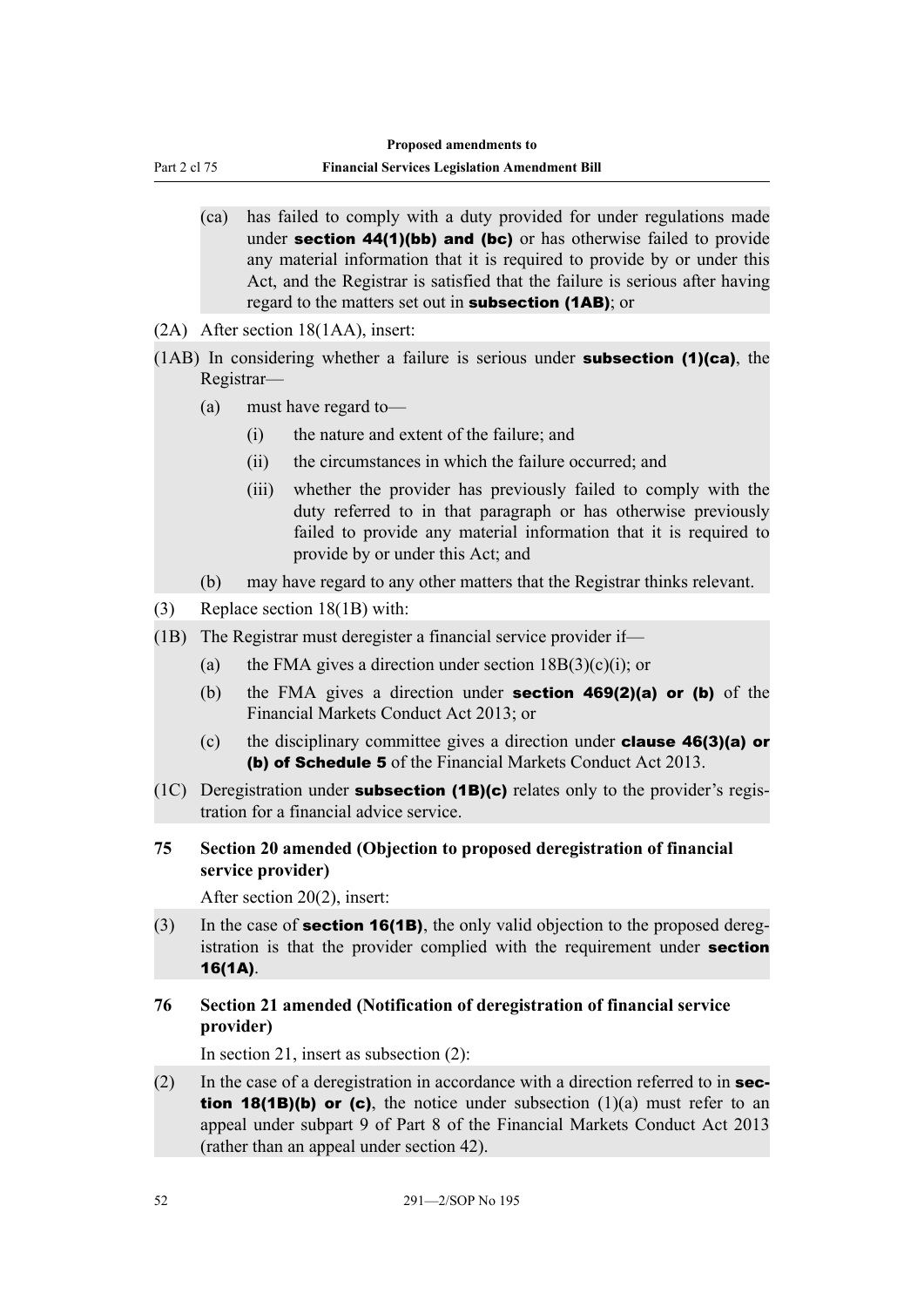(ca) has failed to comply with a duty provided for under regulations made under **section 44(1)(bb) and (bc)** or has otherwise failed to provide any material information that it is required to provide by or under this Act, and the Registrar is satisfied that the failure is serious after having regard to the matters set out in **subsection (1AB)**; or

(2A) After section 18(1AA), insert:

(1AB) In considering whether a failure is serious under **subsection (1)(ca)**, the Registrar—

- (a) must have regard to—
  - (i) the nature and extent of the failure; and
  - (ii) the circumstances in which the failure occurred; and
  - (iii) whether the provider has previously failed to comply with the duty referred to in that paragraph or has otherwise previously failed to provide any material information that it is required to provide by or under this Act; and
- (b) may have regard to any other matters that the Registrar thinks relevant.

(3) Replace section 18(1B) with:

(1B) The Registrar must deregister a financial service provider if—

- (a) the FMA gives a direction under section 18B(3)(c)(i); or
- (b) the FMA gives a direction under **section 469(2)(a) or (b)** of the Financial Markets Conduct Act 2013; or
- (c) the disciplinary committee gives a direction under **clause 46(3)(a) or (b) of Schedule 5** of the Financial Markets Conduct Act 2013.

(1C) Deregistration under **subsection (1B)(c)** relates only to the provider's registration for a financial advice service.

**75 Section 20 amended (Objection to proposed deregistration of financial service provider)**

After section 20(2), insert:

(3) In the case of **section 16(1B)**, the only valid objection to the proposed deregistration is that the provider complied with the requirement under **section 16(1A)**.

**76 Section 21 amended (Notification of deregistration of financial service provider)**

In section 21, insert as subsection (2):

(2) In the case of a deregistration in accordance with a direction referred to in **section 18(1B)(b) or (c)**, the notice under subsection (1)(a) must refer to an appeal under subpart 9 of Part 8 of the Financial Markets Conduct Act 2013 (rather than an appeal under section 42).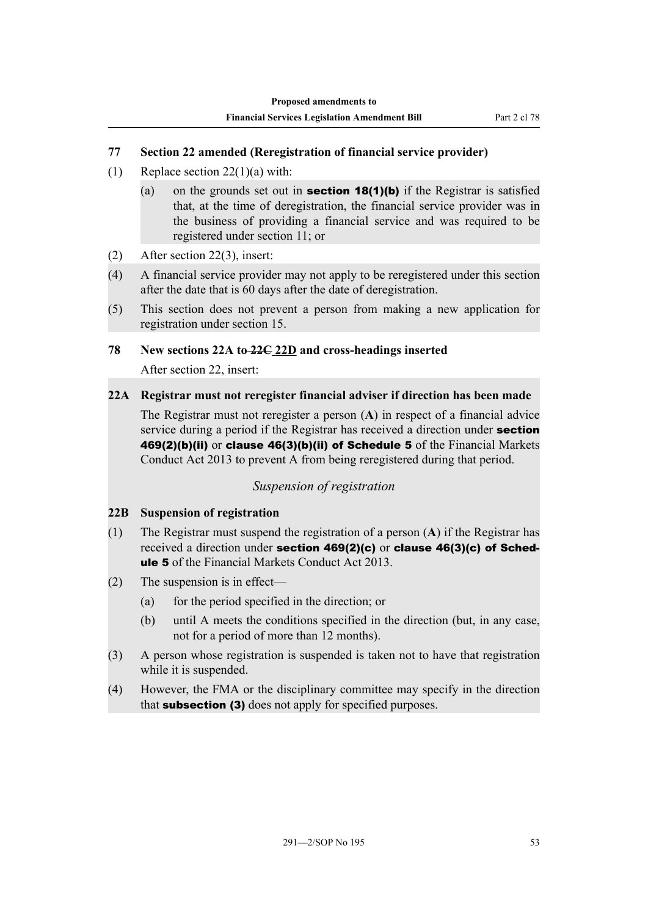### 77 Section 22 amended (Reregistration of financial service provider)

(1) Replace section 22(1)(a) with:

> (a) on the grounds set out in **section 18(1)(b)** if the Registrar is satisfied that, at the time of deregistration, the financial service provider was in the business of providing a financial service and was required to be registered under section 11; or

(2) After section 22(3), insert:

> (4) A financial service provider may not apply to be reregistered under this section after the date that is 60 days after the date of deregistration.
>
> (5) This section does not prevent a person from making a new application for registration under section 15.

### 78 New sections 22A to ~~22C~~ <u>22D</u> and cross-headings inserted

After section 22, insert:

> **22A Registrar must not reregister financial adviser if direction has been made**
>
> The Registrar must not reregister a person (**A**) in respect of a financial advice service during a period if the Registrar has received a direction under **section 469(2)(b)(ii)** or **clause 46(3)(b)(ii) of Schedule 5** of the Financial Markets Conduct Act 2013 to prevent A from being reregistered during that period.
>
> *Suspension of registration*
>
> **22B Suspension of registration**
>
> (1) The Registrar must suspend the registration of a person (**A**) if the Registrar has received a direction under **section 469(2)(c)** or **clause 46(3)(c) of Schedule 5** of the Financial Markets Conduct Act 2013.
>
> (2) The suspension is in effect—
>
> (a) for the period specified in the direction; or
>
> (b) until A meets the conditions specified in the direction (but, in any case, not for a period of more than 12 months).
>
> (3) A person whose registration is suspended is taken not to have that registration while it is suspended.
>
> (4) However, the FMA or the disciplinary committee may specify in the direction that **subsection (3)** does not apply for specified purposes.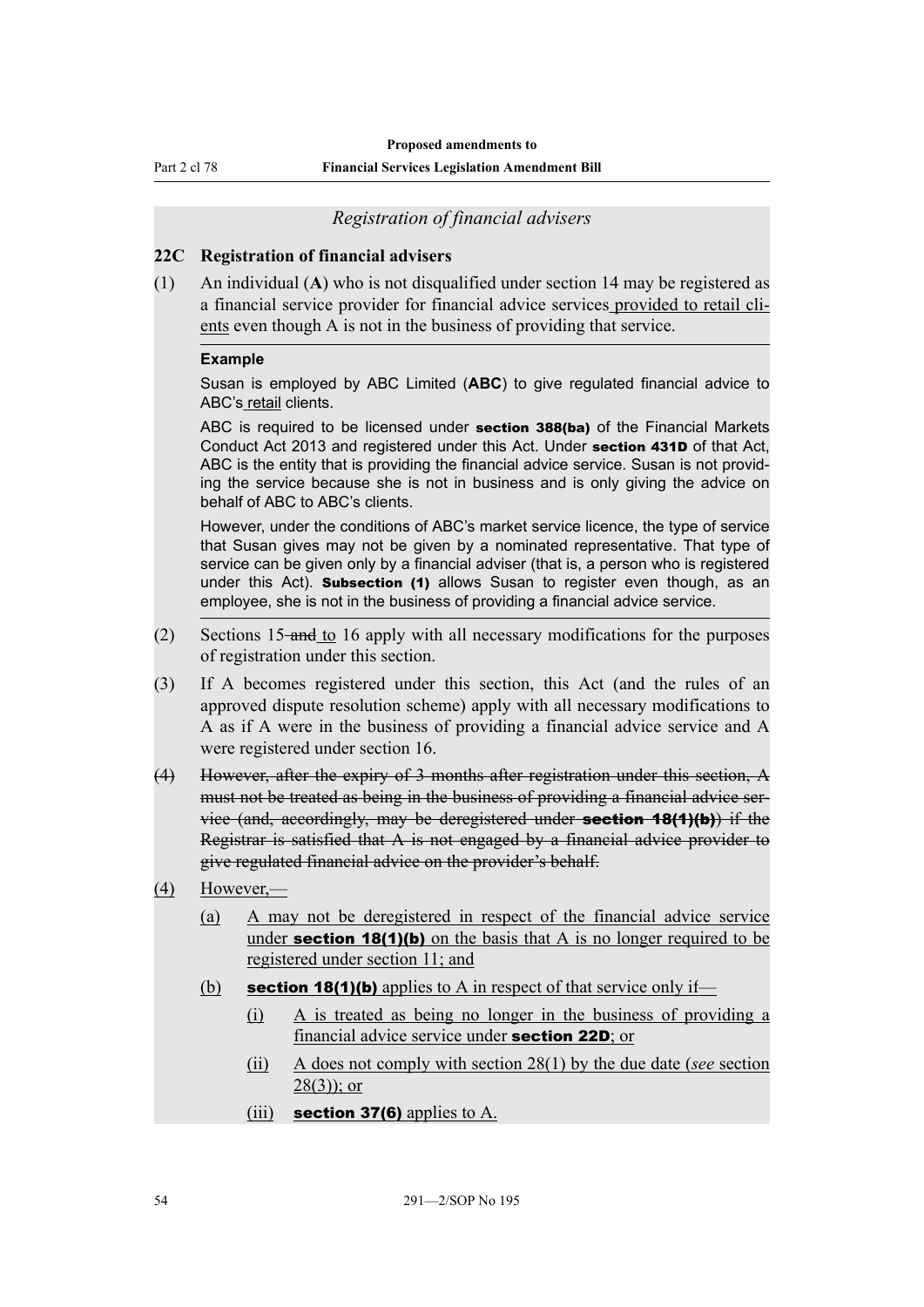*Registration of financial advisers*

### 22C Registration of financial advisers

(1) An individual (**A**) who is not disqualified under section 14 may be registered as a financial service provider for financial advice services <u>provided to retail clients</u> even though A is not in the business of providing that service.

**Example**

Susan is employed by ABC Limited (**ABC**) to give regulated financial advice to ABC's <u>retail</u> clients.

ABC is required to be licensed under **section 388(ba)** of the Financial Markets Conduct Act 2013 and registered under this Act. Under **section 431D** of that Act, ABC is the entity that is providing the financial advice service. Susan is not providing the service because she is not in business and is only giving the advice on behalf of ABC to ABC's clients.

However, under the conditions of ABC's market service licence, the type of service that Susan gives may not be given by a nominated representative. That type of service can be given only by a financial adviser (that is, a person who is registered under this Act). **Subsection (1)** allows Susan to register even though, as an employee, she is not in the business of providing a financial advice service.

(2) Sections 15 ~~and~~ <u>to</u> 16 apply with all necessary modifications for the purposes of registration under this section.

(3) If A becomes registered under this section, this Act (and the rules of an approved dispute resolution scheme) apply with all necessary modifications to A as if A were in the business of providing a financial advice service and A were registered under section 16.

~~(4) However, after the expiry of 3 months after registration under this section, A must not be treated as being in the business of providing a financial advice service (and, accordingly, may be deregistered under **section 18(1)(b)**) if the Registrar is satisfied that A is not engaged by a financial advice provider to give regulated financial advice on the provider's behalf.~~

<u>(4) However,—</u>

<u>(a) A may not be deregistered in respect of the financial advice service under **section 18(1)(b)** on the basis that A is no longer required to be registered under section 11; and</u>

<u>(b) **section 18(1)(b)** applies to A in respect of that service only if—</u>

<u>(i) A is treated as being no longer in the business of providing a financial advice service under **section 22D**; or</u>

<u>(ii) A does not comply with section 28(1) by the due date (*see* section 28(3)); or</u>

<u>(iii) **section 37(6)** applies to A.</u>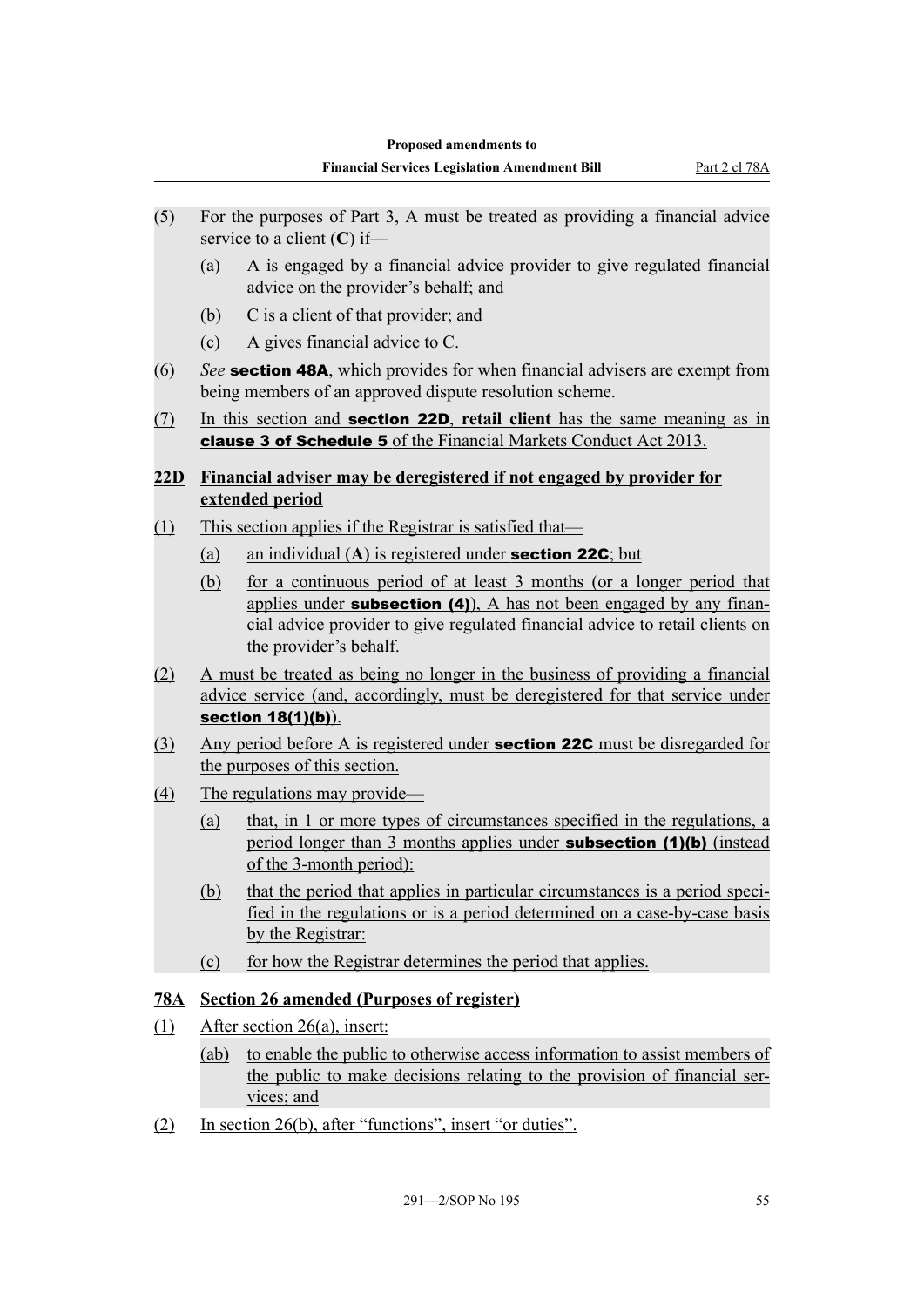(5) For the purposes of Part 3, A must be treated as providing a financial advice service to a client (**C**) if—

  (a) A is engaged by a financial advice provider to give regulated financial advice on the provider's behalf; and

  (b) C is a client of that provider; and

  (c) A gives financial advice to C.

(6) *See* **section 48A**, which provides for when financial advisers are exempt from being members of an approved dispute resolution scheme.

(7) In this section and **section 22D**, **retail client** has the same meaning as in **clause 3 of Schedule 5** of the Financial Markets Conduct Act 2013.

### 22D Financial adviser may be deregistered if not engaged by provider for extended period

(1) This section applies if the Registrar is satisfied that—

  (a) an individual (**A**) is registered under **section 22C**; but

  (b) for a continuous period of at least 3 months (or a longer period that applies under **subsection (4)**), A has not been engaged by any financial advice provider to give regulated financial advice to retail clients on the provider's behalf.

(2) A must be treated as being no longer in the business of providing a financial advice service (and, accordingly, must be deregistered for that service under **section 18(1)(b)**).

(3) Any period before A is registered under **section 22C** must be disregarded for the purposes of this section.

(4) The regulations may provide—

  (a) that, in 1 or more types of circumstances specified in the regulations, a period longer than 3 months applies under **subsection (1)(b)** (instead of the 3-month period):

  (b) that the period that applies in particular circumstances is a period specified in the regulations or is a period determined on a case-by-case basis by the Registrar:

  (c) for how the Registrar determines the period that applies.

### 78A Section 26 amended (Purposes of register)

(1) After section 26(a), insert:

  (ab) to enable the public to otherwise access information to assist members of the public to make decisions relating to the provision of financial services; and

(2) In section 26(b), after "functions", insert "or duties".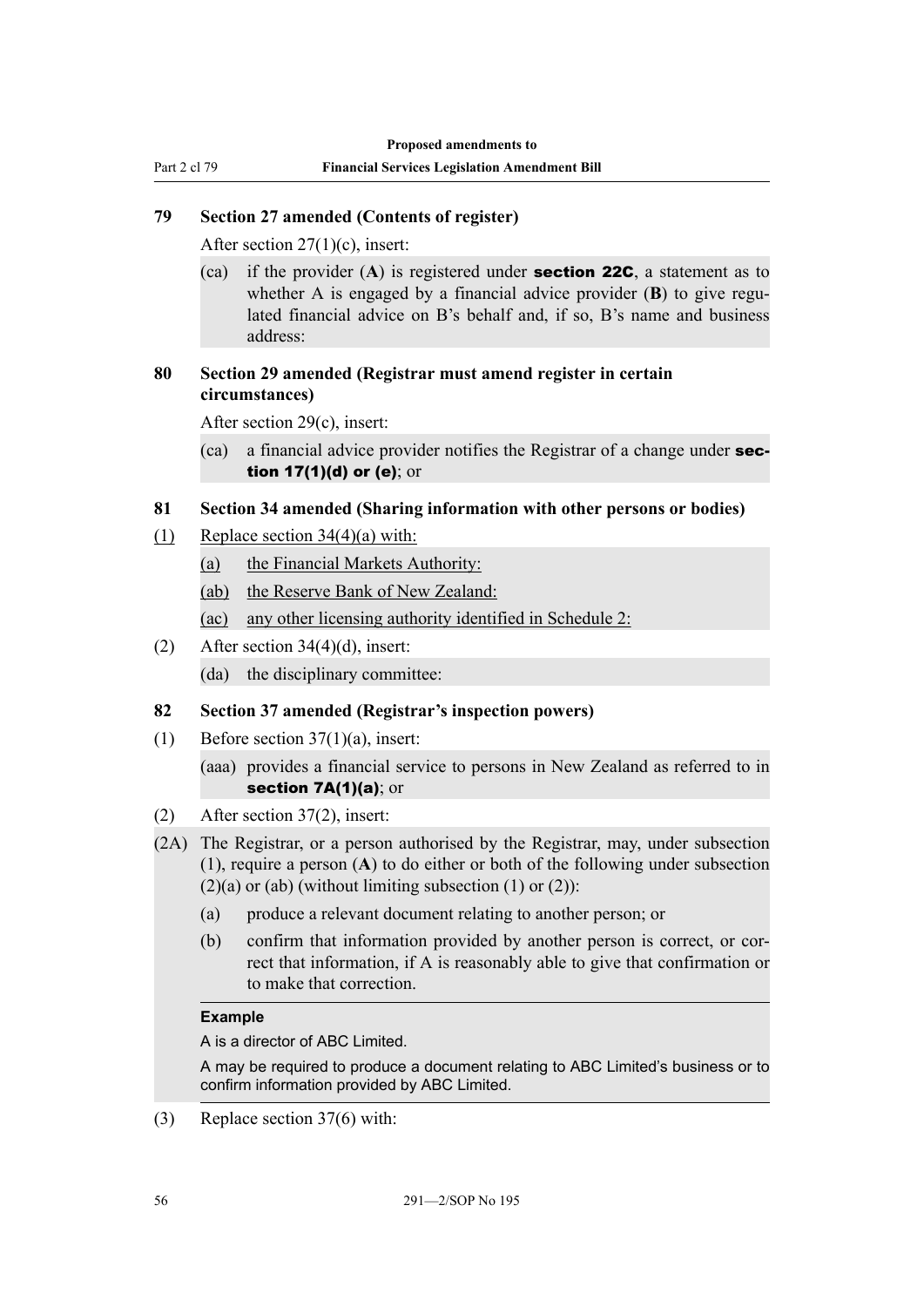### 79 Section 27 amended (Contents of register)

After section 27(1)(c), insert:

(ca) if the provider (**A**) is registered under **section 22C**, a statement as to whether A is engaged by a financial advice provider (**B**) to give regulated financial advice on B's behalf and, if so, B's name and business address:

### 80 Section 29 amended (Registrar must amend register in certain circumstances)

After section 29(c), insert:

(ca) a financial advice provider notifies the Registrar of a change under **section 17(1)(d) or (e)**; or

### 81 Section 34 amended (Sharing information with other persons or bodies)

(1) Replace section 34(4)(a) with:

(a) the Financial Markets Authority:

(ab) the Reserve Bank of New Zealand:

(ac) any other licensing authority identified in Schedule 2:

(2) After section 34(4)(d), insert:

(da) the disciplinary committee:

### 82 Section 37 amended (Registrar's inspection powers)

(1) Before section 37(1)(a), insert:

(aaa) provides a financial service to persons in New Zealand as referred to in **section 7A(1)(a)**; or

(2) After section 37(2), insert:

(2A) The Registrar, or a person authorised by the Registrar, may, under subsection (1), require a person (**A**) to do either or both of the following under subsection (2)(a) or (ab) (without limiting subsection (1) or (2)):

(a) produce a relevant document relating to another person; or

(b) confirm that information provided by another person is correct, or correct that information, if A is reasonably able to give that confirmation or to make that correction.

**Example**

A is a director of ABC Limited.

A may be required to produce a document relating to ABC Limited's business or to confirm information provided by ABC Limited.

(3) Replace section 37(6) with: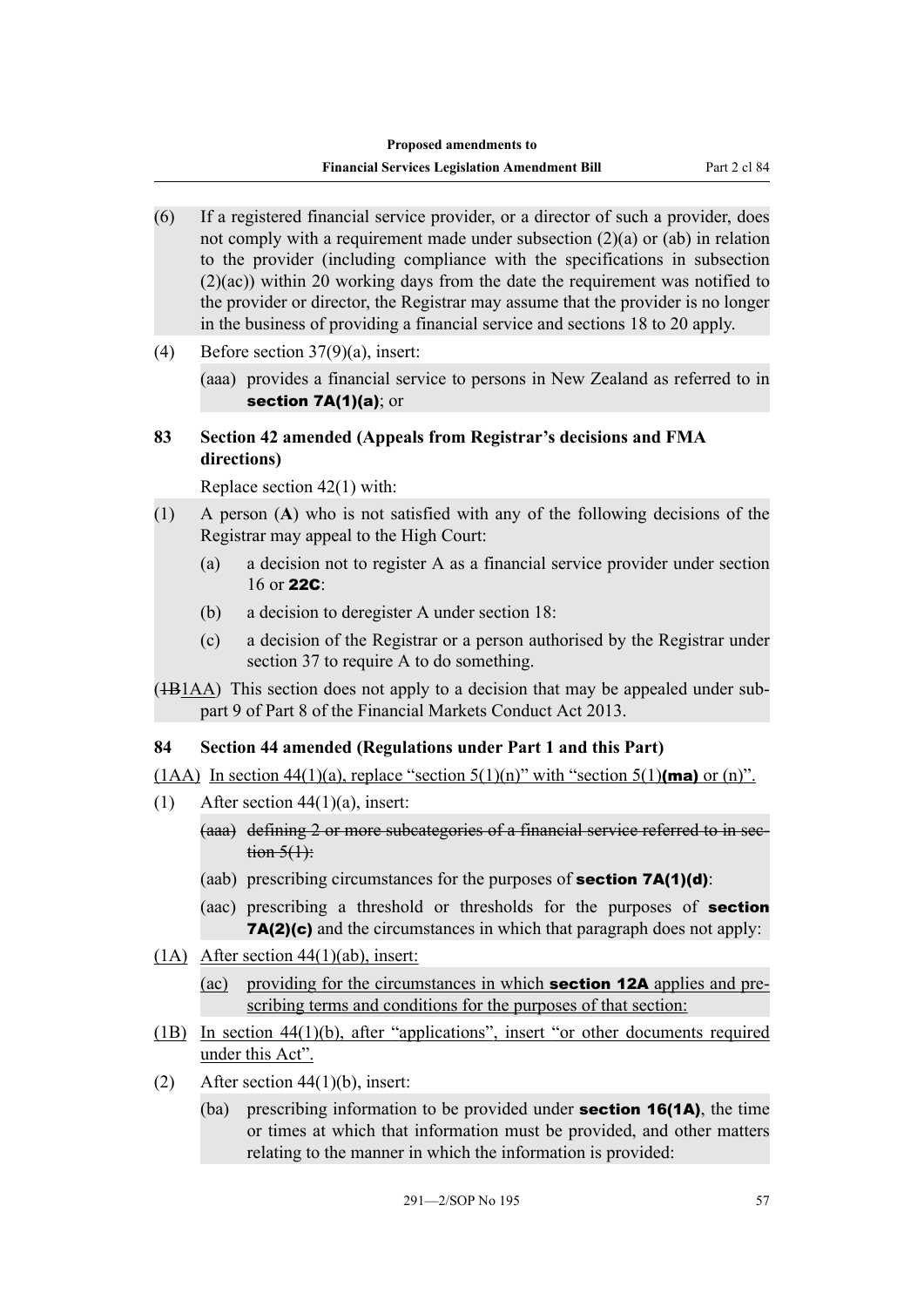(6) If a registered financial service provider, or a director of such a provider, does not comply with a requirement made under subsection (2)(a) or (ab) in relation to the provider (including compliance with the specifications in subsection (2)(ac)) within 20 working days from the date the requirement was notified to the provider or director, the Registrar may assume that the provider is no longer in the business of providing a financial service and sections 18 to 20 apply.

(4) Before section 37(9)(a), insert:

(aaa) provides a financial service to persons in New Zealand as referred to in **section 7A(1)(a)**; or

**83 Section 42 amended (Appeals from Registrar's decisions and FMA directions)**

Replace section 42(1) with:

(1) A person (**A**) who is not satisfied with any of the following decisions of the Registrar may appeal to the High Court:

(a) a decision not to register A as a financial service provider under section 16 or **22C**:

(b) a decision to deregister A under section 18:

(c) a decision of the Registrar or a person authorised by the Registrar under section 37 to require A to do something.

(~~1B~~1AA) This section does not apply to a decision that may be appealed under subpart 9 of Part 8 of the Financial Markets Conduct Act 2013.

**84 Section 44 amended (Regulations under Part 1 and this Part)**

(1AA) In section 44(1)(a), replace "section 5(1)(n)" with "section 5(1)**(ma)** or (n)".

(1) After section 44(1)(a), insert:

~~(aaa) defining 2 or more subcategories of a financial service referred to in section 5(1):~~

(aab) prescribing circumstances for the purposes of **section 7A(1)(d)**:

(aac) prescribing a threshold or thresholds for the purposes of **section 7A(2)(c)** and the circumstances in which that paragraph does not apply:

(1A) After section 44(1)(ab), insert:

(ac) providing for the circumstances in which **section 12A** applies and prescribing terms and conditions for the purposes of that section:

(1B) In section 44(1)(b), after "applications", insert "or other documents required under this Act".

(2) After section 44(1)(b), insert:

(ba) prescribing information to be provided under **section 16(1A)**, the time or times at which that information must be provided, and other matters relating to the manner in which the information is provided: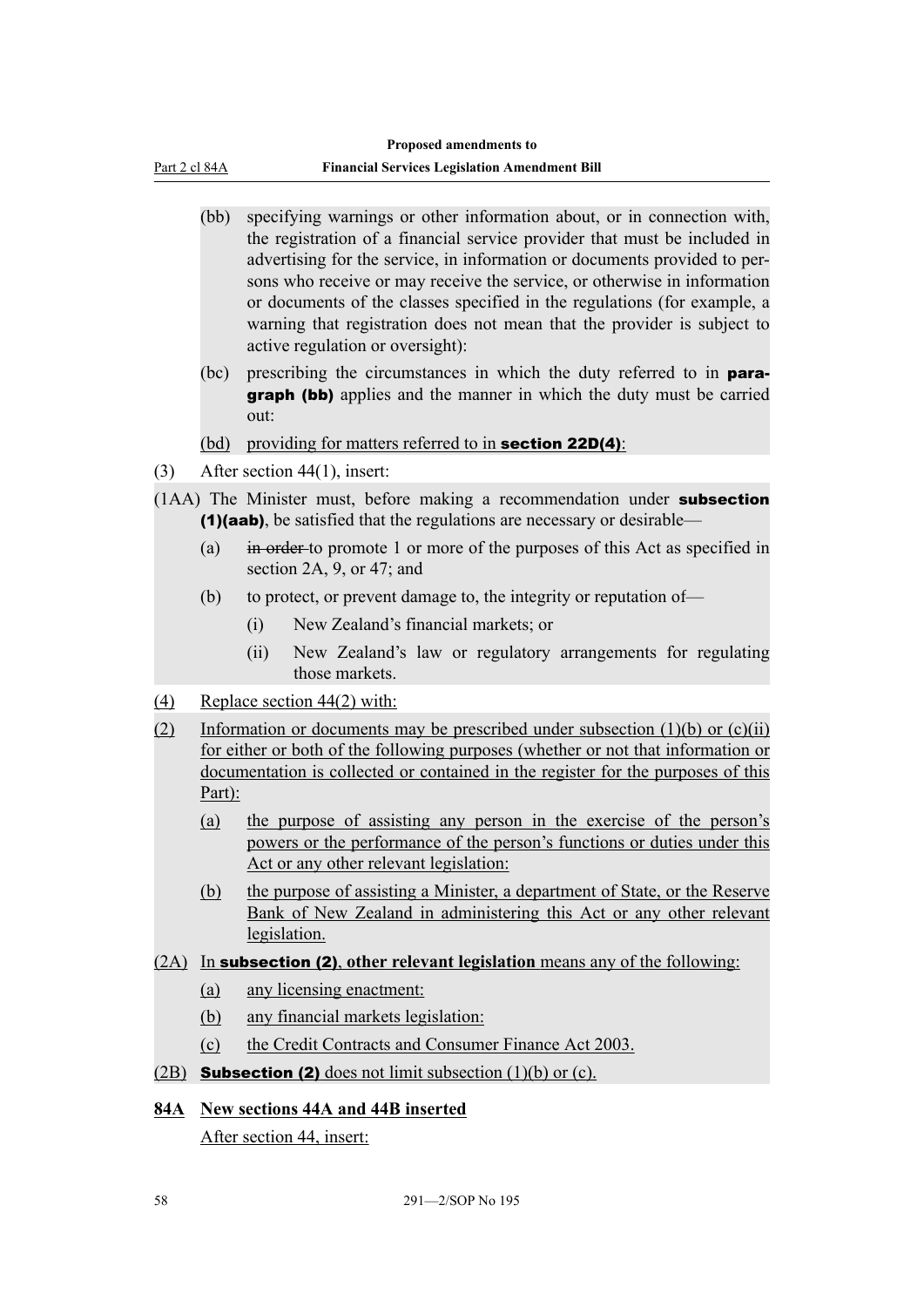(bb) specifying warnings or other information about, or in connection with, the registration of a financial service provider that must be included in advertising for the service, in information or documents provided to persons who receive or may receive the service, or otherwise in information or documents of the classes specified in the regulations (for example, a warning that registration does not mean that the provider is subject to active regulation or oversight):

(bc) prescribing the circumstances in which the duty referred to in **paragraph (bb)** applies and the manner in which the duty must be carried out:

(bd) providing for matters referred to in **section 22D(4)**:

(3) After section 44(1), insert:

(1AA) The Minister must, before making a recommendation under **subsection (1)(aab)**, be satisfied that the regulations are necessary or desirable—

(a) ~~in order~~ to promote 1 or more of the purposes of this Act as specified in section 2A, 9, or 47; and

(b) to protect, or prevent damage to, the integrity or reputation of—

(i) New Zealand's financial markets; or

(ii) New Zealand's law or regulatory arrangements for regulating those markets.

(4) Replace section 44(2) with:

(2) Information or documents may be prescribed under subsection (1)(b) or (c)(ii) for either or both of the following purposes (whether or not that information or documentation is collected or contained in the register for the purposes of this Part):

(a) the purpose of assisting any person in the exercise of the person's powers or the performance of the person's functions or duties under this Act or any other relevant legislation:

(b) the purpose of assisting a Minister, a department of State, or the Reserve Bank of New Zealand in administering this Act or any other relevant legislation.

(2A) In **subsection (2)**, **other relevant legislation** means any of the following:

(a) any licensing enactment:

(b) any financial markets legislation:

(c) the Credit Contracts and Consumer Finance Act 2003.

(2B) **Subsection (2)** does not limit subsection (1)(b) or (c).

**84A New sections 44A and 44B inserted**

After section 44, insert: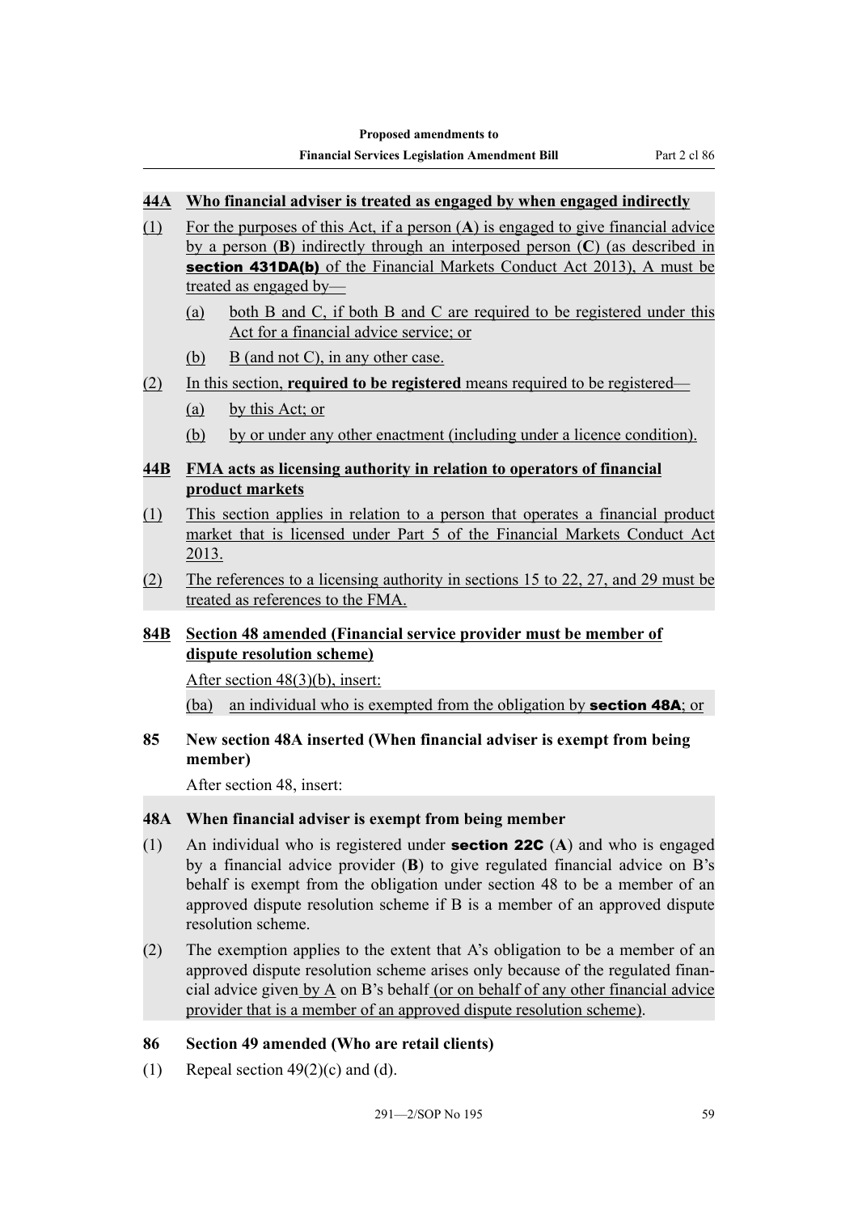### 44A Who financial adviser is treated as engaged by when engaged indirectly

(1) For the purposes of this Act, if a person (**A**) is engaged to give financial advice by a person (**B**) indirectly through an interposed person (**C**) (as described in **section 431DA(b)** of the Financial Markets Conduct Act 2013), A must be treated as engaged by—

  (a) both B and C, if both B and C are required to be registered under this Act for a financial advice service; or

  (b) B (and not C), in any other case.

(2) In this section, **required to be registered** means required to be registered—

  (a) by this Act; or

  (b) by or under any other enactment (including under a licence condition).

### 44B FMA acts as licensing authority in relation to operators of financial product markets

(1) This section applies in relation to a person that operates a financial product market that is licensed under Part 5 of the Financial Markets Conduct Act 2013.

(2) The references to a licensing authority in sections 15 to 22, 27, and 29 must be treated as references to the FMA.

### 84B Section 48 amended (Financial service provider must be member of dispute resolution scheme)

After section 48(3)(b), insert:

(ba) an individual who is exempted from the obligation by **section 48A**; or

### 85 New section 48A inserted (When financial adviser is exempt from being member)

After section 48, insert:

### 48A When financial adviser is exempt from being member

(1) An individual who is registered under **section 22C** (**A**) and who is engaged by a financial advice provider (**B**) to give regulated financial advice on B's behalf is exempt from the obligation under section 48 to be a member of an approved dispute resolution scheme if B is a member of an approved dispute resolution scheme.

(2) The exemption applies to the extent that A's obligation to be a member of an approved dispute resolution scheme arises only because of the regulated financial advice given by A on B's behalf (or on behalf of any other financial advice provider that is a member of an approved dispute resolution scheme).

### 86 Section 49 amended (Who are retail clients)

(1) Repeal section 49(2)(c) and (d).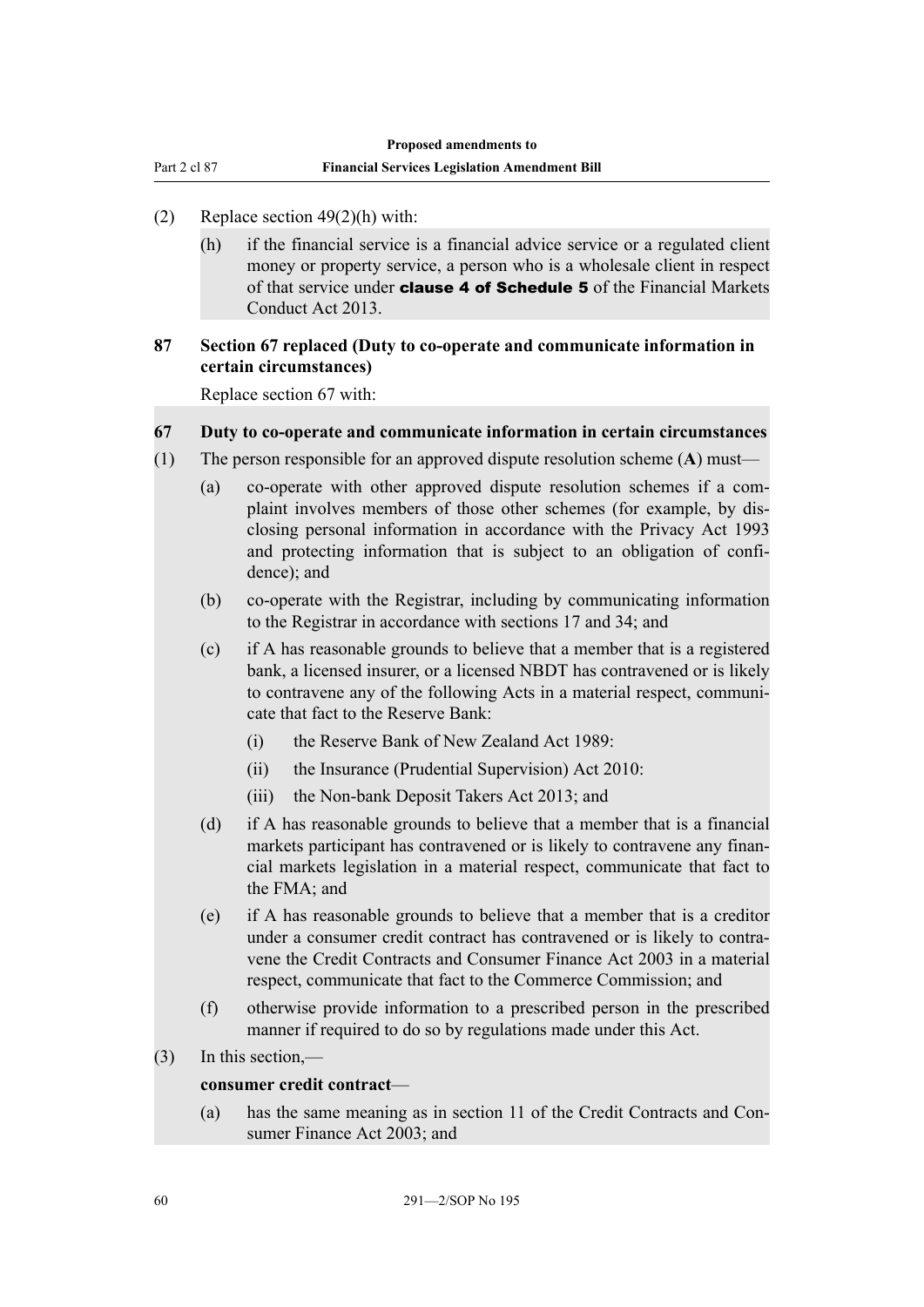(2) Replace section 49(2)(h) with:

(h) if the financial service is a financial advice service or a regulated client money or property service, a person who is a wholesale client in respect of that service under **clause 4 of Schedule 5** of the Financial Markets Conduct Act 2013.

**87 Section 67 replaced (Duty to co-operate and communicate information in certain circumstances)**

Replace section 67 with:

**67 Duty to co-operate and communicate information in certain circumstances**

(1) The person responsible for an approved dispute resolution scheme (**A**) must—

(a) co-operate with other approved dispute resolution schemes if a complaint involves members of those other schemes (for example, by disclosing personal information in accordance with the Privacy Act 1993 and protecting information that is subject to an obligation of confidence); and

(b) co-operate with the Registrar, including by communicating information to the Registrar in accordance with sections 17 and 34; and

(c) if A has reasonable grounds to believe that a member that is a registered bank, a licensed insurer, or a licensed NBDT has contravened or is likely to contravene any of the following Acts in a material respect, communicate that fact to the Reserve Bank:

(i) the Reserve Bank of New Zealand Act 1989:

(ii) the Insurance (Prudential Supervision) Act 2010:

(iii) the Non-bank Deposit Takers Act 2013; and

(d) if A has reasonable grounds to believe that a member that is a financial markets participant has contravened or is likely to contravene any financial markets legislation in a material respect, communicate that fact to the FMA; and

(e) if A has reasonable grounds to believe that a member that is a creditor under a consumer credit contract has contravened or is likely to contravene the Credit Contracts and Consumer Finance Act 2003 in a material respect, communicate that fact to the Commerce Commission; and

(f) otherwise provide information to a prescribed person in the prescribed manner if required to do so by regulations made under this Act.

(3) In this section,—

**consumer credit contract**—

(a) has the same meaning as in section 11 of the Credit Contracts and Consumer Finance Act 2003; and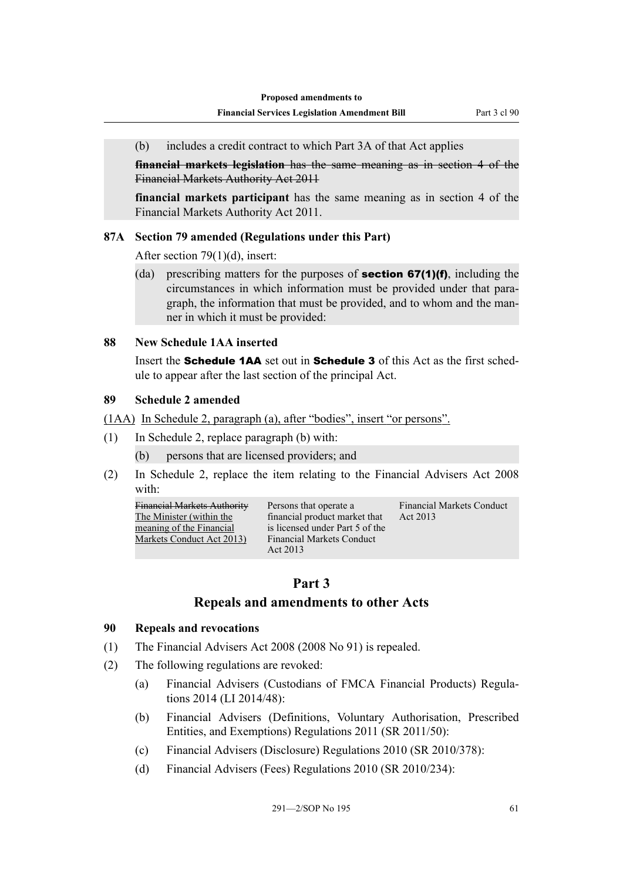(b) includes a credit contract to which Part 3A of that Act applies

~~**financial markets legislation** has the same meaning as in section 4 of the Financial Markets Authority Act 2011~~

**financial markets participant** has the same meaning as in section 4 of the Financial Markets Authority Act 2011.

### 87A Section 79 amended (Regulations under this Part)

After section 79(1)(d), insert:

(da) prescribing matters for the purposes of **section 67(1)(f)**, including the circumstances in which information must be provided under that paragraph, the information that must be provided, and to whom and the manner in which it must be provided:

### 88 New Schedule 1AA inserted

Insert the **Schedule 1AA** set out in **Schedule 3** of this Act as the first schedule to appear after the last section of the principal Act.

### 89 Schedule 2 amended

<u>(1AA) In Schedule 2, paragraph (a), after "bodies", insert "or persons".</u>

(1) In Schedule 2, replace paragraph (b) with:

(b) persons that are licensed providers; and

(2) In Schedule 2, replace the item relating to the Financial Advisers Act 2008 with:

| | | |
|---|---|---|
| ~~Financial Markets Authority~~ <u>The Minister (within the meaning of the Financial Markets Conduct Act 2013)</u> | Persons that operate a financial product market that is licensed under Part 5 of the Financial Markets Conduct Act 2013 | Financial Markets Conduct Act 2013 |

## Part 3
## Repeals and amendments to other Acts

### 90 Repeals and revocations

(1) The Financial Advisers Act 2008 (2008 No 91) is repealed.

(2) The following regulations are revoked:

(a) Financial Advisers (Custodians of FMCA Financial Products) Regulations 2014 (LI 2014/48):

(b) Financial Advisers (Definitions, Voluntary Authorisation, Prescribed Entities, and Exemptions) Regulations 2011 (SR 2011/50):

(c) Financial Advisers (Disclosure) Regulations 2010 (SR 2010/378):

(d) Financial Advisers (Fees) Regulations 2010 (SR 2010/234):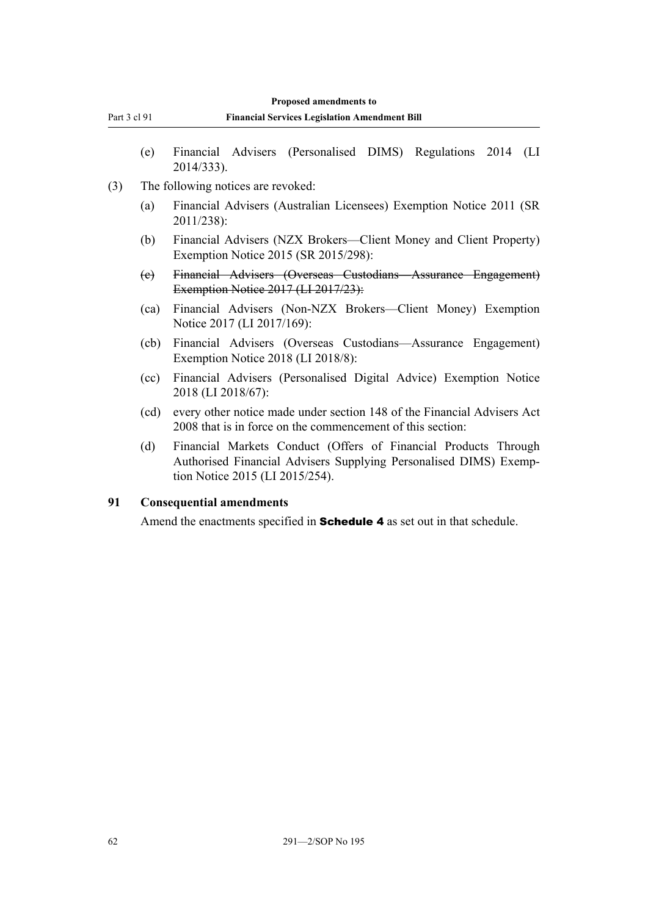(e) Financial Advisers (Personalised DIMS) Regulations 2014 (LI 2014/333).

(3) The following notices are revoked:

(a) Financial Advisers (Australian Licensees) Exemption Notice 2011 (SR 2011/238):

(b) Financial Advisers (NZX Brokers—Client Money and Client Property) Exemption Notice 2015 (SR 2015/298):

~~(c) Financial Advisers (Overseas Custodians—Assurance Engagement) Exemption Notice 2017 (LI 2017/23):~~

(ca) Financial Advisers (Non-NZX Brokers—Client Money) Exemption Notice 2017 (LI 2017/169):

(cb) Financial Advisers (Overseas Custodians—Assurance Engagement) Exemption Notice 2018 (LI 2018/8):

(cc) Financial Advisers (Personalised Digital Advice) Exemption Notice 2018 (LI 2018/67):

(cd) every other notice made under section 148 of the Financial Advisers Act 2008 that is in force on the commencement of this section:

(d) Financial Markets Conduct (Offers of Financial Products Through Authorised Financial Advisers Supplying Personalised DIMS) Exemption Notice 2015 (LI 2015/254).

**91 Consequential amendments**

Amend the enactments specified in **Schedule 4** as set out in that schedule.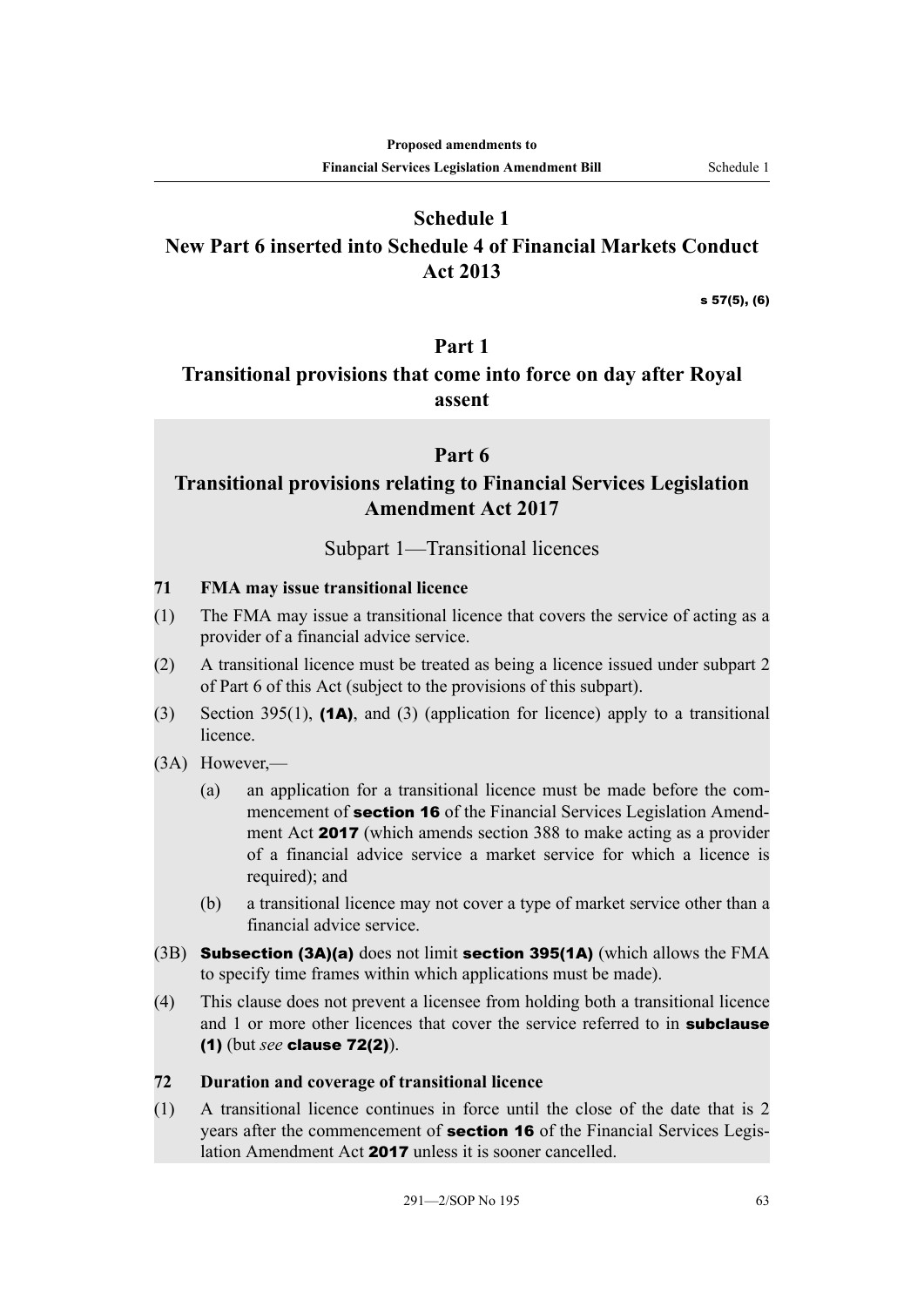# Schedule 1
# New Part 6 inserted into Schedule 4 of Financial Markets Conduct Act 2013

**s 57(5), (6)**

## Part 1
## Transitional provisions that come into force on day after Royal assent

## Part 6
## Transitional provisions relating to Financial Services Legislation Amendment Act 2017

### Subpart 1—Transitional licences

**71 FMA may issue transitional licence**

(1) The FMA may issue a transitional licence that covers the service of acting as a provider of a financial advice service.

(2) A transitional licence must be treated as being a licence issued under subpart 2 of Part 6 of this Act (subject to the provisions of this subpart).

(3) Section 395(1), **(1A)**, and (3) (application for licence) apply to a transitional licence.

(3A) However,—

- (a) an application for a transitional licence must be made before the commencement of **section 16** of the Financial Services Legislation Amendment Act **2017** (which amends section 388 to make acting as a provider of a financial advice service a market service for which a licence is required); and
- (b) a transitional licence may not cover a type of market service other than a financial advice service.

(3B) **Subsection (3A)(a)** does not limit **section 395(1A)** (which allows the FMA to specify time frames within which applications must be made).

(4) This clause does not prevent a licensee from holding both a transitional licence and 1 or more other licences that cover the service referred to in **subclause (1)** (but *see* **clause 72(2)**).

**72 Duration and coverage of transitional licence**

(1) A transitional licence continues in force until the close of the date that is 2 years after the commencement of **section 16** of the Financial Services Legislation Amendment Act **2017** unless it is sooner cancelled.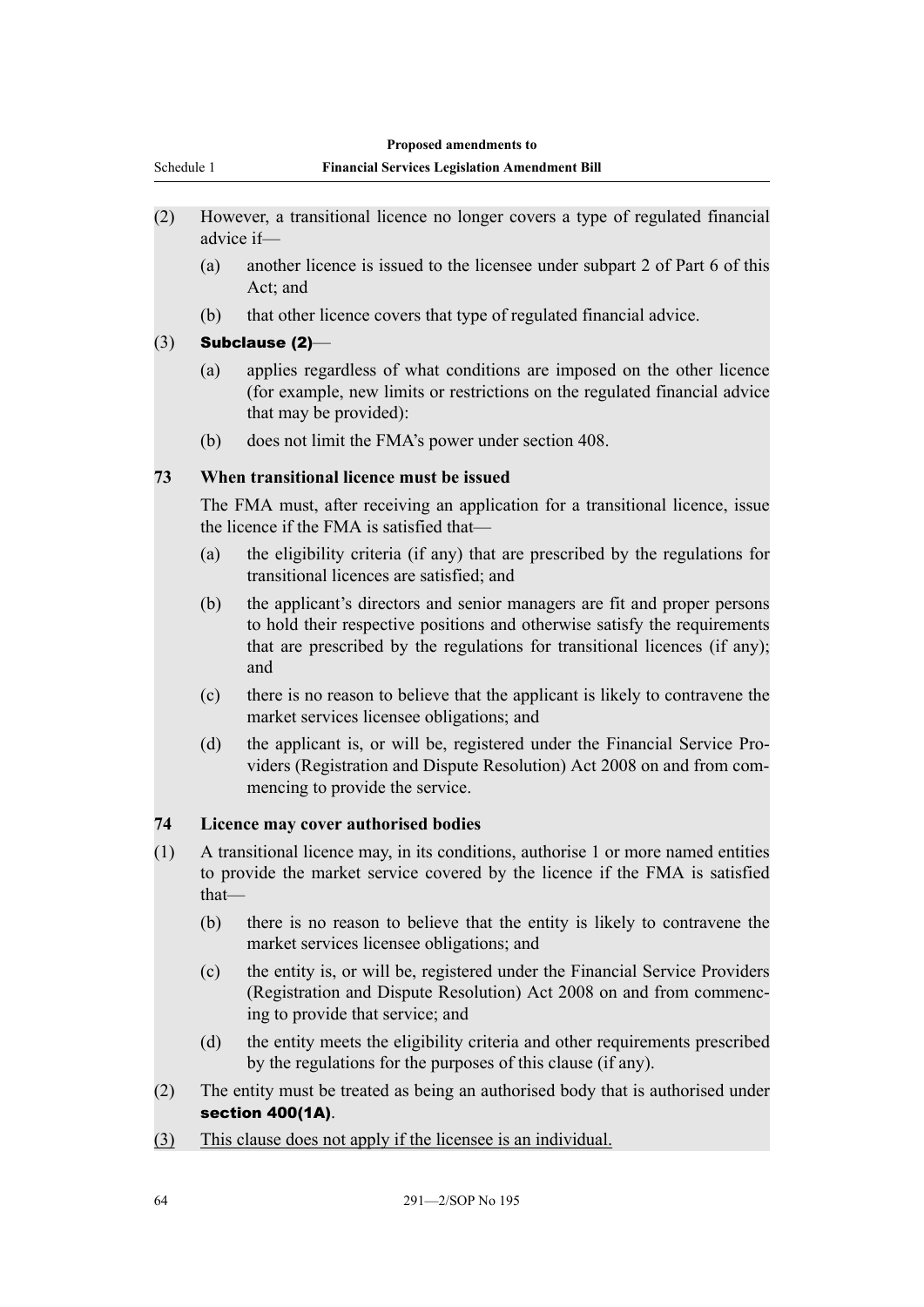(2) However, a transitional licence no longer covers a type of regulated financial advice if—

(a) another licence is issued to the licensee under subpart 2 of Part 6 of this Act; and

(b) that other licence covers that type of regulated financial advice.

(3) **Subclause (2)**—

(a) applies regardless of what conditions are imposed on the other licence (for example, new limits or restrictions on the regulated financial advice that may be provided):

(b) does not limit the FMA's power under section 408.

### 73 When transitional licence must be issued

The FMA must, after receiving an application for a transitional licence, issue the licence if the FMA is satisfied that—

(a) the eligibility criteria (if any) that are prescribed by the regulations for transitional licences are satisfied; and

(b) the applicant's directors and senior managers are fit and proper persons to hold their respective positions and otherwise satisfy the requirements that are prescribed by the regulations for transitional licences (if any); and

(c) there is no reason to believe that the applicant is likely to contravene the market services licensee obligations; and

(d) the applicant is, or will be, registered under the Financial Service Providers (Registration and Dispute Resolution) Act 2008 on and from commencing to provide the service.

### 74 Licence may cover authorised bodies

(1) A transitional licence may, in its conditions, authorise 1 or more named entities to provide the market service covered by the licence if the FMA is satisfied that—

(b) there is no reason to believe that the entity is likely to contravene the market services licensee obligations; and

(c) the entity is, or will be, registered under the Financial Service Providers (Registration and Dispute Resolution) Act 2008 on and from commencing to provide that service; and

(d) the entity meets the eligibility criteria and other requirements prescribed by the regulations for the purposes of this clause (if any).

(2) The entity must be treated as being an authorised body that is authorised under **section 400(1A)**.

<u>(3) This clause does not apply if the licensee is an individual.</u>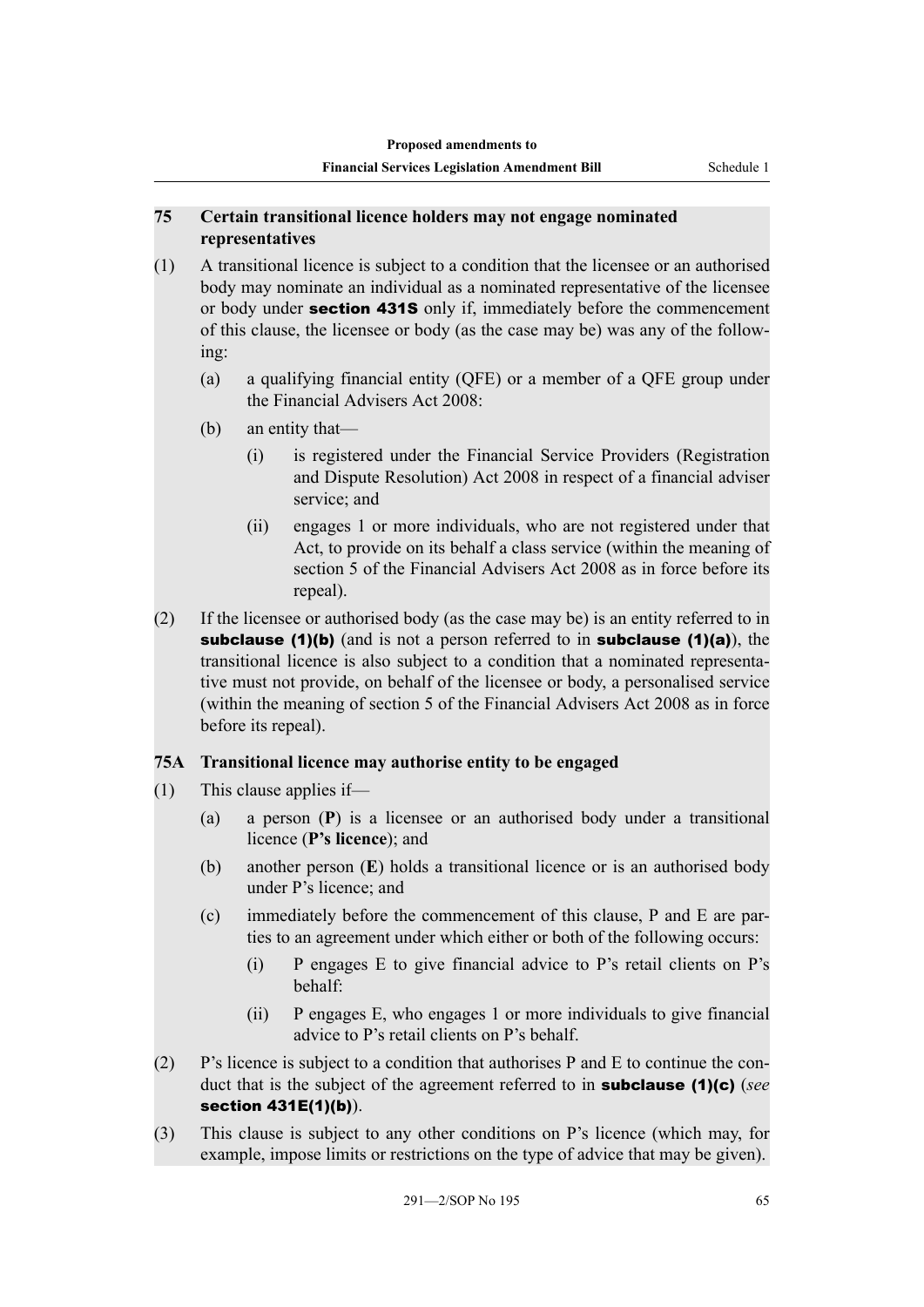### 75 Certain transitional licence holders may not engage nominated representatives

(1) A transitional licence is subject to a condition that the licensee or an authorised body may nominate an individual as a nominated representative of the licensee or body under **section 431S** only if, immediately before the commencement of this clause, the licensee or body (as the case may be) was any of the following:

- (a) a qualifying financial entity (QFE) or a member of a QFE group under the Financial Advisers Act 2008:
- (b) an entity that—
  - (i) is registered under the Financial Service Providers (Registration and Dispute Resolution) Act 2008 in respect of a financial adviser service; and
  - (ii) engages 1 or more individuals, who are not registered under that Act, to provide on its behalf a class service (within the meaning of section 5 of the Financial Advisers Act 2008 as in force before its repeal).

(2) If the licensee or authorised body (as the case may be) is an entity referred to in **subclause (1)(b)** (and is not a person referred to in **subclause (1)(a)**), the transitional licence is also subject to a condition that a nominated representative must not provide, on behalf of the licensee or body, a personalised service (within the meaning of section 5 of the Financial Advisers Act 2008 as in force before its repeal).

### 75A Transitional licence may authorise entity to be engaged

(1) This clause applies if—

- (a) a person (**P**) is a licensee or an authorised body under a transitional licence (**P's licence**); and
- (b) another person (**E**) holds a transitional licence or is an authorised body under P's licence; and
- (c) immediately before the commencement of this clause, P and E are parties to an agreement under which either or both of the following occurs:
  - (i) P engages E to give financial advice to P's retail clients on P's behalf:
  - (ii) P engages E, who engages 1 or more individuals to give financial advice to P's retail clients on P's behalf.

(2) P's licence is subject to a condition that authorises P and E to continue the conduct that is the subject of the agreement referred to in **subclause (1)(c)** (*see* **section 431E(1)(b)**).

(3) This clause is subject to any other conditions on P's licence (which may, for example, impose limits or restrictions on the type of advice that may be given).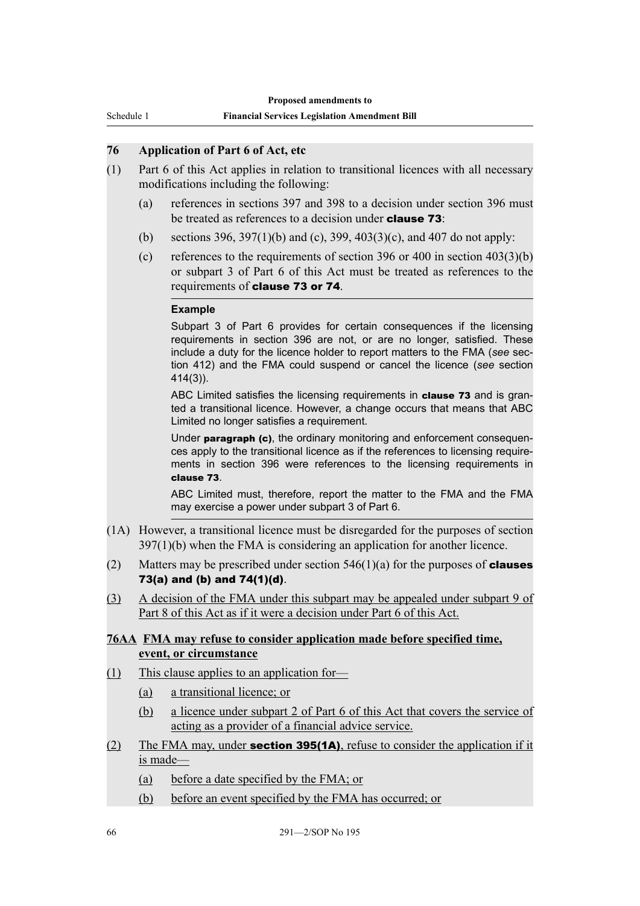### 76 Application of Part 6 of Act, etc

(1) Part 6 of this Act applies in relation to transitional licences with all necessary modifications including the following:

- (a) references in sections 397 and 398 to a decision under section 396 must be treated as references to a decision under **clause 73**:
- (b) sections 396, 397(1)(b) and (c), 399, 403(3)(c), and 407 do not apply:
- (c) references to the requirements of section 396 or 400 in section 403(3)(b) or subpart 3 of Part 6 of this Act must be treated as references to the requirements of **clause 73 or 74**.

**Example**

Subpart 3 of Part 6 provides for certain consequences if the licensing requirements in section 396 are not, or are no longer, satisfied. These include a duty for the licence holder to report matters to the FMA (*see* section 412) and the FMA could suspend or cancel the licence (*see* section 414(3)).

ABC Limited satisfies the licensing requirements in **clause 73** and is granted a transitional licence. However, a change occurs that means that ABC Limited no longer satisfies a requirement.

Under **paragraph (c)**, the ordinary monitoring and enforcement consequences apply to the transitional licence as if the references to licensing requirements in section 396 were references to the licensing requirements in **clause 73**.

ABC Limited must, therefore, report the matter to the FMA and the FMA may exercise a power under subpart 3 of Part 6.

(1A) However, a transitional licence must be disregarded for the purposes of section 397(1)(b) when the FMA is considering an application for another licence.

(2) Matters may be prescribed under section 546(1)(a) for the purposes of **clauses 73(a) and (b) and 74(1)(d)**.

(3) A decision of the FMA under this subpart may be appealed under subpart 9 of Part 8 of this Act as if it were a decision under Part 6 of this Act.

### 76AA FMA may refuse to consider application made before specified time, event, or circumstance

(1) This clause applies to an application for—

- (a) a transitional licence; or
- (b) a licence under subpart 2 of Part 6 of this Act that covers the service of acting as a provider of a financial advice service.

(2) The FMA may, under **section 395(1A)**, refuse to consider the application if it is made—

- (a) before a date specified by the FMA; or
- (b) before an event specified by the FMA has occurred; or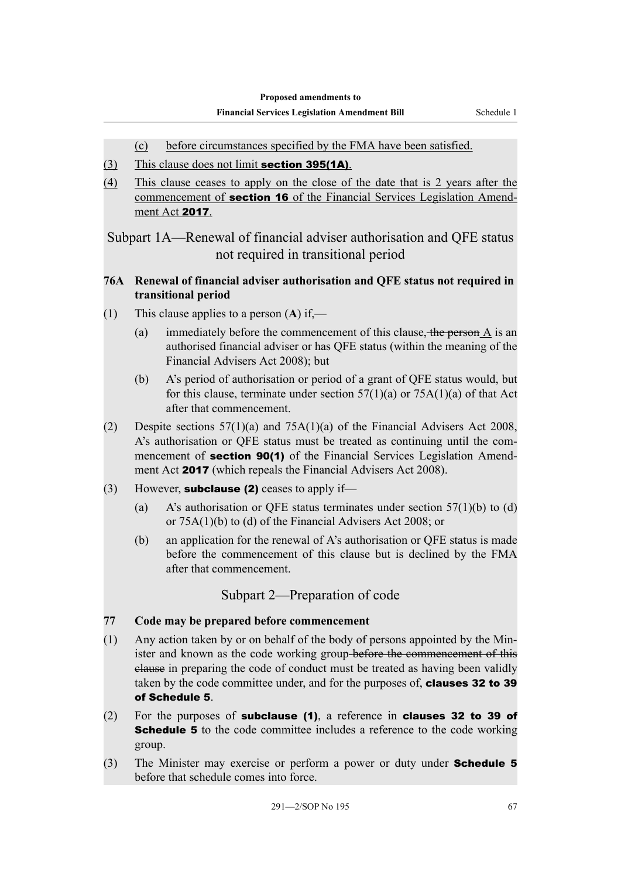(c) before circumstances specified by the FMA have been satisfied.

(3) This clause does not limit **section 395(1A)**.

(4) This clause ceases to apply on the close of the date that is 2 years after the commencement of **section 16** of the Financial Services Legislation Amendment Act **2017**.

## Subpart 1A—Renewal of financial adviser authorisation and QFE status not required in transitional period

### 76A Renewal of financial adviser authorisation and QFE status not required in transitional period

(1) This clause applies to a person (**A**) if,—

(a) immediately before the commencement of this clause, ~~the person~~ A is an authorised financial adviser or has QFE status (within the meaning of the Financial Advisers Act 2008); but

(b) A's period of authorisation or period of a grant of QFE status would, but for this clause, terminate under section 57(1)(a) or 75A(1)(a) of that Act after that commencement.

(2) Despite sections 57(1)(a) and 75A(1)(a) of the Financial Advisers Act 2008, A's authorisation or QFE status must be treated as continuing until the commencement of **section 90(1)** of the Financial Services Legislation Amendment Act **2017** (which repeals the Financial Advisers Act 2008).

(3) However, **subclause (2)** ceases to apply if—

(a) A's authorisation or QFE status terminates under section 57(1)(b) to (d) or 75A(1)(b) to (d) of the Financial Advisers Act 2008; or

(b) an application for the renewal of A's authorisation or QFE status is made before the commencement of this clause but is declined by the FMA after that commencement.

## Subpart 2—Preparation of code

### 77 Code may be prepared before commencement

(1) Any action taken by or on behalf of the body of persons appointed by the Minister and known as the code working group ~~before the commencement of this clause~~ in preparing the code of conduct must be treated as having been validly taken by the code committee under, and for the purposes of, **clauses 32 to 39 of Schedule 5**.

(2) For the purposes of **subclause (1)**, a reference in **clauses 32 to 39 of Schedule 5** to the code committee includes a reference to the code working group.

(3) The Minister may exercise or perform a power or duty under **Schedule 5** before that schedule comes into force.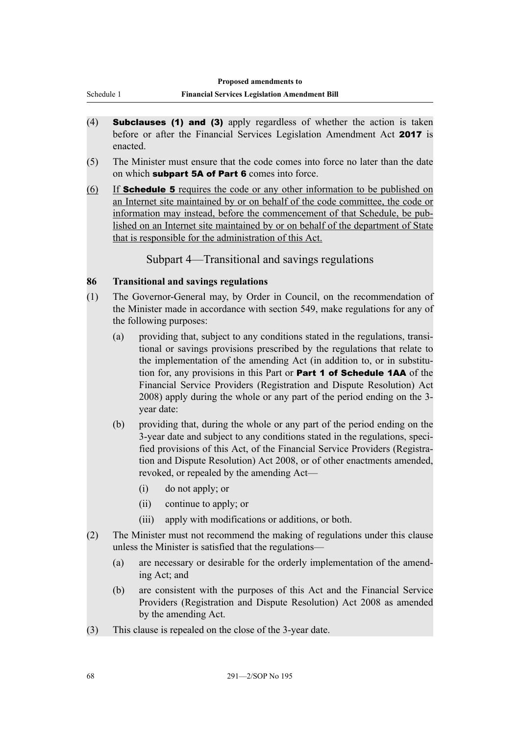(4) **Subclauses (1) and (3)** apply regardless of whether the action is taken before or after the Financial Services Legislation Amendment Act **2017** is enacted.

(5) The Minister must ensure that the code comes into force no later than the date on which **subpart 5A of Part 6** comes into force.

(6) If **Schedule 5** requires the code or any other information to be published on an Internet site maintained by or on behalf of the code committee, the code or information may instead, before the commencement of that Schedule, be published on an Internet site maintained by or on behalf of the department of State that is responsible for the administration of this Act.

## Subpart 4—Transitional and savings regulations

**86 Transitional and savings regulations**

(1) The Governor-General may, by Order in Council, on the recommendation of the Minister made in accordance with section 549, make regulations for any of the following purposes:

- (a) providing that, subject to any conditions stated in the regulations, transitional or savings provisions prescribed by the regulations that relate to the implementation of the amending Act (in addition to, or in substitution for, any provisions in this Part or **Part 1 of Schedule 1AA** of the Financial Service Providers (Registration and Dispute Resolution) Act 2008) apply during the whole or any part of the period ending on the 3-year date:
- (b) providing that, during the whole or any part of the period ending on the 3-year date and subject to any conditions stated in the regulations, specified provisions of this Act, of the Financial Service Providers (Registration and Dispute Resolution) Act 2008, or of other enactments amended, revoked, or repealed by the amending Act—
  - (i) do not apply; or
  - (ii) continue to apply; or
  - (iii) apply with modifications or additions, or both.

(2) The Minister must not recommend the making of regulations under this clause unless the Minister is satisfied that the regulations—

- (a) are necessary or desirable for the orderly implementation of the amending Act; and
- (b) are consistent with the purposes of this Act and the Financial Service Providers (Registration and Dispute Resolution) Act 2008 as amended by the amending Act.

(3) This clause is repealed on the close of the 3-year date.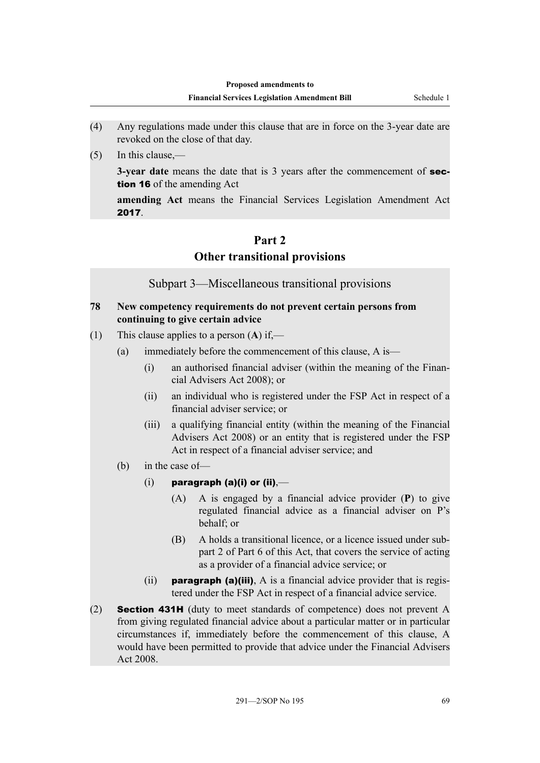(4) Any regulations made under this clause that are in force on the 3-year date are revoked on the close of that day.

(5) In this clause,—

**3-year date** means the date that is 3 years after the commencement of **section 16** of the amending Act

**amending Act** means the Financial Services Legislation Amendment Act **2017**.

## Part 2
## Other transitional provisions

### Subpart 3—Miscellaneous transitional provisions

**78 New competency requirements do not prevent certain persons from continuing to give certain advice**

(1) This clause applies to a person (**A**) if,—

- (a) immediately before the commencement of this clause, A is—
  - (i) an authorised financial adviser (within the meaning of the Financial Advisers Act 2008); or
  - (ii) an individual who is registered under the FSP Act in respect of a financial adviser service; or
  - (iii) a qualifying financial entity (within the meaning of the Financial Advisers Act 2008) or an entity that is registered under the FSP Act in respect of a financial adviser service; and
- (b) in the case of—
  - (i) **paragraph (a)(i) or (ii)**,—
    - (A) A is engaged by a financial advice provider (**P**) to give regulated financial advice as a financial adviser on P's behalf; or
    - (B) A holds a transitional licence, or a licence issued under subpart 2 of Part 6 of this Act, that covers the service of acting as a provider of a financial advice service; or
  - (ii) **paragraph (a)(iii)**, A is a financial advice provider that is registered under the FSP Act in respect of a financial advice service.

(2) **Section 431H** (duty to meet standards of competence) does not prevent A from giving regulated financial advice about a particular matter or in particular circumstances if, immediately before the commencement of this clause, A would have been permitted to provide that advice under the Financial Advisers Act 2008.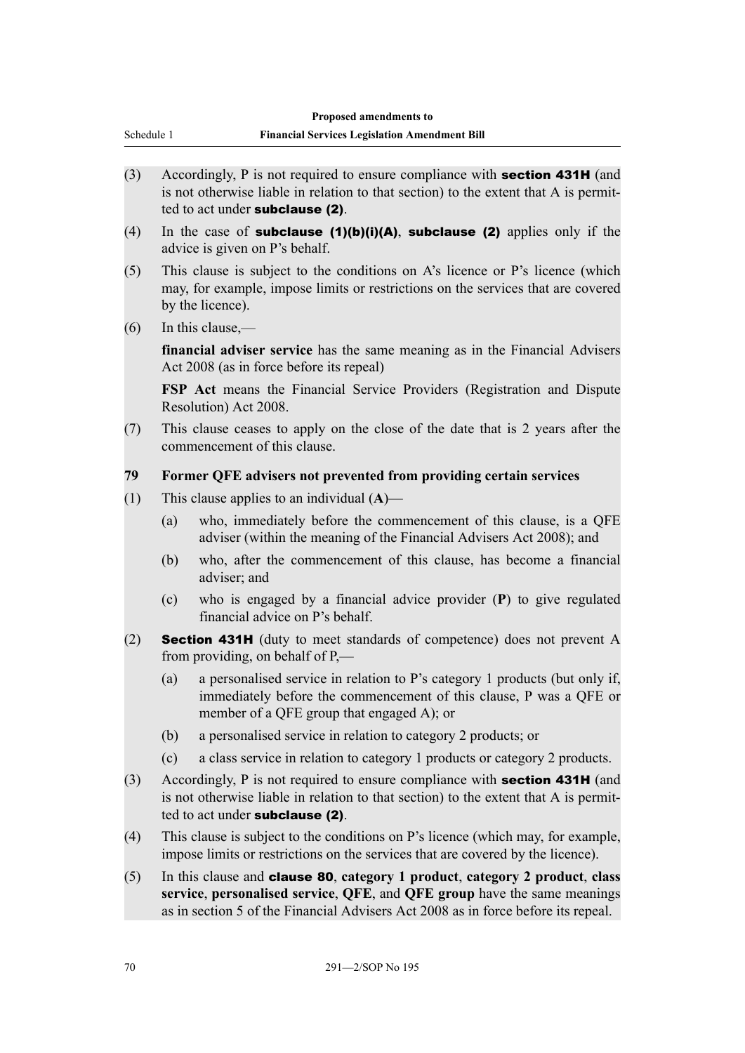(3) Accordingly, P is not required to ensure compliance with **section 431H** (and is not otherwise liable in relation to that section) to the extent that A is permitted to act under **subclause (2)**.

(4) In the case of **subclause (1)(b)(i)(A)**, **subclause (2)** applies only if the advice is given on P's behalf.

(5) This clause is subject to the conditions on A's licence or P's licence (which may, for example, impose limits or restrictions on the services that are covered by the licence).

(6) In this clause,—

**financial adviser service** has the same meaning as in the Financial Advisers Act 2008 (as in force before its repeal)

**FSP Act** means the Financial Service Providers (Registration and Dispute Resolution) Act 2008.

(7) This clause ceases to apply on the close of the date that is 2 years after the commencement of this clause.

### 79 Former QFE advisers not prevented from providing certain services

(1) This clause applies to an individual (**A**)—

- (a) who, immediately before the commencement of this clause, is a QFE adviser (within the meaning of the Financial Advisers Act 2008); and
- (b) who, after the commencement of this clause, has become a financial adviser; and
- (c) who is engaged by a financial advice provider (**P**) to give regulated financial advice on P's behalf.

(2) **Section 431H** (duty to meet standards of competence) does not prevent A from providing, on behalf of P,—

- (a) a personalised service in relation to P's category 1 products (but only if, immediately before the commencement of this clause, P was a QFE or member of a QFE group that engaged A); or
- (b) a personalised service in relation to category 2 products; or
- (c) a class service in relation to category 1 products or category 2 products.

(3) Accordingly, P is not required to ensure compliance with **section 431H** (and is not otherwise liable in relation to that section) to the extent that A is permitted to act under **subclause (2)**.

(4) This clause is subject to the conditions on P's licence (which may, for example, impose limits or restrictions on the services that are covered by the licence).

(5) In this clause and **clause 80**, **category 1 product**, **category 2 product**, **class service**, **personalised service**, **QFE**, and **QFE group** have the same meanings as in section 5 of the Financial Advisers Act 2008 as in force before its repeal.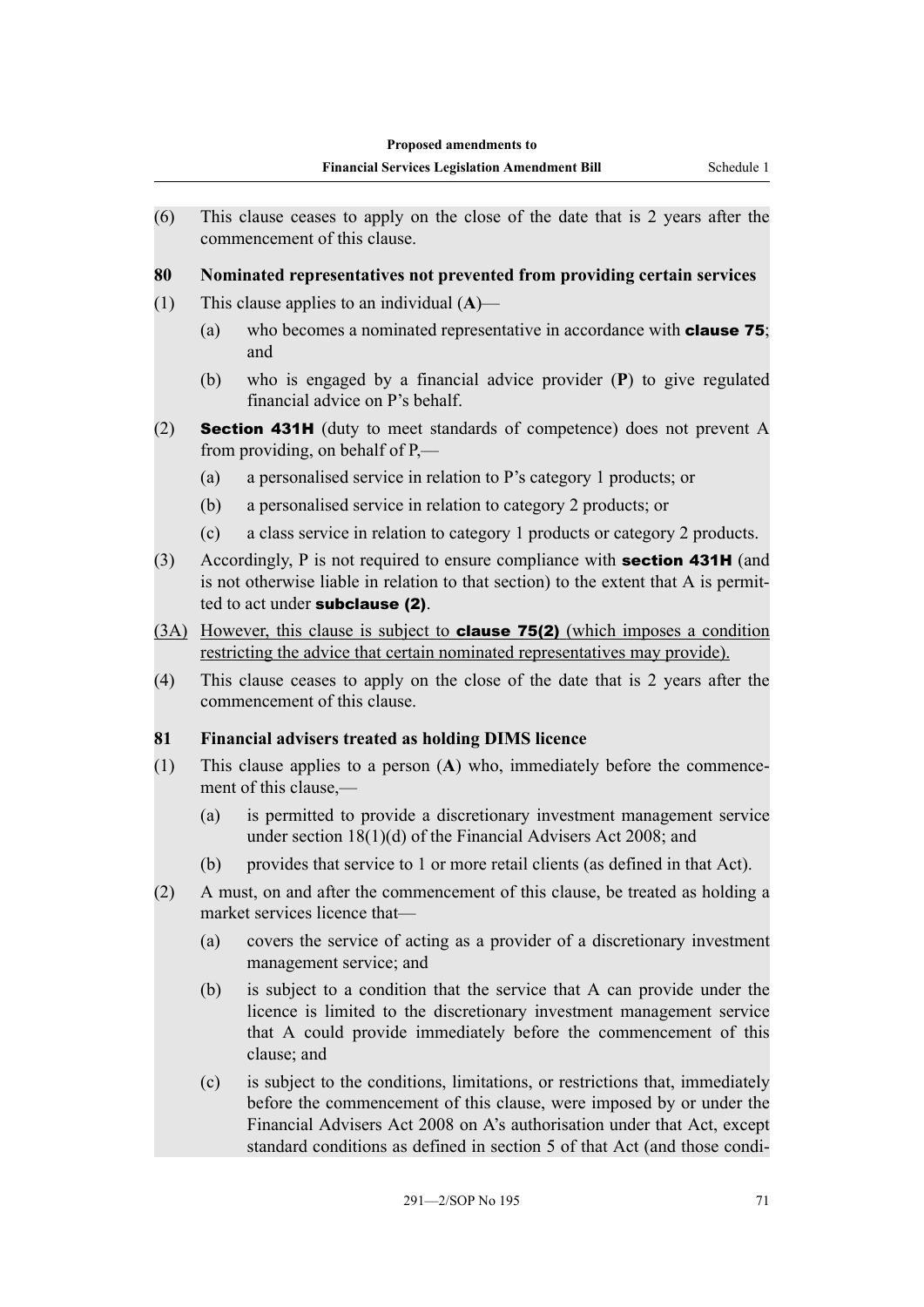(6) This clause ceases to apply on the close of the date that is 2 years after the commencement of this clause.

### 80 Nominated representatives not prevented from providing certain services

(1) This clause applies to an individual (**A**)—

- (a) who becomes a nominated representative in accordance with **clause 75**; and
- (b) who is engaged by a financial advice provider (**P**) to give regulated financial advice on P's behalf.

(2) **Section 431H** (duty to meet standards of competence) does not prevent A from providing, on behalf of P,—

- (a) a personalised service in relation to P's category 1 products; or
- (b) a personalised service in relation to category 2 products; or
- (c) a class service in relation to category 1 products or category 2 products.

(3) Accordingly, P is not required to ensure compliance with **section 431H** (and is not otherwise liable in relation to that section) to the extent that A is permitted to act under **subclause (2)**.

<u>(3A) However, this clause is subject to **clause 75(2)** (which imposes a condition restricting the advice that certain nominated representatives may provide).</u>

(4) This clause ceases to apply on the close of the date that is 2 years after the commencement of this clause.

### 81 Financial advisers treated as holding DIMS licence

(1) This clause applies to a person (**A**) who, immediately before the commencement of this clause,—

- (a) is permitted to provide a discretionary investment management service under section 18(1)(d) of the Financial Advisers Act 2008; and
- (b) provides that service to 1 or more retail clients (as defined in that Act).

(2) A must, on and after the commencement of this clause, be treated as holding a market services licence that—

- (a) covers the service of acting as a provider of a discretionary investment management service; and
- (b) is subject to a condition that the service that A can provide under the licence is limited to the discretionary investment management service that A could provide immediately before the commencement of this clause; and
- (c) is subject to the conditions, limitations, or restrictions that, immediately before the commencement of this clause, were imposed by or under the Financial Advisers Act 2008 on A's authorisation under that Act, except standard conditions as defined in section 5 of that Act (and those condi-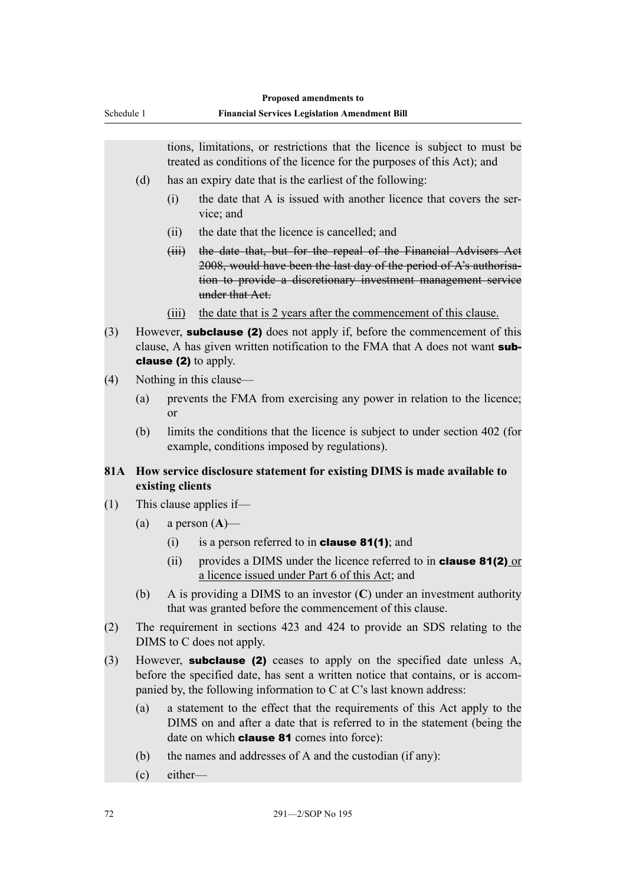tions, limitations, or restrictions that the licence is subject to must be treated as conditions of the licence for the purposes of this Act); and

(d) has an expiry date that is the earliest of the following:

(i) the date that A is issued with another licence that covers the service; and

(ii) the date that the licence is cancelled; and

~~(iii) the date that, but for the repeal of the Financial Advisers Act 2008, would have been the last day of the period of A's authorisation to provide a discretionary investment management service under that Act.~~

(iii) the date that is 2 years after the commencement of this clause.

(3) However, **subclause (2)** does not apply if, before the commencement of this clause, A has given written notification to the FMA that A does not want **subclause (2)** to apply.

(4) Nothing in this clause—

(a) prevents the FMA from exercising any power in relation to the licence; or

(b) limits the conditions that the licence is subject to under section 402 (for example, conditions imposed by regulations).

**81A How service disclosure statement for existing DIMS is made available to existing clients**

(1) This clause applies if—

(a) a person (**A**)—

(i) is a person referred to in **clause 81(1)**; and

(ii) provides a DIMS under the licence referred to in **clause 81(2)** or a licence issued under Part 6 of this Act; and

(b) A is providing a DIMS to an investor (**C**) under an investment authority that was granted before the commencement of this clause.

(2) The requirement in sections 423 and 424 to provide an SDS relating to the DIMS to C does not apply.

(3) However, **subclause (2)** ceases to apply on the specified date unless A, before the specified date, has sent a written notice that contains, or is accompanied by, the following information to C at C's last known address:

(a) a statement to the effect that the requirements of this Act apply to the DIMS on and after a date that is referred to in the statement (being the date on which **clause 81** comes into force):

(b) the names and addresses of A and the custodian (if any):

(c) either—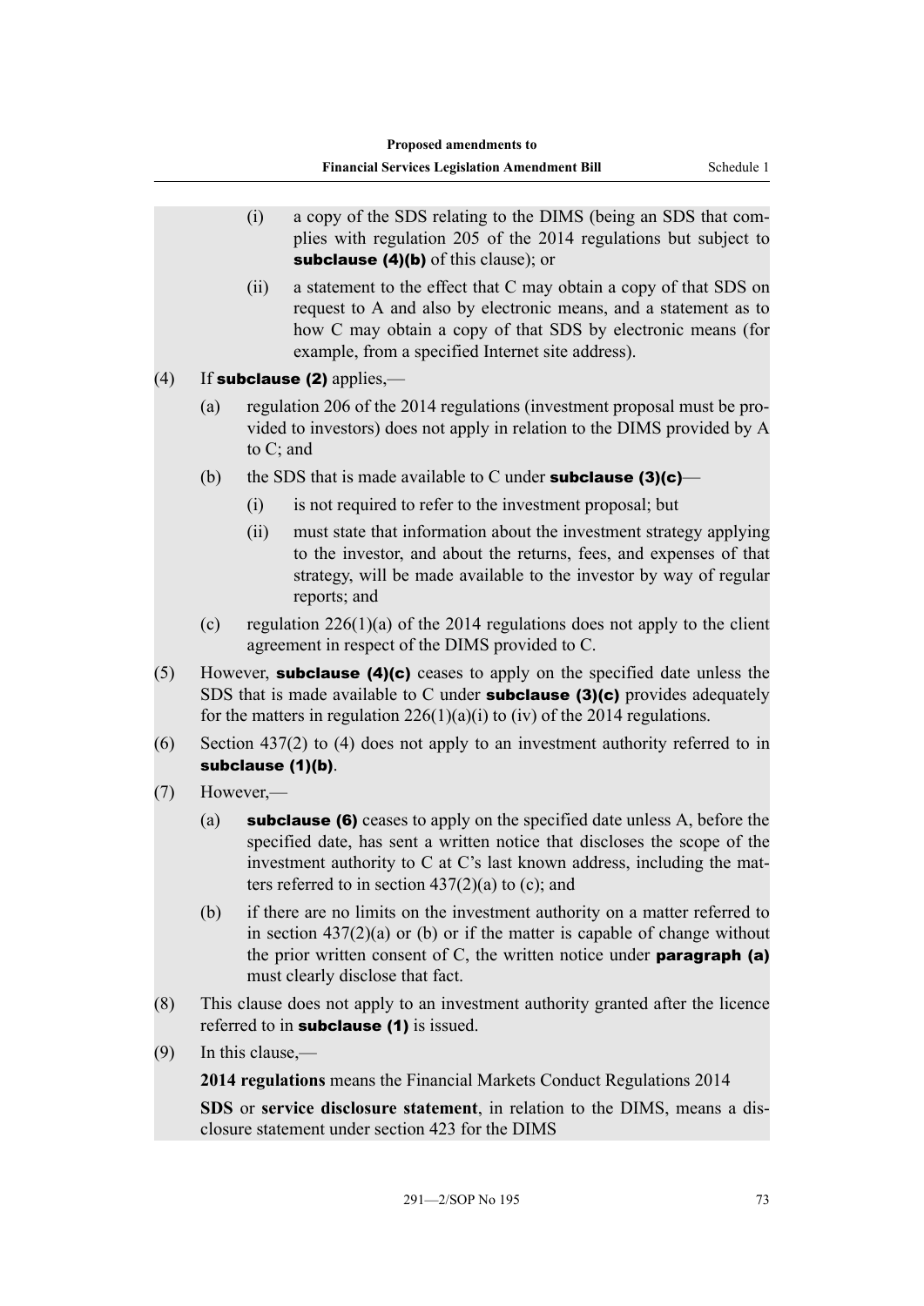(i) a copy of the SDS relating to the DIMS (being an SDS that complies with regulation 205 of the 2014 regulations but subject to **subclause (4)(b)** of this clause); or

(ii) a statement to the effect that C may obtain a copy of that SDS on request to A and also by electronic means, and a statement as to how C may obtain a copy of that SDS by electronic means (for example, from a specified Internet site address).

(4) If **subclause (2)** applies,—

(a) regulation 206 of the 2014 regulations (investment proposal must be provided to investors) does not apply in relation to the DIMS provided by A to C; and

(b) the SDS that is made available to C under **subclause (3)(c)**—

(i) is not required to refer to the investment proposal; but

(ii) must state that information about the investment strategy applying to the investor, and about the returns, fees, and expenses of that strategy, will be made available to the investor by way of regular reports; and

(c) regulation 226(1)(a) of the 2014 regulations does not apply to the client agreement in respect of the DIMS provided to C.

(5) However, **subclause (4)(c)** ceases to apply on the specified date unless the SDS that is made available to C under **subclause (3)(c)** provides adequately for the matters in regulation 226(1)(a)(i) to (iv) of the 2014 regulations.

(6) Section 437(2) to (4) does not apply to an investment authority referred to in **subclause (1)(b)**.

(7) However,—

(a) **subclause (6)** ceases to apply on the specified date unless A, before the specified date, has sent a written notice that discloses the scope of the investment authority to C at C's last known address, including the matters referred to in section 437(2)(a) to (c); and

(b) if there are no limits on the investment authority on a matter referred to in section 437(2)(a) or (b) or if the matter is capable of change without the prior written consent of C, the written notice under **paragraph (a)** must clearly disclose that fact.

(8) This clause does not apply to an investment authority granted after the licence referred to in **subclause (1)** is issued.

(9) In this clause,—

**2014 regulations** means the Financial Markets Conduct Regulations 2014

**SDS** or **service disclosure statement**, in relation to the DIMS, means a disclosure statement under section 423 for the DIMS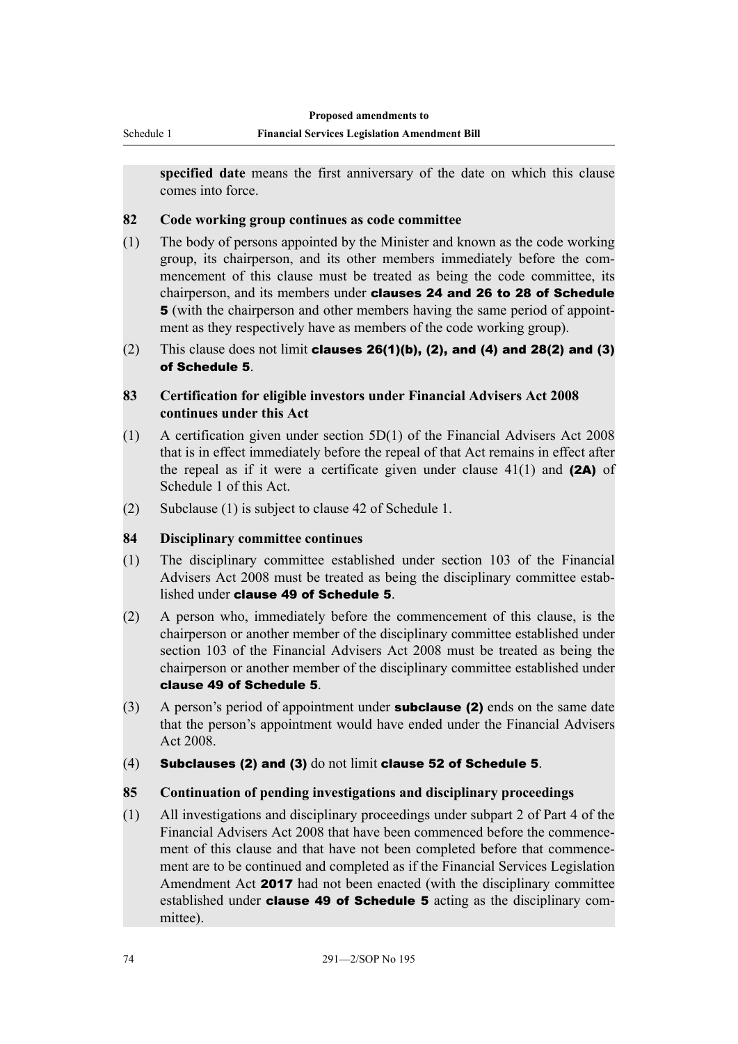**specified date** means the first anniversary of the date on which this clause comes into force.

### 82 Code working group continues as code committee

(1) The body of persons appointed by the Minister and known as the code working group, its chairperson, and its other members immediately before the commencement of this clause must be treated as being the code committee, its chairperson, and its members under **clauses 24 and 26 to 28 of Schedule 5** (with the chairperson and other members having the same period of appointment as they respectively have as members of the code working group).

(2) This clause does not limit **clauses 26(1)(b), (2), and (4) and 28(2) and (3) of Schedule 5**.

### 83 Certification for eligible investors under Financial Advisers Act 2008 continues under this Act

(1) A certification given under section 5D(1) of the Financial Advisers Act 2008 that is in effect immediately before the repeal of that Act remains in effect after the repeal as if it were a certificate given under clause 41(1) and **(2A)** of Schedule 1 of this Act.

(2) Subclause (1) is subject to clause 42 of Schedule 1.

### 84 Disciplinary committee continues

(1) The disciplinary committee established under section 103 of the Financial Advisers Act 2008 must be treated as being the disciplinary committee established under **clause 49 of Schedule 5**.

(2) A person who, immediately before the commencement of this clause, is the chairperson or another member of the disciplinary committee established under section 103 of the Financial Advisers Act 2008 must be treated as being the chairperson or another member of the disciplinary committee established under **clause 49 of Schedule 5**.

(3) A person's period of appointment under **subclause (2)** ends on the same date that the person's appointment would have ended under the Financial Advisers Act 2008.

(4) **Subclauses (2) and (3)** do not limit **clause 52 of Schedule 5**.

### 85 Continuation of pending investigations and disciplinary proceedings

(1) All investigations and disciplinary proceedings under subpart 2 of Part 4 of the Financial Advisers Act 2008 that have been commenced before the commencement of this clause and that have not been completed before that commencement are to be continued and completed as if the Financial Services Legislation Amendment Act **2017** had not been enacted (with the disciplinary committee established under **clause 49 of Schedule 5** acting as the disciplinary committee).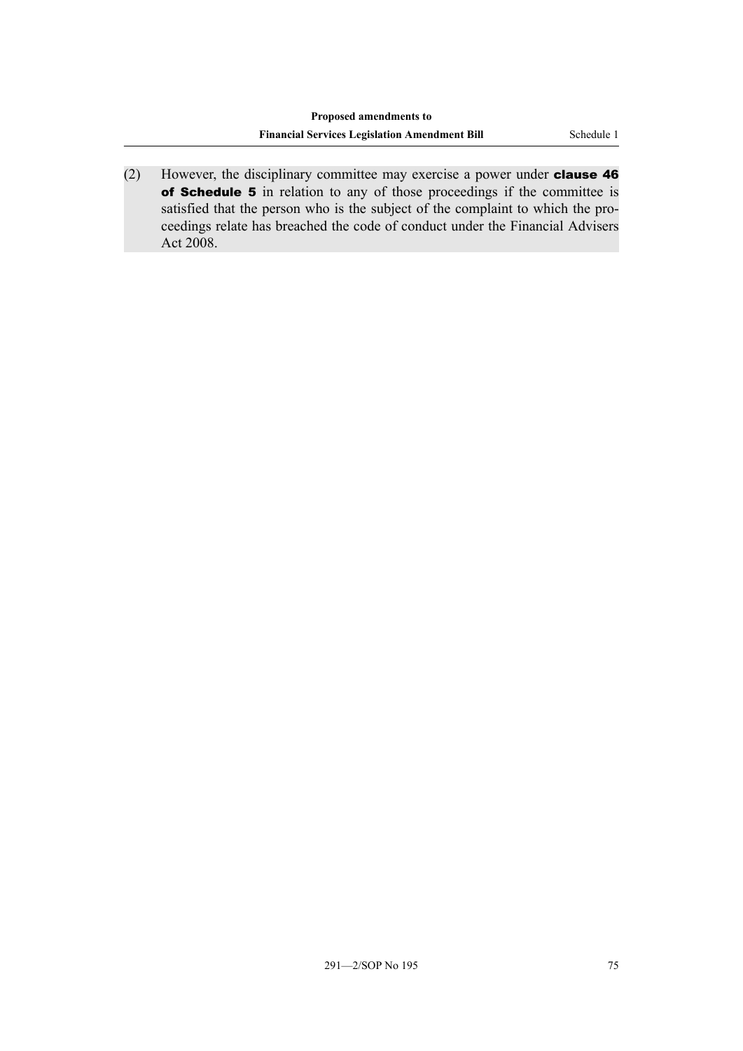(2) However, the disciplinary committee may exercise a power under **clause 46 of Schedule 5** in relation to any of those proceedings if the committee is satisfied that the person who is the subject of the complaint to which the proceedings relate has breached the code of conduct under the Financial Advisers Act 2008.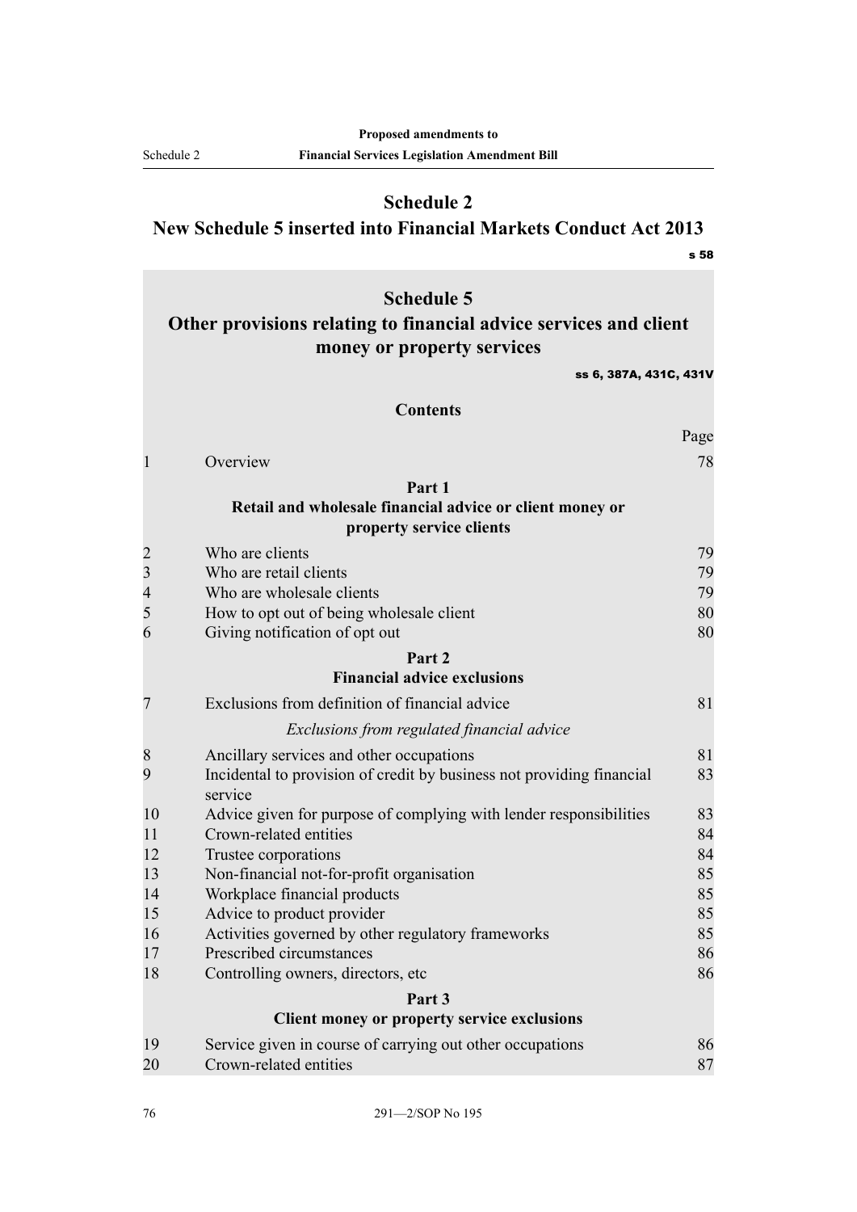# Schedule 2
# New Schedule 5 inserted into Financial Markets Conduct Act 2013

s 58

## Schedule 5
## Other provisions relating to financial advice services and client money or property services

ss 6, 387A, 431C, 431V

### Contents

| | | Page |
|---|---|---|
| 1 | Overview | 78 |
| | **Part 1** **Retail and wholesale financial advice or client money or property service clients** | |
| 2 | Who are clients | 79 |
| 3 | Who are retail clients | 79 |
| 4 | Who are wholesale clients | 79 |
| 5 | How to opt out of being wholesale client | 80 |
| 6 | Giving notification of opt out | 80 |
| | **Part 2** **Financial advice exclusions** | |
| 7 | Exclusions from definition of financial advice | 81 |
| | *Exclusions from regulated financial advice* | |
| 8 | Ancillary services and other occupations | 81 |
| 9 | Incidental to provision of credit by business not providing financial service | 83 |
| 10 | Advice given for purpose of complying with lender responsibilities | 83 |
| 11 | Crown-related entities | 84 |
| 12 | Trustee corporations | 84 |
| 13 | Non-financial not-for-profit organisation | 85 |
| 14 | Workplace financial products | 85 |
| 15 | Advice to product provider | 85 |
| 16 | Activities governed by other regulatory frameworks | 85 |
| 17 | Prescribed circumstances | 86 |
| 18 | Controlling owners, directors, etc | 86 |
| | **Part 3** **Client money or property service exclusions** | |
| 19 | Service given in course of carrying out other occupations | 86 |
| 20 | Crown-related entities | 87 |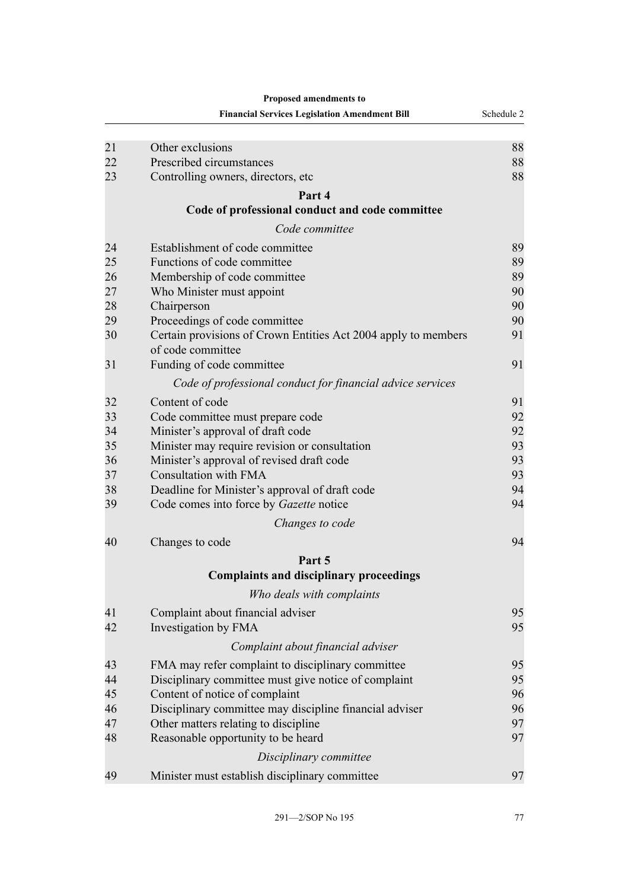| | | |
|---|---|---|
| 21 | Other exclusions | 88 |
| 22 | Prescribed circumstances | 88 |
| 23 | Controlling owners, directors, etc | 88 |

**Part 4**
**Code of professional conduct and code committee**

*Code committee*

| | | |
|---|---|---|
| 24 | Establishment of code committee | 89 |
| 25 | Functions of code committee | 89 |
| 26 | Membership of code committee | 89 |
| 27 | Who Minister must appoint | 90 |
| 28 | Chairperson | 90 |
| 29 | Proceedings of code committee | 90 |
| 30 | Certain provisions of Crown Entities Act 2004 apply to members of code committee | 91 |
| 31 | Funding of code committee | 91 |

*Code of professional conduct for financial advice services*

| | | |
|---|---|---|
| 32 | Content of code | 91 |
| 33 | Code committee must prepare code | 92 |
| 34 | Minister's approval of draft code | 92 |
| 35 | Minister may require revision or consultation | 93 |
| 36 | Minister's approval of revised draft code | 93 |
| 37 | Consultation with FMA | 93 |
| 38 | Deadline for Minister's approval of draft code | 94 |
| 39 | Code comes into force by *Gazette* notice | 94 |

*Changes to code*

| | | |
|---|---|---|
| 40 | Changes to code | 94 |

**Part 5**
**Complaints and disciplinary proceedings**

*Who deals with complaints*

| | | |
|---|---|---|
| 41 | Complaint about financial adviser | 95 |
| 42 | Investigation by FMA | 95 |

*Complaint about financial adviser*

| | | |
|---|---|---|
| 43 | FMA may refer complaint to disciplinary committee | 95 |
| 44 | Disciplinary committee must give notice of complaint | 95 |
| 45 | Content of notice of complaint | 96 |
| 46 | Disciplinary committee may discipline financial adviser | 96 |
| 47 | Other matters relating to discipline | 97 |
| 48 | Reasonable opportunity to be heard | 97 |

*Disciplinary committee*

| | | |
|---|---|---|
| 49 | Minister must establish disciplinary committee | 97 |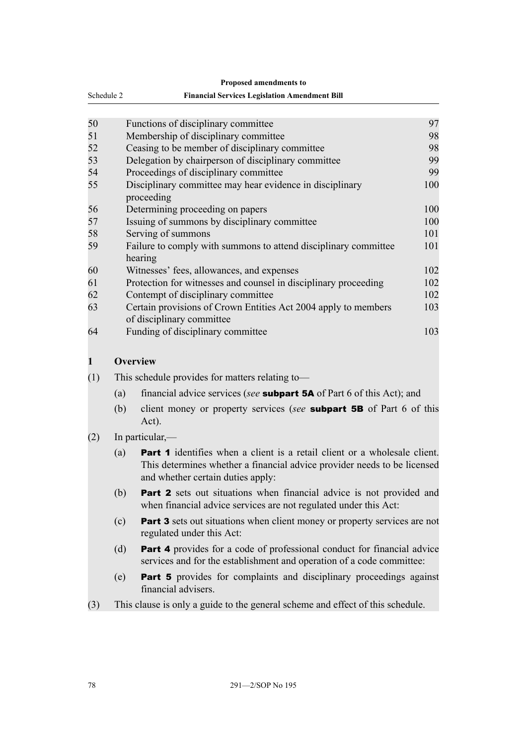| | | |
|---|---|---|
| 50 | Functions of disciplinary committee | 97 |
| 51 | Membership of disciplinary committee | 98 |
| 52 | Ceasing to be member of disciplinary committee | 98 |
| 53 | Delegation by chairperson of disciplinary committee | 99 |
| 54 | Proceedings of disciplinary committee | 99 |
| 55 | Disciplinary committee may hear evidence in disciplinary proceeding | 100 |
| 56 | Determining proceeding on papers | 100 |
| 57 | Issuing of summons by disciplinary committee | 100 |
| 58 | Serving of summons | 101 |
| 59 | Failure to comply with summons to attend disciplinary committee hearing | 101 |
| 60 | Witnesses' fees, allowances, and expenses | 102 |
| 61 | Protection for witnesses and counsel in disciplinary proceeding | 102 |
| 62 | Contempt of disciplinary committee | 102 |
| 63 | Certain provisions of Crown Entities Act 2004 apply to members of disciplinary committee | 103 |
| 64 | Funding of disciplinary committee | 103 |

### 1 Overview

(1) This schedule provides for matters relating to—

(a) financial advice services (*see* **subpart 5A** of Part 6 of this Act); and

(b) client money or property services (*see* **subpart 5B** of Part 6 of this Act).

(2) In particular,—

(a) **Part 1** identifies when a client is a retail client or a wholesale client. This determines whether a financial advice provider needs to be licensed and whether certain duties apply:

(b) **Part 2** sets out situations when financial advice is not provided and when financial advice services are not regulated under this Act:

(c) **Part 3** sets out situations when client money or property services are not regulated under this Act:

(d) **Part 4** provides for a code of professional conduct for financial advice services and for the establishment and operation of a code committee:

(e) **Part 5** provides for complaints and disciplinary proceedings against financial advisers.

(3) This clause is only a guide to the general scheme and effect of this schedule.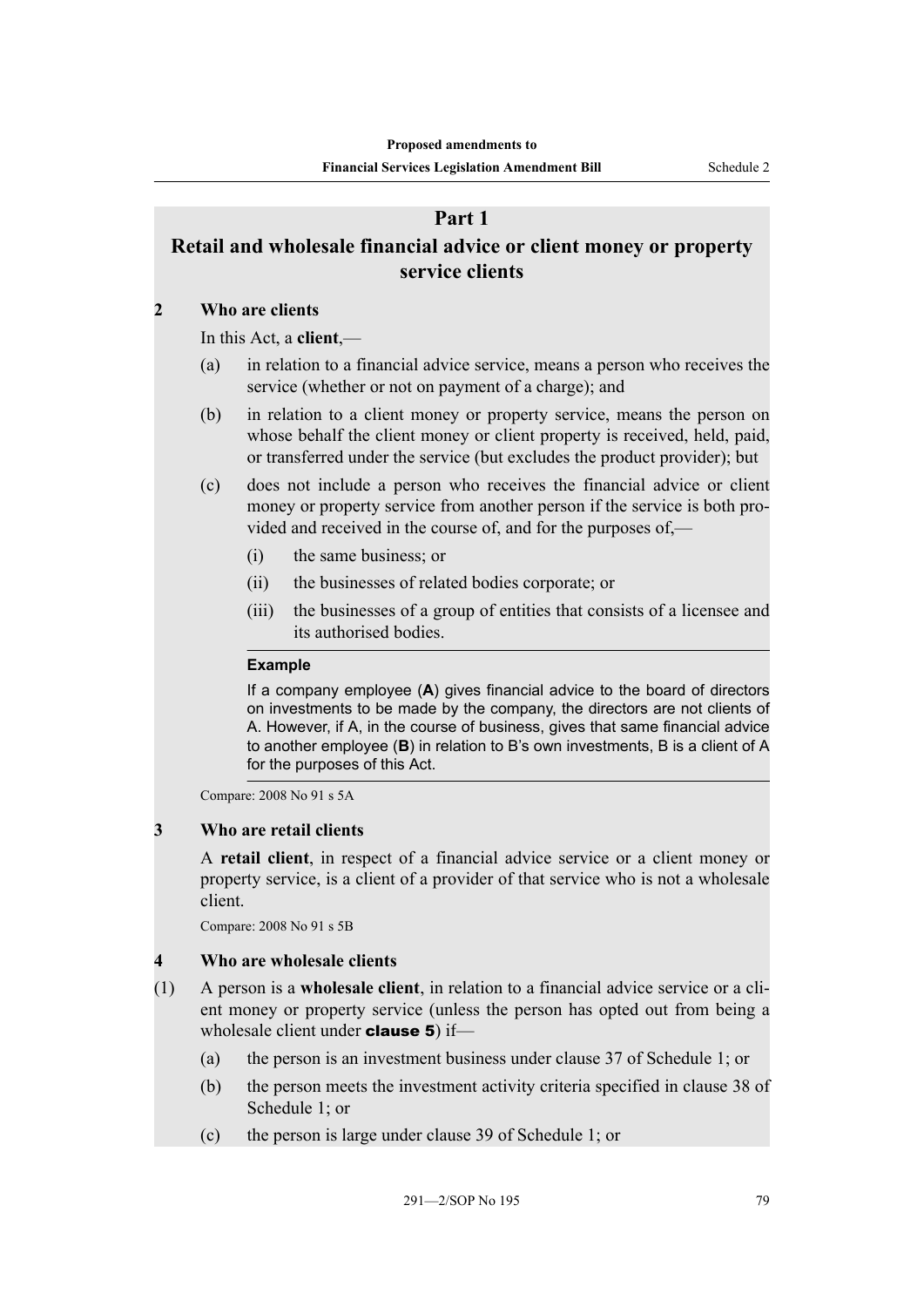## Part 1
## Retail and wholesale financial advice or client money or property service clients

### 2 Who are clients

In this Act, a **client**,—

(a) in relation to a financial advice service, means a person who receives the service (whether or not on payment of a charge); and

(b) in relation to a client money or property service, means the person on whose behalf the client money or client property is received, held, paid, or transferred under the service (but excludes the product provider); but

(c) does not include a person who receives the financial advice or client money or property service from another person if the service is both provided and received in the course of, and for the purposes of,—

  (i) the same business; or

  (ii) the businesses of related bodies corporate; or

  (iii) the businesses of a group of entities that consists of a licensee and its authorised bodies.

**Example**

If a company employee (**A**) gives financial advice to the board of directors on investments to be made by the company, the directors are not clients of A. However, if A, in the course of business, gives that same financial advice to another employee (**B**) in relation to B's own investments, B is a client of A for the purposes of this Act.

Compare: 2008 No 91 s 5A

### 3 Who are retail clients

A **retail client**, in respect of a financial advice service or a client money or property service, is a client of a provider of that service who is not a wholesale client.

Compare: 2008 No 91 s 5B

### 4 Who are wholesale clients

(1) A person is a **wholesale client**, in relation to a financial advice service or a client money or property service (unless the person has opted out from being a wholesale client under **clause 5**) if—

(a) the person is an investment business under clause 37 of Schedule 1; or

(b) the person meets the investment activity criteria specified in clause 38 of Schedule 1; or

(c) the person is large under clause 39 of Schedule 1; or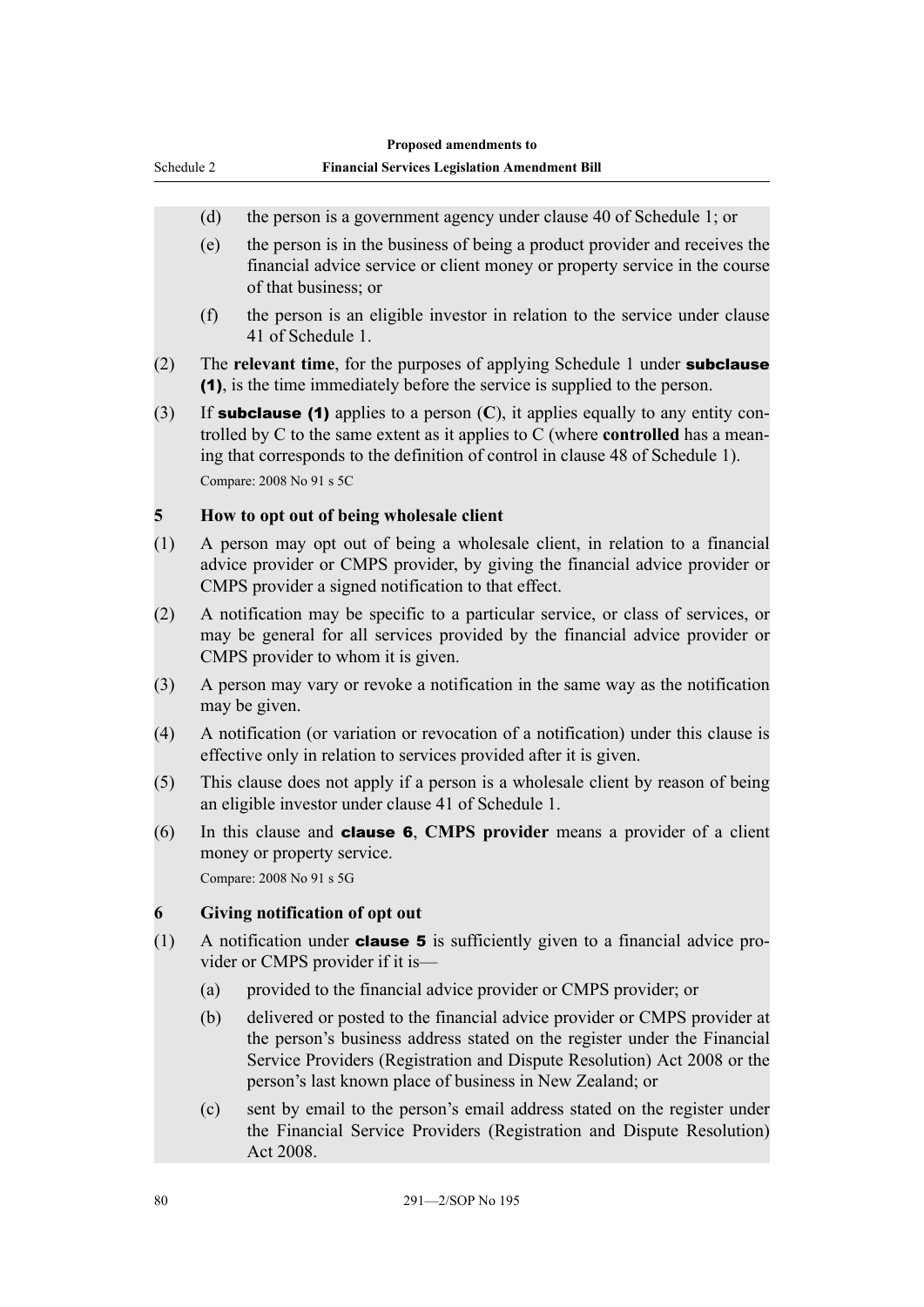(d) the person is a government agency under clause 40 of Schedule 1; or

(e) the person is in the business of being a product provider and receives the financial advice service or client money or property service in the course of that business; or

(f) the person is an eligible investor in relation to the service under clause 41 of Schedule 1.

(2) The **relevant time**, for the purposes of applying Schedule 1 under **subclause (1)**, is the time immediately before the service is supplied to the person.

(3) If **subclause (1)** applies to a person (**C**), it applies equally to any entity controlled by C to the same extent as it applies to C (where **controlled** has a meaning that corresponds to the definition of control in clause 48 of Schedule 1).

Compare: 2008 No 91 s 5C

### 5 How to opt out of being wholesale client

(1) A person may opt out of being a wholesale client, in relation to a financial advice provider or CMPS provider, by giving the financial advice provider or CMPS provider a signed notification to that effect.

(2) A notification may be specific to a particular service, or class of services, or may be general for all services provided by the financial advice provider or CMPS provider to whom it is given.

(3) A person may vary or revoke a notification in the same way as the notification may be given.

(4) A notification (or variation or revocation of a notification) under this clause is effective only in relation to services provided after it is given.

(5) This clause does not apply if a person is a wholesale client by reason of being an eligible investor under clause 41 of Schedule 1.

(6) In this clause and **clause 6**, **CMPS provider** means a provider of a client money or property service.

Compare: 2008 No 91 s 5G

### 6 Giving notification of opt out

(1) A notification under **clause 5** is sufficiently given to a financial advice provider or CMPS provider if it is—

(a) provided to the financial advice provider or CMPS provider; or

(b) delivered or posted to the financial advice provider or CMPS provider at the person's business address stated on the register under the Financial Service Providers (Registration and Dispute Resolution) Act 2008 or the person's last known place of business in New Zealand; or

(c) sent by email to the person's email address stated on the register under the Financial Service Providers (Registration and Dispute Resolution) Act 2008.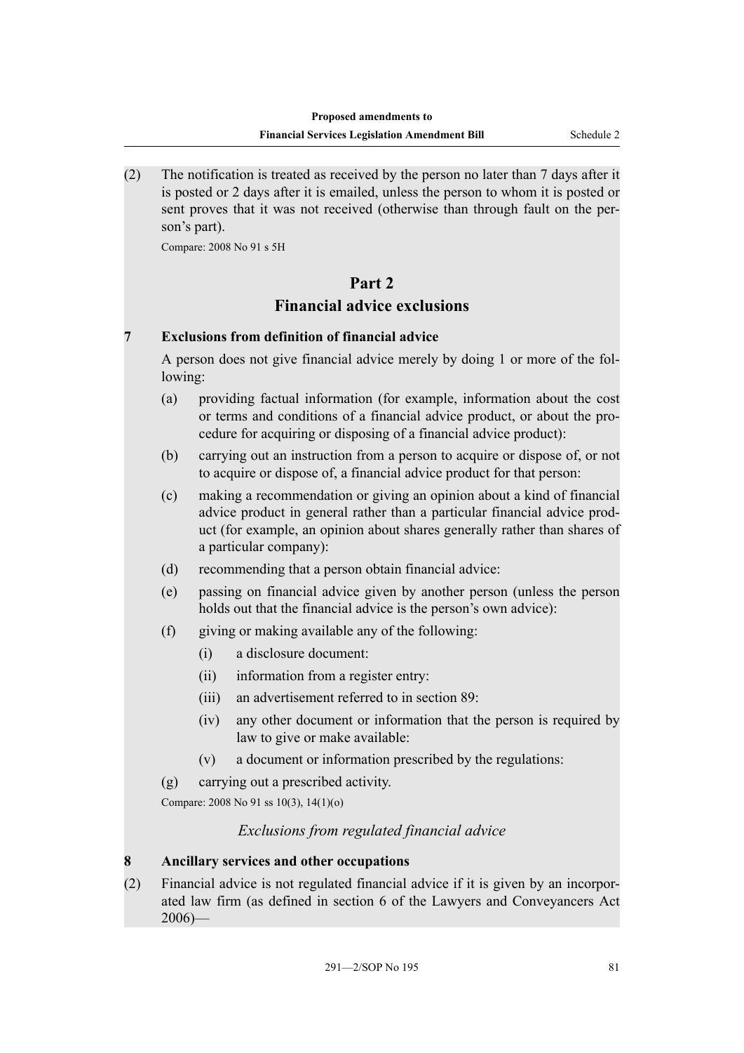(2) The notification is treated as received by the person no later than 7 days after it is posted or 2 days after it is emailed, unless the person to whom it is posted or sent proves that it was not received (otherwise than through fault on the person's part).

Compare: 2008 No 91 s 5H

## Part 2
## Financial advice exclusions

### 7 Exclusions from definition of financial advice

A person does not give financial advice merely by doing 1 or more of the following:

(a) providing factual information (for example, information about the cost or terms and conditions of a financial advice product, or about the procedure for acquiring or disposing of a financial advice product):

(b) carrying out an instruction from a person to acquire or dispose of, or not to acquire or dispose of, a financial advice product for that person:

(c) making a recommendation or giving an opinion about a kind of financial advice product in general rather than a particular financial advice product (for example, an opinion about shares generally rather than shares of a particular company):

(d) recommending that a person obtain financial advice:

(e) passing on financial advice given by another person (unless the person holds out that the financial advice is the person's own advice):

(f) giving or making available any of the following:

  (i) a disclosure document:

  (ii) information from a register entry:

  (iii) an advertisement referred to in section 89:

  (iv) any other document or information that the person is required by law to give or make available:

  (v) a document or information prescribed by the regulations:

(g) carrying out a prescribed activity.

Compare: 2008 No 91 ss 10(3), 14(1)(o)

*Exclusions from regulated financial advice*

### 8 Ancillary services and other occupations

(2) Financial advice is not regulated financial advice if it is given by an incorporated law firm (as defined in section 6 of the Lawyers and Conveyancers Act 2006)—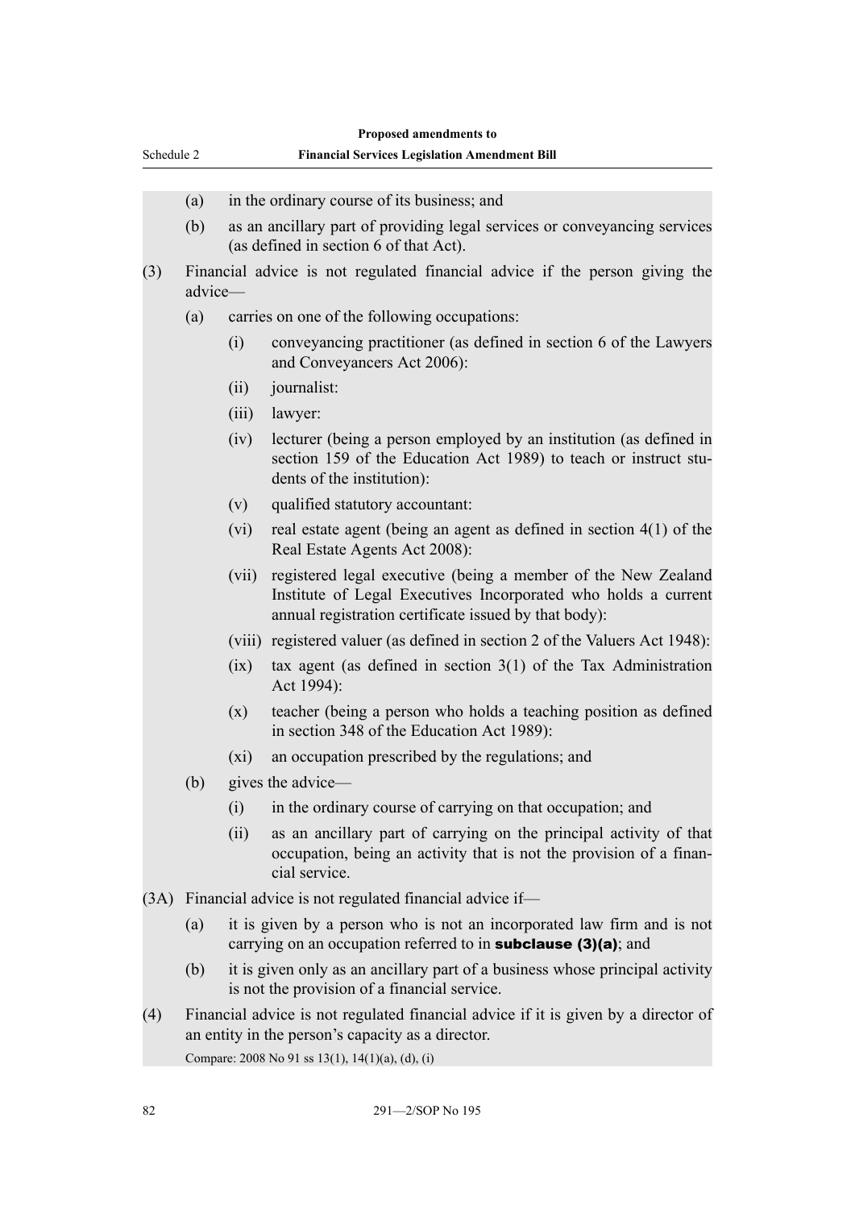(a) in the ordinary course of its business; and

(b) as an ancillary part of providing legal services or conveyancing services (as defined in section 6 of that Act).

(3) Financial advice is not regulated financial advice if the person giving the advice—

(a) carries on one of the following occupations:

(i) conveyancing practitioner (as defined in section 6 of the Lawyers and Conveyancers Act 2006):

(ii) journalist:

(iii) lawyer:

(iv) lecturer (being a person employed by an institution (as defined in section 159 of the Education Act 1989) to teach or instruct students of the institution):

(v) qualified statutory accountant:

(vi) real estate agent (being an agent as defined in section 4(1) of the Real Estate Agents Act 2008):

(vii) registered legal executive (being a member of the New Zealand Institute of Legal Executives Incorporated who holds a current annual registration certificate issued by that body):

(viii) registered valuer (as defined in section 2 of the Valuers Act 1948):

(ix) tax agent (as defined in section 3(1) of the Tax Administration Act 1994):

(x) teacher (being a person who holds a teaching position as defined in section 348 of the Education Act 1989):

(xi) an occupation prescribed by the regulations; and

(b) gives the advice—

(i) in the ordinary course of carrying on that occupation; and

(ii) as an ancillary part of carrying on the principal activity of that occupation, being an activity that is not the provision of a financial service.

(3A) Financial advice is not regulated financial advice if—

(a) it is given by a person who is not an incorporated law firm and is not carrying on an occupation referred to in **subclause (3)(a)**; and

(b) it is given only as an ancillary part of a business whose principal activity is not the provision of a financial service.

(4) Financial advice is not regulated financial advice if it is given by a director of an entity in the person's capacity as a director.

Compare: 2008 No 91 ss 13(1), 14(1)(a), (d), (i)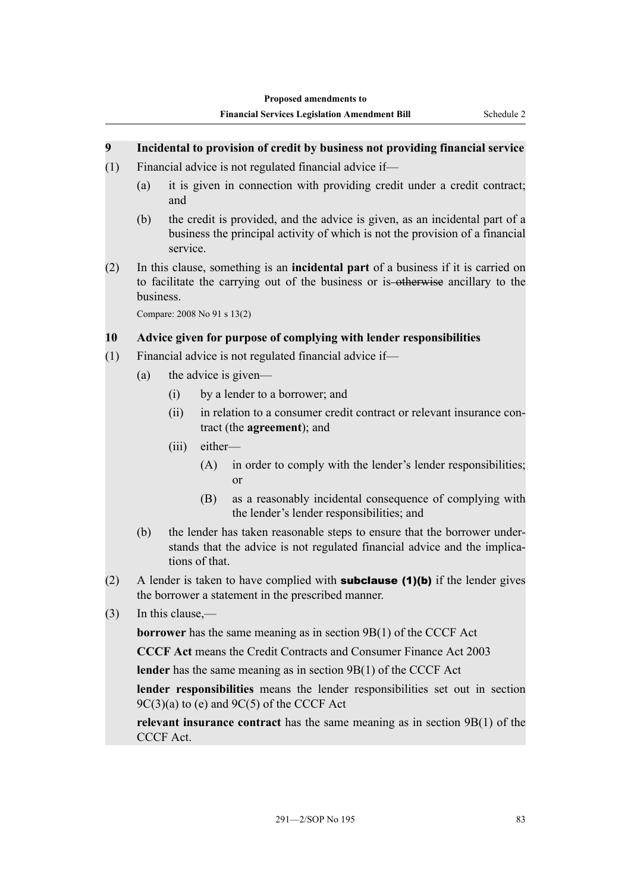### 9 Incidental to provision of credit by business not providing financial service

(1) Financial advice is not regulated financial advice if—

  (a) it is given in connection with providing credit under a credit contract; and

  (b) the credit is provided, and the advice is given, as an incidental part of a business the principal activity of which is not the provision of a financial service.

(2) In this clause, something is an **incidental part** of a business if it is carried on to facilitate the carrying out of the business or is ~~otherwise~~ ancillary to the business.

Compare: 2008 No 91 s 13(2)

### 10 Advice given for purpose of complying with lender responsibilities

(1) Financial advice is not regulated financial advice if—

  (a) the advice is given—

    (i) by a lender to a borrower; and

    (ii) in relation to a consumer credit contract or relevant insurance contract (the **agreement**); and

    (iii) either—

      (A) in order to comply with the lender's lender responsibilities; or

      (B) as a reasonably incidental consequence of complying with the lender's lender responsibilities; and

  (b) the lender has taken reasonable steps to ensure that the borrower understands that the advice is not regulated financial advice and the implications of that.

(2) A lender is taken to have complied with **subclause (1)(b)** if the lender gives the borrower a statement in the prescribed manner.

(3) In this clause,—

**borrower** has the same meaning as in section 9B(1) of the CCCF Act

**CCCF Act** means the Credit Contracts and Consumer Finance Act 2003

**lender** has the same meaning as in section 9B(1) of the CCCF Act

**lender responsibilities** means the lender responsibilities set out in section 9C(3)(a) to (e) and 9C(5) of the CCCF Act

**relevant insurance contract** has the same meaning as in section 9B(1) of the CCCF Act.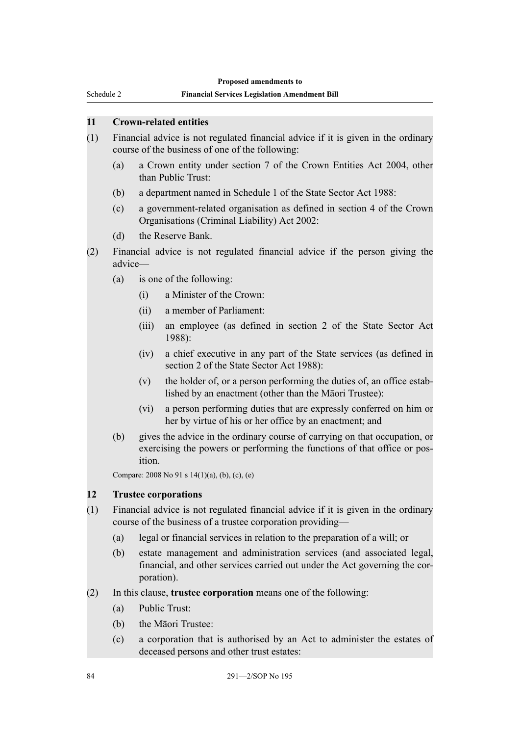### 11 Crown-related entities

(1) Financial advice is not regulated financial advice if it is given in the ordinary course of the business of one of the following:

- (a) a Crown entity under section 7 of the Crown Entities Act 2004, other than Public Trust:
- (b) a department named in Schedule 1 of the State Sector Act 1988:
- (c) a government-related organisation as defined in section 4 of the Crown Organisations (Criminal Liability) Act 2002:
- (d) the Reserve Bank.

(2) Financial advice is not regulated financial advice if the person giving the advice—

- (a) is one of the following:
  - (i) a Minister of the Crown:
  - (ii) a member of Parliament:
  - (iii) an employee (as defined in section 2 of the State Sector Act 1988):
  - (iv) a chief executive in any part of the State services (as defined in section 2 of the State Sector Act 1988):
  - (v) the holder of, or a person performing the duties of, an office established by an enactment (other than the Māori Trustee):
  - (vi) a person performing duties that are expressly conferred on him or her by virtue of his or her office by an enactment; and
- (b) gives the advice in the ordinary course of carrying on that occupation, or exercising the powers or performing the functions of that office or position.

Compare: 2008 No 91 s 14(1)(a), (b), (c), (e)

### 12 Trustee corporations

(1) Financial advice is not regulated financial advice if it is given in the ordinary course of the business of a trustee corporation providing—

- (a) legal or financial services in relation to the preparation of a will; or
- (b) estate management and administration services (and associated legal, financial, and other services carried out under the Act governing the corporation).

(2) In this clause, **trustee corporation** means one of the following:

- (a) Public Trust:
- (b) the Māori Trustee:
- (c) a corporation that is authorised by an Act to administer the estates of deceased persons and other trust estates: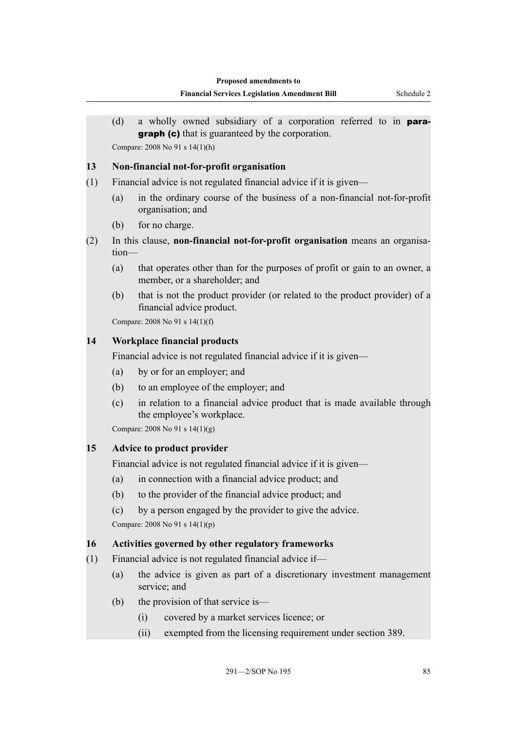(d) a wholly owned subsidiary of a corporation referred to in **paragraph (c)** that is guaranteed by the corporation.

Compare: 2008 No 91 s 14(1)(h)

### 13 Non-financial not-for-profit organisation

(1) Financial advice is not regulated financial advice if it is given—

(a) in the ordinary course of the business of a non-financial not-for-profit organisation; and

(b) for no charge.

(2) In this clause, **non-financial not-for-profit organisation** means an organisation—

(a) that operates other than for the purposes of profit or gain to an owner, a member, or a shareholder; and

(b) that is not the product provider (or related to the product provider) of a financial advice product.

Compare: 2008 No 91 s 14(1)(f)

### 14 Workplace financial products

Financial advice is not regulated financial advice if it is given—

(a) by or for an employer; and

(b) to an employee of the employer; and

(c) in relation to a financial advice product that is made available through the employee's workplace.

Compare: 2008 No 91 s 14(1)(g)

### 15 Advice to product provider

Financial advice is not regulated financial advice if it is given—

(a) in connection with a financial advice product; and

(b) to the provider of the financial advice product; and

(c) by a person engaged by the provider to give the advice.

Compare: 2008 No 91 s 14(1)(p)

### 16 Activities governed by other regulatory frameworks

(1) Financial advice is not regulated financial advice if—

(a) the advice is given as part of a discretionary investment management service; and

(b) the provision of that service is—

(i) covered by a market services licence; or

(ii) exempted from the licensing requirement under section 389.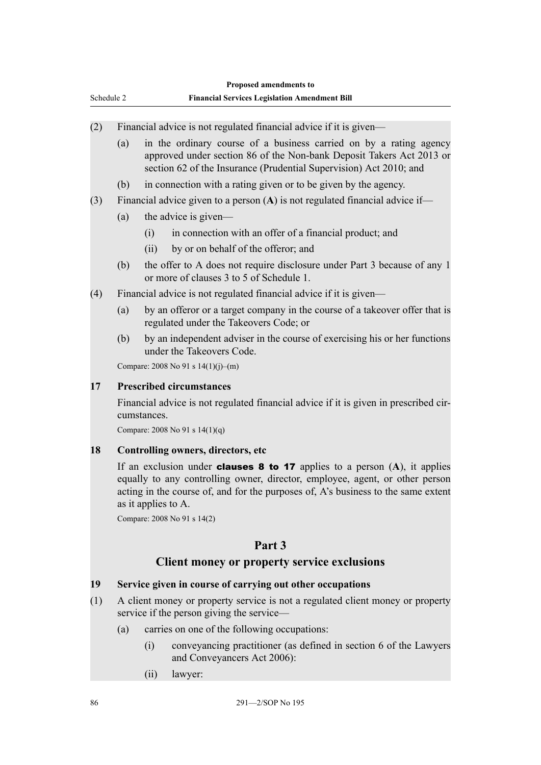(2) Financial advice is not regulated financial advice if it is given—

(a) in the ordinary course of a business carried on by a rating agency approved under section 86 of the Non-bank Deposit Takers Act 2013 or section 62 of the Insurance (Prudential Supervision) Act 2010; and

(b) in connection with a rating given or to be given by the agency.

(3) Financial advice given to a person (**A**) is not regulated financial advice if—

(a) the advice is given—

(i) in connection with an offer of a financial product; and

(ii) by or on behalf of the offeror; and

(b) the offer to A does not require disclosure under Part 3 because of any 1 or more of clauses 3 to 5 of Schedule 1.

(4) Financial advice is not regulated financial advice if it is given—

(a) by an offeror or a target company in the course of a takeover offer that is regulated under the Takeovers Code; or

(b) by an independent adviser in the course of exercising his or her functions under the Takeovers Code.

Compare: 2008 No 91 s 14(1)(j)–(m)

**17 Prescribed circumstances**

Financial advice is not regulated financial advice if it is given in prescribed circumstances.

Compare: 2008 No 91 s 14(1)(q)

**18 Controlling owners, directors, etc**

If an exclusion under **clauses 8 to 17** applies to a person (**A**), it applies equally to any controlling owner, director, employee, agent, or other person acting in the course of, and for the purposes of, A's business to the same extent as it applies to A.

Compare: 2008 No 91 s 14(2)

## Part 3
## Client money or property service exclusions

**19 Service given in course of carrying out other occupations**

(1) A client money or property service is not a regulated client money or property service if the person giving the service—

(a) carries on one of the following occupations:

(i) conveyancing practitioner (as defined in section 6 of the Lawyers and Conveyancers Act 2006):

(ii) lawyer: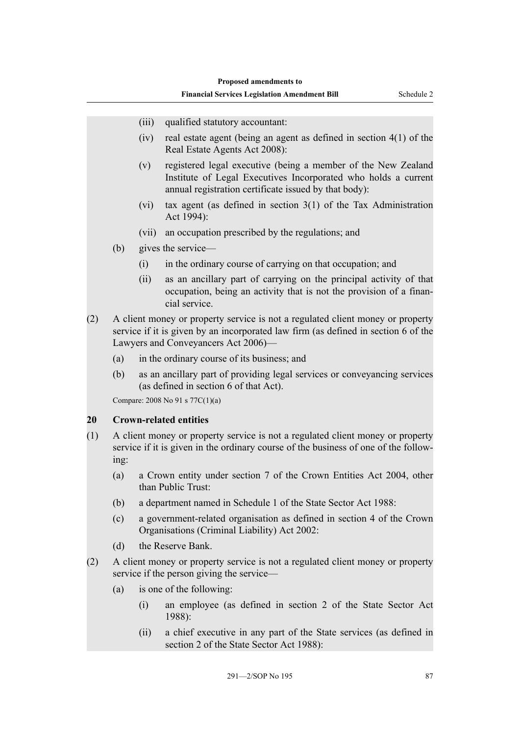(iii) qualified statutory accountant:

(iv) real estate agent (being an agent as defined in section 4(1) of the Real Estate Agents Act 2008):

(v) registered legal executive (being a member of the New Zealand Institute of Legal Executives Incorporated who holds a current annual registration certificate issued by that body):

(vi) tax agent (as defined in section 3(1) of the Tax Administration Act 1994):

(vii) an occupation prescribed by the regulations; and

(b) gives the service—

(i) in the ordinary course of carrying on that occupation; and

(ii) as an ancillary part of carrying on the principal activity of that occupation, being an activity that is not the provision of a financial service.

(2) A client money or property service is not a regulated client money or property service if it is given by an incorporated law firm (as defined in section 6 of the Lawyers and Conveyancers Act 2006)—

(a) in the ordinary course of its business; and

(b) as an ancillary part of providing legal services or conveyancing services (as defined in section 6 of that Act).

Compare: 2008 No 91 s 77C(1)(a)

**20 Crown-related entities**

(1) A client money or property service is not a regulated client money or property service if it is given in the ordinary course of the business of one of the following:

(a) a Crown entity under section 7 of the Crown Entities Act 2004, other than Public Trust:

(b) a department named in Schedule 1 of the State Sector Act 1988:

(c) a government-related organisation as defined in section 4 of the Crown Organisations (Criminal Liability) Act 2002:

(d) the Reserve Bank.

(2) A client money or property service is not a regulated client money or property service if the person giving the service—

(a) is one of the following:

(i) an employee (as defined in section 2 of the State Sector Act 1988):

(ii) a chief executive in any part of the State services (as defined in section 2 of the State Sector Act 1988):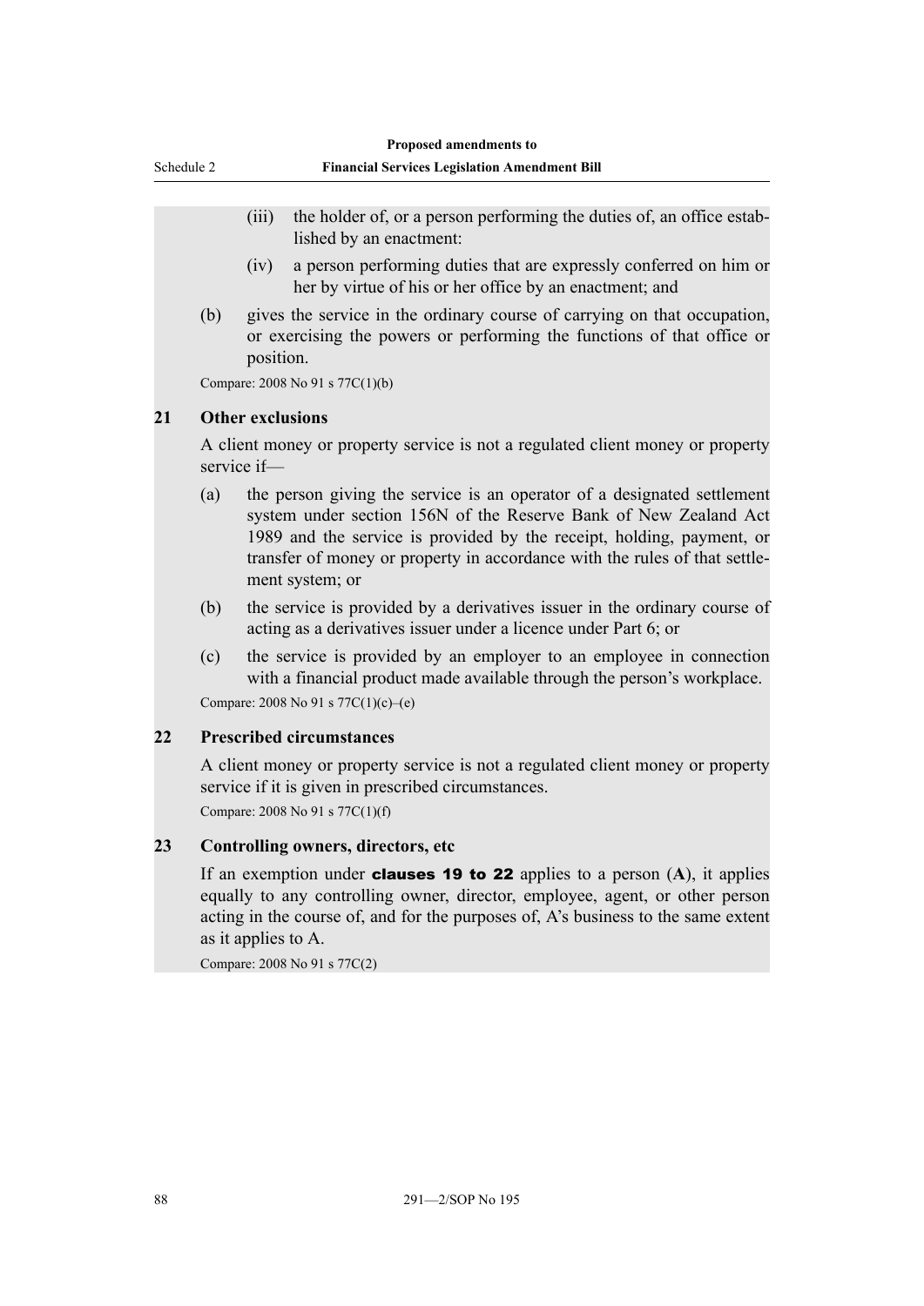(iii) the holder of, or a person performing the duties of, an office established by an enactment:

(iv) a person performing duties that are expressly conferred on him or her by virtue of his or her office by an enactment; and

(b) gives the service in the ordinary course of carrying on that occupation, or exercising the powers or performing the functions of that office or position.

Compare: 2008 No 91 s 77C(1)(b)

### 21 Other exclusions

A client money or property service is not a regulated client money or property service if—

(a) the person giving the service is an operator of a designated settlement system under section 156N of the Reserve Bank of New Zealand Act 1989 and the service is provided by the receipt, holding, payment, or transfer of money or property in accordance with the rules of that settlement system; or

(b) the service is provided by a derivatives issuer in the ordinary course of acting as a derivatives issuer under a licence under Part 6; or

(c) the service is provided by an employer to an employee in connection with a financial product made available through the person's workplace.

Compare: 2008 No 91 s 77C(1)(c)–(e)

### 22 Prescribed circumstances

A client money or property service is not a regulated client money or property service if it is given in prescribed circumstances.

Compare: 2008 No 91 s 77C(1)(f)

### 23 Controlling owners, directors, etc

If an exemption under **clauses 19 to 22** applies to a person (**A**), it applies equally to any controlling owner, director, employee, agent, or other person acting in the course of, and for the purposes of, A's business to the same extent as it applies to A.

Compare: 2008 No 91 s 77C(2)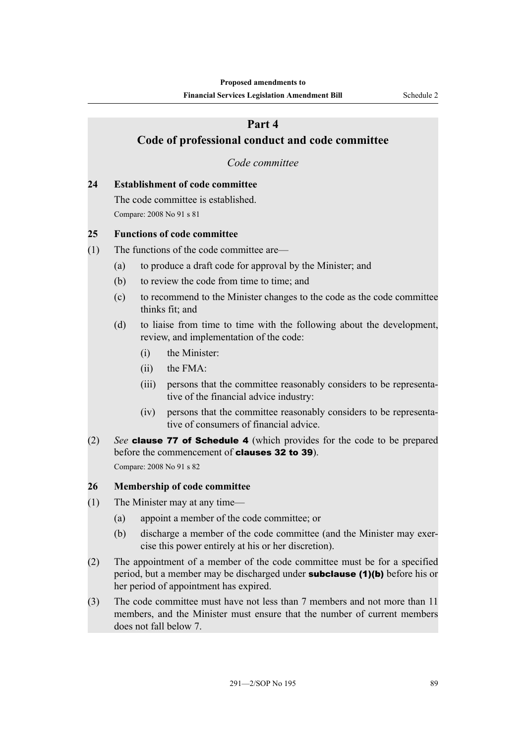## Part 4

## Code of professional conduct and code committee

*Code committee*

**24 Establishment of code committee**

The code committee is established.

Compare: 2008 No 91 s 81

**25 Functions of code committee**

(1) The functions of the code committee are—

- (a) to produce a draft code for approval by the Minister; and
- (b) to review the code from time to time; and
- (c) to recommend to the Minister changes to the code as the code committee thinks fit; and
- (d) to liaise from time to time with the following about the development, review, and implementation of the code:
  - (i) the Minister:
  - (ii) the FMA:
  - (iii) persons that the committee reasonably considers to be representative of the financial advice industry:
  - (iv) persons that the committee reasonably considers to be representative of consumers of financial advice.

(2) *See* **clause 77 of Schedule 4** (which provides for the code to be prepared before the commencement of **clauses 32 to 39**).

Compare: 2008 No 91 s 82

**26 Membership of code committee**

(1) The Minister may at any time—

- (a) appoint a member of the code committee; or
- (b) discharge a member of the code committee (and the Minister may exercise this power entirely at his or her discretion).

(2) The appointment of a member of the code committee must be for a specified period, but a member may be discharged under **subclause (1)(b)** before his or her period of appointment has expired.

(3) The code committee must have not less than 7 members and not more than 11 members, and the Minister must ensure that the number of current members does not fall below 7.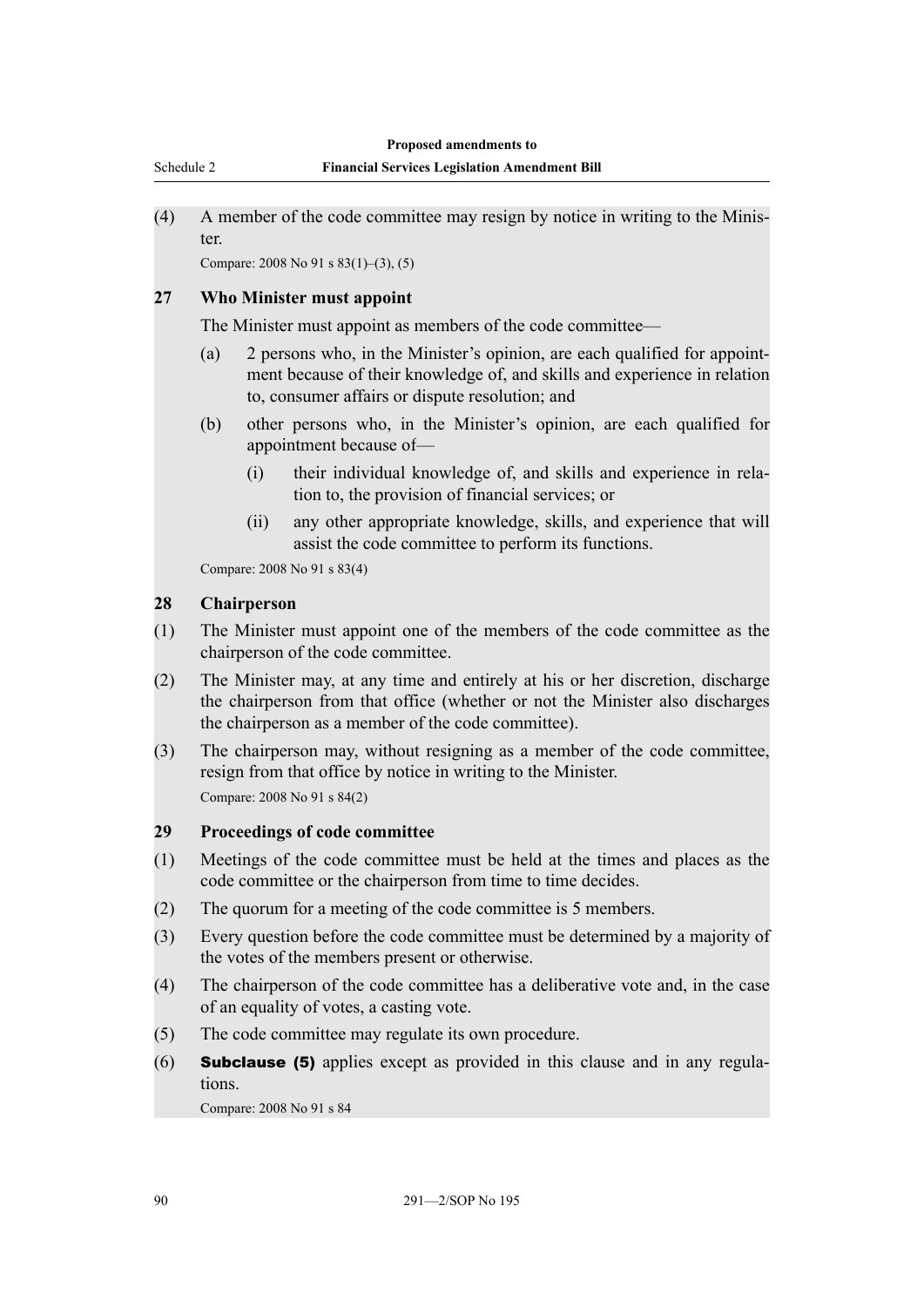(4) A member of the code committee may resign by notice in writing to the Minister.

Compare: 2008 No 91 s 83(1)–(3), (5)

### 27 Who Minister must appoint

The Minister must appoint as members of the code committee—

- (a) 2 persons who, in the Minister's opinion, are each qualified for appointment because of their knowledge of, and skills and experience in relation to, consumer affairs or dispute resolution; and
- (b) other persons who, in the Minister's opinion, are each qualified for appointment because of—
  - (i) their individual knowledge of, and skills and experience in relation to, the provision of financial services; or
  - (ii) any other appropriate knowledge, skills, and experience that will assist the code committee to perform its functions.

Compare: 2008 No 91 s 83(4)

### 28 Chairperson

(1) The Minister must appoint one of the members of the code committee as the chairperson of the code committee.

(2) The Minister may, at any time and entirely at his or her discretion, discharge the chairperson from that office (whether or not the Minister also discharges the chairperson as a member of the code committee).

(3) The chairperson may, without resigning as a member of the code committee, resign from that office by notice in writing to the Minister.

Compare: 2008 No 91 s 84(2)

### 29 Proceedings of code committee

(1) Meetings of the code committee must be held at the times and places as the code committee or the chairperson from time to time decides.

(2) The quorum for a meeting of the code committee is 5 members.

(3) Every question before the code committee must be determined by a majority of the votes of the members present or otherwise.

(4) The chairperson of the code committee has a deliberative vote and, in the case of an equality of votes, a casting vote.

(5) The code committee may regulate its own procedure.

(6) **Subclause (5)** applies except as provided in this clause and in any regulations.

Compare: 2008 No 91 s 84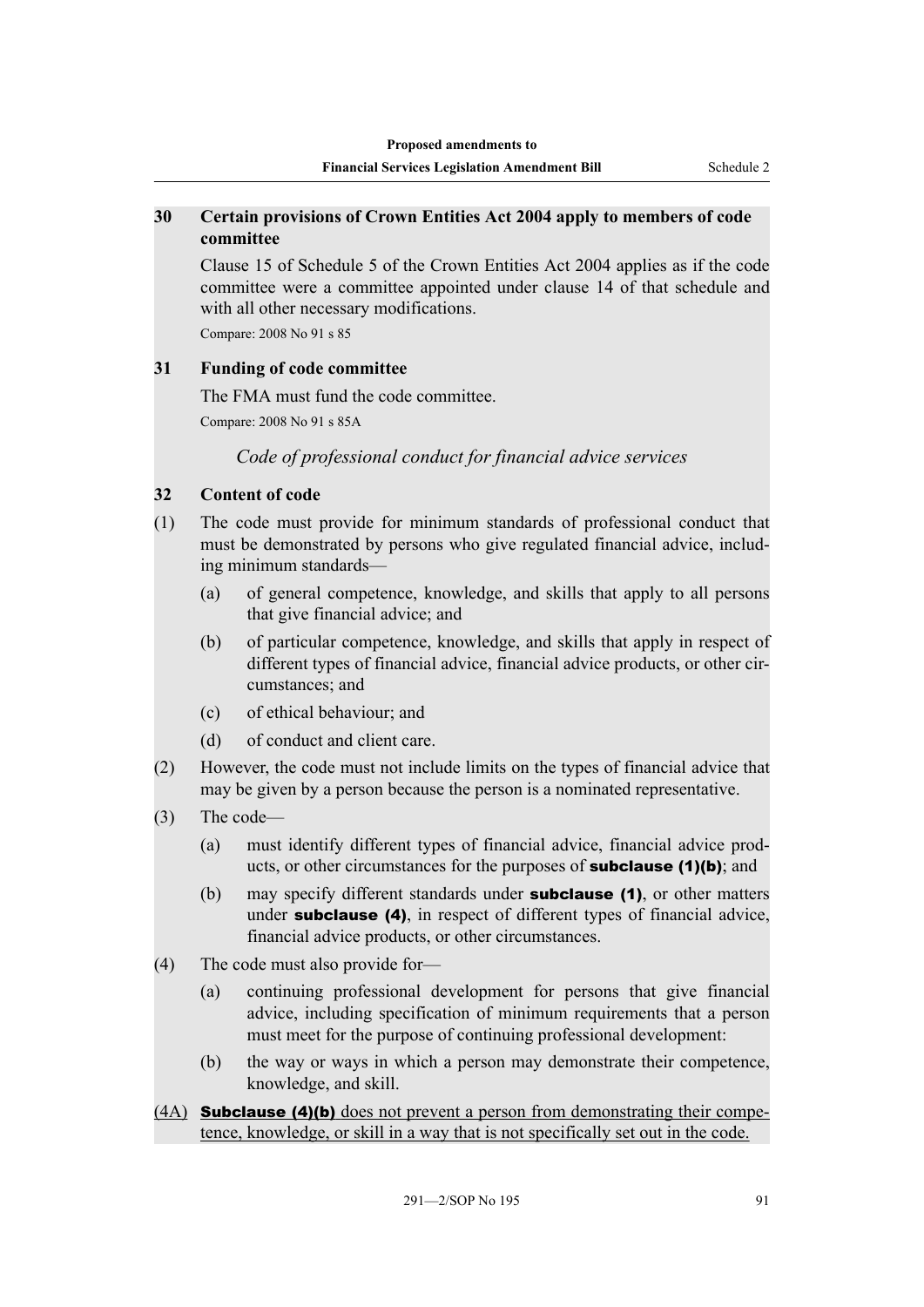### 30 Certain provisions of Crown Entities Act 2004 apply to members of code committee

Clause 15 of Schedule 5 of the Crown Entities Act 2004 applies as if the code committee were a committee appointed under clause 14 of that schedule and with all other necessary modifications.

Compare: 2008 No 91 s 85

### 31 Funding of code committee

The FMA must fund the code committee.

Compare: 2008 No 91 s 85A

*Code of professional conduct for financial advice services*

### 32 Content of code

(1) The code must provide for minimum standards of professional conduct that must be demonstrated by persons who give regulated financial advice, including minimum standards—

- (a) of general competence, knowledge, and skills that apply to all persons that give financial advice; and
- (b) of particular competence, knowledge, and skills that apply in respect of different types of financial advice, financial advice products, or other circumstances; and
- (c) of ethical behaviour; and
- (d) of conduct and client care.

(2) However, the code must not include limits on the types of financial advice that may be given by a person because the person is a nominated representative.

(3) The code—

- (a) must identify different types of financial advice, financial advice products, or other circumstances for the purposes of **subclause (1)(b)**; and
- (b) may specify different standards under **subclause (1)**, or other matters under **subclause (4)**, in respect of different types of financial advice, financial advice products, or other circumstances.

(4) The code must also provide for—

- (a) continuing professional development for persons that give financial advice, including specification of minimum requirements that a person must meet for the purpose of continuing professional development:
- (b) the way or ways in which a person may demonstrate their competence, knowledge, and skill.

<u>(4A)</u> <u>**Subclause (4)(b)** does not prevent a person from demonstrating their competence, knowledge, or skill in a way that is not specifically set out in the code.</u>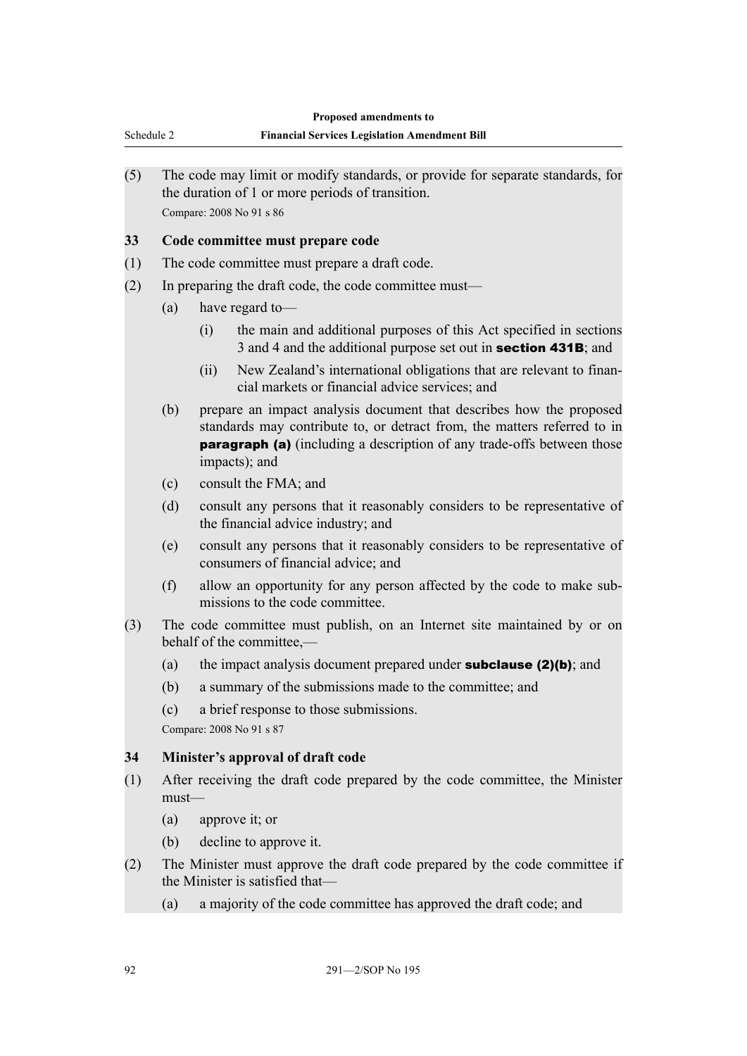(5) The code may limit or modify standards, or provide for separate standards, for the duration of 1 or more periods of transition.

Compare: 2008 No 91 s 86

### 33 Code committee must prepare code

(1) The code committee must prepare a draft code.

(2) In preparing the draft code, the code committee must—

- (a) have regard to—
  - (i) the main and additional purposes of this Act specified in sections 3 and 4 and the additional purpose set out in **section 431B**; and
  - (ii) New Zealand's international obligations that are relevant to financial markets or financial advice services; and
- (b) prepare an impact analysis document that describes how the proposed standards may contribute to, or detract from, the matters referred to in **paragraph (a)** (including a description of any trade-offs between those impacts); and
- (c) consult the FMA; and
- (d) consult any persons that it reasonably considers to be representative of the financial advice industry; and
- (e) consult any persons that it reasonably considers to be representative of consumers of financial advice; and
- (f) allow an opportunity for any person affected by the code to make submissions to the code committee.

(3) The code committee must publish, on an Internet site maintained by or on behalf of the committee,—

- (a) the impact analysis document prepared under **subclause (2)(b)**; and
- (b) a summary of the submissions made to the committee; and
- (c) a brief response to those submissions.

Compare: 2008 No 91 s 87

### 34 Minister's approval of draft code

(1) After receiving the draft code prepared by the code committee, the Minister must—

- (a) approve it; or
- (b) decline to approve it.

(2) The Minister must approve the draft code prepared by the code committee if the Minister is satisfied that—

- (a) a majority of the code committee has approved the draft code; and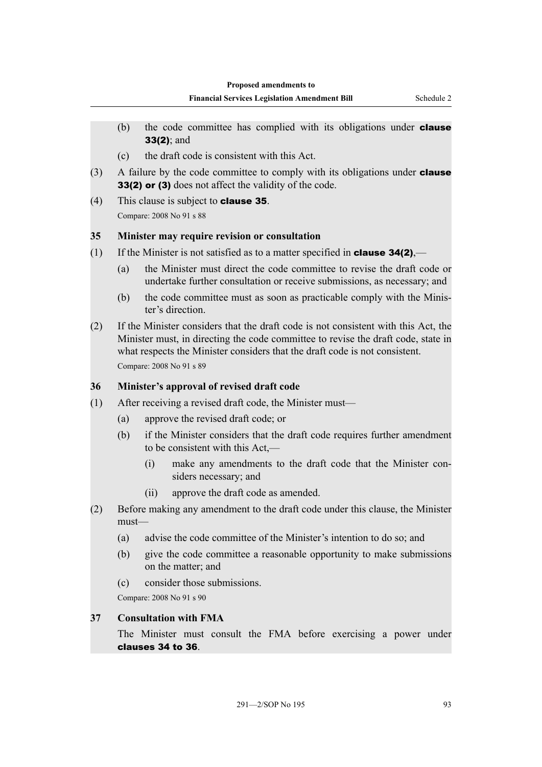(b) the code committee has complied with its obligations under **clause 33(2)**; and

(c) the draft code is consistent with this Act.

(3) A failure by the code committee to comply with its obligations under **clause 33(2) or (3)** does not affect the validity of the code.

(4) This clause is subject to **clause 35**.

Compare: 2008 No 91 s 88

### 35 Minister may require revision or consultation

(1) If the Minister is not satisfied as to a matter specified in **clause 34(2)**,—

(a) the Minister must direct the code committee to revise the draft code or undertake further consultation or receive submissions, as necessary; and

(b) the code committee must as soon as practicable comply with the Minister's direction.

(2) If the Minister considers that the draft code is not consistent with this Act, the Minister must, in directing the code committee to revise the draft code, state in what respects the Minister considers that the draft code is not consistent.

Compare: 2008 No 91 s 89

### 36 Minister's approval of revised draft code

(1) After receiving a revised draft code, the Minister must—

(a) approve the revised draft code; or

(b) if the Minister considers that the draft code requires further amendment to be consistent with this Act,—

(i) make any amendments to the draft code that the Minister considers necessary; and

(ii) approve the draft code as amended.

(2) Before making any amendment to the draft code under this clause, the Minister must—

(a) advise the code committee of the Minister's intention to do so; and

(b) give the code committee a reasonable opportunity to make submissions on the matter; and

(c) consider those submissions.

Compare: 2008 No 91 s 90

### 37 Consultation with FMA

The Minister must consult the FMA before exercising a power under **clauses 34 to 36**.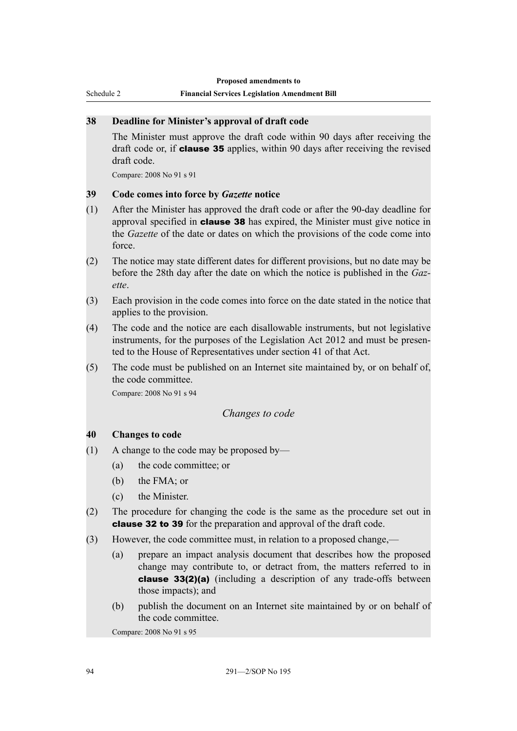### 38 Deadline for Minister's approval of draft code

The Minister must approve the draft code within 90 days after receiving the draft code or, if **clause 35** applies, within 90 days after receiving the revised draft code.

Compare: 2008 No 91 s 91

### 39 Code comes into force by *Gazette* notice

(1) After the Minister has approved the draft code or after the 90-day deadline for approval specified in **clause 38** has expired, the Minister must give notice in the *Gazette* of the date or dates on which the provisions of the code come into force.

(2) The notice may state different dates for different provisions, but no date may be before the 28th day after the date on which the notice is published in the *Gazette*.

(3) Each provision in the code comes into force on the date stated in the notice that applies to the provision.

(4) The code and the notice are each disallowable instruments, but not legislative instruments, for the purposes of the Legislation Act 2012 and must be presented to the House of Representatives under section 41 of that Act.

(5) The code must be published on an Internet site maintained by, or on behalf of, the code committee.

Compare: 2008 No 91 s 94

## *Changes to code*

### 40 Changes to code

(1) A change to the code may be proposed by—

  (a) the code committee; or

  (b) the FMA; or

  (c) the Minister.

(2) The procedure for changing the code is the same as the procedure set out in **clause 32 to 39** for the preparation and approval of the draft code.

(3) However, the code committee must, in relation to a proposed change,—

  (a) prepare an impact analysis document that describes how the proposed change may contribute to, or detract from, the matters referred to in **clause 33(2)(a)** (including a description of any trade-offs between those impacts); and

  (b) publish the document on an Internet site maintained by or on behalf of the code committee.

Compare: 2008 No 91 s 95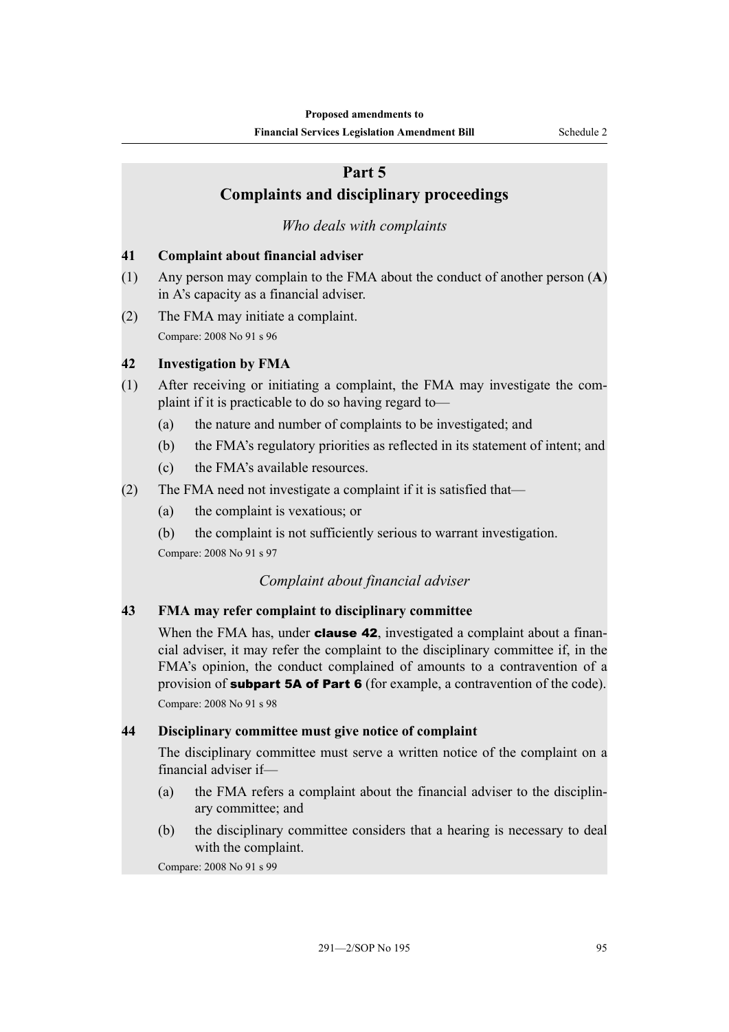## Part 5
## Complaints and disciplinary proceedings

*Who deals with complaints*

**41 Complaint about financial adviser**

(1) Any person may complain to the FMA about the conduct of another person (**A**) in A's capacity as a financial adviser.

(2) The FMA may initiate a complaint.

Compare: 2008 No 91 s 96

**42 Investigation by FMA**

(1) After receiving or initiating a complaint, the FMA may investigate the complaint if it is practicable to do so having regard to—

(a) the nature and number of complaints to be investigated; and

(b) the FMA's regulatory priorities as reflected in its statement of intent; and

(c) the FMA's available resources.

(2) The FMA need not investigate a complaint if it is satisfied that—

(a) the complaint is vexatious; or

(b) the complaint is not sufficiently serious to warrant investigation.

Compare: 2008 No 91 s 97

*Complaint about financial adviser*

**43 FMA may refer complaint to disciplinary committee**

When the FMA has, under **clause 42**, investigated a complaint about a financial adviser, it may refer the complaint to the disciplinary committee if, in the FMA's opinion, the conduct complained of amounts to a contravention of a provision of **subpart 5A of Part 6** (for example, a contravention of the code).

Compare: 2008 No 91 s 98

**44 Disciplinary committee must give notice of complaint**

The disciplinary committee must serve a written notice of the complaint on a financial adviser if—

(a) the FMA refers a complaint about the financial adviser to the disciplinary committee; and

(b) the disciplinary committee considers that a hearing is necessary to deal with the complaint.

Compare: 2008 No 91 s 99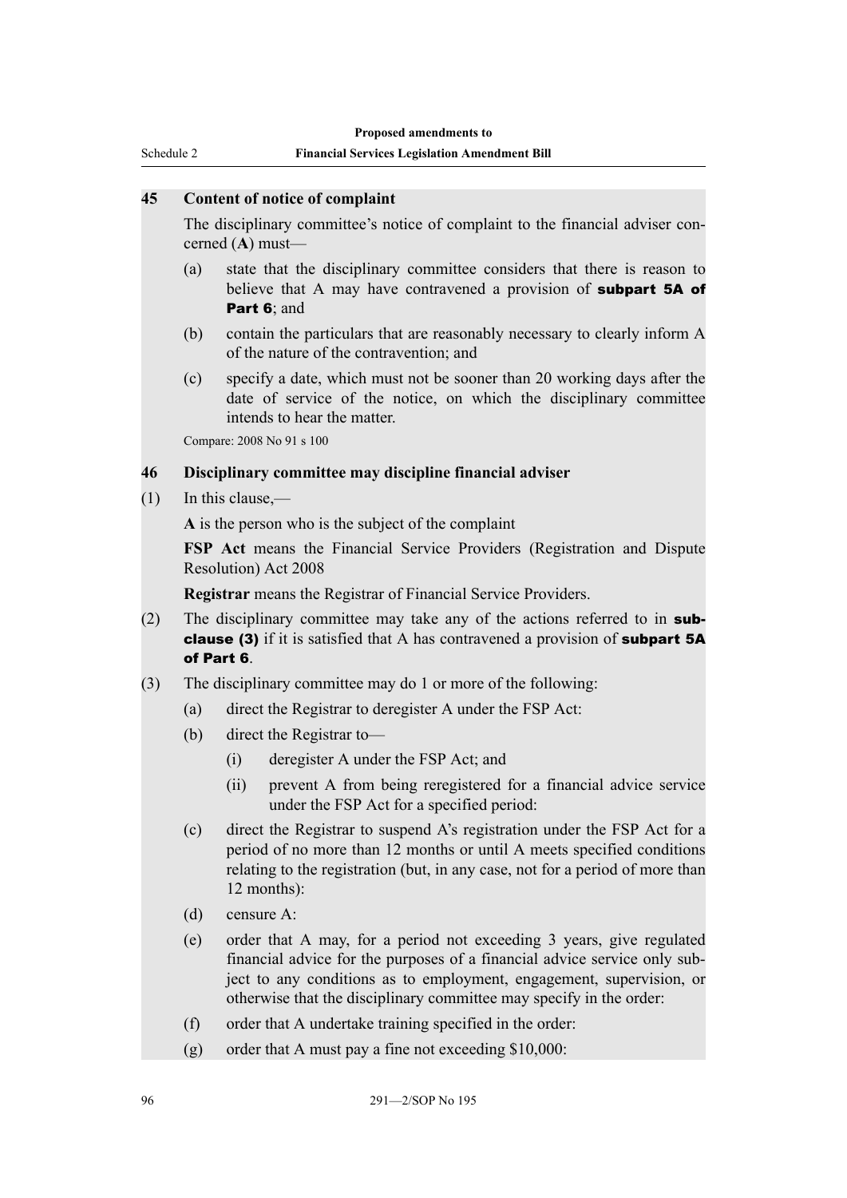### 45 Content of notice of complaint

The disciplinary committee's notice of complaint to the financial adviser concerned (**A**) must—

(a) state that the disciplinary committee considers that there is reason to believe that A may have contravened a provision of **subpart 5A of Part 6**; and

(b) contain the particulars that are reasonably necessary to clearly inform A of the nature of the contravention; and

(c) specify a date, which must not be sooner than 20 working days after the date of service of the notice, on which the disciplinary committee intends to hear the matter.

Compare: 2008 No 91 s 100

### 46 Disciplinary committee may discipline financial adviser

(1) In this clause,—

**A** is the person who is the subject of the complaint

**FSP Act** means the Financial Service Providers (Registration and Dispute Resolution) Act 2008

**Registrar** means the Registrar of Financial Service Providers.

(2) The disciplinary committee may take any of the actions referred to in **subclause (3)** if it is satisfied that A has contravened a provision of **subpart 5A of Part 6**.

(3) The disciplinary committee may do 1 or more of the following:

(a) direct the Registrar to deregister A under the FSP Act:

(b) direct the Registrar to—

(i) deregister A under the FSP Act; and

(ii) prevent A from being reregistered for a financial advice service under the FSP Act for a specified period:

(c) direct the Registrar to suspend A's registration under the FSP Act for a period of no more than 12 months or until A meets specified conditions relating to the registration (but, in any case, not for a period of more than 12 months):

(d) censure A:

(e) order that A may, for a period not exceeding 3 years, give regulated financial advice for the purposes of a financial advice service only subject to any conditions as to employment, engagement, supervision, or otherwise that the disciplinary committee may specify in the order:

(f) order that A undertake training specified in the order:

(g) order that A must pay a fine not exceeding $10,000: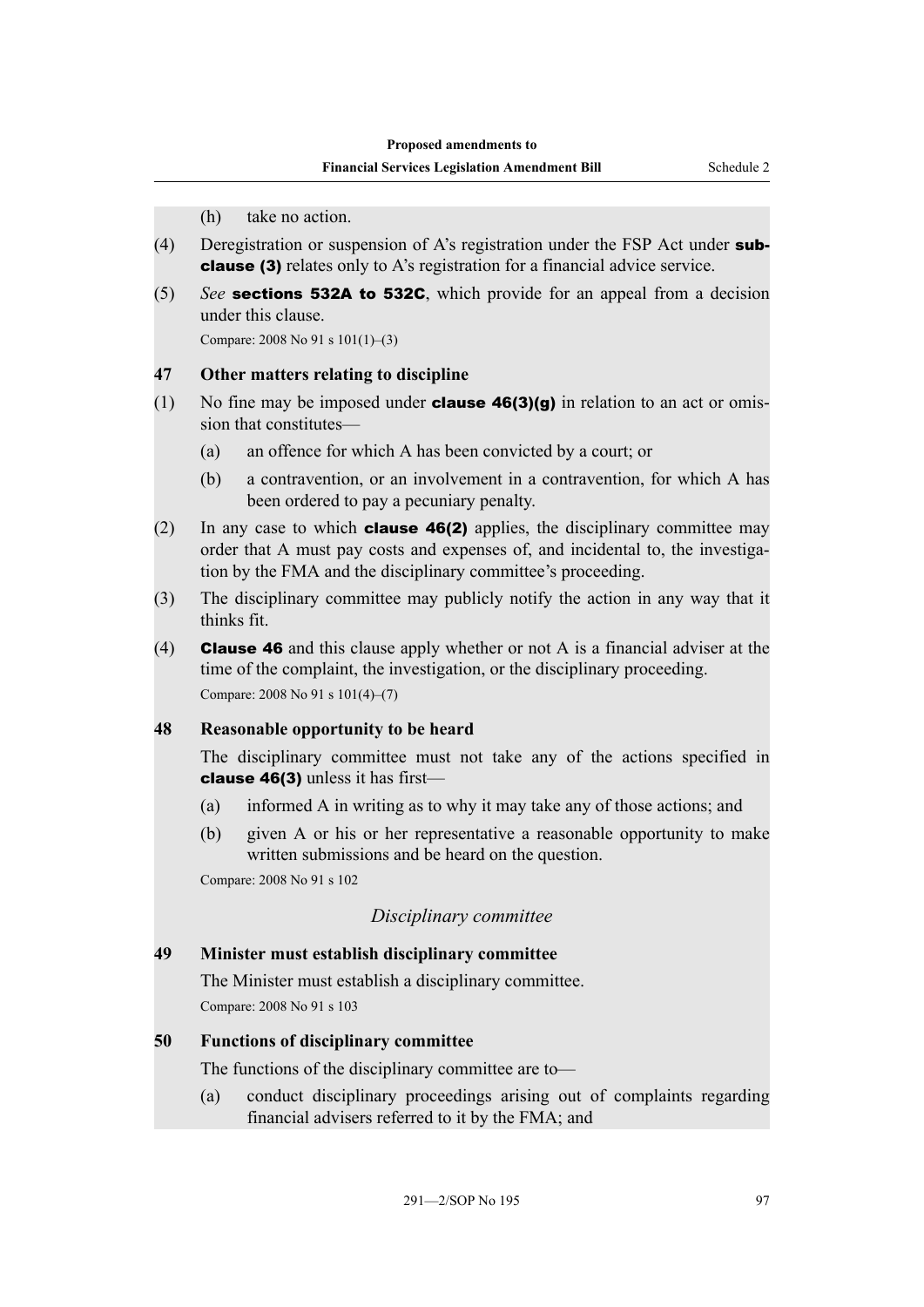(h) take no action.

(4) Deregistration or suspension of A's registration under the FSP Act under **sub-clause (3)** relates only to A's registration for a financial advice service.

(5) *See* **sections 532A to 532C**, which provide for an appeal from a decision under this clause.

Compare: 2008 No 91 s 101(1)–(3)

**47 Other matters relating to discipline**

(1) No fine may be imposed under **clause 46(3)(g)** in relation to an act or omission that constitutes—

(a) an offence for which A has been convicted by a court; or

(b) a contravention, or an involvement in a contravention, for which A has been ordered to pay a pecuniary penalty.

(2) In any case to which **clause 46(2)** applies, the disciplinary committee may order that A must pay costs and expenses of, and incidental to, the investigation by the FMA and the disciplinary committee's proceeding.

(3) The disciplinary committee may publicly notify the action in any way that it thinks fit.

(4) **Clause 46** and this clause apply whether or not A is a financial adviser at the time of the complaint, the investigation, or the disciplinary proceeding.

Compare: 2008 No 91 s 101(4)–(7)

**48 Reasonable opportunity to be heard**

The disciplinary committee must not take any of the actions specified in **clause 46(3)** unless it has first—

(a) informed A in writing as to why it may take any of those actions; and

(b) given A or his or her representative a reasonable opportunity to make written submissions and be heard on the question.

Compare: 2008 No 91 s 102

*Disciplinary committee*

**49 Minister must establish disciplinary committee**

The Minister must establish a disciplinary committee.

Compare: 2008 No 91 s 103

**50 Functions of disciplinary committee**

The functions of the disciplinary committee are to—

(a) conduct disciplinary proceedings arising out of complaints regarding financial advisers referred to it by the FMA; and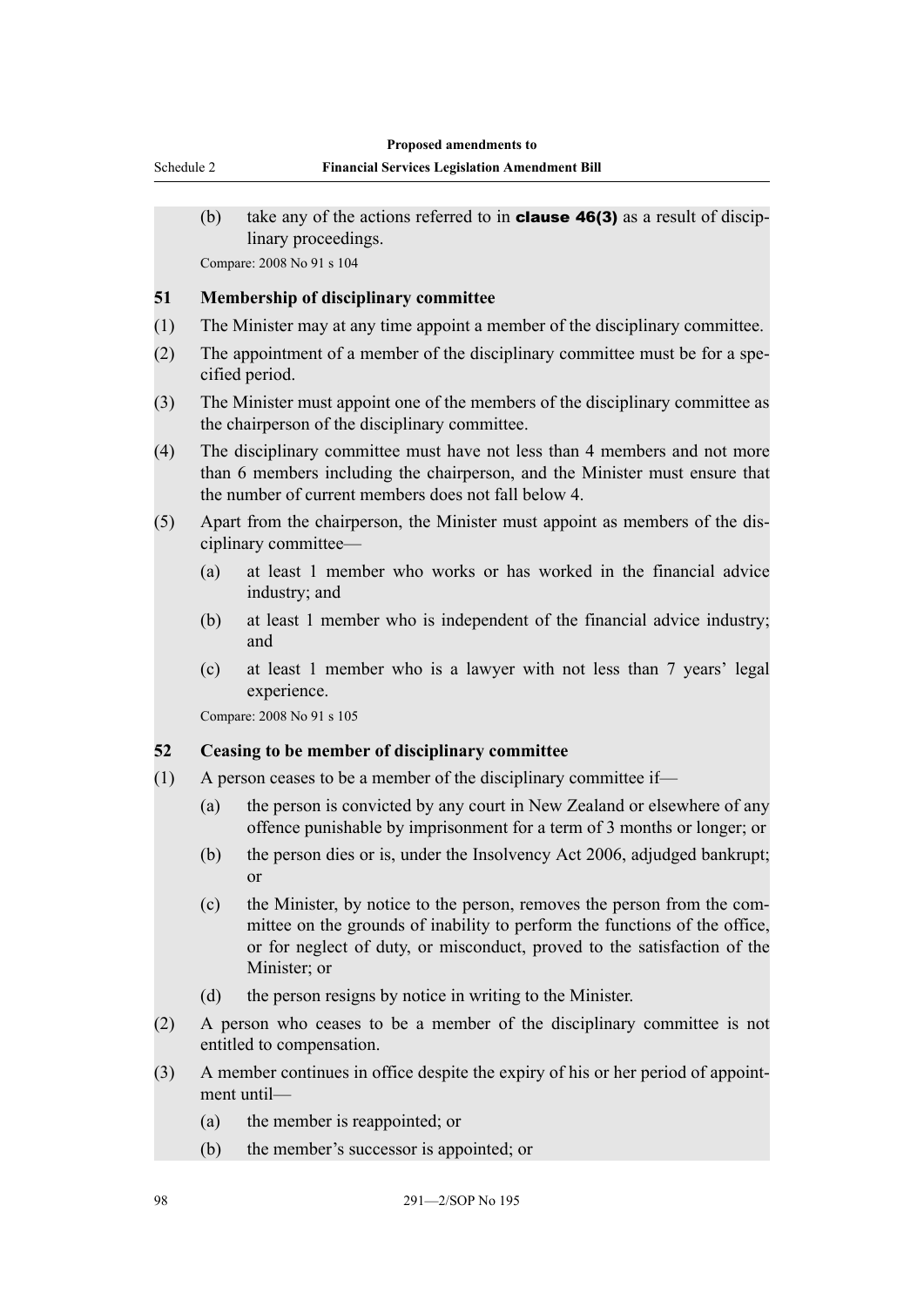(b) take any of the actions referred to in **clause 46(3)** as a result of disciplinary proceedings.

Compare: 2008 No 91 s 104

### 51 Membership of disciplinary committee

(1) The Minister may at any time appoint a member of the disciplinary committee.

(2) The appointment of a member of the disciplinary committee must be for a specified period.

(3) The Minister must appoint one of the members of the disciplinary committee as the chairperson of the disciplinary committee.

(4) The disciplinary committee must have not less than 4 members and not more than 6 members including the chairperson, and the Minister must ensure that the number of current members does not fall below 4.

(5) Apart from the chairperson, the Minister must appoint as members of the disciplinary committee—

  (a) at least 1 member who works or has worked in the financial advice industry; and

  (b) at least 1 member who is independent of the financial advice industry; and

  (c) at least 1 member who is a lawyer with not less than 7 years' legal experience.

Compare: 2008 No 91 s 105

### 52 Ceasing to be member of disciplinary committee

(1) A person ceases to be a member of the disciplinary committee if—

  (a) the person is convicted by any court in New Zealand or elsewhere of any offence punishable by imprisonment for a term of 3 months or longer; or

  (b) the person dies or is, under the Insolvency Act 2006, adjudged bankrupt; or

  (c) the Minister, by notice to the person, removes the person from the committee on the grounds of inability to perform the functions of the office, or for neglect of duty, or misconduct, proved to the satisfaction of the Minister; or

  (d) the person resigns by notice in writing to the Minister.

(2) A person who ceases to be a member of the disciplinary committee is not entitled to compensation.

(3) A member continues in office despite the expiry of his or her period of appointment until—

  (a) the member is reappointed; or

  (b) the member's successor is appointed; or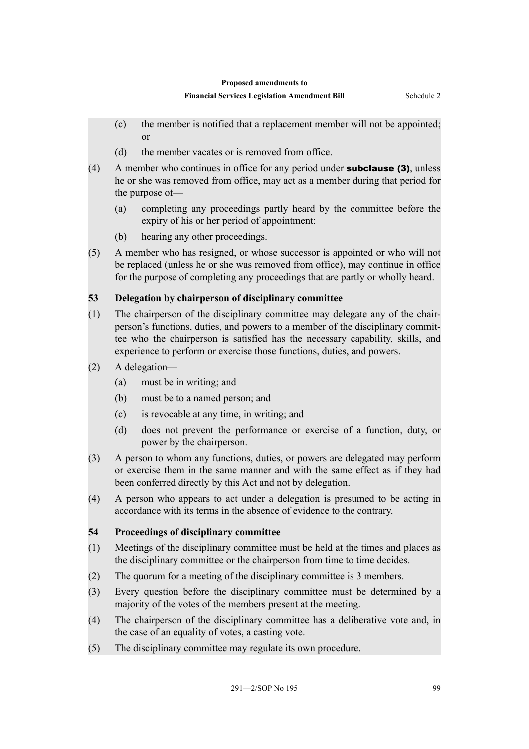(c) the member is notified that a replacement member will not be appointed; or

(d) the member vacates or is removed from office.

(4) A member who continues in office for any period under **subclause (3)**, unless he or she was removed from office, may act as a member during that period for the purpose of—

(a) completing any proceedings partly heard by the committee before the expiry of his or her period of appointment:

(b) hearing any other proceedings.

(5) A member who has resigned, or whose successor is appointed or who will not be replaced (unless he or she was removed from office), may continue in office for the purpose of completing any proceedings that are partly or wholly heard.

### 53 Delegation by chairperson of disciplinary committee

(1) The chairperson of the disciplinary committee may delegate any of the chairperson's functions, duties, and powers to a member of the disciplinary committee who the chairperson is satisfied has the necessary capability, skills, and experience to perform or exercise those functions, duties, and powers.

(2) A delegation—

(a) must be in writing; and

(b) must be to a named person; and

(c) is revocable at any time, in writing; and

(d) does not prevent the performance or exercise of a function, duty, or power by the chairperson.

(3) A person to whom any functions, duties, or powers are delegated may perform or exercise them in the same manner and with the same effect as if they had been conferred directly by this Act and not by delegation.

(4) A person who appears to act under a delegation is presumed to be acting in accordance with its terms in the absence of evidence to the contrary.

### 54 Proceedings of disciplinary committee

(1) Meetings of the disciplinary committee must be held at the times and places as the disciplinary committee or the chairperson from time to time decides.

(2) The quorum for a meeting of the disciplinary committee is 3 members.

(3) Every question before the disciplinary committee must be determined by a majority of the votes of the members present at the meeting.

(4) The chairperson of the disciplinary committee has a deliberative vote and, in the case of an equality of votes, a casting vote.

(5) The disciplinary committee may regulate its own procedure.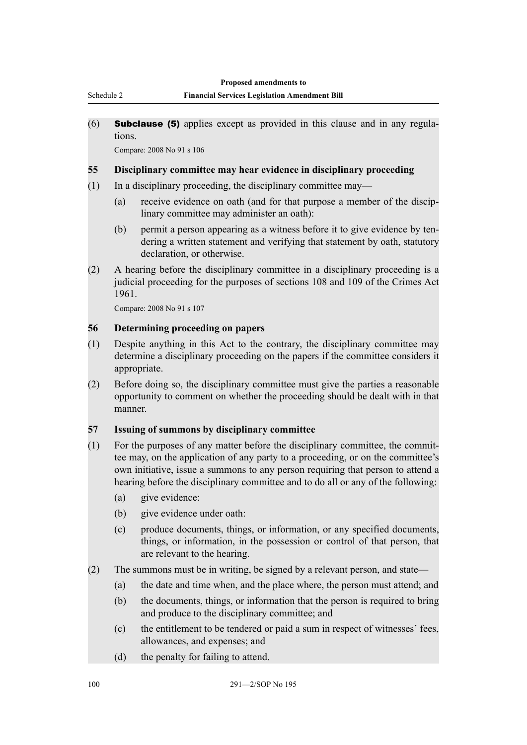(6) **Subclause (5)** applies except as provided in this clause and in any regulations.

Compare: 2008 No 91 s 106

### 55 Disciplinary committee may hear evidence in disciplinary proceeding

(1) In a disciplinary proceeding, the disciplinary committee may—

- (a) receive evidence on oath (and for that purpose a member of the disciplinary committee may administer an oath):
- (b) permit a person appearing as a witness before it to give evidence by tendering a written statement and verifying that statement by oath, statutory declaration, or otherwise.

(2) A hearing before the disciplinary committee in a disciplinary proceeding is a judicial proceeding for the purposes of sections 108 and 109 of the Crimes Act 1961.

Compare: 2008 No 91 s 107

### 56 Determining proceeding on papers

(1) Despite anything in this Act to the contrary, the disciplinary committee may determine a disciplinary proceeding on the papers if the committee considers it appropriate.

(2) Before doing so, the disciplinary committee must give the parties a reasonable opportunity to comment on whether the proceeding should be dealt with in that manner.

### 57 Issuing of summons by disciplinary committee

(1) For the purposes of any matter before the disciplinary committee, the committee may, on the application of any party to a proceeding, or on the committee's own initiative, issue a summons to any person requiring that person to attend a hearing before the disciplinary committee and to do all or any of the following:

- (a) give evidence:
- (b) give evidence under oath:
- (c) produce documents, things, or information, or any specified documents, things, or information, in the possession or control of that person, that are relevant to the hearing.

(2) The summons must be in writing, be signed by a relevant person, and state—

- (a) the date and time when, and the place where, the person must attend; and
- (b) the documents, things, or information that the person is required to bring and produce to the disciplinary committee; and
- (c) the entitlement to be tendered or paid a sum in respect of witnesses' fees, allowances, and expenses; and
- (d) the penalty for failing to attend.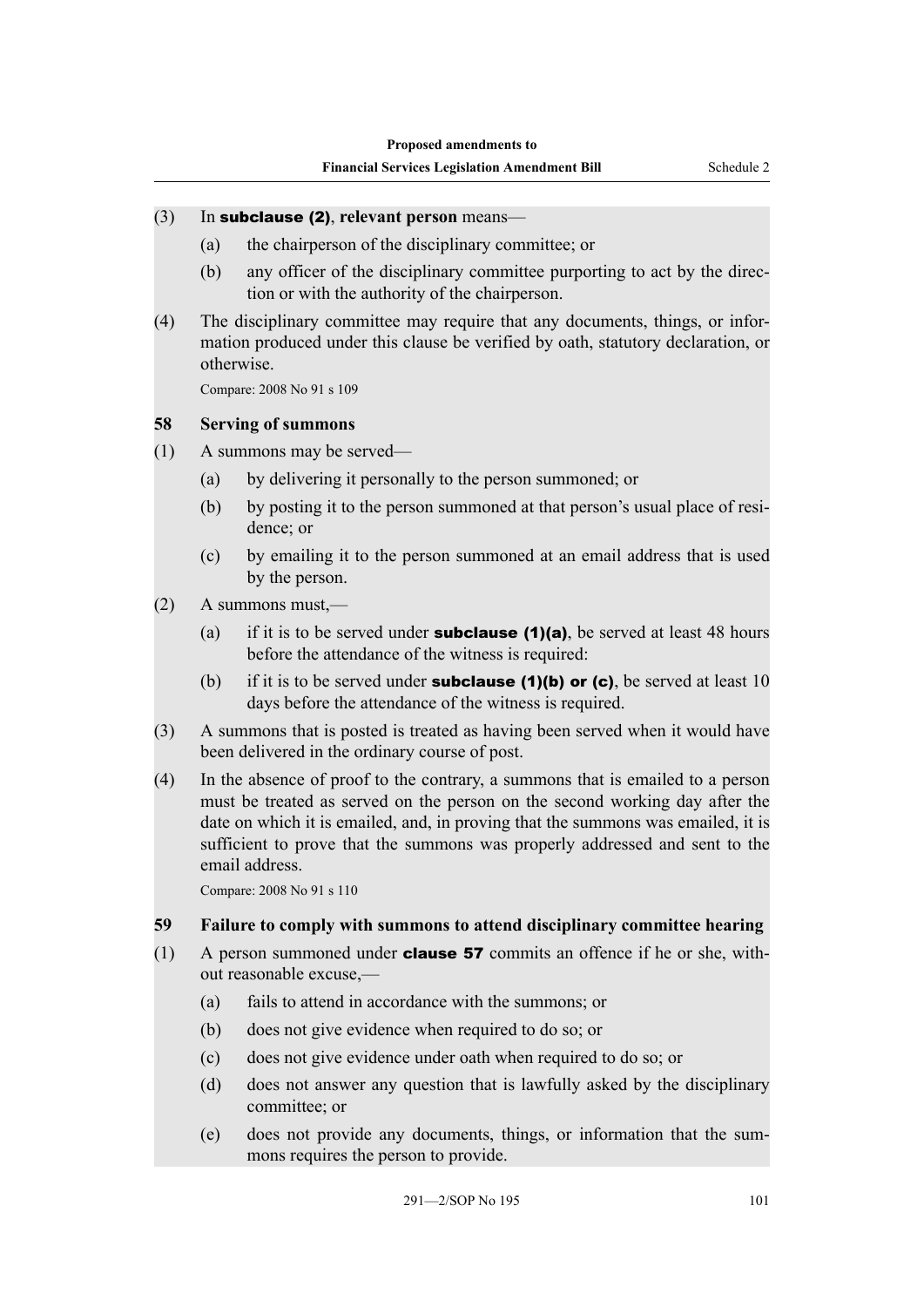(3) In **subclause (2)**, **relevant person** means—

(a) the chairperson of the disciplinary committee; or

(b) any officer of the disciplinary committee purporting to act by the direction or with the authority of the chairperson.

(4) The disciplinary committee may require that any documents, things, or information produced under this clause be verified by oath, statutory declaration, or otherwise.

Compare: 2008 No 91 s 109

### 58 Serving of summons

(1) A summons may be served—

(a) by delivering it personally to the person summoned; or

(b) by posting it to the person summoned at that person's usual place of residence; or

(c) by emailing it to the person summoned at an email address that is used by the person.

(2) A summons must,—

(a) if it is to be served under **subclause (1)(a)**, be served at least 48 hours before the attendance of the witness is required:

(b) if it is to be served under **subclause (1)(b) or (c)**, be served at least 10 days before the attendance of the witness is required.

(3) A summons that is posted is treated as having been served when it would have been delivered in the ordinary course of post.

(4) In the absence of proof to the contrary, a summons that is emailed to a person must be treated as served on the person on the second working day after the date on which it is emailed, and, in proving that the summons was emailed, it is sufficient to prove that the summons was properly addressed and sent to the email address.

Compare: 2008 No 91 s 110

### 59 Failure to comply with summons to attend disciplinary committee hearing

(1) A person summoned under **clause 57** commits an offence if he or she, without reasonable excuse,—

(a) fails to attend in accordance with the summons; or

(b) does not give evidence when required to do so; or

(c) does not give evidence under oath when required to do so; or

(d) does not answer any question that is lawfully asked by the disciplinary committee; or

(e) does not provide any documents, things, or information that the summons requires the person to provide.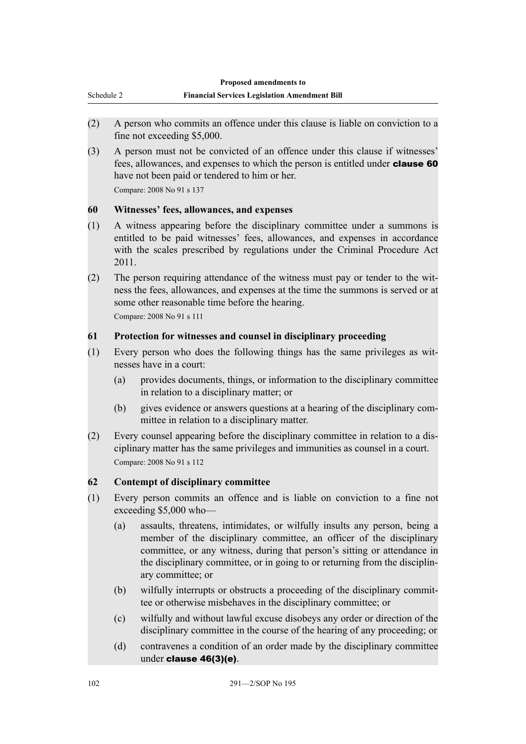(2) A person who commits an offence under this clause is liable on conviction to a fine not exceeding $5,000.

(3) A person must not be convicted of an offence under this clause if witnesses' fees, allowances, and expenses to which the person is entitled under **clause 60** have not been paid or tendered to him or her.

Compare: 2008 No 91 s 137

### 60 Witnesses' fees, allowances, and expenses

(1) A witness appearing before the disciplinary committee under a summons is entitled to be paid witnesses' fees, allowances, and expenses in accordance with the scales prescribed by regulations under the Criminal Procedure Act 2011.

(2) The person requiring attendance of the witness must pay or tender to the witness the fees, allowances, and expenses at the time the summons is served or at some other reasonable time before the hearing.

Compare: 2008 No 91 s 111

### 61 Protection for witnesses and counsel in disciplinary proceeding

(1) Every person who does the following things has the same privileges as witnesses have in a court:

- (a) provides documents, things, or information to the disciplinary committee in relation to a disciplinary matter; or
- (b) gives evidence or answers questions at a hearing of the disciplinary committee in relation to a disciplinary matter.

(2) Every counsel appearing before the disciplinary committee in relation to a disciplinary matter has the same privileges and immunities as counsel in a court.

Compare: 2008 No 91 s 112

### 62 Contempt of disciplinary committee

(1) Every person commits an offence and is liable on conviction to a fine not exceeding $5,000 who—

- (a) assaults, threatens, intimidates, or wilfully insults any person, being a member of the disciplinary committee, an officer of the disciplinary committee, or any witness, during that person's sitting or attendance in the disciplinary committee, or in going to or returning from the disciplinary committee; or
- (b) wilfully interrupts or obstructs a proceeding of the disciplinary committee or otherwise misbehaves in the disciplinary committee; or
- (c) wilfully and without lawful excuse disobeys any order or direction of the disciplinary committee in the course of the hearing of any proceeding; or
- (d) contravenes a condition of an order made by the disciplinary committee under **clause 46(3)(e)**.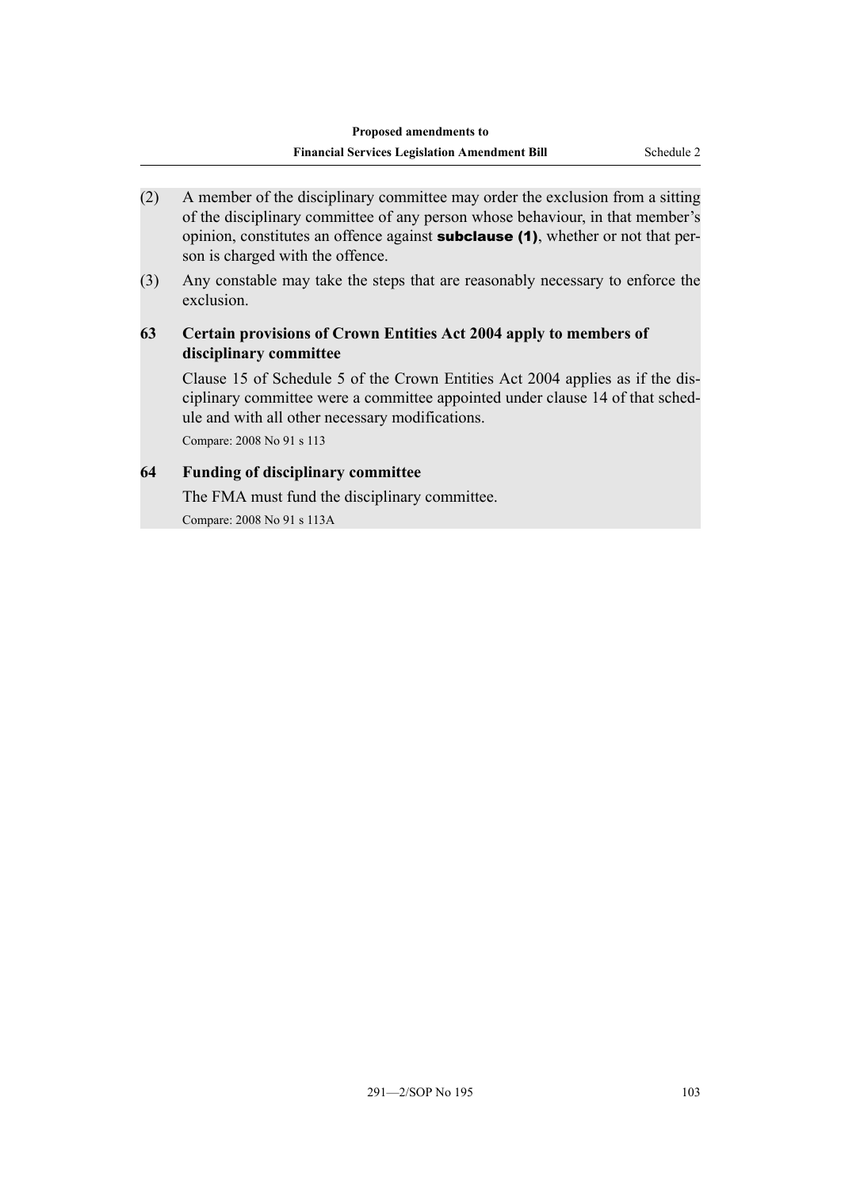(2) A member of the disciplinary committee may order the exclusion from a sitting of the disciplinary committee of any person whose behaviour, in that member's opinion, constitutes an offence against **subclause (1)**, whether or not that person is charged with the offence.

(3) Any constable may take the steps that are reasonably necessary to enforce the exclusion.

### 63 Certain provisions of Crown Entities Act 2004 apply to members of disciplinary committee

Clause 15 of Schedule 5 of the Crown Entities Act 2004 applies as if the disciplinary committee were a committee appointed under clause 14 of that schedule and with all other necessary modifications.

Compare: 2008 No 91 s 113

### 64 Funding of disciplinary committee

The FMA must fund the disciplinary committee.

Compare: 2008 No 91 s 113A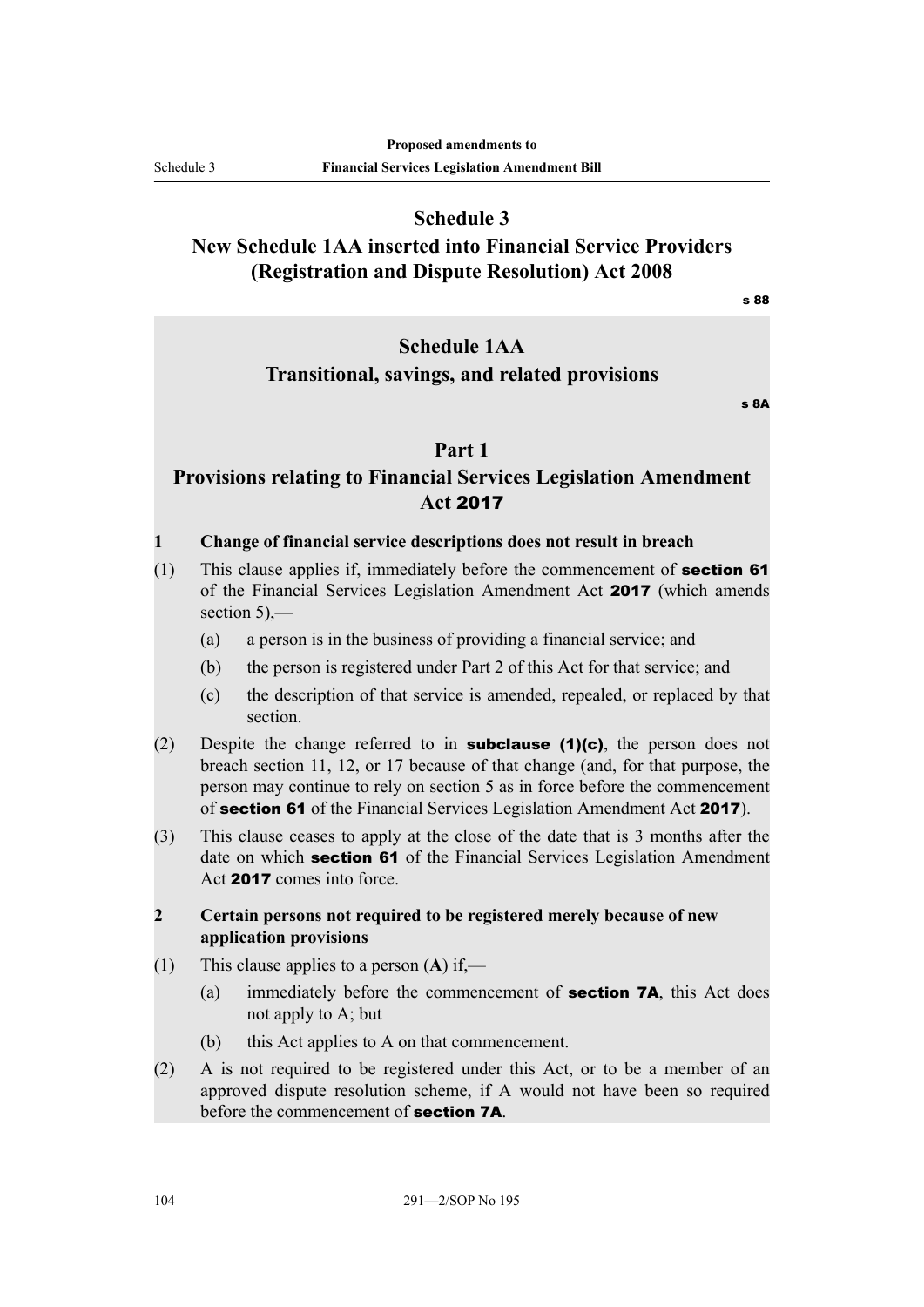# Schedule 3
## New Schedule 1AA inserted into Financial Service Providers (Registration and Dispute Resolution) Act 2008

s 88

# Schedule 1AA
## Transitional, savings, and related provisions

s 8A

## Part 1
## Provisions relating to Financial Services Legislation Amendment Act 2017

**1 Change of financial service descriptions does not result in breach**

(1) This clause applies if, immediately before the commencement of **section 61** of the Financial Services Legislation Amendment Act **2017** (which amends section 5),—

- (a) a person is in the business of providing a financial service; and
- (b) the person is registered under Part 2 of this Act for that service; and
- (c) the description of that service is amended, repealed, or replaced by that section.

(2) Despite the change referred to in **subclause (1)(c)**, the person does not breach section 11, 12, or 17 because of that change (and, for that purpose, the person may continue to rely on section 5 as in force before the commencement of **section 61** of the Financial Services Legislation Amendment Act **2017**).

(3) This clause ceases to apply at the close of the date that is 3 months after the date on which **section 61** of the Financial Services Legislation Amendment Act **2017** comes into force.

**2 Certain persons not required to be registered merely because of new application provisions**

(1) This clause applies to a person (**A**) if,—

- (a) immediately before the commencement of **section 7A**, this Act does not apply to A; but
- (b) this Act applies to A on that commencement.

(2) A is not required to be registered under this Act, or to be a member of an approved dispute resolution scheme, if A would not have been so required before the commencement of **section 7A**.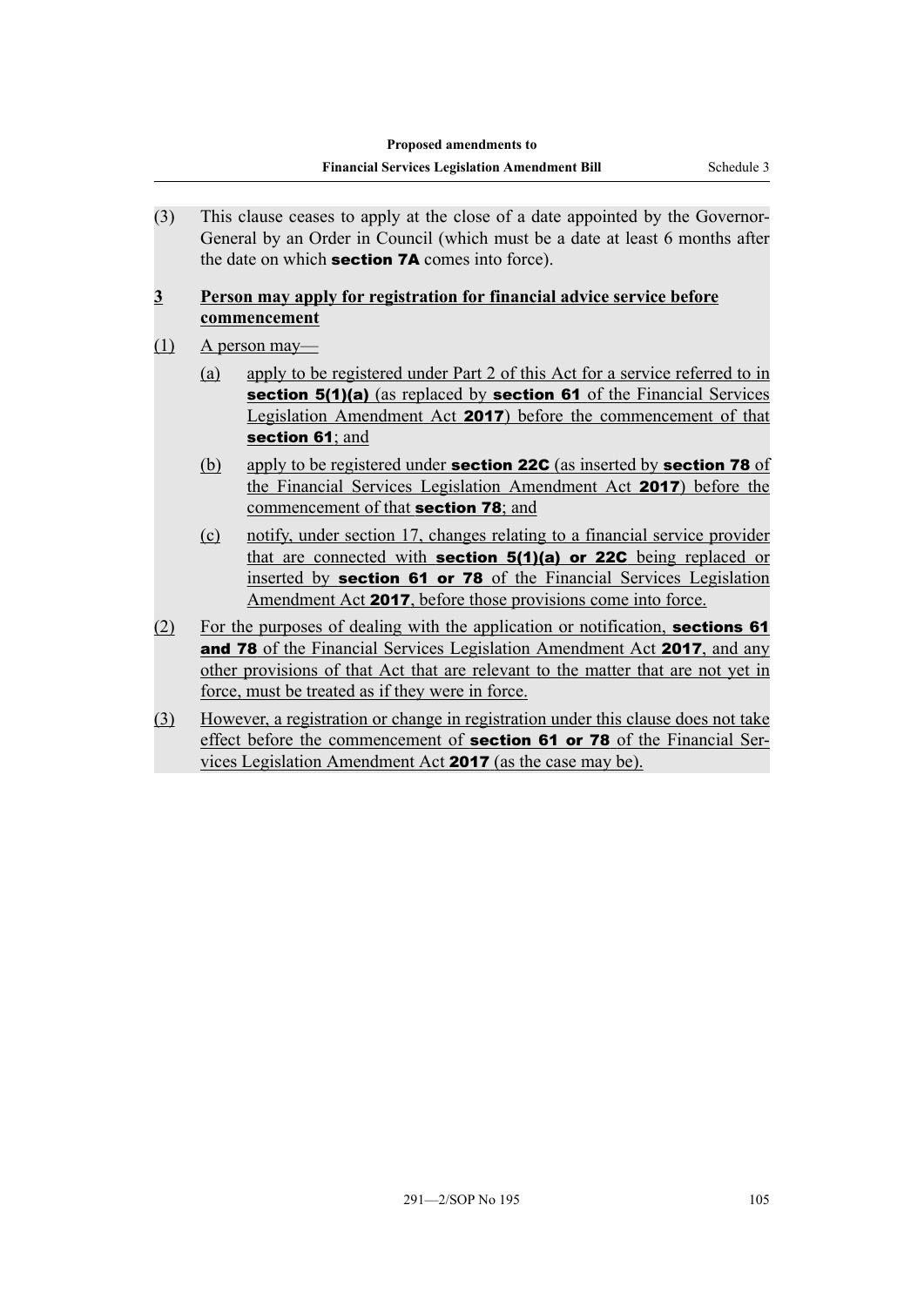(3) This clause ceases to apply at the close of a date appointed by the Governor-General by an Order in Council (which must be a date at least 6 months after the date on which **section 7A** comes into force).

**3 Person may apply for registration for financial advice service before commencement**

(1) A person may—

(a) apply to be registered under Part 2 of this Act for a service referred to in **section 5(1)(a)** (as replaced by **section 61** of the Financial Services Legislation Amendment Act **2017**) before the commencement of that **section 61**; and

(b) apply to be registered under **section 22C** (as inserted by **section 78** of the Financial Services Legislation Amendment Act **2017**) before the commencement of that **section 78**; and

(c) notify, under section 17, changes relating to a financial service provider that are connected with **section 5(1)(a) or 22C** being replaced or inserted by **section 61 or 78** of the Financial Services Legislation Amendment Act **2017**, before those provisions come into force.

(2) For the purposes of dealing with the application or notification, **sections 61 and 78** of the Financial Services Legislation Amendment Act **2017**, and any other provisions of that Act that are relevant to the matter that are not yet in force, must be treated as if they were in force.

(3) However, a registration or change in registration under this clause does not take effect before the commencement of **section 61 or 78** of the Financial Services Legislation Amendment Act **2017** (as the case may be).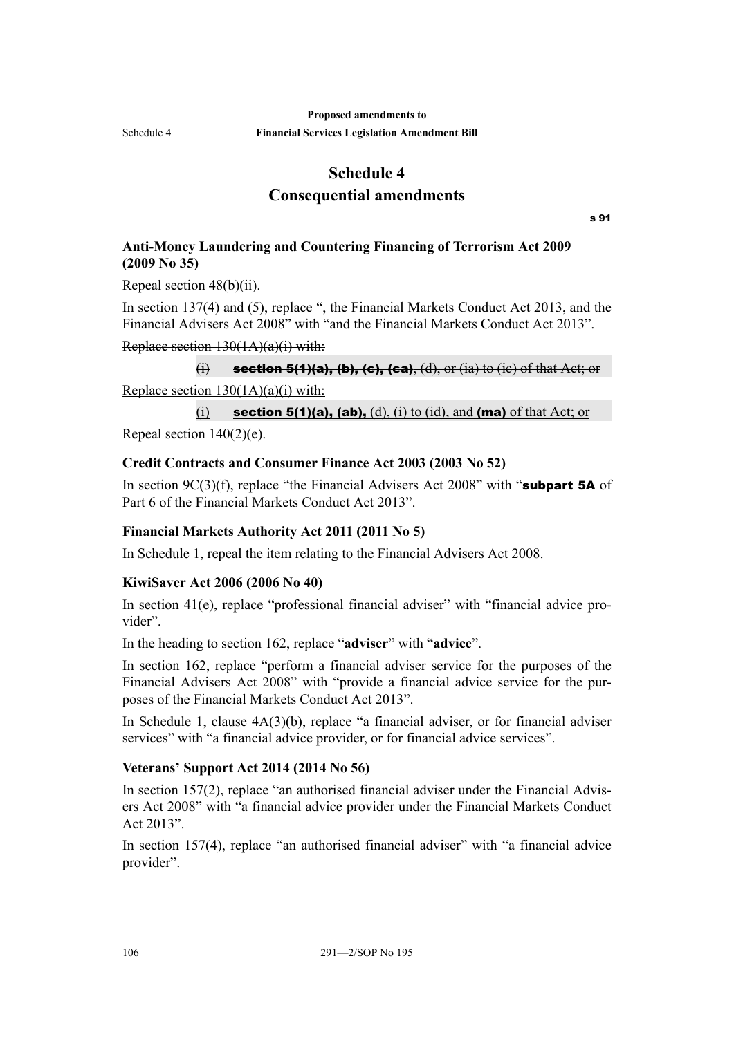# Schedule 4
## Consequential amendments

s 91

### Anti-Money Laundering and Countering Financing of Terrorism Act 2009 (2009 No 35)

Repeal section 48(b)(ii).

In section 137(4) and (5), replace ", the Financial Markets Conduct Act 2013, and the Financial Advisers Act 2008" with "and the Financial Markets Conduct Act 2013".

~~Replace section 130(1A)(a)(i) with:~~

~~(i) **section 5(1)(a), (b), (c), (ca)**, (d), or (ia) to (ic) of that Act; or~~

Replace section 130(1A)(a)(i) with:

(i) **section 5(1)(a), (ab),** (d), (i) to (id), and **(ma)** of that Act; or

Repeal section 140(2)(e).

### Credit Contracts and Consumer Finance Act 2003 (2003 No 52)

In section 9C(3)(f), replace "the Financial Advisers Act 2008" with "**subpart 5A** of Part 6 of the Financial Markets Conduct Act 2013".

### Financial Markets Authority Act 2011 (2011 No 5)

In Schedule 1, repeal the item relating to the Financial Advisers Act 2008.

### KiwiSaver Act 2006 (2006 No 40)

In section 41(e), replace "professional financial adviser" with "financial advice provider".

In the heading to section 162, replace "**adviser**" with "**advice**".

In section 162, replace "perform a financial adviser service for the purposes of the Financial Advisers Act 2008" with "provide a financial advice service for the purposes of the Financial Markets Conduct Act 2013".

In Schedule 1, clause 4A(3)(b), replace "a financial adviser, or for financial adviser services" with "a financial advice provider, or for financial advice services".

### Veterans' Support Act 2014 (2014 No 56)

In section 157(2), replace "an authorised financial adviser under the Financial Advisers Act 2008" with "a financial advice provider under the Financial Markets Conduct Act 2013".

In section 157(4), replace "an authorised financial adviser" with "a financial advice provider".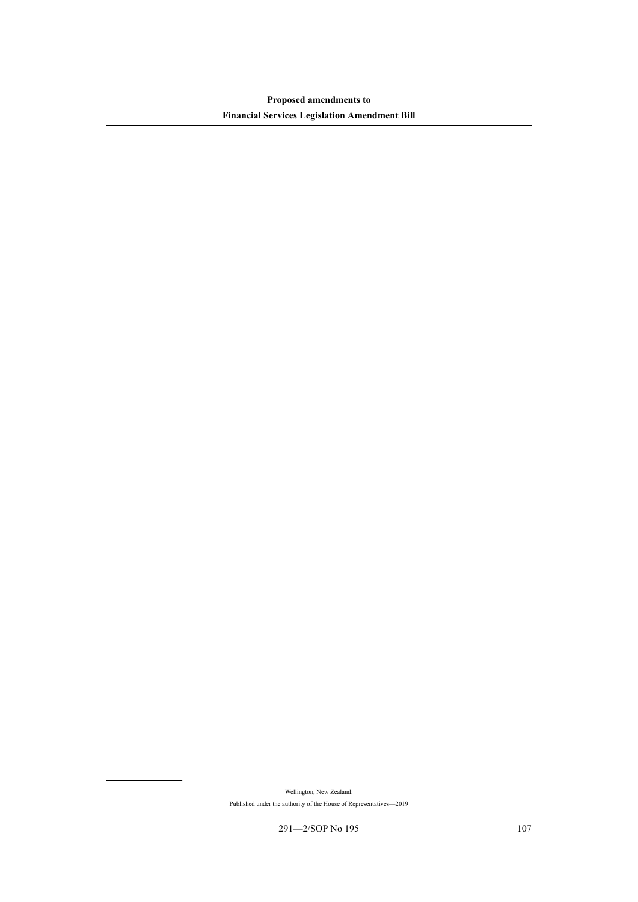**Proposed amendments to**

**Financial Services Legislation Amendment Bill**

---

Wellington, New Zealand:

Published under the authority of the House of Representatives—2019

291—2/SOP No 195